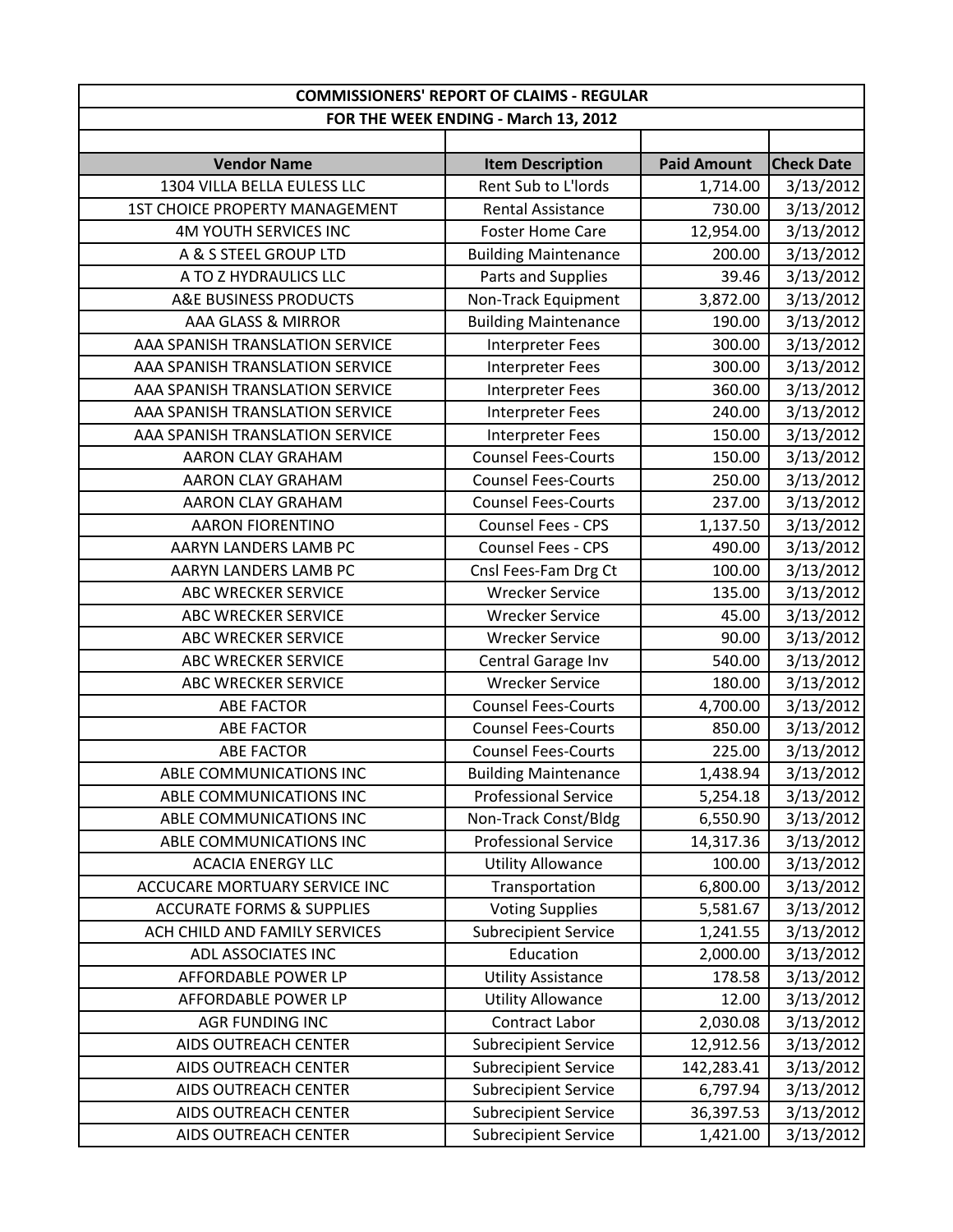| COMMISSIONERS' REPORT OF CLAIMS - REGULAR | | | |
|---|---|---|---|
| FOR THE WEEK ENDING - March 13, 2012 | | | |
| | | | |
| **Vendor Name** | **Item Description** | **Paid Amount** | **Check Date** |
| 1304 VILLA BELLA EULESS LLC | Rent Sub to L'lords | 1,714.00 | 3/13/2012 |
| 1ST CHOICE PROPERTY MANAGEMENT | Rental Assistance | 730.00 | 3/13/2012 |
| 4M YOUTH SERVICES INC | Foster Home Care | 12,954.00 | 3/13/2012 |
| A & S STEEL GROUP LTD | Building Maintenance | 200.00 | 3/13/2012 |
| A TO Z HYDRAULICS LLC | Parts and Supplies | 39.46 | 3/13/2012 |
| A&E BUSINESS PRODUCTS | Non-Track Equipment | 3,872.00 | 3/13/2012 |
| AAA GLASS & MIRROR | Building Maintenance | 190.00 | 3/13/2012 |
| AAA SPANISH TRANSLATION SERVICE | Interpreter Fees | 300.00 | 3/13/2012 |
| AAA SPANISH TRANSLATION SERVICE | Interpreter Fees | 300.00 | 3/13/2012 |
| AAA SPANISH TRANSLATION SERVICE | Interpreter Fees | 360.00 | 3/13/2012 |
| AAA SPANISH TRANSLATION SERVICE | Interpreter Fees | 240.00 | 3/13/2012 |
| AAA SPANISH TRANSLATION SERVICE | Interpreter Fees | 150.00 | 3/13/2012 |
| AARON CLAY GRAHAM | Counsel Fees-Courts | 150.00 | 3/13/2012 |
| AARON CLAY GRAHAM | Counsel Fees-Courts | 250.00 | 3/13/2012 |
| AARON CLAY GRAHAM | Counsel Fees-Courts | 237.00 | 3/13/2012 |
| AARON FIORENTINO | Counsel Fees - CPS | 1,137.50 | 3/13/2012 |
| AARYN LANDERS LAMB PC | Counsel Fees - CPS | 490.00 | 3/13/2012 |
| AARYN LANDERS LAMB PC | Cnsl Fees-Fam Drg Ct | 100.00 | 3/13/2012 |
| ABC WRECKER SERVICE | Wrecker Service | 135.00 | 3/13/2012 |
| ABC WRECKER SERVICE | Wrecker Service | 45.00 | 3/13/2012 |
| ABC WRECKER SERVICE | Wrecker Service | 90.00 | 3/13/2012 |
| ABC WRECKER SERVICE | Central Garage Inv | 540.00 | 3/13/2012 |
| ABC WRECKER SERVICE | Wrecker Service | 180.00 | 3/13/2012 |
| ABE FACTOR | Counsel Fees-Courts | 4,700.00 | 3/13/2012 |
| ABE FACTOR | Counsel Fees-Courts | 850.00 | 3/13/2012 |
| ABE FACTOR | Counsel Fees-Courts | 225.00 | 3/13/2012 |
| ABLE COMMUNICATIONS INC | Building Maintenance | 1,438.94 | 3/13/2012 |
| ABLE COMMUNICATIONS INC | Professional Service | 5,254.18 | 3/13/2012 |
| ABLE COMMUNICATIONS INC | Non-Track Const/Bldg | 6,550.90 | 3/13/2012 |
| ABLE COMMUNICATIONS INC | Professional Service | 14,317.36 | 3/13/2012 |
| ACACIA ENERGY LLC | Utility Allowance | 100.00 | 3/13/2012 |
| ACCUCARE MORTUARY SERVICE INC | Transportation | 6,800.00 | 3/13/2012 |
| ACCURATE FORMS & SUPPLIES | Voting Supplies | 5,581.67 | 3/13/2012 |
| ACH CHILD AND FAMILY SERVICES | Subrecipient Service | 1,241.55 | 3/13/2012 |
| ADL ASSOCIATES INC | Education | 2,000.00 | 3/13/2012 |
| AFFORDABLE POWER LP | Utility Assistance | 178.58 | 3/13/2012 |
| AFFORDABLE POWER LP | Utility Allowance | 12.00 | 3/13/2012 |
| AGR FUNDING INC | Contract Labor | 2,030.08 | 3/13/2012 |
| AIDS OUTREACH CENTER | Subrecipient Service | 12,912.56 | 3/13/2012 |
| AIDS OUTREACH CENTER | Subrecipient Service | 142,283.41 | 3/13/2012 |
| AIDS OUTREACH CENTER | Subrecipient Service | 6,797.94 | 3/13/2012 |
| AIDS OUTREACH CENTER | Subrecipient Service | 36,397.53 | 3/13/2012 |
| AIDS OUTREACH CENTER | Subrecipient Service | 1,421.00 | 3/13/2012 |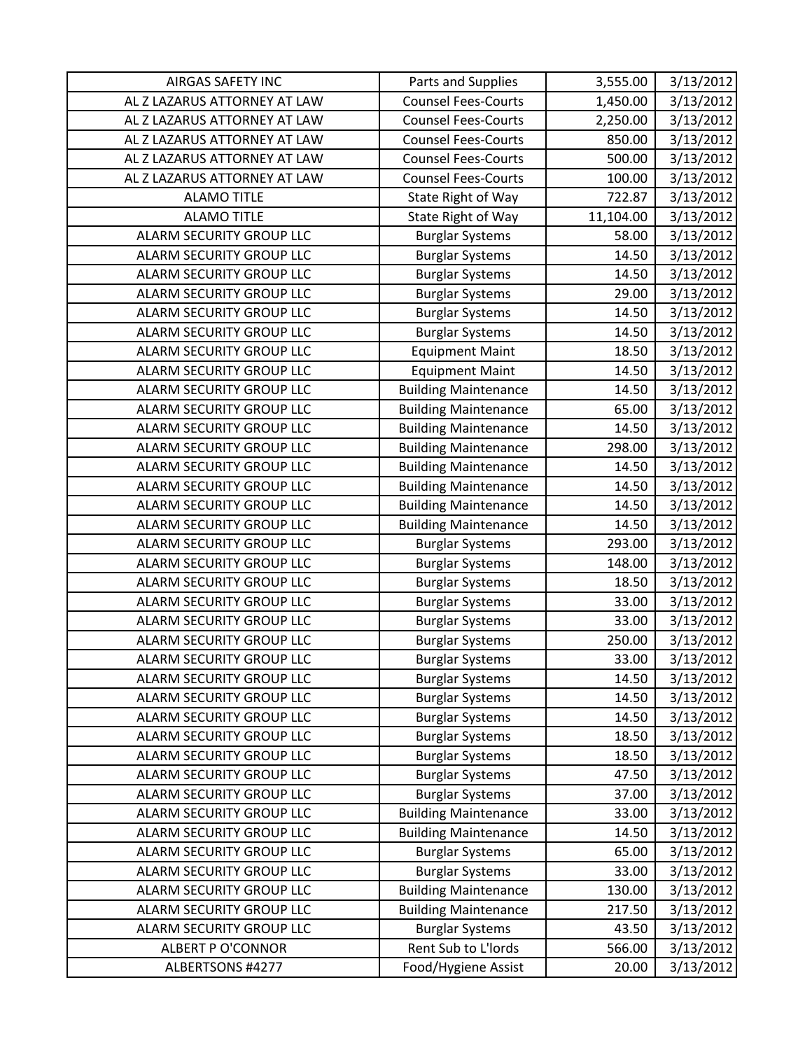| AIRGAS SAFETY INC | Parts and Supplies | 3,555.00 | 3/13/2012 |
|---|---|---|---|
| AL Z LAZARUS ATTORNEY AT LAW | Counsel Fees-Courts | 1,450.00 | 3/13/2012 |
| AL Z LAZARUS ATTORNEY AT LAW | Counsel Fees-Courts | 2,250.00 | 3/13/2012 |
| AL Z LAZARUS ATTORNEY AT LAW | Counsel Fees-Courts | 850.00 | 3/13/2012 |
| AL Z LAZARUS ATTORNEY AT LAW | Counsel Fees-Courts | 500.00 | 3/13/2012 |
| AL Z LAZARUS ATTORNEY AT LAW | Counsel Fees-Courts | 100.00 | 3/13/2012 |
| ALAMO TITLE | State Right of Way | 722.87 | 3/13/2012 |
| ALAMO TITLE | State Right of Way | 11,104.00 | 3/13/2012 |
| ALARM SECURITY GROUP LLC | Burglar Systems | 58.00 | 3/13/2012 |
| ALARM SECURITY GROUP LLC | Burglar Systems | 14.50 | 3/13/2012 |
| ALARM SECURITY GROUP LLC | Burglar Systems | 14.50 | 3/13/2012 |
| ALARM SECURITY GROUP LLC | Burglar Systems | 29.00 | 3/13/2012 |
| ALARM SECURITY GROUP LLC | Burglar Systems | 14.50 | 3/13/2012 |
| ALARM SECURITY GROUP LLC | Burglar Systems | 14.50 | 3/13/2012 |
| ALARM SECURITY GROUP LLC | Equipment Maint | 18.50 | 3/13/2012 |
| ALARM SECURITY GROUP LLC | Equipment Maint | 14.50 | 3/13/2012 |
| ALARM SECURITY GROUP LLC | Building Maintenance | 14.50 | 3/13/2012 |
| ALARM SECURITY GROUP LLC | Building Maintenance | 65.00 | 3/13/2012 |
| ALARM SECURITY GROUP LLC | Building Maintenance | 14.50 | 3/13/2012 |
| ALARM SECURITY GROUP LLC | Building Maintenance | 298.00 | 3/13/2012 |
| ALARM SECURITY GROUP LLC | Building Maintenance | 14.50 | 3/13/2012 |
| ALARM SECURITY GROUP LLC | Building Maintenance | 14.50 | 3/13/2012 |
| ALARM SECURITY GROUP LLC | Building Maintenance | 14.50 | 3/13/2012 |
| ALARM SECURITY GROUP LLC | Building Maintenance | 14.50 | 3/13/2012 |
| ALARM SECURITY GROUP LLC | Burglar Systems | 293.00 | 3/13/2012 |
| ALARM SECURITY GROUP LLC | Burglar Systems | 148.00 | 3/13/2012 |
| ALARM SECURITY GROUP LLC | Burglar Systems | 18.50 | 3/13/2012 |
| ALARM SECURITY GROUP LLC | Burglar Systems | 33.00 | 3/13/2012 |
| ALARM SECURITY GROUP LLC | Burglar Systems | 33.00 | 3/13/2012 |
| ALARM SECURITY GROUP LLC | Burglar Systems | 250.00 | 3/13/2012 |
| ALARM SECURITY GROUP LLC | Burglar Systems | 33.00 | 3/13/2012 |
| ALARM SECURITY GROUP LLC | Burglar Systems | 14.50 | 3/13/2012 |
| ALARM SECURITY GROUP LLC | Burglar Systems | 14.50 | 3/13/2012 |
| ALARM SECURITY GROUP LLC | Burglar Systems | 14.50 | 3/13/2012 |
| ALARM SECURITY GROUP LLC | Burglar Systems | 18.50 | 3/13/2012 |
| ALARM SECURITY GROUP LLC | Burglar Systems | 18.50 | 3/13/2012 |
| ALARM SECURITY GROUP LLC | Burglar Systems | 47.50 | 3/13/2012 |
| ALARM SECURITY GROUP LLC | Burglar Systems | 37.00 | 3/13/2012 |
| ALARM SECURITY GROUP LLC | Building Maintenance | 33.00 | 3/13/2012 |
| ALARM SECURITY GROUP LLC | Building Maintenance | 14.50 | 3/13/2012 |
| ALARM SECURITY GROUP LLC | Burglar Systems | 65.00 | 3/13/2012 |
| ALARM SECURITY GROUP LLC | Burglar Systems | 33.00 | 3/13/2012 |
| ALARM SECURITY GROUP LLC | Building Maintenance | 130.00 | 3/13/2012 |
| ALARM SECURITY GROUP LLC | Building Maintenance | 217.50 | 3/13/2012 |
| ALARM SECURITY GROUP LLC | Burglar Systems | 43.50 | 3/13/2012 |
| ALBERT P O'CONNOR | Rent Sub to L'lords | 566.00 | 3/13/2012 |
| ALBERTSONS #4277 | Food/Hygiene Assist | 20.00 | 3/13/2012 |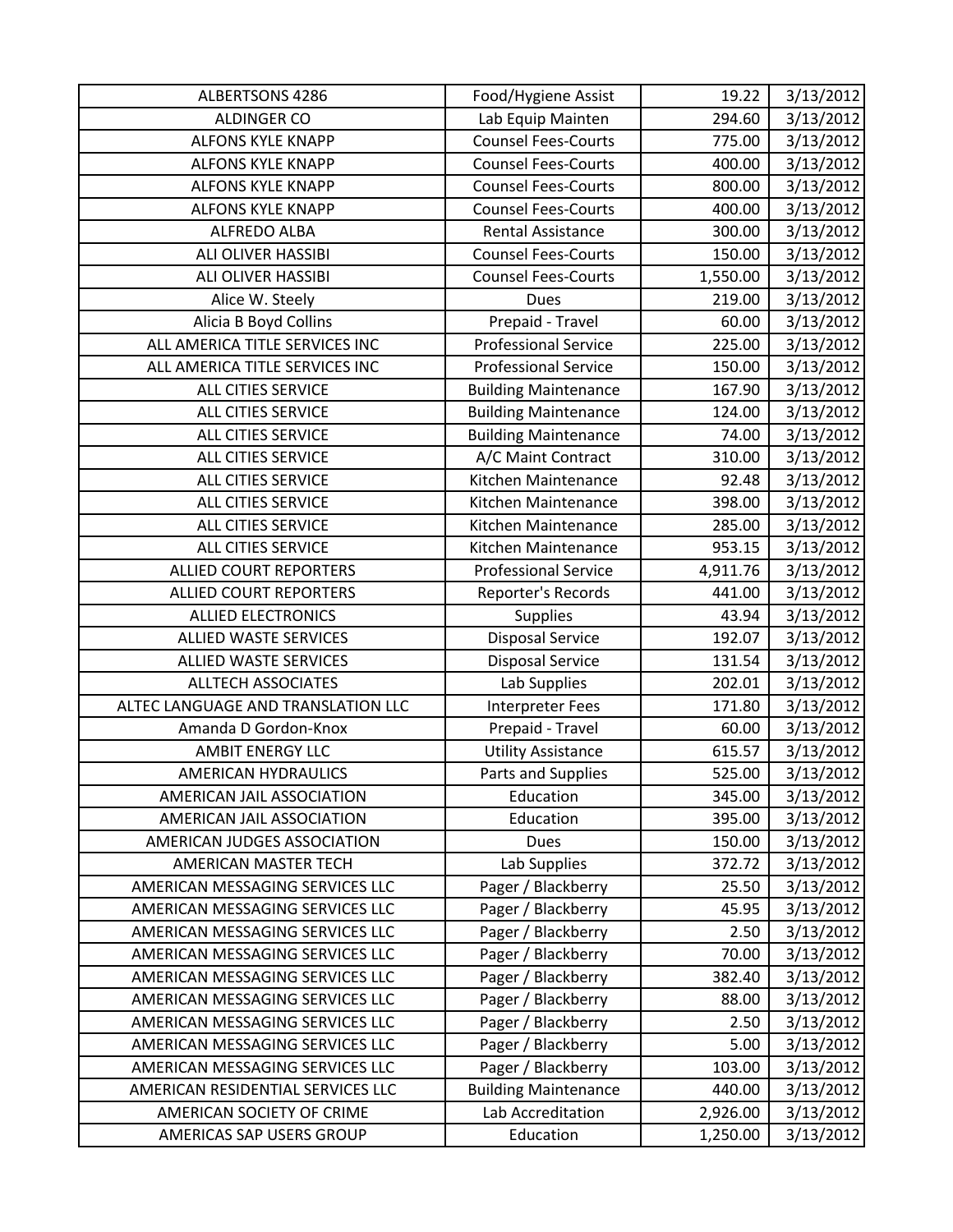| ALBERTSONS 4286 | Food/Hygiene Assist | 19.22 | 3/13/2012 |
|---|---|---|---|
| ALDINGER CO | Lab Equip Mainten | 294.60 | 3/13/2012 |
| ALFONS KYLE KNAPP | Counsel Fees-Courts | 775.00 | 3/13/2012 |
| ALFONS KYLE KNAPP | Counsel Fees-Courts | 400.00 | 3/13/2012 |
| ALFONS KYLE KNAPP | Counsel Fees-Courts | 800.00 | 3/13/2012 |
| ALFONS KYLE KNAPP | Counsel Fees-Courts | 400.00 | 3/13/2012 |
| ALFREDO ALBA | Rental Assistance | 300.00 | 3/13/2012 |
| ALI OLIVER HASSIBI | Counsel Fees-Courts | 150.00 | 3/13/2012 |
| ALI OLIVER HASSIBI | Counsel Fees-Courts | 1,550.00 | 3/13/2012 |
| Alice W. Steely | Dues | 219.00 | 3/13/2012 |
| Alicia B Boyd Collins | Prepaid - Travel | 60.00 | 3/13/2012 |
| ALL AMERICA TITLE SERVICES INC | Professional Service | 225.00 | 3/13/2012 |
| ALL AMERICA TITLE SERVICES INC | Professional Service | 150.00 | 3/13/2012 |
| ALL CITIES SERVICE | Building Maintenance | 167.90 | 3/13/2012 |
| ALL CITIES SERVICE | Building Maintenance | 124.00 | 3/13/2012 |
| ALL CITIES SERVICE | Building Maintenance | 74.00 | 3/13/2012 |
| ALL CITIES SERVICE | A/C Maint Contract | 310.00 | 3/13/2012 |
| ALL CITIES SERVICE | Kitchen Maintenance | 92.48 | 3/13/2012 |
| ALL CITIES SERVICE | Kitchen Maintenance | 398.00 | 3/13/2012 |
| ALL CITIES SERVICE | Kitchen Maintenance | 285.00 | 3/13/2012 |
| ALL CITIES SERVICE | Kitchen Maintenance | 953.15 | 3/13/2012 |
| ALLIED COURT REPORTERS | Professional Service | 4,911.76 | 3/13/2012 |
| ALLIED COURT REPORTERS | Reporter's Records | 441.00 | 3/13/2012 |
| ALLIED ELECTRONICS | Supplies | 43.94 | 3/13/2012 |
| ALLIED WASTE SERVICES | Disposal Service | 192.07 | 3/13/2012 |
| ALLIED WASTE SERVICES | Disposal Service | 131.54 | 3/13/2012 |
| ALLTECH ASSOCIATES | Lab Supplies | 202.01 | 3/13/2012 |
| ALTEC LANGUAGE AND TRANSLATION LLC | Interpreter Fees | 171.80 | 3/13/2012 |
| Amanda D Gordon-Knox | Prepaid - Travel | 60.00 | 3/13/2012 |
| AMBIT ENERGY LLC | Utility Assistance | 615.57 | 3/13/2012 |
| AMERICAN HYDRAULICS | Parts and Supplies | 525.00 | 3/13/2012 |
| AMERICAN JAIL ASSOCIATION | Education | 345.00 | 3/13/2012 |
| AMERICAN JAIL ASSOCIATION | Education | 395.00 | 3/13/2012 |
| AMERICAN JUDGES ASSOCIATION | Dues | 150.00 | 3/13/2012 |
| AMERICAN MASTER TECH | Lab Supplies | 372.72 | 3/13/2012 |
| AMERICAN MESSAGING SERVICES LLC | Pager / Blackberry | 25.50 | 3/13/2012 |
| AMERICAN MESSAGING SERVICES LLC | Pager / Blackberry | 45.95 | 3/13/2012 |
| AMERICAN MESSAGING SERVICES LLC | Pager / Blackberry | 2.50 | 3/13/2012 |
| AMERICAN MESSAGING SERVICES LLC | Pager / Blackberry | 70.00 | 3/13/2012 |
| AMERICAN MESSAGING SERVICES LLC | Pager / Blackberry | 382.40 | 3/13/2012 |
| AMERICAN MESSAGING SERVICES LLC | Pager / Blackberry | 88.00 | 3/13/2012 |
| AMERICAN MESSAGING SERVICES LLC | Pager / Blackberry | 2.50 | 3/13/2012 |
| AMERICAN MESSAGING SERVICES LLC | Pager / Blackberry | 5.00 | 3/13/2012 |
| AMERICAN MESSAGING SERVICES LLC | Pager / Blackberry | 103.00 | 3/13/2012 |
| AMERICAN RESIDENTIAL SERVICES LLC | Building Maintenance | 440.00 | 3/13/2012 |
| AMERICAN SOCIETY OF CRIME | Lab Accreditation | 2,926.00 | 3/13/2012 |
| AMERICAS SAP USERS GROUP | Education | 1,250.00 | 3/13/2012 |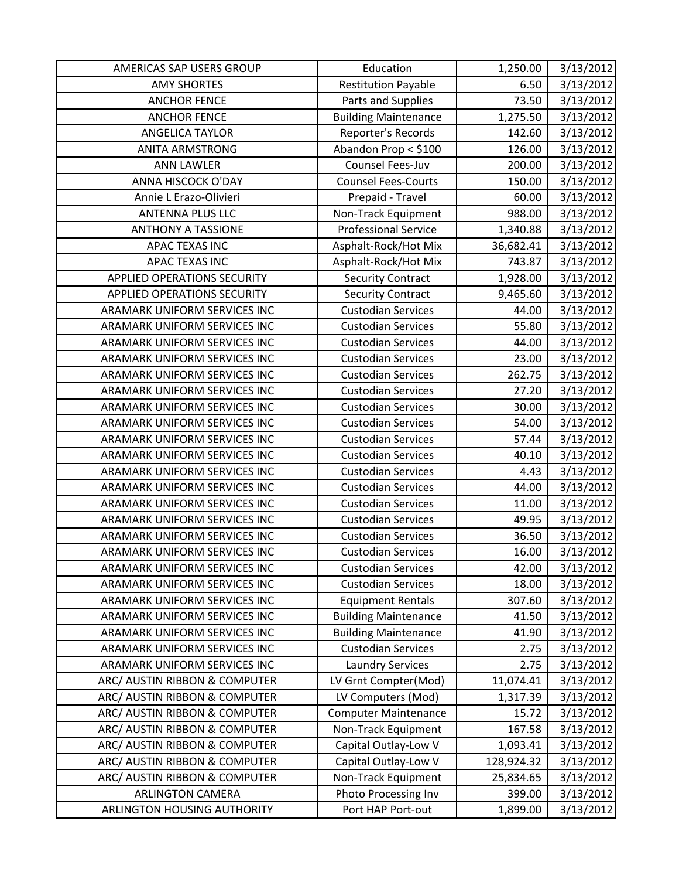| AMERICAS SAP USERS GROUP | Education | 1,250.00 | 3/13/2012 |
|---|---|---|---|
| AMY SHORTES | Restitution Payable | 6.50 | 3/13/2012 |
| ANCHOR FENCE | Parts and Supplies | 73.50 | 3/13/2012 |
| ANCHOR FENCE | Building Maintenance | 1,275.50 | 3/13/2012 |
| ANGELICA TAYLOR | Reporter's Records | 142.60 | 3/13/2012 |
| ANITA ARMSTRONG | Abandon Prop < $100 | 126.00 | 3/13/2012 |
| ANN LAWLER | Counsel Fees-Juv | 200.00 | 3/13/2012 |
| ANNA HISCOCK O'DAY | Counsel Fees-Courts | 150.00 | 3/13/2012 |
| Annie L Erazo-Olivieri | Prepaid - Travel | 60.00 | 3/13/2012 |
| ANTENNA PLUS LLC | Non-Track Equipment | 988.00 | 3/13/2012 |
| ANTHONY A TASSIONE | Professional Service | 1,340.88 | 3/13/2012 |
| APAC TEXAS INC | Asphalt-Rock/Hot Mix | 36,682.41 | 3/13/2012 |
| APAC TEXAS INC | Asphalt-Rock/Hot Mix | 743.87 | 3/13/2012 |
| APPLIED OPERATIONS SECURITY | Security Contract | 1,928.00 | 3/13/2012 |
| APPLIED OPERATIONS SECURITY | Security Contract | 9,465.60 | 3/13/2012 |
| ARAMARK UNIFORM SERVICES INC | Custodian Services | 44.00 | 3/13/2012 |
| ARAMARK UNIFORM SERVICES INC | Custodian Services | 55.80 | 3/13/2012 |
| ARAMARK UNIFORM SERVICES INC | Custodian Services | 44.00 | 3/13/2012 |
| ARAMARK UNIFORM SERVICES INC | Custodian Services | 23.00 | 3/13/2012 |
| ARAMARK UNIFORM SERVICES INC | Custodian Services | 262.75 | 3/13/2012 |
| ARAMARK UNIFORM SERVICES INC | Custodian Services | 27.20 | 3/13/2012 |
| ARAMARK UNIFORM SERVICES INC | Custodian Services | 30.00 | 3/13/2012 |
| ARAMARK UNIFORM SERVICES INC | Custodian Services | 54.00 | 3/13/2012 |
| ARAMARK UNIFORM SERVICES INC | Custodian Services | 57.44 | 3/13/2012 |
| ARAMARK UNIFORM SERVICES INC | Custodian Services | 40.10 | 3/13/2012 |
| ARAMARK UNIFORM SERVICES INC | Custodian Services | 4.43 | 3/13/2012 |
| ARAMARK UNIFORM SERVICES INC | Custodian Services | 44.00 | 3/13/2012 |
| ARAMARK UNIFORM SERVICES INC | Custodian Services | 11.00 | 3/13/2012 |
| ARAMARK UNIFORM SERVICES INC | Custodian Services | 49.95 | 3/13/2012 |
| ARAMARK UNIFORM SERVICES INC | Custodian Services | 36.50 | 3/13/2012 |
| ARAMARK UNIFORM SERVICES INC | Custodian Services | 16.00 | 3/13/2012 |
| ARAMARK UNIFORM SERVICES INC | Custodian Services | 42.00 | 3/13/2012 |
| ARAMARK UNIFORM SERVICES INC | Custodian Services | 18.00 | 3/13/2012 |
| ARAMARK UNIFORM SERVICES INC | Equipment Rentals | 307.60 | 3/13/2012 |
| ARAMARK UNIFORM SERVICES INC | Building Maintenance | 41.50 | 3/13/2012 |
| ARAMARK UNIFORM SERVICES INC | Building Maintenance | 41.90 | 3/13/2012 |
| ARAMARK UNIFORM SERVICES INC | Custodian Services | 2.75 | 3/13/2012 |
| ARAMARK UNIFORM SERVICES INC | Laundry Services | 2.75 | 3/13/2012 |
| ARC/ AUSTIN RIBBON & COMPUTER | LV Grnt Compter(Mod) | 11,074.41 | 3/13/2012 |
| ARC/ AUSTIN RIBBON & COMPUTER | LV Computers (Mod) | 1,317.39 | 3/13/2012 |
| ARC/ AUSTIN RIBBON & COMPUTER | Computer Maintenance | 15.72 | 3/13/2012 |
| ARC/ AUSTIN RIBBON & COMPUTER | Non-Track Equipment | 167.58 | 3/13/2012 |
| ARC/ AUSTIN RIBBON & COMPUTER | Capital Outlay-Low V | 1,093.41 | 3/13/2012 |
| ARC/ AUSTIN RIBBON & COMPUTER | Capital Outlay-Low V | 128,924.32 | 3/13/2012 |
| ARC/ AUSTIN RIBBON & COMPUTER | Non-Track Equipment | 25,834.65 | 3/13/2012 |
| ARLINGTON CAMERA | Photo Processing Inv | 399.00 | 3/13/2012 |
| ARLINGTON HOUSING AUTHORITY | Port HAP Port-out | 1,899.00 | 3/13/2012 |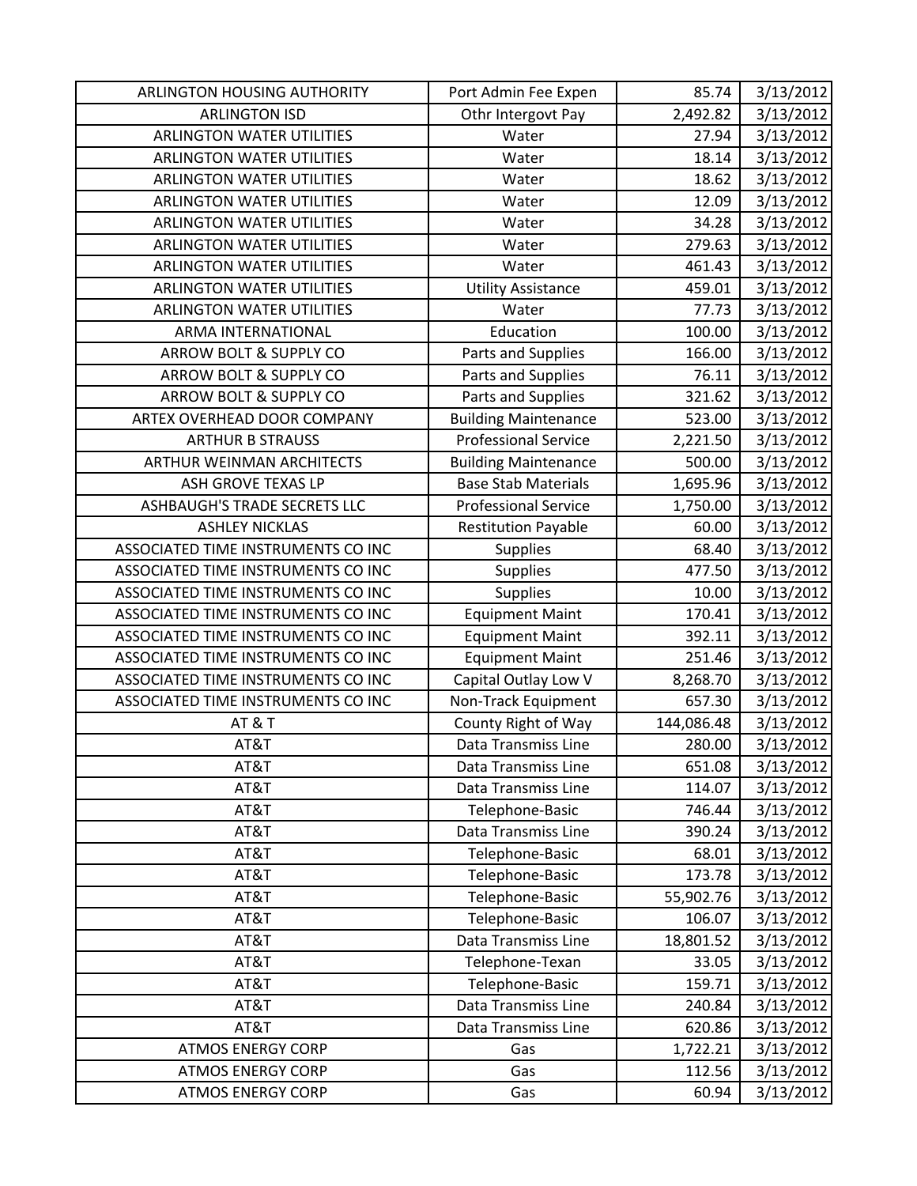| ARLINGTON HOUSING AUTHORITY | Port Admin Fee Expen | 85.74 | 3/13/2012 |
|---|---|---|---|
| ARLINGTON ISD | Othr Intergovt Pay | 2,492.82 | 3/13/2012 |
| ARLINGTON WATER UTILITIES | Water | 27.94 | 3/13/2012 |
| ARLINGTON WATER UTILITIES | Water | 18.14 | 3/13/2012 |
| ARLINGTON WATER UTILITIES | Water | 18.62 | 3/13/2012 |
| ARLINGTON WATER UTILITIES | Water | 12.09 | 3/13/2012 |
| ARLINGTON WATER UTILITIES | Water | 34.28 | 3/13/2012 |
| ARLINGTON WATER UTILITIES | Water | 279.63 | 3/13/2012 |
| ARLINGTON WATER UTILITIES | Water | 461.43 | 3/13/2012 |
| ARLINGTON WATER UTILITIES | Utility Assistance | 459.01 | 3/13/2012 |
| ARLINGTON WATER UTILITIES | Water | 77.73 | 3/13/2012 |
| ARMA INTERNATIONAL | Education | 100.00 | 3/13/2012 |
| ARROW BOLT & SUPPLY CO | Parts and Supplies | 166.00 | 3/13/2012 |
| ARROW BOLT & SUPPLY CO | Parts and Supplies | 76.11 | 3/13/2012 |
| ARROW BOLT & SUPPLY CO | Parts and Supplies | 321.62 | 3/13/2012 |
| ARTEX OVERHEAD DOOR COMPANY | Building Maintenance | 523.00 | 3/13/2012 |
| ARTHUR B STRAUSS | Professional Service | 2,221.50 | 3/13/2012 |
| ARTHUR WEINMAN ARCHITECTS | Building Maintenance | 500.00 | 3/13/2012 |
| ASH GROVE TEXAS LP | Base Stab Materials | 1,695.96 | 3/13/2012 |
| ASHBAUGH'S TRADE SECRETS LLC | Professional Service | 1,750.00 | 3/13/2012 |
| ASHLEY NICKLAS | Restitution Payable | 60.00 | 3/13/2012 |
| ASSOCIATED TIME INSTRUMENTS CO INC | Supplies | 68.40 | 3/13/2012 |
| ASSOCIATED TIME INSTRUMENTS CO INC | Supplies | 477.50 | 3/13/2012 |
| ASSOCIATED TIME INSTRUMENTS CO INC | Supplies | 10.00 | 3/13/2012 |
| ASSOCIATED TIME INSTRUMENTS CO INC | Equipment Maint | 170.41 | 3/13/2012 |
| ASSOCIATED TIME INSTRUMENTS CO INC | Equipment Maint | 392.11 | 3/13/2012 |
| ASSOCIATED TIME INSTRUMENTS CO INC | Equipment Maint | 251.46 | 3/13/2012 |
| ASSOCIATED TIME INSTRUMENTS CO INC | Capital Outlay Low V | 8,268.70 | 3/13/2012 |
| ASSOCIATED TIME INSTRUMENTS CO INC | Non-Track Equipment | 657.30 | 3/13/2012 |
| AT & T | County Right of Way | 144,086.48 | 3/13/2012 |
| AT&T | Data Transmiss Line | 280.00 | 3/13/2012 |
| AT&T | Data Transmiss Line | 651.08 | 3/13/2012 |
| AT&T | Data Transmiss Line | 114.07 | 3/13/2012 |
| AT&T | Telephone-Basic | 746.44 | 3/13/2012 |
| AT&T | Data Transmiss Line | 390.24 | 3/13/2012 |
| AT&T | Telephone-Basic | 68.01 | 3/13/2012 |
| AT&T | Telephone-Basic | 173.78 | 3/13/2012 |
| AT&T | Telephone-Basic | 55,902.76 | 3/13/2012 |
| AT&T | Telephone-Basic | 106.07 | 3/13/2012 |
| AT&T | Data Transmiss Line | 18,801.52 | 3/13/2012 |
| AT&T | Telephone-Texan | 33.05 | 3/13/2012 |
| AT&T | Telephone-Basic | 159.71 | 3/13/2012 |
| AT&T | Data Transmiss Line | 240.84 | 3/13/2012 |
| AT&T | Data Transmiss Line | 620.86 | 3/13/2012 |
| ATMOS ENERGY CORP | Gas | 1,722.21 | 3/13/2012 |
| ATMOS ENERGY CORP | Gas | 112.56 | 3/13/2012 |
| ATMOS ENERGY CORP | Gas | 60.94 | 3/13/2012 |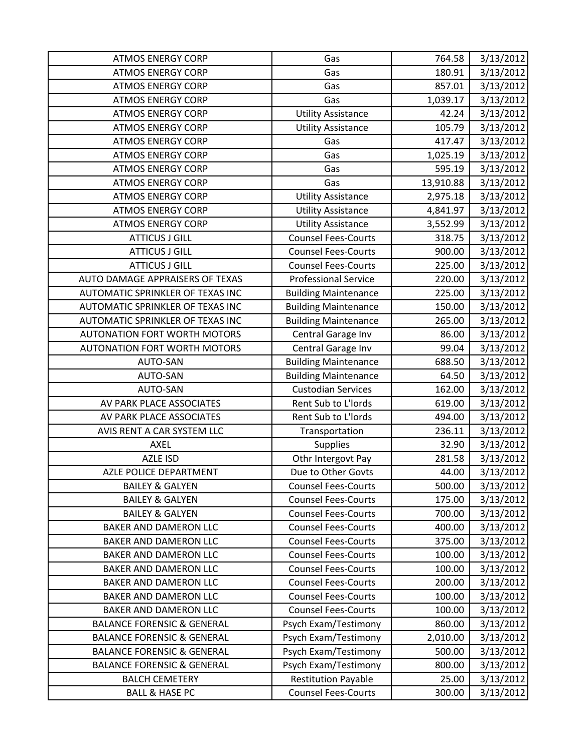| | | | |
|---|---|---|---|
| ATMOS ENERGY CORP | Gas | 764.58 | 3/13/2012 |
| ATMOS ENERGY CORP | Gas | 180.91 | 3/13/2012 |
| ATMOS ENERGY CORP | Gas | 857.01 | 3/13/2012 |
| ATMOS ENERGY CORP | Gas | 1,039.17 | 3/13/2012 |
| ATMOS ENERGY CORP | Utility Assistance | 42.24 | 3/13/2012 |
| ATMOS ENERGY CORP | Utility Assistance | 105.79 | 3/13/2012 |
| ATMOS ENERGY CORP | Gas | 417.47 | 3/13/2012 |
| ATMOS ENERGY CORP | Gas | 1,025.19 | 3/13/2012 |
| ATMOS ENERGY CORP | Gas | 595.19 | 3/13/2012 |
| ATMOS ENERGY CORP | Gas | 13,910.88 | 3/13/2012 |
| ATMOS ENERGY CORP | Utility Assistance | 2,975.18 | 3/13/2012 |
| ATMOS ENERGY CORP | Utility Assistance | 4,841.97 | 3/13/2012 |
| ATMOS ENERGY CORP | Utility Assistance | 3,552.99 | 3/13/2012 |
| ATTICUS J GILL | Counsel Fees-Courts | 318.75 | 3/13/2012 |
| ATTICUS J GILL | Counsel Fees-Courts | 900.00 | 3/13/2012 |
| ATTICUS J GILL | Counsel Fees-Courts | 225.00 | 3/13/2012 |
| AUTO DAMAGE APPRAISERS OF TEXAS | Professional Service | 220.00 | 3/13/2012 |
| AUTOMATIC SPRINKLER OF TEXAS INC | Building Maintenance | 225.00 | 3/13/2012 |
| AUTOMATIC SPRINKLER OF TEXAS INC | Building Maintenance | 150.00 | 3/13/2012 |
| AUTOMATIC SPRINKLER OF TEXAS INC | Building Maintenance | 265.00 | 3/13/2012 |
| AUTONATION FORT WORTH MOTORS | Central Garage Inv | 86.00 | 3/13/2012 |
| AUTONATION FORT WORTH MOTORS | Central Garage Inv | 99.04 | 3/13/2012 |
| AUTO-SAN | Building Maintenance | 688.50 | 3/13/2012 |
| AUTO-SAN | Building Maintenance | 64.50 | 3/13/2012 |
| AUTO-SAN | Custodian Services | 162.00 | 3/13/2012 |
| AV PARK PLACE ASSOCIATES | Rent Sub to L'lords | 619.00 | 3/13/2012 |
| AV PARK PLACE ASSOCIATES | Rent Sub to L'lords | 494.00 | 3/13/2012 |
| AVIS RENT A CAR SYSTEM LLC | Transportation | 236.11 | 3/13/2012 |
| AXEL | Supplies | 32.90 | 3/13/2012 |
| AZLE ISD | Othr Intergovt Pay | 281.58 | 3/13/2012 |
| AZLE POLICE DEPARTMENT | Due to Other Govts | 44.00 | 3/13/2012 |
| BAILEY & GALYEN | Counsel Fees-Courts | 500.00 | 3/13/2012 |
| BAILEY & GALYEN | Counsel Fees-Courts | 175.00 | 3/13/2012 |
| BAILEY & GALYEN | Counsel Fees-Courts | 700.00 | 3/13/2012 |
| BAKER AND DAMERON LLC | Counsel Fees-Courts | 400.00 | 3/13/2012 |
| BAKER AND DAMERON LLC | Counsel Fees-Courts | 375.00 | 3/13/2012 |
| BAKER AND DAMERON LLC | Counsel Fees-Courts | 100.00 | 3/13/2012 |
| BAKER AND DAMERON LLC | Counsel Fees-Courts | 100.00 | 3/13/2012 |
| BAKER AND DAMERON LLC | Counsel Fees-Courts | 200.00 | 3/13/2012 |
| BAKER AND DAMERON LLC | Counsel Fees-Courts | 100.00 | 3/13/2012 |
| BAKER AND DAMERON LLC | Counsel Fees-Courts | 100.00 | 3/13/2012 |
| BALANCE FORENSIC & GENERAL | Psych Exam/Testimony | 860.00 | 3/13/2012 |
| BALANCE FORENSIC & GENERAL | Psych Exam/Testimony | 2,010.00 | 3/13/2012 |
| BALANCE FORENSIC & GENERAL | Psych Exam/Testimony | 500.00 | 3/13/2012 |
| BALANCE FORENSIC & GENERAL | Psych Exam/Testimony | 800.00 | 3/13/2012 |
| BALCH CEMETERY | Restitution Payable | 25.00 | 3/13/2012 |
| BALL & HASE PC | Counsel Fees-Courts | 300.00 | 3/13/2012 |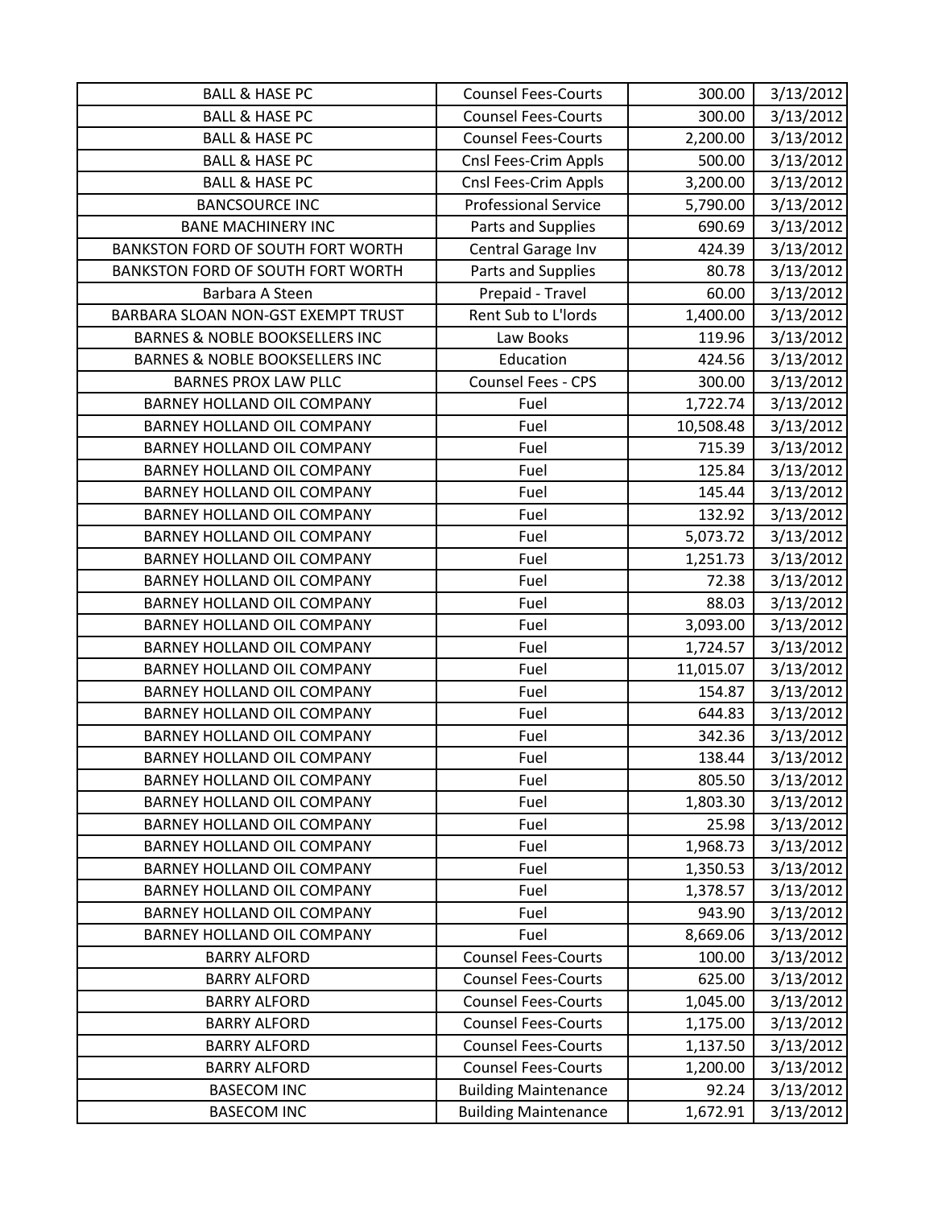| | | | |
|---|---|---|---|
| BALL & HASE PC | Counsel Fees-Courts | 300.00 | 3/13/2012 |
| BALL & HASE PC | Counsel Fees-Courts | 300.00 | 3/13/2012 |
| BALL & HASE PC | Counsel Fees-Courts | 2,200.00 | 3/13/2012 |
| BALL & HASE PC | Cnsl Fees-Crim Appls | 500.00 | 3/13/2012 |
| BALL & HASE PC | Cnsl Fees-Crim Appls | 3,200.00 | 3/13/2012 |
| BANCSOURCE INC | Professional Service | 5,790.00 | 3/13/2012 |
| BANE MACHINERY INC | Parts and Supplies | 690.69 | 3/13/2012 |
| BANKSTON FORD OF SOUTH FORT WORTH | Central Garage Inv | 424.39 | 3/13/2012 |
| BANKSTON FORD OF SOUTH FORT WORTH | Parts and Supplies | 80.78 | 3/13/2012 |
| Barbara A Steen | Prepaid - Travel | 60.00 | 3/13/2012 |
| BARBARA SLOAN NON-GST EXEMPT TRUST | Rent Sub to L'lords | 1,400.00 | 3/13/2012 |
| BARNES & NOBLE BOOKSELLERS INC | Law Books | 119.96 | 3/13/2012 |
| BARNES & NOBLE BOOKSELLERS INC | Education | 424.56 | 3/13/2012 |
| BARNES PROX LAW PLLC | Counsel Fees - CPS | 300.00 | 3/13/2012 |
| BARNEY HOLLAND OIL COMPANY | Fuel | 1,722.74 | 3/13/2012 |
| BARNEY HOLLAND OIL COMPANY | Fuel | 10,508.48 | 3/13/2012 |
| BARNEY HOLLAND OIL COMPANY | Fuel | 715.39 | 3/13/2012 |
| BARNEY HOLLAND OIL COMPANY | Fuel | 125.84 | 3/13/2012 |
| BARNEY HOLLAND OIL COMPANY | Fuel | 145.44 | 3/13/2012 |
| BARNEY HOLLAND OIL COMPANY | Fuel | 132.92 | 3/13/2012 |
| BARNEY HOLLAND OIL COMPANY | Fuel | 5,073.72 | 3/13/2012 |
| BARNEY HOLLAND OIL COMPANY | Fuel | 1,251.73 | 3/13/2012 |
| BARNEY HOLLAND OIL COMPANY | Fuel | 72.38 | 3/13/2012 |
| BARNEY HOLLAND OIL COMPANY | Fuel | 88.03 | 3/13/2012 |
| BARNEY HOLLAND OIL COMPANY | Fuel | 3,093.00 | 3/13/2012 |
| BARNEY HOLLAND OIL COMPANY | Fuel | 1,724.57 | 3/13/2012 |
| BARNEY HOLLAND OIL COMPANY | Fuel | 11,015.07 | 3/13/2012 |
| BARNEY HOLLAND OIL COMPANY | Fuel | 154.87 | 3/13/2012 |
| BARNEY HOLLAND OIL COMPANY | Fuel | 644.83 | 3/13/2012 |
| BARNEY HOLLAND OIL COMPANY | Fuel | 342.36 | 3/13/2012 |
| BARNEY HOLLAND OIL COMPANY | Fuel | 138.44 | 3/13/2012 |
| BARNEY HOLLAND OIL COMPANY | Fuel | 805.50 | 3/13/2012 |
| BARNEY HOLLAND OIL COMPANY | Fuel | 1,803.30 | 3/13/2012 |
| BARNEY HOLLAND OIL COMPANY | Fuel | 25.98 | 3/13/2012 |
| BARNEY HOLLAND OIL COMPANY | Fuel | 1,968.73 | 3/13/2012 |
| BARNEY HOLLAND OIL COMPANY | Fuel | 1,350.53 | 3/13/2012 |
| BARNEY HOLLAND OIL COMPANY | Fuel | 1,378.57 | 3/13/2012 |
| BARNEY HOLLAND OIL COMPANY | Fuel | 943.90 | 3/13/2012 |
| BARNEY HOLLAND OIL COMPANY | Fuel | 8,669.06 | 3/13/2012 |
| BARRY ALFORD | Counsel Fees-Courts | 100.00 | 3/13/2012 |
| BARRY ALFORD | Counsel Fees-Courts | 625.00 | 3/13/2012 |
| BARRY ALFORD | Counsel Fees-Courts | 1,045.00 | 3/13/2012 |
| BARRY ALFORD | Counsel Fees-Courts | 1,175.00 | 3/13/2012 |
| BARRY ALFORD | Counsel Fees-Courts | 1,137.50 | 3/13/2012 |
| BARRY ALFORD | Counsel Fees-Courts | 1,200.00 | 3/13/2012 |
| BASECOM INC | Building Maintenance | 92.24 | 3/13/2012 |
| BASECOM INC | Building Maintenance | 1,672.91 | 3/13/2012 |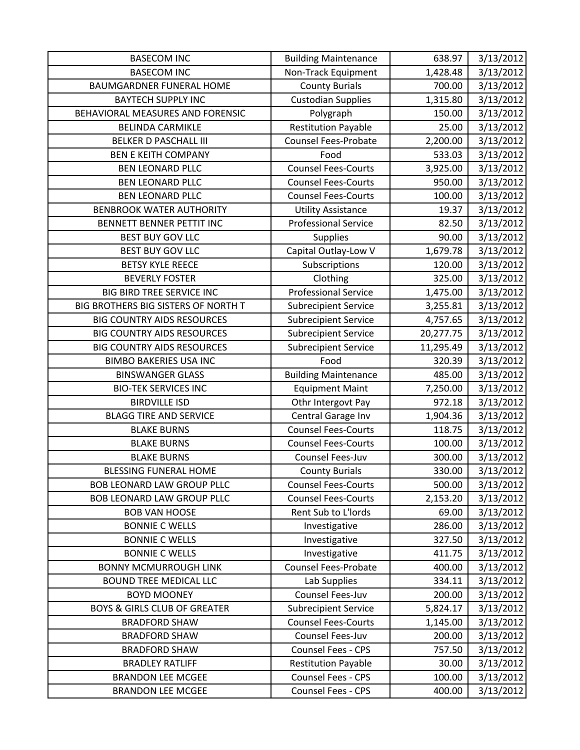| BASECOM INC | Building Maintenance | 638.97 | 3/13/2012 |
|---|---|---|---|
| BASECOM INC | Non-Track Equipment | 1,428.48 | 3/13/2012 |
| BAUMGARDNER FUNERAL HOME | County Burials | 700.00 | 3/13/2012 |
| BAYTECH SUPPLY INC | Custodian Supplies | 1,315.80 | 3/13/2012 |
| BEHAVIORAL MEASURES AND FORENSIC | Polygraph | 150.00 | 3/13/2012 |
| BELINDA CARMIKLE | Restitution Payable | 25.00 | 3/13/2012 |
| BELKER D PASCHALL III | Counsel Fees-Probate | 2,200.00 | 3/13/2012 |
| BEN E KEITH COMPANY | Food | 533.03 | 3/13/2012 |
| BEN LEONARD PLLC | Counsel Fees-Courts | 3,925.00 | 3/13/2012 |
| BEN LEONARD PLLC | Counsel Fees-Courts | 950.00 | 3/13/2012 |
| BEN LEONARD PLLC | Counsel Fees-Courts | 100.00 | 3/13/2012 |
| BENBROOK WATER AUTHORITY | Utility Assistance | 19.37 | 3/13/2012 |
| BENNETT BENNER PETTIT INC | Professional Service | 82.50 | 3/13/2012 |
| BEST BUY GOV LLC | Supplies | 90.00 | 3/13/2012 |
| BEST BUY GOV LLC | Capital Outlay-Low V | 1,679.78 | 3/13/2012 |
| BETSY KYLE REECE | Subscriptions | 120.00 | 3/13/2012 |
| BEVERLY FOSTER | Clothing | 325.00 | 3/13/2012 |
| BIG BIRD TREE SERVICE INC | Professional Service | 1,475.00 | 3/13/2012 |
| BIG BROTHERS BIG SISTERS OF NORTH T | Subrecipient Service | 3,255.81 | 3/13/2012 |
| BIG COUNTRY AIDS RESOURCES | Subrecipient Service | 4,757.65 | 3/13/2012 |
| BIG COUNTRY AIDS RESOURCES | Subrecipient Service | 20,277.75 | 3/13/2012 |
| BIG COUNTRY AIDS RESOURCES | Subrecipient Service | 11,295.49 | 3/13/2012 |
| BIMBO BAKERIES USA INC | Food | 320.39 | 3/13/2012 |
| BINSWANGER GLASS | Building Maintenance | 485.00 | 3/13/2012 |
| BIO-TEK SERVICES INC | Equipment Maint | 7,250.00 | 3/13/2012 |
| BIRDVILLE ISD | Othr Intergovt Pay | 972.18 | 3/13/2012 |
| BLAGG TIRE AND SERVICE | Central Garage Inv | 1,904.36 | 3/13/2012 |
| BLAKE BURNS | Counsel Fees-Courts | 118.75 | 3/13/2012 |
| BLAKE BURNS | Counsel Fees-Courts | 100.00 | 3/13/2012 |
| BLAKE BURNS | Counsel Fees-Juv | 300.00 | 3/13/2012 |
| BLESSING FUNERAL HOME | County Burials | 330.00 | 3/13/2012 |
| BOB LEONARD LAW GROUP PLLC | Counsel Fees-Courts | 500.00 | 3/13/2012 |
| BOB LEONARD LAW GROUP PLLC | Counsel Fees-Courts | 2,153.20 | 3/13/2012 |
| BOB VAN HOOSE | Rent Sub to L'lords | 69.00 | 3/13/2012 |
| BONNIE C WELLS | Investigative | 286.00 | 3/13/2012 |
| BONNIE C WELLS | Investigative | 327.50 | 3/13/2012 |
| BONNIE C WELLS | Investigative | 411.75 | 3/13/2012 |
| BONNY MCMURROUGH LINK | Counsel Fees-Probate | 400.00 | 3/13/2012 |
| BOUND TREE MEDICAL LLC | Lab Supplies | 334.11 | 3/13/2012 |
| BOYD MOONEY | Counsel Fees-Juv | 200.00 | 3/13/2012 |
| BOYS & GIRLS CLUB OF GREATER | Subrecipient Service | 5,824.17 | 3/13/2012 |
| BRADFORD SHAW | Counsel Fees-Courts | 1,145.00 | 3/13/2012 |
| BRADFORD SHAW | Counsel Fees-Juv | 200.00 | 3/13/2012 |
| BRADFORD SHAW | Counsel Fees - CPS | 757.50 | 3/13/2012 |
| BRADLEY RATLIFF | Restitution Payable | 30.00 | 3/13/2012 |
| BRANDON LEE MCGEE | Counsel Fees - CPS | 100.00 | 3/13/2012 |
| BRANDON LEE MCGEE | Counsel Fees - CPS | 400.00 | 3/13/2012 |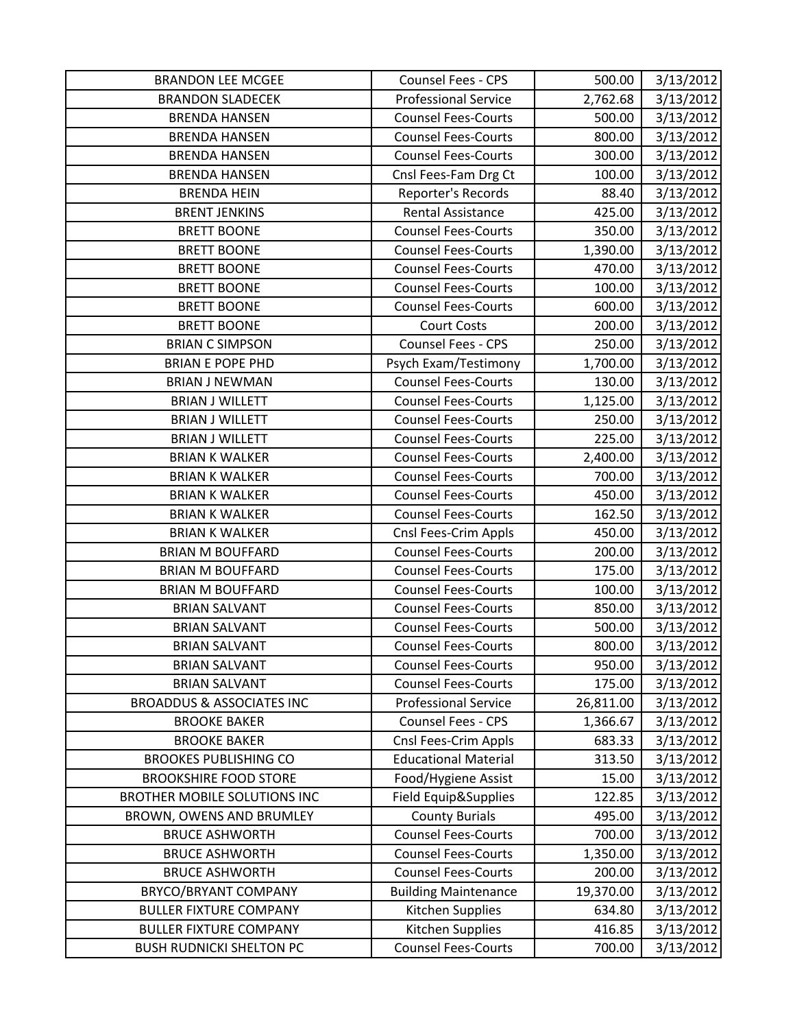| BRANDON LEE MCGEE | Counsel Fees - CPS | 500.00 | 3/13/2012 |
|---|---|---|---|
| BRANDON SLADECEK | Professional Service | 2,762.68 | 3/13/2012 |
| BRENDA HANSEN | Counsel Fees-Courts | 500.00 | 3/13/2012 |
| BRENDA HANSEN | Counsel Fees-Courts | 800.00 | 3/13/2012 |
| BRENDA HANSEN | Counsel Fees-Courts | 300.00 | 3/13/2012 |
| BRENDA HANSEN | Cnsl Fees-Fam Drg Ct | 100.00 | 3/13/2012 |
| BRENDA HEIN | Reporter's Records | 88.40 | 3/13/2012 |
| BRENT JENKINS | Rental Assistance | 425.00 | 3/13/2012 |
| BRETT BOONE | Counsel Fees-Courts | 350.00 | 3/13/2012 |
| BRETT BOONE | Counsel Fees-Courts | 1,390.00 | 3/13/2012 |
| BRETT BOONE | Counsel Fees-Courts | 470.00 | 3/13/2012 |
| BRETT BOONE | Counsel Fees-Courts | 100.00 | 3/13/2012 |
| BRETT BOONE | Counsel Fees-Courts | 600.00 | 3/13/2012 |
| BRETT BOONE | Court Costs | 200.00 | 3/13/2012 |
| BRIAN C SIMPSON | Counsel Fees - CPS | 250.00 | 3/13/2012 |
| BRIAN E POPE PHD | Psych Exam/Testimony | 1,700.00 | 3/13/2012 |
| BRIAN J NEWMAN | Counsel Fees-Courts | 130.00 | 3/13/2012 |
| BRIAN J WILLETT | Counsel Fees-Courts | 1,125.00 | 3/13/2012 |
| BRIAN J WILLETT | Counsel Fees-Courts | 250.00 | 3/13/2012 |
| BRIAN J WILLETT | Counsel Fees-Courts | 225.00 | 3/13/2012 |
| BRIAN K WALKER | Counsel Fees-Courts | 2,400.00 | 3/13/2012 |
| BRIAN K WALKER | Counsel Fees-Courts | 700.00 | 3/13/2012 |
| BRIAN K WALKER | Counsel Fees-Courts | 450.00 | 3/13/2012 |
| BRIAN K WALKER | Counsel Fees-Courts | 162.50 | 3/13/2012 |
| BRIAN K WALKER | Cnsl Fees-Crim Appls | 450.00 | 3/13/2012 |
| BRIAN M BOUFFARD | Counsel Fees-Courts | 200.00 | 3/13/2012 |
| BRIAN M BOUFFARD | Counsel Fees-Courts | 175.00 | 3/13/2012 |
| BRIAN M BOUFFARD | Counsel Fees-Courts | 100.00 | 3/13/2012 |
| BRIAN SALVANT | Counsel Fees-Courts | 850.00 | 3/13/2012 |
| BRIAN SALVANT | Counsel Fees-Courts | 500.00 | 3/13/2012 |
| BRIAN SALVANT | Counsel Fees-Courts | 800.00 | 3/13/2012 |
| BRIAN SALVANT | Counsel Fees-Courts | 950.00 | 3/13/2012 |
| BRIAN SALVANT | Counsel Fees-Courts | 175.00 | 3/13/2012 |
| BROADDUS & ASSOCIATES INC | Professional Service | 26,811.00 | 3/13/2012 |
| BROOKE BAKER | Counsel Fees - CPS | 1,366.67 | 3/13/2012 |
| BROOKE BAKER | Cnsl Fees-Crim Appls | 683.33 | 3/13/2012 |
| BROOKES PUBLISHING CO | Educational Material | 313.50 | 3/13/2012 |
| BROOKSHIRE FOOD STORE | Food/Hygiene Assist | 15.00 | 3/13/2012 |
| BROTHER MOBILE SOLUTIONS INC | Field Equip&Supplies | 122.85 | 3/13/2012 |
| BROWN, OWENS AND BRUMLEY | County Burials | 495.00 | 3/13/2012 |
| BRUCE ASHWORTH | Counsel Fees-Courts | 700.00 | 3/13/2012 |
| BRUCE ASHWORTH | Counsel Fees-Courts | 1,350.00 | 3/13/2012 |
| BRUCE ASHWORTH | Counsel Fees-Courts | 200.00 | 3/13/2012 |
| BRYCO/BRYANT COMPANY | Building Maintenance | 19,370.00 | 3/13/2012 |
| BULLER FIXTURE COMPANY | Kitchen Supplies | 634.80 | 3/13/2012 |
| BULLER FIXTURE COMPANY | Kitchen Supplies | 416.85 | 3/13/2012 |
| BUSH RUDNICKI SHELTON PC | Counsel Fees-Courts | 700.00 | 3/13/2012 |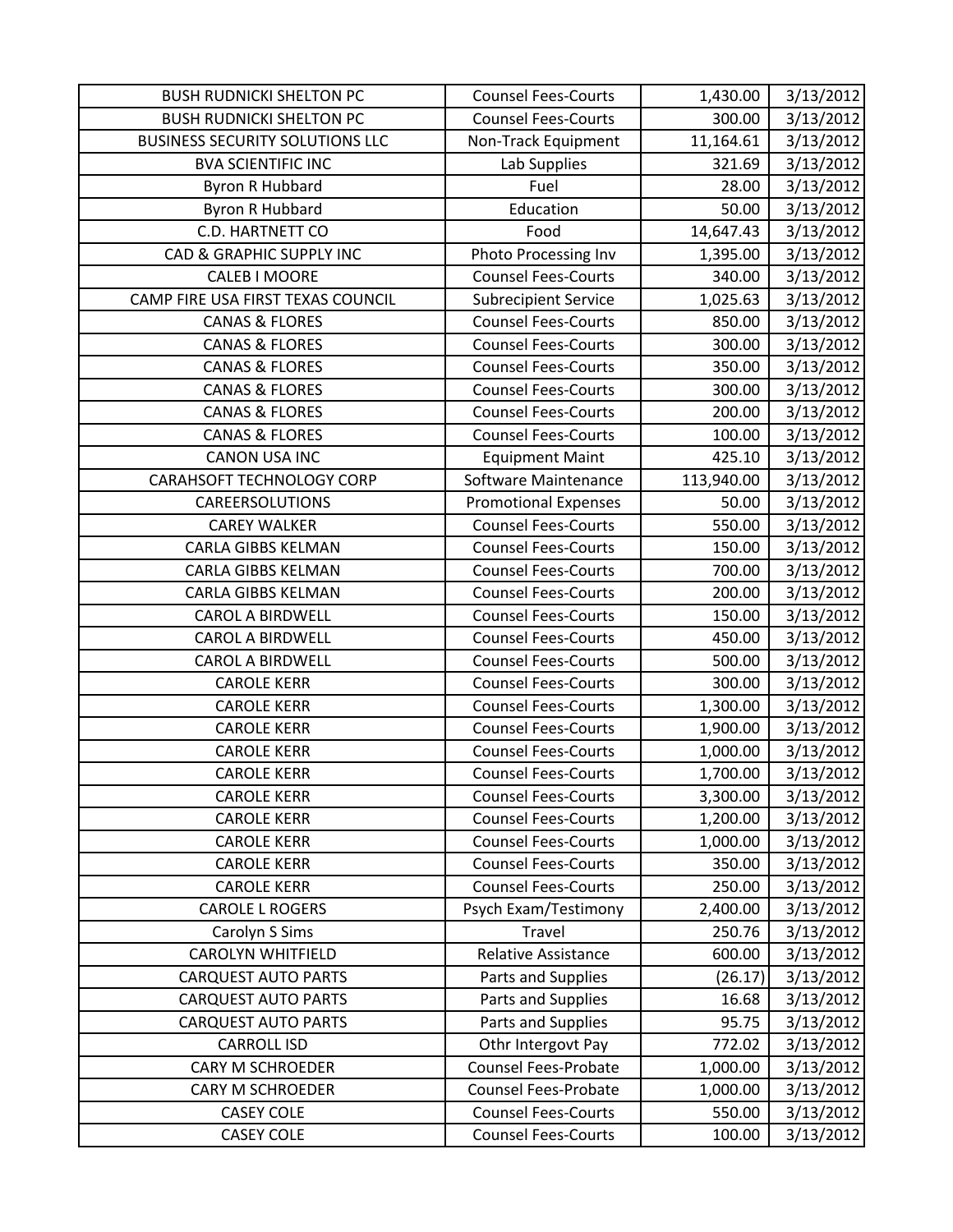| BUSH RUDNICKI SHELTON PC | Counsel Fees-Courts | 1,430.00 | 3/13/2012 |
|---|---|---|---|
| BUSH RUDNICKI SHELTON PC | Counsel Fees-Courts | 300.00 | 3/13/2012 |
| BUSINESS SECURITY SOLUTIONS LLC | Non-Track Equipment | 11,164.61 | 3/13/2012 |
| BVA SCIENTIFIC INC | Lab Supplies | 321.69 | 3/13/2012 |
| Byron R Hubbard | Fuel | 28.00 | 3/13/2012 |
| Byron R Hubbard | Education | 50.00 | 3/13/2012 |
| C.D. HARTNETT CO | Food | 14,647.43 | 3/13/2012 |
| CAD & GRAPHIC SUPPLY INC | Photo Processing Inv | 1,395.00 | 3/13/2012 |
| CALEB I MOORE | Counsel Fees-Courts | 340.00 | 3/13/2012 |
| CAMP FIRE USA FIRST TEXAS COUNCIL | Subrecipient Service | 1,025.63 | 3/13/2012 |
| CANAS & FLORES | Counsel Fees-Courts | 850.00 | 3/13/2012 |
| CANAS & FLORES | Counsel Fees-Courts | 300.00 | 3/13/2012 |
| CANAS & FLORES | Counsel Fees-Courts | 350.00 | 3/13/2012 |
| CANAS & FLORES | Counsel Fees-Courts | 300.00 | 3/13/2012 |
| CANAS & FLORES | Counsel Fees-Courts | 200.00 | 3/13/2012 |
| CANAS & FLORES | Counsel Fees-Courts | 100.00 | 3/13/2012 |
| CANON USA INC | Equipment Maint | 425.10 | 3/13/2012 |
| CARAHSOFT TECHNOLOGY CORP | Software Maintenance | 113,940.00 | 3/13/2012 |
| CAREERSOLUTIONS | Promotional Expenses | 50.00 | 3/13/2012 |
| CAREY WALKER | Counsel Fees-Courts | 550.00 | 3/13/2012 |
| CARLA GIBBS KELMAN | Counsel Fees-Courts | 150.00 | 3/13/2012 |
| CARLA GIBBS KELMAN | Counsel Fees-Courts | 700.00 | 3/13/2012 |
| CARLA GIBBS KELMAN | Counsel Fees-Courts | 200.00 | 3/13/2012 |
| CAROL A BIRDWELL | Counsel Fees-Courts | 150.00 | 3/13/2012 |
| CAROL A BIRDWELL | Counsel Fees-Courts | 450.00 | 3/13/2012 |
| CAROL A BIRDWELL | Counsel Fees-Courts | 500.00 | 3/13/2012 |
| CAROLE KERR | Counsel Fees-Courts | 300.00 | 3/13/2012 |
| CAROLE KERR | Counsel Fees-Courts | 1,300.00 | 3/13/2012 |
| CAROLE KERR | Counsel Fees-Courts | 1,900.00 | 3/13/2012 |
| CAROLE KERR | Counsel Fees-Courts | 1,000.00 | 3/13/2012 |
| CAROLE KERR | Counsel Fees-Courts | 1,700.00 | 3/13/2012 |
| CAROLE KERR | Counsel Fees-Courts | 3,300.00 | 3/13/2012 |
| CAROLE KERR | Counsel Fees-Courts | 1,200.00 | 3/13/2012 |
| CAROLE KERR | Counsel Fees-Courts | 1,000.00 | 3/13/2012 |
| CAROLE KERR | Counsel Fees-Courts | 350.00 | 3/13/2012 |
| CAROLE KERR | Counsel Fees-Courts | 250.00 | 3/13/2012 |
| CAROLE L ROGERS | Psych Exam/Testimony | 2,400.00 | 3/13/2012 |
| Carolyn S Sims | Travel | 250.76 | 3/13/2012 |
| CAROLYN WHITFIELD | Relative Assistance | 600.00 | 3/13/2012 |
| CARQUEST AUTO PARTS | Parts and Supplies | (26.17) | 3/13/2012 |
| CARQUEST AUTO PARTS | Parts and Supplies | 16.68 | 3/13/2012 |
| CARQUEST AUTO PARTS | Parts and Supplies | 95.75 | 3/13/2012 |
| CARROLL ISD | Othr Intergovt Pay | 772.02 | 3/13/2012 |
| CARY M SCHROEDER | Counsel Fees-Probate | 1,000.00 | 3/13/2012 |
| CARY M SCHROEDER | Counsel Fees-Probate | 1,000.00 | 3/13/2012 |
| CASEY COLE | Counsel Fees-Courts | 550.00 | 3/13/2012 |
| CASEY COLE | Counsel Fees-Courts | 100.00 | 3/13/2012 |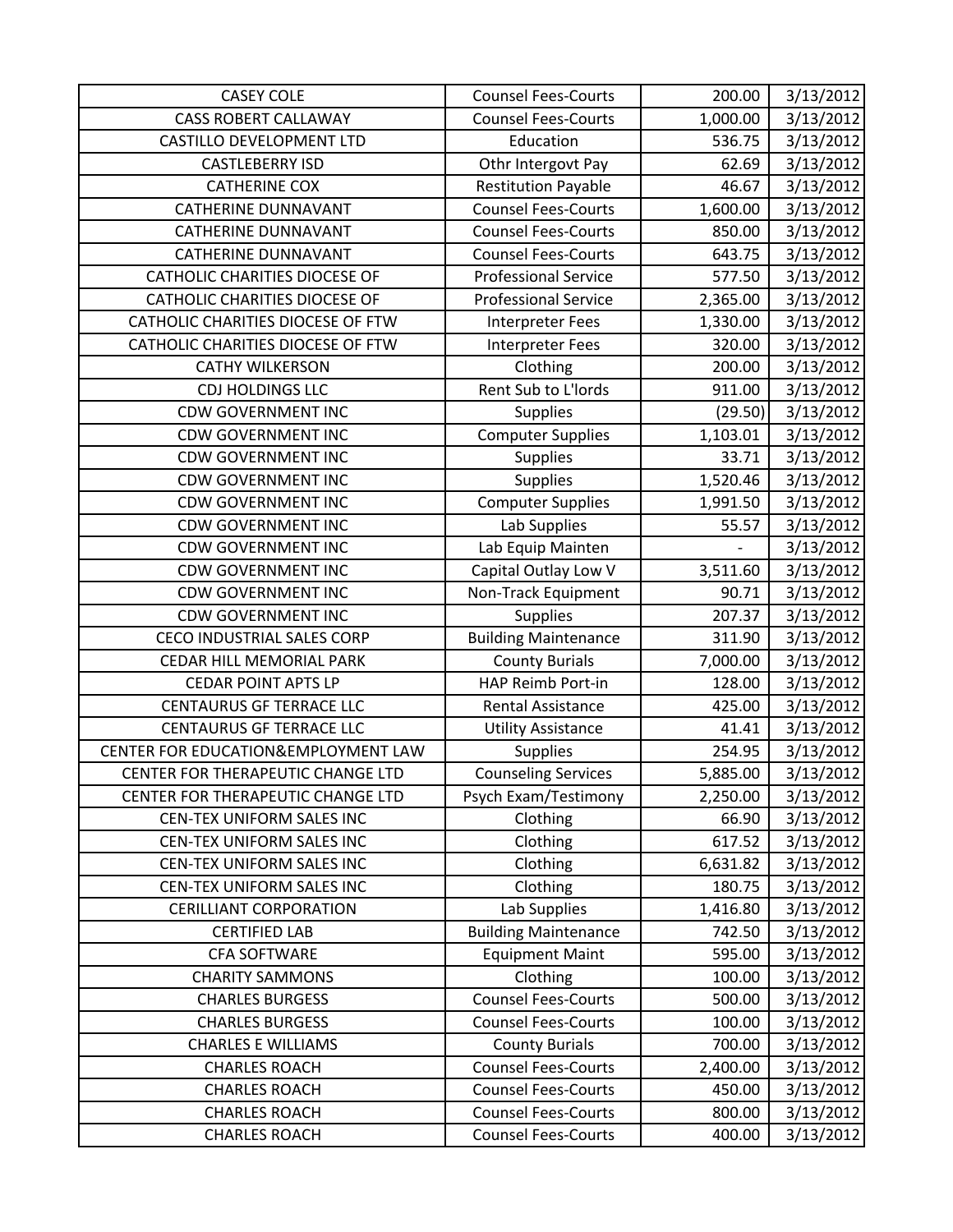| CASEY COLE | Counsel Fees-Courts | 200.00 | 3/13/2012 |
|---|---|---|---|
| CASS ROBERT CALLAWAY | Counsel Fees-Courts | 1,000.00 | 3/13/2012 |
| CASTILLO DEVELOPMENT LTD | Education | 536.75 | 3/13/2012 |
| CASTLEBERRY ISD | Othr Intergovt Pay | 62.69 | 3/13/2012 |
| CATHERINE COX | Restitution Payable | 46.67 | 3/13/2012 |
| CATHERINE DUNNAVANT | Counsel Fees-Courts | 1,600.00 | 3/13/2012 |
| CATHERINE DUNNAVANT | Counsel Fees-Courts | 850.00 | 3/13/2012 |
| CATHERINE DUNNAVANT | Counsel Fees-Courts | 643.75 | 3/13/2012 |
| CATHOLIC CHARITIES DIOCESE OF | Professional Service | 577.50 | 3/13/2012 |
| CATHOLIC CHARITIES DIOCESE OF | Professional Service | 2,365.00 | 3/13/2012 |
| CATHOLIC CHARITIES DIOCESE OF FTW | Interpreter Fees | 1,330.00 | 3/13/2012 |
| CATHOLIC CHARITIES DIOCESE OF FTW | Interpreter Fees | 320.00 | 3/13/2012 |
| CATHY WILKERSON | Clothing | 200.00 | 3/13/2012 |
| CDJ HOLDINGS LLC | Rent Sub to L'lords | 911.00 | 3/13/2012 |
| CDW GOVERNMENT INC | Supplies | (29.50) | 3/13/2012 |
| CDW GOVERNMENT INC | Computer Supplies | 1,103.01 | 3/13/2012 |
| CDW GOVERNMENT INC | Supplies | 33.71 | 3/13/2012 |
| CDW GOVERNMENT INC | Supplies | 1,520.46 | 3/13/2012 |
| CDW GOVERNMENT INC | Computer Supplies | 1,991.50 | 3/13/2012 |
| CDW GOVERNMENT INC | Lab Supplies | 55.57 | 3/13/2012 |
| CDW GOVERNMENT INC | Lab Equip Mainten | - | 3/13/2012 |
| CDW GOVERNMENT INC | Capital Outlay Low V | 3,511.60 | 3/13/2012 |
| CDW GOVERNMENT INC | Non-Track Equipment | 90.71 | 3/13/2012 |
| CDW GOVERNMENT INC | Supplies | 207.37 | 3/13/2012 |
| CECO INDUSTRIAL SALES CORP | Building Maintenance | 311.90 | 3/13/2012 |
| CEDAR HILL MEMORIAL PARK | County Burials | 7,000.00 | 3/13/2012 |
| CEDAR POINT APTS LP | HAP Reimb Port-in | 128.00 | 3/13/2012 |
| CENTAURUS GF TERRACE LLC | Rental Assistance | 425.00 | 3/13/2012 |
| CENTAURUS GF TERRACE LLC | Utility Assistance | 41.41 | 3/13/2012 |
| CENTER FOR EDUCATION&EMPLOYMENT LAW | Supplies | 254.95 | 3/13/2012 |
| CENTER FOR THERAPEUTIC CHANGE LTD | Counseling Services | 5,885.00 | 3/13/2012 |
| CENTER FOR THERAPEUTIC CHANGE LTD | Psych Exam/Testimony | 2,250.00 | 3/13/2012 |
| CEN-TEX UNIFORM SALES INC | Clothing | 66.90 | 3/13/2012 |
| CEN-TEX UNIFORM SALES INC | Clothing | 617.52 | 3/13/2012 |
| CEN-TEX UNIFORM SALES INC | Clothing | 6,631.82 | 3/13/2012 |
| CEN-TEX UNIFORM SALES INC | Clothing | 180.75 | 3/13/2012 |
| CERILLIANT CORPORATION | Lab Supplies | 1,416.80 | 3/13/2012 |
| CERTIFIED LAB | Building Maintenance | 742.50 | 3/13/2012 |
| CFA SOFTWARE | Equipment Maint | 595.00 | 3/13/2012 |
| CHARITY SAMMONS | Clothing | 100.00 | 3/13/2012 |
| CHARLES BURGESS | Counsel Fees-Courts | 500.00 | 3/13/2012 |
| CHARLES BURGESS | Counsel Fees-Courts | 100.00 | 3/13/2012 |
| CHARLES E WILLIAMS | County Burials | 700.00 | 3/13/2012 |
| CHARLES ROACH | Counsel Fees-Courts | 2,400.00 | 3/13/2012 |
| CHARLES ROACH | Counsel Fees-Courts | 450.00 | 3/13/2012 |
| CHARLES ROACH | Counsel Fees-Courts | 800.00 | 3/13/2012 |
| CHARLES ROACH | Counsel Fees-Courts | 400.00 | 3/13/2012 |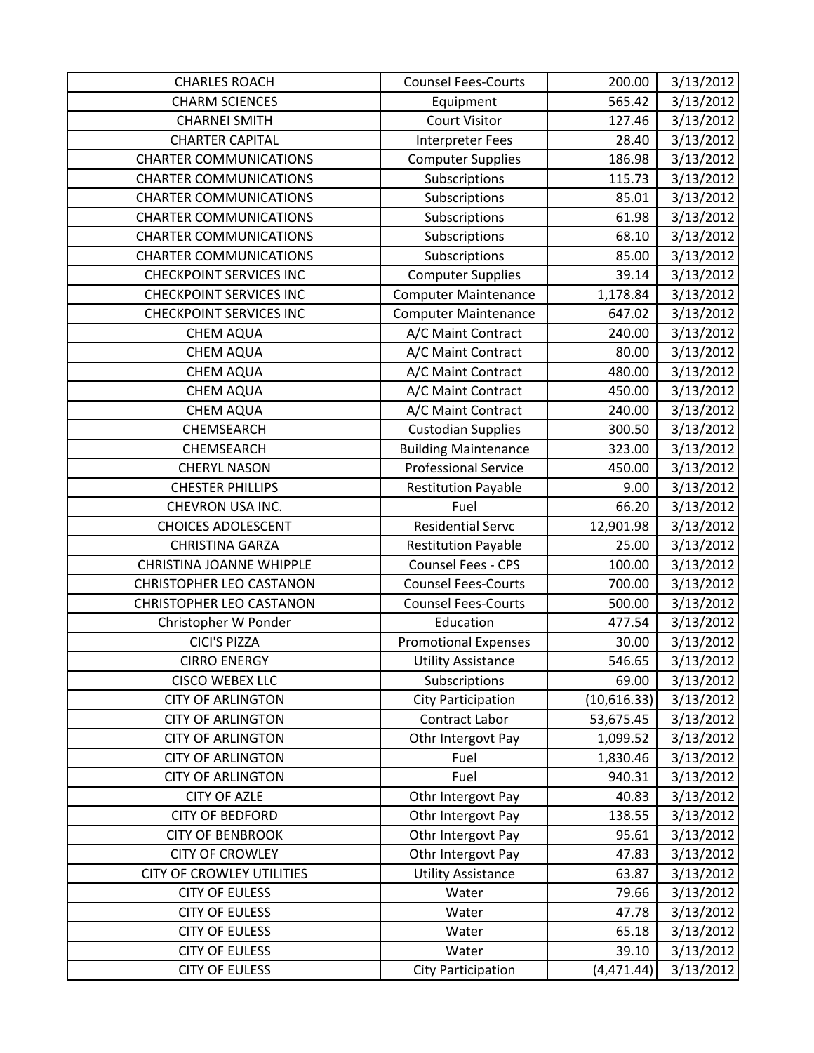| CHARLES ROACH | Counsel Fees-Courts | 200.00 | 3/13/2012 |
|---|---|---|---|
| CHARM SCIENCES | Equipment | 565.42 | 3/13/2012 |
| CHARNEI SMITH | Court Visitor | 127.46 | 3/13/2012 |
| CHARTER CAPITAL | Interpreter Fees | 28.40 | 3/13/2012 |
| CHARTER COMMUNICATIONS | Computer Supplies | 186.98 | 3/13/2012 |
| CHARTER COMMUNICATIONS | Subscriptions | 115.73 | 3/13/2012 |
| CHARTER COMMUNICATIONS | Subscriptions | 85.01 | 3/13/2012 |
| CHARTER COMMUNICATIONS | Subscriptions | 61.98 | 3/13/2012 |
| CHARTER COMMUNICATIONS | Subscriptions | 68.10 | 3/13/2012 |
| CHARTER COMMUNICATIONS | Subscriptions | 85.00 | 3/13/2012 |
| CHECKPOINT SERVICES INC | Computer Supplies | 39.14 | 3/13/2012 |
| CHECKPOINT SERVICES INC | Computer Maintenance | 1,178.84 | 3/13/2012 |
| CHECKPOINT SERVICES INC | Computer Maintenance | 647.02 | 3/13/2012 |
| CHEM AQUA | A/C Maint Contract | 240.00 | 3/13/2012 |
| CHEM AQUA | A/C Maint Contract | 80.00 | 3/13/2012 |
| CHEM AQUA | A/C Maint Contract | 480.00 | 3/13/2012 |
| CHEM AQUA | A/C Maint Contract | 450.00 | 3/13/2012 |
| CHEM AQUA | A/C Maint Contract | 240.00 | 3/13/2012 |
| CHEMSEARCH | Custodian Supplies | 300.50 | 3/13/2012 |
| CHEMSEARCH | Building Maintenance | 323.00 | 3/13/2012 |
| CHERYL NASON | Professional Service | 450.00 | 3/13/2012 |
| CHESTER PHILLIPS | Restitution Payable | 9.00 | 3/13/2012 |
| CHEVRON USA INC. | Fuel | 66.20 | 3/13/2012 |
| CHOICES ADOLESCENT | Residential Servc | 12,901.98 | 3/13/2012 |
| CHRISTINA GARZA | Restitution Payable | 25.00 | 3/13/2012 |
| CHRISTINA JOANNE WHIPPLE | Counsel Fees - CPS | 100.00 | 3/13/2012 |
| CHRISTOPHER LEO CASTANON | Counsel Fees-Courts | 700.00 | 3/13/2012 |
| CHRISTOPHER LEO CASTANON | Counsel Fees-Courts | 500.00 | 3/13/2012 |
| Christopher W Ponder | Education | 477.54 | 3/13/2012 |
| CICI'S PIZZA | Promotional Expenses | 30.00 | 3/13/2012 |
| CIRRO ENERGY | Utility Assistance | 546.65 | 3/13/2012 |
| CISCO WEBEX LLC | Subscriptions | 69.00 | 3/13/2012 |
| CITY OF ARLINGTON | City Participation | (10,616.33) | 3/13/2012 |
| CITY OF ARLINGTON | Contract Labor | 53,675.45 | 3/13/2012 |
| CITY OF ARLINGTON | Othr Intergovt Pay | 1,099.52 | 3/13/2012 |
| CITY OF ARLINGTON | Fuel | 1,830.46 | 3/13/2012 |
| CITY OF ARLINGTON | Fuel | 940.31 | 3/13/2012 |
| CITY OF AZLE | Othr Intergovt Pay | 40.83 | 3/13/2012 |
| CITY OF BEDFORD | Othr Intergovt Pay | 138.55 | 3/13/2012 |
| CITY OF BENBROOK | Othr Intergovt Pay | 95.61 | 3/13/2012 |
| CITY OF CROWLEY | Othr Intergovt Pay | 47.83 | 3/13/2012 |
| CITY OF CROWLEY UTILITIES | Utility Assistance | 63.87 | 3/13/2012 |
| CITY OF EULESS | Water | 79.66 | 3/13/2012 |
| CITY OF EULESS | Water | 47.78 | 3/13/2012 |
| CITY OF EULESS | Water | 65.18 | 3/13/2012 |
| CITY OF EULESS | Water | 39.10 | 3/13/2012 |
| CITY OF EULESS | City Participation | (4,471.44) | 3/13/2012 |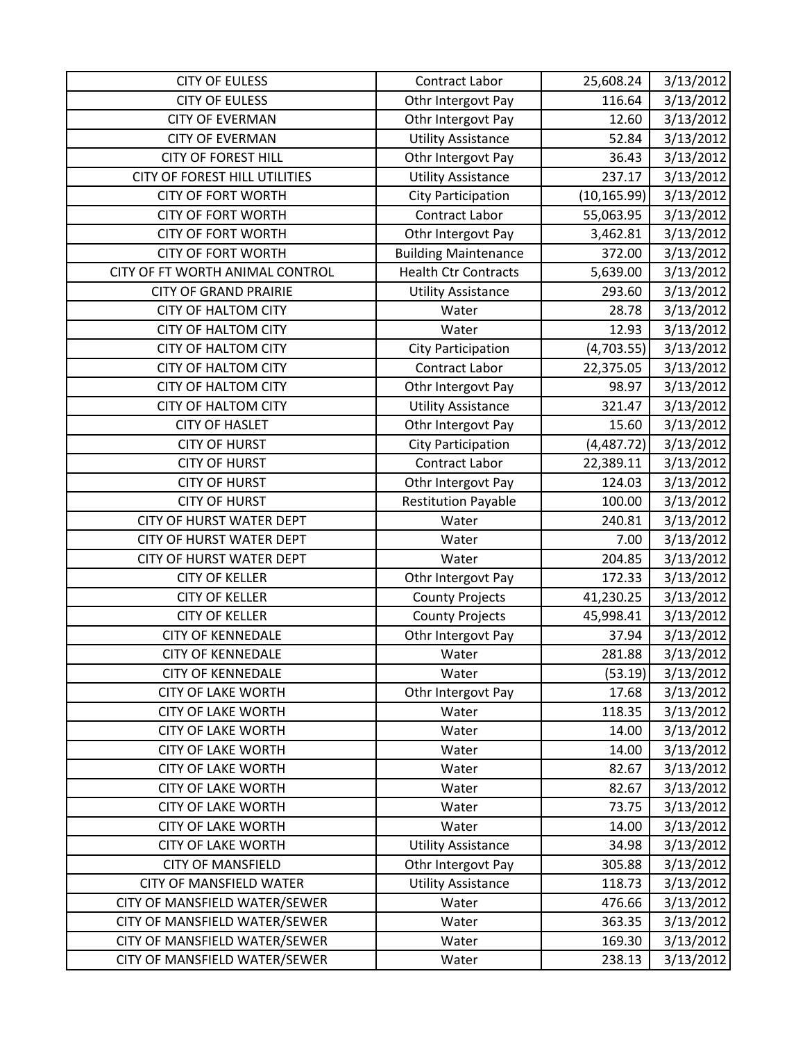| | | | |
|---|---|---|---|
| CITY OF EULESS | Contract Labor | 25,608.24 | 3/13/2012 |
| CITY OF EULESS | Othr Intergovt Pay | 116.64 | 3/13/2012 |
| CITY OF EVERMAN | Othr Intergovt Pay | 12.60 | 3/13/2012 |
| CITY OF EVERMAN | Utility Assistance | 52.84 | 3/13/2012 |
| CITY OF FOREST HILL | Othr Intergovt Pay | 36.43 | 3/13/2012 |
| CITY OF FOREST HILL UTILITIES | Utility Assistance | 237.17 | 3/13/2012 |
| CITY OF FORT WORTH | City Participation | (10,165.99) | 3/13/2012 |
| CITY OF FORT WORTH | Contract Labor | 55,063.95 | 3/13/2012 |
| CITY OF FORT WORTH | Othr Intergovt Pay | 3,462.81 | 3/13/2012 |
| CITY OF FORT WORTH | Building Maintenance | 372.00 | 3/13/2012 |
| CITY OF FT WORTH ANIMAL CONTROL | Health Ctr Contracts | 5,639.00 | 3/13/2012 |
| CITY OF GRAND PRAIRIE | Utility Assistance | 293.60 | 3/13/2012 |
| CITY OF HALTOM CITY | Water | 28.78 | 3/13/2012 |
| CITY OF HALTOM CITY | Water | 12.93 | 3/13/2012 |
| CITY OF HALTOM CITY | City Participation | (4,703.55) | 3/13/2012 |
| CITY OF HALTOM CITY | Contract Labor | 22,375.05 | 3/13/2012 |
| CITY OF HALTOM CITY | Othr Intergovt Pay | 98.97 | 3/13/2012 |
| CITY OF HALTOM CITY | Utility Assistance | 321.47 | 3/13/2012 |
| CITY OF HASLET | Othr Intergovt Pay | 15.60 | 3/13/2012 |
| CITY OF HURST | City Participation | (4,487.72) | 3/13/2012 |
| CITY OF HURST | Contract Labor | 22,389.11 | 3/13/2012 |
| CITY OF HURST | Othr Intergovt Pay | 124.03 | 3/13/2012 |
| CITY OF HURST | Restitution Payable | 100.00 | 3/13/2012 |
| CITY OF HURST WATER DEPT | Water | 240.81 | 3/13/2012 |
| CITY OF HURST WATER DEPT | Water | 7.00 | 3/13/2012 |
| CITY OF HURST WATER DEPT | Water | 204.85 | 3/13/2012 |
| CITY OF KELLER | Othr Intergovt Pay | 172.33 | 3/13/2012 |
| CITY OF KELLER | County Projects | 41,230.25 | 3/13/2012 |
| CITY OF KELLER | County Projects | 45,998.41 | 3/13/2012 |
| CITY OF KENNEDALE | Othr Intergovt Pay | 37.94 | 3/13/2012 |
| CITY OF KENNEDALE | Water | 281.88 | 3/13/2012 |
| CITY OF KENNEDALE | Water | (53.19) | 3/13/2012 |
| CITY OF LAKE WORTH | Othr Intergovt Pay | 17.68 | 3/13/2012 |
| CITY OF LAKE WORTH | Water | 118.35 | 3/13/2012 |
| CITY OF LAKE WORTH | Water | 14.00 | 3/13/2012 |
| CITY OF LAKE WORTH | Water | 14.00 | 3/13/2012 |
| CITY OF LAKE WORTH | Water | 82.67 | 3/13/2012 |
| CITY OF LAKE WORTH | Water | 82.67 | 3/13/2012 |
| CITY OF LAKE WORTH | Water | 73.75 | 3/13/2012 |
| CITY OF LAKE WORTH | Water | 14.00 | 3/13/2012 |
| CITY OF LAKE WORTH | Utility Assistance | 34.98 | 3/13/2012 |
| CITY OF MANSFIELD | Othr Intergovt Pay | 305.88 | 3/13/2012 |
| CITY OF MANSFIELD WATER | Utility Assistance | 118.73 | 3/13/2012 |
| CITY OF MANSFIELD WATER/SEWER | Water | 476.66 | 3/13/2012 |
| CITY OF MANSFIELD WATER/SEWER | Water | 363.35 | 3/13/2012 |
| CITY OF MANSFIELD WATER/SEWER | Water | 169.30 | 3/13/2012 |
| CITY OF MANSFIELD WATER/SEWER | Water | 238.13 | 3/13/2012 |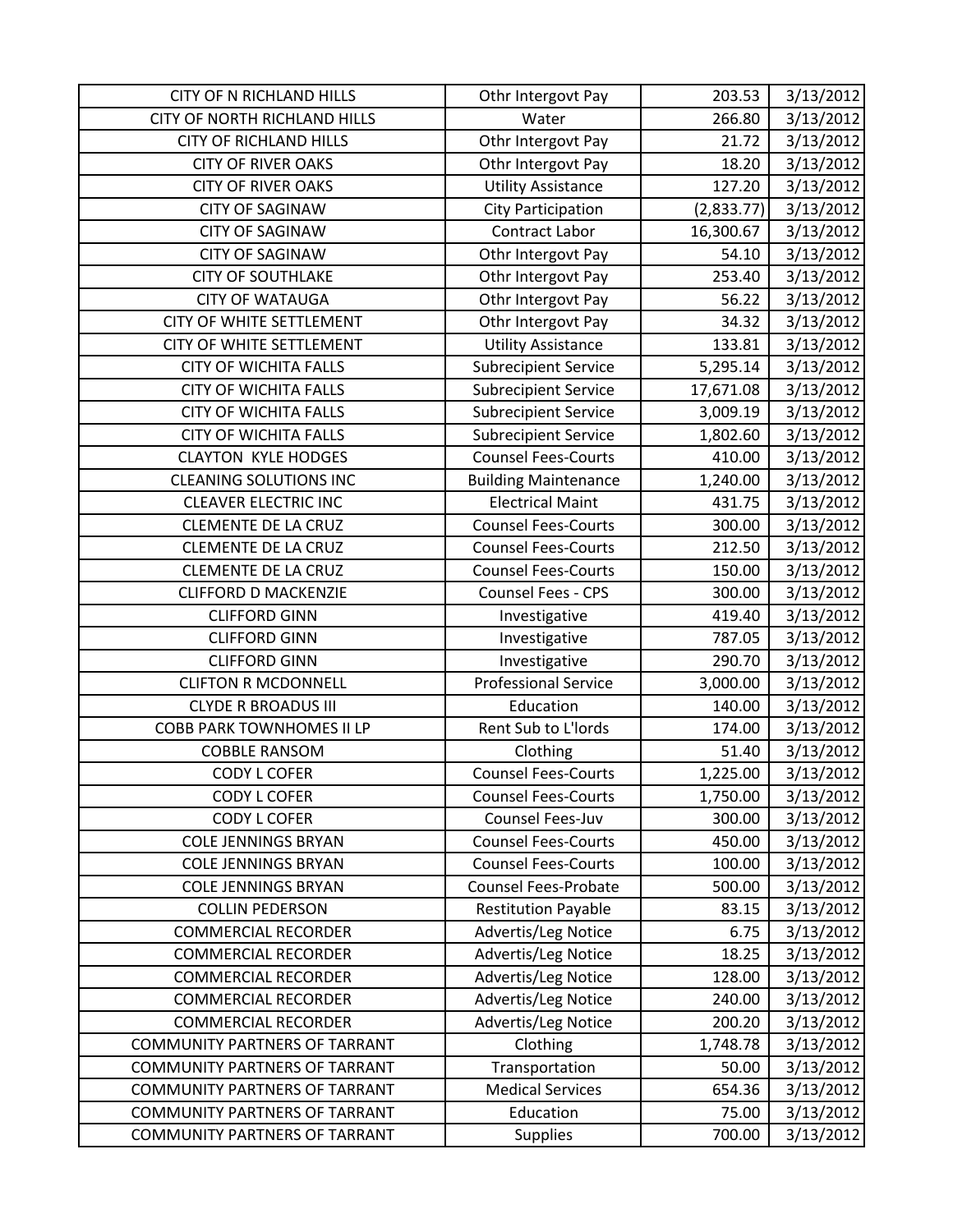| CITY OF N RICHLAND HILLS | Othr Intergovt Pay | 203.53 | 3/13/2012 |
|---|---|---|---|
| CITY OF NORTH RICHLAND HILLS | Water | 266.80 | 3/13/2012 |
| CITY OF RICHLAND HILLS | Othr Intergovt Pay | 21.72 | 3/13/2012 |
| CITY OF RIVER OAKS | Othr Intergovt Pay | 18.20 | 3/13/2012 |
| CITY OF RIVER OAKS | Utility Assistance | 127.20 | 3/13/2012 |
| CITY OF SAGINAW | City Participation | (2,833.77) | 3/13/2012 |
| CITY OF SAGINAW | Contract Labor | 16,300.67 | 3/13/2012 |
| CITY OF SAGINAW | Othr Intergovt Pay | 54.10 | 3/13/2012 |
| CITY OF SOUTHLAKE | Othr Intergovt Pay | 253.40 | 3/13/2012 |
| CITY OF WATAUGA | Othr Intergovt Pay | 56.22 | 3/13/2012 |
| CITY OF WHITE SETTLEMENT | Othr Intergovt Pay | 34.32 | 3/13/2012 |
| CITY OF WHITE SETTLEMENT | Utility Assistance | 133.81 | 3/13/2012 |
| CITY OF WICHITA FALLS | Subrecipient Service | 5,295.14 | 3/13/2012 |
| CITY OF WICHITA FALLS | Subrecipient Service | 17,671.08 | 3/13/2012 |
| CITY OF WICHITA FALLS | Subrecipient Service | 3,009.19 | 3/13/2012 |
| CITY OF WICHITA FALLS | Subrecipient Service | 1,802.60 | 3/13/2012 |
| CLAYTON KYLE HODGES | Counsel Fees-Courts | 410.00 | 3/13/2012 |
| CLEANING SOLUTIONS INC | Building Maintenance | 1,240.00 | 3/13/2012 |
| CLEAVER ELECTRIC INC | Electrical Maint | 431.75 | 3/13/2012 |
| CLEMENTE DE LA CRUZ | Counsel Fees-Courts | 300.00 | 3/13/2012 |
| CLEMENTE DE LA CRUZ | Counsel Fees-Courts | 212.50 | 3/13/2012 |
| CLEMENTE DE LA CRUZ | Counsel Fees-Courts | 150.00 | 3/13/2012 |
| CLIFFORD D MACKENZIE | Counsel Fees - CPS | 300.00 | 3/13/2012 |
| CLIFFORD GINN | Investigative | 419.40 | 3/13/2012 |
| CLIFFORD GINN | Investigative | 787.05 | 3/13/2012 |
| CLIFFORD GINN | Investigative | 290.70 | 3/13/2012 |
| CLIFTON R MCDONNELL | Professional Service | 3,000.00 | 3/13/2012 |
| CLYDE R BROADUS III | Education | 140.00 | 3/13/2012 |
| COBB PARK TOWNHOMES II LP | Rent Sub to L'lords | 174.00 | 3/13/2012 |
| COBBLE RANSOM | Clothing | 51.40 | 3/13/2012 |
| CODY L COFER | Counsel Fees-Courts | 1,225.00 | 3/13/2012 |
| CODY L COFER | Counsel Fees-Courts | 1,750.00 | 3/13/2012 |
| CODY L COFER | Counsel Fees-Juv | 300.00 | 3/13/2012 |
| COLE JENNINGS BRYAN | Counsel Fees-Courts | 450.00 | 3/13/2012 |
| COLE JENNINGS BRYAN | Counsel Fees-Courts | 100.00 | 3/13/2012 |
| COLE JENNINGS BRYAN | Counsel Fees-Probate | 500.00 | 3/13/2012 |
| COLLIN PEDERSON | Restitution Payable | 83.15 | 3/13/2012 |
| COMMERCIAL RECORDER | Advertis/Leg Notice | 6.75 | 3/13/2012 |
| COMMERCIAL RECORDER | Advertis/Leg Notice | 18.25 | 3/13/2012 |
| COMMERCIAL RECORDER | Advertis/Leg Notice | 128.00 | 3/13/2012 |
| COMMERCIAL RECORDER | Advertis/Leg Notice | 240.00 | 3/13/2012 |
| COMMERCIAL RECORDER | Advertis/Leg Notice | 200.20 | 3/13/2012 |
| COMMUNITY PARTNERS OF TARRANT | Clothing | 1,748.78 | 3/13/2012 |
| COMMUNITY PARTNERS OF TARRANT | Transportation | 50.00 | 3/13/2012 |
| COMMUNITY PARTNERS OF TARRANT | Medical Services | 654.36 | 3/13/2012 |
| COMMUNITY PARTNERS OF TARRANT | Education | 75.00 | 3/13/2012 |
| COMMUNITY PARTNERS OF TARRANT | Supplies | 700.00 | 3/13/2012 |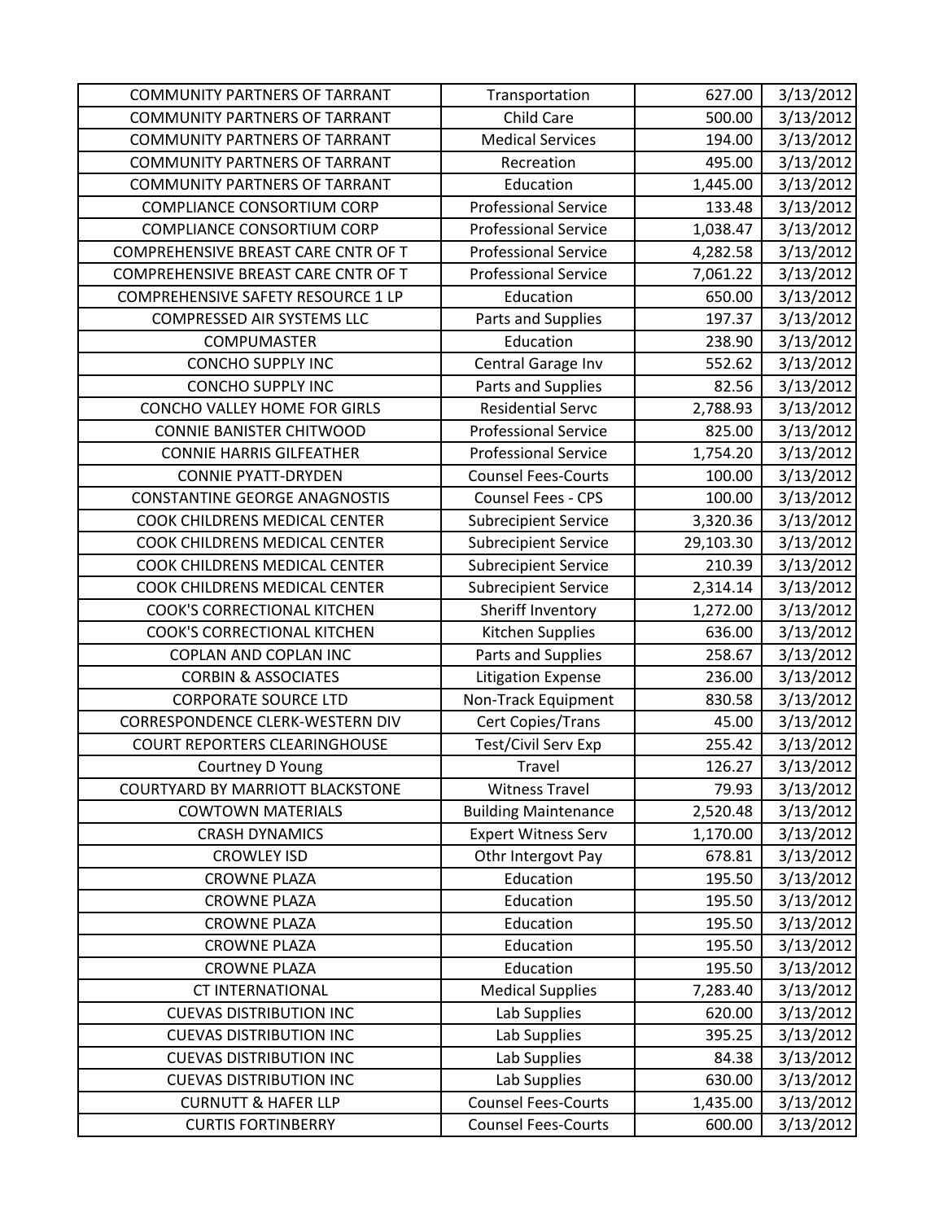| | | | |
|---|---|---|---|
| COMMUNITY PARTNERS OF TARRANT | Transportation | 627.00 | 3/13/2012 |
| COMMUNITY PARTNERS OF TARRANT | Child Care | 500.00 | 3/13/2012 |
| COMMUNITY PARTNERS OF TARRANT | Medical Services | 194.00 | 3/13/2012 |
| COMMUNITY PARTNERS OF TARRANT | Recreation | 495.00 | 3/13/2012 |
| COMMUNITY PARTNERS OF TARRANT | Education | 1,445.00 | 3/13/2012 |
| COMPLIANCE CONSORTIUM CORP | Professional Service | 133.48 | 3/13/2012 |
| COMPLIANCE CONSORTIUM CORP | Professional Service | 1,038.47 | 3/13/2012 |
| COMPREHENSIVE BREAST CARE CNTR OF T | Professional Service | 4,282.58 | 3/13/2012 |
| COMPREHENSIVE BREAST CARE CNTR OF T | Professional Service | 7,061.22 | 3/13/2012 |
| COMPREHENSIVE SAFETY RESOURCE 1 LP | Education | 650.00 | 3/13/2012 |
| COMPRESSED AIR SYSTEMS LLC | Parts and Supplies | 197.37 | 3/13/2012 |
| COMPUMASTER | Education | 238.90 | 3/13/2012 |
| CONCHO SUPPLY INC | Central Garage Inv | 552.62 | 3/13/2012 |
| CONCHO SUPPLY INC | Parts and Supplies | 82.56 | 3/13/2012 |
| CONCHO VALLEY HOME FOR GIRLS | Residential Servc | 2,788.93 | 3/13/2012 |
| CONNIE BANISTER CHITWOOD | Professional Service | 825.00 | 3/13/2012 |
| CONNIE HARRIS GILFEATHER | Professional Service | 1,754.20 | 3/13/2012 |
| CONNIE PYATT-DRYDEN | Counsel Fees-Courts | 100.00 | 3/13/2012 |
| CONSTANTINE GEORGE ANAGNOSTIS | Counsel Fees - CPS | 100.00 | 3/13/2012 |
| COOK CHILDRENS MEDICAL CENTER | Subrecipient Service | 3,320.36 | 3/13/2012 |
| COOK CHILDRENS MEDICAL CENTER | Subrecipient Service | 29,103.30 | 3/13/2012 |
| COOK CHILDRENS MEDICAL CENTER | Subrecipient Service | 210.39 | 3/13/2012 |
| COOK CHILDRENS MEDICAL CENTER | Subrecipient Service | 2,314.14 | 3/13/2012 |
| COOK'S CORRECTIONAL KITCHEN | Sheriff Inventory | 1,272.00 | 3/13/2012 |
| COOK'S CORRECTIONAL KITCHEN | Kitchen Supplies | 636.00 | 3/13/2012 |
| COPLAN AND COPLAN INC | Parts and Supplies | 258.67 | 3/13/2012 |
| CORBIN & ASSOCIATES | Litigation Expense | 236.00 | 3/13/2012 |
| CORPORATE SOURCE LTD | Non-Track Equipment | 830.58 | 3/13/2012 |
| CORRESPONDENCE CLERK-WESTERN DIV | Cert Copies/Trans | 45.00 | 3/13/2012 |
| COURT REPORTERS CLEARINGHOUSE | Test/Civil Serv Exp | 255.42 | 3/13/2012 |
| Courtney D Young | Travel | 126.27 | 3/13/2012 |
| COURTYARD BY MARRIOTT BLACKSTONE | Witness Travel | 79.93 | 3/13/2012 |
| COWTOWN MATERIALS | Building Maintenance | 2,520.48 | 3/13/2012 |
| CRASH DYNAMICS | Expert Witness Serv | 1,170.00 | 3/13/2012 |
| CROWLEY ISD | Othr Intergovt Pay | 678.81 | 3/13/2012 |
| CROWNE PLAZA | Education | 195.50 | 3/13/2012 |
| CROWNE PLAZA | Education | 195.50 | 3/13/2012 |
| CROWNE PLAZA | Education | 195.50 | 3/13/2012 |
| CROWNE PLAZA | Education | 195.50 | 3/13/2012 |
| CROWNE PLAZA | Education | 195.50 | 3/13/2012 |
| CT INTERNATIONAL | Medical Supplies | 7,283.40 | 3/13/2012 |
| CUEVAS DISTRIBUTION INC | Lab Supplies | 620.00 | 3/13/2012 |
| CUEVAS DISTRIBUTION INC | Lab Supplies | 395.25 | 3/13/2012 |
| CUEVAS DISTRIBUTION INC | Lab Supplies | 84.38 | 3/13/2012 |
| CUEVAS DISTRIBUTION INC | Lab Supplies | 630.00 | 3/13/2012 |
| CURNUTT & HAFER LLP | Counsel Fees-Courts | 1,435.00 | 3/13/2012 |
| CURTIS FORTINBERRY | Counsel Fees-Courts | 600.00 | 3/13/2012 |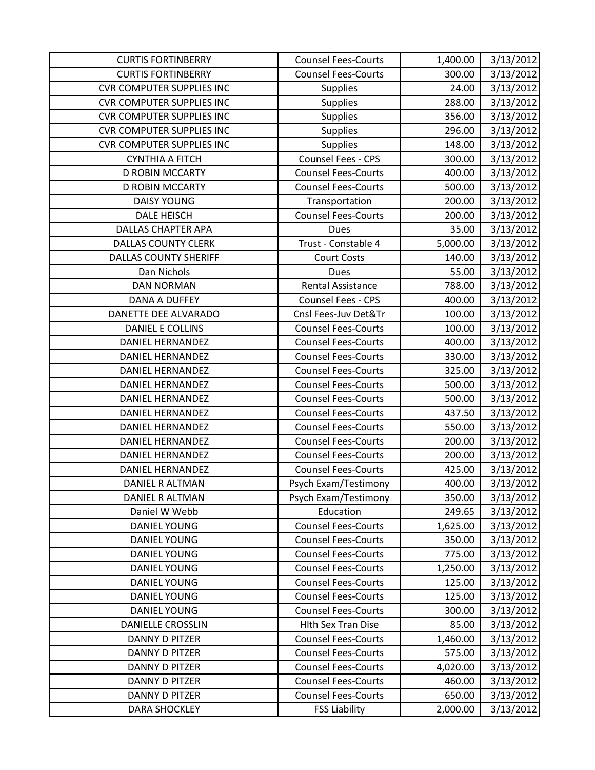| | | | |
|---|---|---|---|
| CURTIS FORTINBERRY | Counsel Fees-Courts | 1,400.00 | 3/13/2012 |
| CURTIS FORTINBERRY | Counsel Fees-Courts | 300.00 | 3/13/2012 |
| CVR COMPUTER SUPPLIES INC | Supplies | 24.00 | 3/13/2012 |
| CVR COMPUTER SUPPLIES INC | Supplies | 288.00 | 3/13/2012 |
| CVR COMPUTER SUPPLIES INC | Supplies | 356.00 | 3/13/2012 |
| CVR COMPUTER SUPPLIES INC | Supplies | 296.00 | 3/13/2012 |
| CVR COMPUTER SUPPLIES INC | Supplies | 148.00 | 3/13/2012 |
| CYNTHIA A FITCH | Counsel Fees - CPS | 300.00 | 3/13/2012 |
| D ROBIN MCCARTY | Counsel Fees-Courts | 400.00 | 3/13/2012 |
| D ROBIN MCCARTY | Counsel Fees-Courts | 500.00 | 3/13/2012 |
| DAISY YOUNG | Transportation | 200.00 | 3/13/2012 |
| DALE HEISCH | Counsel Fees-Courts | 200.00 | 3/13/2012 |
| DALLAS CHAPTER APA | Dues | 35.00 | 3/13/2012 |
| DALLAS COUNTY CLERK | Trust - Constable 4 | 5,000.00 | 3/13/2012 |
| DALLAS COUNTY SHERIFF | Court Costs | 140.00 | 3/13/2012 |
| Dan Nichols | Dues | 55.00 | 3/13/2012 |
| DAN NORMAN | Rental Assistance | 788.00 | 3/13/2012 |
| DANA A DUFFEY | Counsel Fees - CPS | 400.00 | 3/13/2012 |
| DANETTE DEE ALVARADO | Cnsl Fees-Juv Det&Tr | 100.00 | 3/13/2012 |
| DANIEL E COLLINS | Counsel Fees-Courts | 100.00 | 3/13/2012 |
| DANIEL HERNANDEZ | Counsel Fees-Courts | 400.00 | 3/13/2012 |
| DANIEL HERNANDEZ | Counsel Fees-Courts | 330.00 | 3/13/2012 |
| DANIEL HERNANDEZ | Counsel Fees-Courts | 325.00 | 3/13/2012 |
| DANIEL HERNANDEZ | Counsel Fees-Courts | 500.00 | 3/13/2012 |
| DANIEL HERNANDEZ | Counsel Fees-Courts | 500.00 | 3/13/2012 |
| DANIEL HERNANDEZ | Counsel Fees-Courts | 437.50 | 3/13/2012 |
| DANIEL HERNANDEZ | Counsel Fees-Courts | 550.00 | 3/13/2012 |
| DANIEL HERNANDEZ | Counsel Fees-Courts | 200.00 | 3/13/2012 |
| DANIEL HERNANDEZ | Counsel Fees-Courts | 200.00 | 3/13/2012 |
| DANIEL HERNANDEZ | Counsel Fees-Courts | 425.00 | 3/13/2012 |
| DANIEL R ALTMAN | Psych Exam/Testimony | 400.00 | 3/13/2012 |
| DANIEL R ALTMAN | Psych Exam/Testimony | 350.00 | 3/13/2012 |
| Daniel W Webb | Education | 249.65 | 3/13/2012 |
| DANIEL YOUNG | Counsel Fees-Courts | 1,625.00 | 3/13/2012 |
| DANIEL YOUNG | Counsel Fees-Courts | 350.00 | 3/13/2012 |
| DANIEL YOUNG | Counsel Fees-Courts | 775.00 | 3/13/2012 |
| DANIEL YOUNG | Counsel Fees-Courts | 1,250.00 | 3/13/2012 |
| DANIEL YOUNG | Counsel Fees-Courts | 125.00 | 3/13/2012 |
| DANIEL YOUNG | Counsel Fees-Courts | 125.00 | 3/13/2012 |
| DANIEL YOUNG | Counsel Fees-Courts | 300.00 | 3/13/2012 |
| DANIELLE CROSSLIN | Hlth Sex Tran Dise | 85.00 | 3/13/2012 |
| DANNY D PITZER | Counsel Fees-Courts | 1,460.00 | 3/13/2012 |
| DANNY D PITZER | Counsel Fees-Courts | 575.00 | 3/13/2012 |
| DANNY D PITZER | Counsel Fees-Courts | 4,020.00 | 3/13/2012 |
| DANNY D PITZER | Counsel Fees-Courts | 460.00 | 3/13/2012 |
| DANNY D PITZER | Counsel Fees-Courts | 650.00 | 3/13/2012 |
| DARA SHOCKLEY | FSS Liability | 2,000.00 | 3/13/2012 |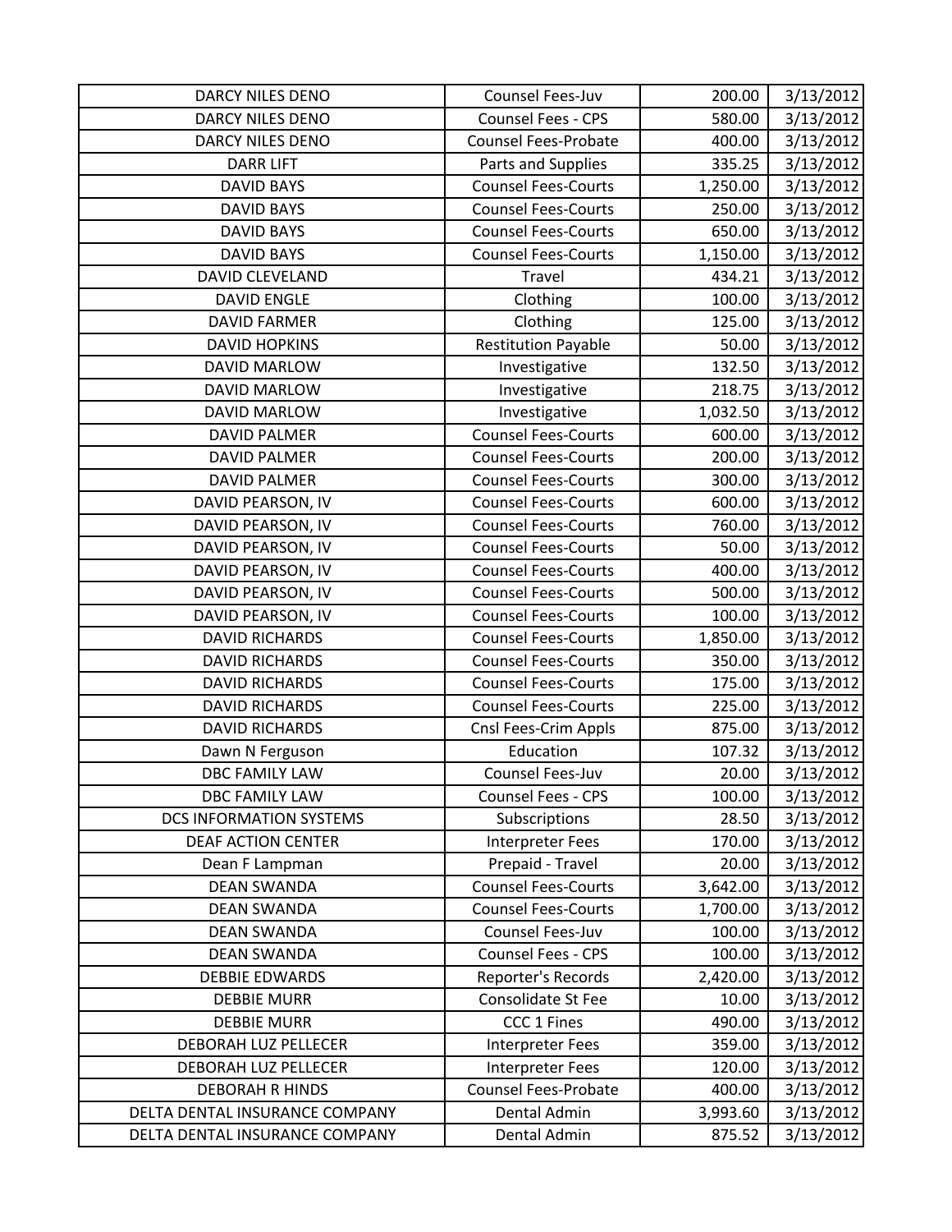| DARCY NILES DENO | Counsel Fees-Juv | 200.00 | 3/13/2012 |
|---|---|---|---|
| DARCY NILES DENO | Counsel Fees - CPS | 580.00 | 3/13/2012 |
| DARCY NILES DENO | Counsel Fees-Probate | 400.00 | 3/13/2012 |
| DARR LIFT | Parts and Supplies | 335.25 | 3/13/2012 |
| DAVID BAYS | Counsel Fees-Courts | 1,250.00 | 3/13/2012 |
| DAVID BAYS | Counsel Fees-Courts | 250.00 | 3/13/2012 |
| DAVID BAYS | Counsel Fees-Courts | 650.00 | 3/13/2012 |
| DAVID BAYS | Counsel Fees-Courts | 1,150.00 | 3/13/2012 |
| DAVID CLEVELAND | Travel | 434.21 | 3/13/2012 |
| DAVID ENGLE | Clothing | 100.00 | 3/13/2012 |
| DAVID FARMER | Clothing | 125.00 | 3/13/2012 |
| DAVID HOPKINS | Restitution Payable | 50.00 | 3/13/2012 |
| DAVID MARLOW | Investigative | 132.50 | 3/13/2012 |
| DAVID MARLOW | Investigative | 218.75 | 3/13/2012 |
| DAVID MARLOW | Investigative | 1,032.50 | 3/13/2012 |
| DAVID PALMER | Counsel Fees-Courts | 600.00 | 3/13/2012 |
| DAVID PALMER | Counsel Fees-Courts | 200.00 | 3/13/2012 |
| DAVID PALMER | Counsel Fees-Courts | 300.00 | 3/13/2012 |
| DAVID PEARSON, IV | Counsel Fees-Courts | 600.00 | 3/13/2012 |
| DAVID PEARSON, IV | Counsel Fees-Courts | 760.00 | 3/13/2012 |
| DAVID PEARSON, IV | Counsel Fees-Courts | 50.00 | 3/13/2012 |
| DAVID PEARSON, IV | Counsel Fees-Courts | 400.00 | 3/13/2012 |
| DAVID PEARSON, IV | Counsel Fees-Courts | 500.00 | 3/13/2012 |
| DAVID PEARSON, IV | Counsel Fees-Courts | 100.00 | 3/13/2012 |
| DAVID RICHARDS | Counsel Fees-Courts | 1,850.00 | 3/13/2012 |
| DAVID RICHARDS | Counsel Fees-Courts | 350.00 | 3/13/2012 |
| DAVID RICHARDS | Counsel Fees-Courts | 175.00 | 3/13/2012 |
| DAVID RICHARDS | Counsel Fees-Courts | 225.00 | 3/13/2012 |
| DAVID RICHARDS | Cnsl Fees-Crim Appls | 875.00 | 3/13/2012 |
| Dawn N Ferguson | Education | 107.32 | 3/13/2012 |
| DBC FAMILY LAW | Counsel Fees-Juv | 20.00 | 3/13/2012 |
| DBC FAMILY LAW | Counsel Fees - CPS | 100.00 | 3/13/2012 |
| DCS INFORMATION SYSTEMS | Subscriptions | 28.50 | 3/13/2012 |
| DEAF ACTION CENTER | Interpreter Fees | 170.00 | 3/13/2012 |
| Dean F Lampman | Prepaid - Travel | 20.00 | 3/13/2012 |
| DEAN SWANDA | Counsel Fees-Courts | 3,642.00 | 3/13/2012 |
| DEAN SWANDA | Counsel Fees-Courts | 1,700.00 | 3/13/2012 |
| DEAN SWANDA | Counsel Fees-Juv | 100.00 | 3/13/2012 |
| DEAN SWANDA | Counsel Fees - CPS | 100.00 | 3/13/2012 |
| DEBBIE EDWARDS | Reporter's Records | 2,420.00 | 3/13/2012 |
| DEBBIE MURR | Consolidate St Fee | 10.00 | 3/13/2012 |
| DEBBIE MURR | CCC 1 Fines | 490.00 | 3/13/2012 |
| DEBORAH LUZ PELLECER | Interpreter Fees | 359.00 | 3/13/2012 |
| DEBORAH LUZ PELLECER | Interpreter Fees | 120.00 | 3/13/2012 |
| DEBORAH R HINDS | Counsel Fees-Probate | 400.00 | 3/13/2012 |
| DELTA DENTAL INSURANCE COMPANY | Dental Admin | 3,993.60 | 3/13/2012 |
| DELTA DENTAL INSURANCE COMPANY | Dental Admin | 875.52 | 3/13/2012 |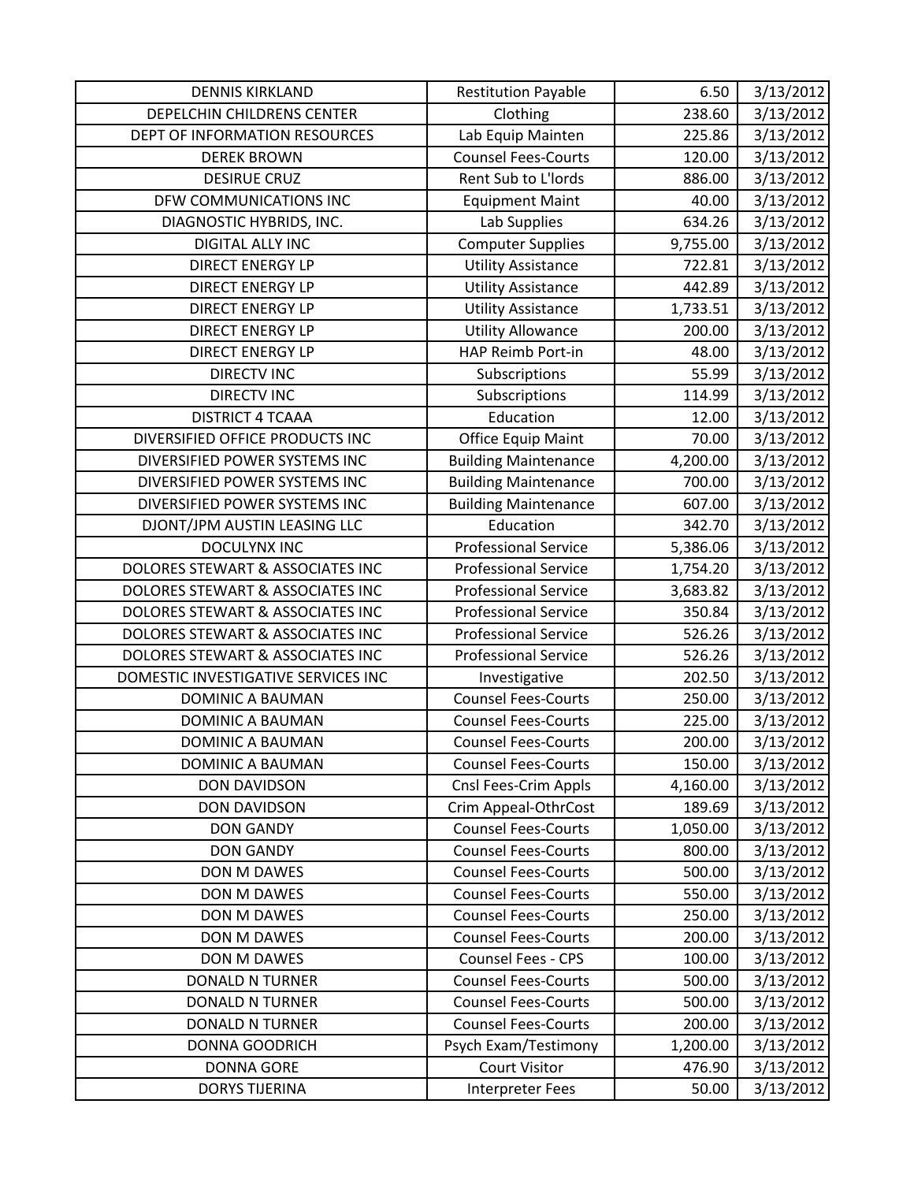| DENNIS KIRKLAND | Restitution Payable | 6.50 | 3/13/2012 |
|---|---|---|---|
| DEPELCHIN CHILDRENS CENTER | Clothing | 238.60 | 3/13/2012 |
| DEPT OF INFORMATION RESOURCES | Lab Equip Mainten | 225.86 | 3/13/2012 |
| DEREK BROWN | Counsel Fees-Courts | 120.00 | 3/13/2012 |
| DESIRUE CRUZ | Rent Sub to L'lords | 886.00 | 3/13/2012 |
| DFW COMMUNICATIONS INC | Equipment Maint | 40.00 | 3/13/2012 |
| DIAGNOSTIC HYBRIDS, INC. | Lab Supplies | 634.26 | 3/13/2012 |
| DIGITAL ALLY INC | Computer Supplies | 9,755.00 | 3/13/2012 |
| DIRECT ENERGY LP | Utility Assistance | 722.81 | 3/13/2012 |
| DIRECT ENERGY LP | Utility Assistance | 442.89 | 3/13/2012 |
| DIRECT ENERGY LP | Utility Assistance | 1,733.51 | 3/13/2012 |
| DIRECT ENERGY LP | Utility Allowance | 200.00 | 3/13/2012 |
| DIRECT ENERGY LP | HAP Reimb Port-in | 48.00 | 3/13/2012 |
| DIRECTV INC | Subscriptions | 55.99 | 3/13/2012 |
| DIRECTV INC | Subscriptions | 114.99 | 3/13/2012 |
| DISTRICT 4 TCAAA | Education | 12.00 | 3/13/2012 |
| DIVERSIFIED OFFICE PRODUCTS INC | Office Equip Maint | 70.00 | 3/13/2012 |
| DIVERSIFIED POWER SYSTEMS INC | Building Maintenance | 4,200.00 | 3/13/2012 |
| DIVERSIFIED POWER SYSTEMS INC | Building Maintenance | 700.00 | 3/13/2012 |
| DIVERSIFIED POWER SYSTEMS INC | Building Maintenance | 607.00 | 3/13/2012 |
| DJONT/JPM AUSTIN LEASING LLC | Education | 342.70 | 3/13/2012 |
| DOCULYNX INC | Professional Service | 5,386.06 | 3/13/2012 |
| DOLORES STEWART & ASSOCIATES INC | Professional Service | 1,754.20 | 3/13/2012 |
| DOLORES STEWART & ASSOCIATES INC | Professional Service | 3,683.82 | 3/13/2012 |
| DOLORES STEWART & ASSOCIATES INC | Professional Service | 350.84 | 3/13/2012 |
| DOLORES STEWART & ASSOCIATES INC | Professional Service | 526.26 | 3/13/2012 |
| DOLORES STEWART & ASSOCIATES INC | Professional Service | 526.26 | 3/13/2012 |
| DOMESTIC INVESTIGATIVE SERVICES INC | Investigative | 202.50 | 3/13/2012 |
| DOMINIC A BAUMAN | Counsel Fees-Courts | 250.00 | 3/13/2012 |
| DOMINIC A BAUMAN | Counsel Fees-Courts | 225.00 | 3/13/2012 |
| DOMINIC A BAUMAN | Counsel Fees-Courts | 200.00 | 3/13/2012 |
| DOMINIC A BAUMAN | Counsel Fees-Courts | 150.00 | 3/13/2012 |
| DON DAVIDSON | Cnsl Fees-Crim Appls | 4,160.00 | 3/13/2012 |
| DON DAVIDSON | Crim Appeal-OthrCost | 189.69 | 3/13/2012 |
| DON GANDY | Counsel Fees-Courts | 1,050.00 | 3/13/2012 |
| DON GANDY | Counsel Fees-Courts | 800.00 | 3/13/2012 |
| DON M DAWES | Counsel Fees-Courts | 500.00 | 3/13/2012 |
| DON M DAWES | Counsel Fees-Courts | 550.00 | 3/13/2012 |
| DON M DAWES | Counsel Fees-Courts | 250.00 | 3/13/2012 |
| DON M DAWES | Counsel Fees-Courts | 200.00 | 3/13/2012 |
| DON M DAWES | Counsel Fees - CPS | 100.00 | 3/13/2012 |
| DONALD N TURNER | Counsel Fees-Courts | 500.00 | 3/13/2012 |
| DONALD N TURNER | Counsel Fees-Courts | 500.00 | 3/13/2012 |
| DONALD N TURNER | Counsel Fees-Courts | 200.00 | 3/13/2012 |
| DONNA GOODRICH | Psych Exam/Testimony | 1,200.00 | 3/13/2012 |
| DONNA GORE | Court Visitor | 476.90 | 3/13/2012 |
| DORYS TIJERINA | Interpreter Fees | 50.00 | 3/13/2012 |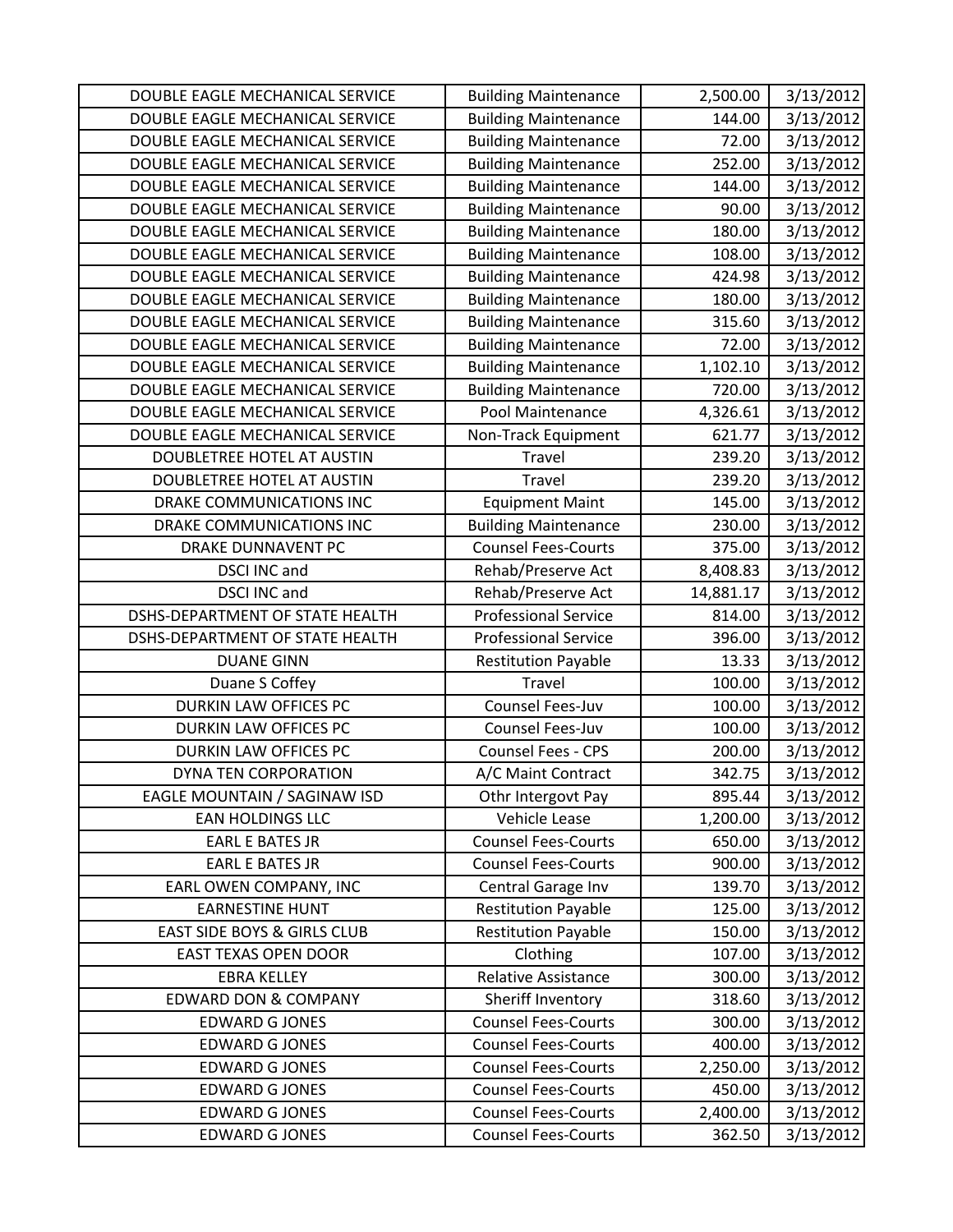| DOUBLE EAGLE MECHANICAL SERVICE | Building Maintenance | 2,500.00 | 3/13/2012 |
|---|---|---|---|
| DOUBLE EAGLE MECHANICAL SERVICE | Building Maintenance | 144.00 | 3/13/2012 |
| DOUBLE EAGLE MECHANICAL SERVICE | Building Maintenance | 72.00 | 3/13/2012 |
| DOUBLE EAGLE MECHANICAL SERVICE | Building Maintenance | 252.00 | 3/13/2012 |
| DOUBLE EAGLE MECHANICAL SERVICE | Building Maintenance | 144.00 | 3/13/2012 |
| DOUBLE EAGLE MECHANICAL SERVICE | Building Maintenance | 90.00 | 3/13/2012 |
| DOUBLE EAGLE MECHANICAL SERVICE | Building Maintenance | 180.00 | 3/13/2012 |
| DOUBLE EAGLE MECHANICAL SERVICE | Building Maintenance | 108.00 | 3/13/2012 |
| DOUBLE EAGLE MECHANICAL SERVICE | Building Maintenance | 424.98 | 3/13/2012 |
| DOUBLE EAGLE MECHANICAL SERVICE | Building Maintenance | 180.00 | 3/13/2012 |
| DOUBLE EAGLE MECHANICAL SERVICE | Building Maintenance | 315.60 | 3/13/2012 |
| DOUBLE EAGLE MECHANICAL SERVICE | Building Maintenance | 72.00 | 3/13/2012 |
| DOUBLE EAGLE MECHANICAL SERVICE | Building Maintenance | 1,102.10 | 3/13/2012 |
| DOUBLE EAGLE MECHANICAL SERVICE | Building Maintenance | 720.00 | 3/13/2012 |
| DOUBLE EAGLE MECHANICAL SERVICE | Pool Maintenance | 4,326.61 | 3/13/2012 |
| DOUBLE EAGLE MECHANICAL SERVICE | Non-Track Equipment | 621.77 | 3/13/2012 |
| DOUBLETREE HOTEL AT AUSTIN | Travel | 239.20 | 3/13/2012 |
| DOUBLETREE HOTEL AT AUSTIN | Travel | 239.20 | 3/13/2012 |
| DRAKE COMMUNICATIONS INC | Equipment Maint | 145.00 | 3/13/2012 |
| DRAKE COMMUNICATIONS INC | Building Maintenance | 230.00 | 3/13/2012 |
| DRAKE DUNNAVENT PC | Counsel Fees-Courts | 375.00 | 3/13/2012 |
| DSCI INC and | Rehab/Preserve Act | 8,408.83 | 3/13/2012 |
| DSCI INC and | Rehab/Preserve Act | 14,881.17 | 3/13/2012 |
| DSHS-DEPARTMENT OF STATE HEALTH | Professional Service | 814.00 | 3/13/2012 |
| DSHS-DEPARTMENT OF STATE HEALTH | Professional Service | 396.00 | 3/13/2012 |
| DUANE GINN | Restitution Payable | 13.33 | 3/13/2012 |
| Duane S Coffey | Travel | 100.00 | 3/13/2012 |
| DURKIN LAW OFFICES PC | Counsel Fees-Juv | 100.00 | 3/13/2012 |
| DURKIN LAW OFFICES PC | Counsel Fees-Juv | 100.00 | 3/13/2012 |
| DURKIN LAW OFFICES PC | Counsel Fees - CPS | 200.00 | 3/13/2012 |
| DYNA TEN CORPORATION | A/C Maint Contract | 342.75 | 3/13/2012 |
| EAGLE MOUNTAIN / SAGINAW ISD | Othr Intergovt Pay | 895.44 | 3/13/2012 |
| EAN HOLDINGS LLC | Vehicle Lease | 1,200.00 | 3/13/2012 |
| EARL E BATES JR | Counsel Fees-Courts | 650.00 | 3/13/2012 |
| EARL E BATES JR | Counsel Fees-Courts | 900.00 | 3/13/2012 |
| EARL OWEN COMPANY, INC | Central Garage Inv | 139.70 | 3/13/2012 |
| EARNESTINE HUNT | Restitution Payable | 125.00 | 3/13/2012 |
| EAST SIDE BOYS & GIRLS CLUB | Restitution Payable | 150.00 | 3/13/2012 |
| EAST TEXAS OPEN DOOR | Clothing | 107.00 | 3/13/2012 |
| EBRA KELLEY | Relative Assistance | 300.00 | 3/13/2012 |
| EDWARD DON & COMPANY | Sheriff Inventory | 318.60 | 3/13/2012 |
| EDWARD G JONES | Counsel Fees-Courts | 300.00 | 3/13/2012 |
| EDWARD G JONES | Counsel Fees-Courts | 400.00 | 3/13/2012 |
| EDWARD G JONES | Counsel Fees-Courts | 2,250.00 | 3/13/2012 |
| EDWARD G JONES | Counsel Fees-Courts | 450.00 | 3/13/2012 |
| EDWARD G JONES | Counsel Fees-Courts | 2,400.00 | 3/13/2012 |
| EDWARD G JONES | Counsel Fees-Courts | 362.50 | 3/13/2012 |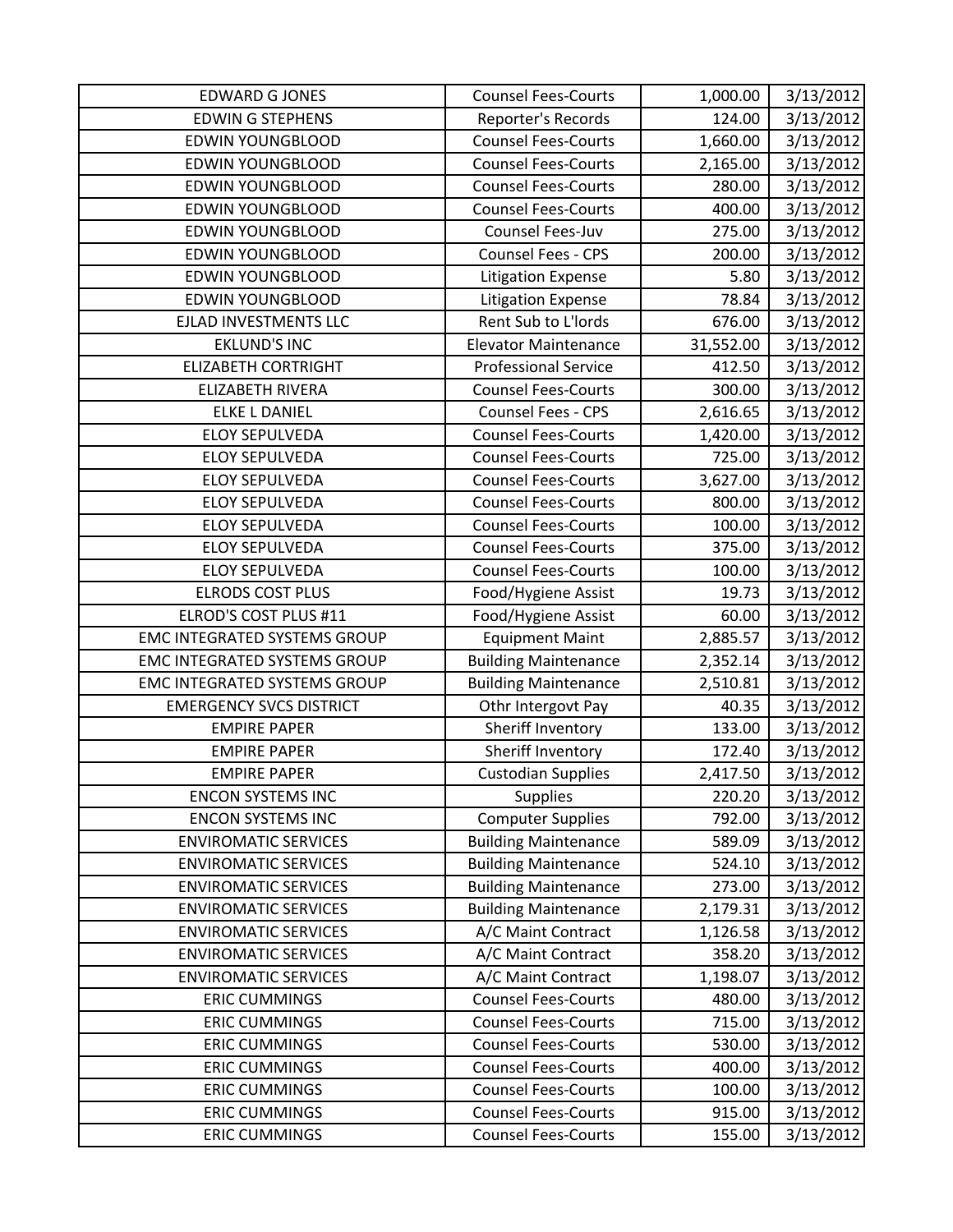| EDWARD G JONES | Counsel Fees-Courts | 1,000.00 | 3/13/2012 |
|---|---|---|---|
| EDWIN G STEPHENS | Reporter's Records | 124.00 | 3/13/2012 |
| EDWIN YOUNGBLOOD | Counsel Fees-Courts | 1,660.00 | 3/13/2012 |
| EDWIN YOUNGBLOOD | Counsel Fees-Courts | 2,165.00 | 3/13/2012 |
| EDWIN YOUNGBLOOD | Counsel Fees-Courts | 280.00 | 3/13/2012 |
| EDWIN YOUNGBLOOD | Counsel Fees-Courts | 400.00 | 3/13/2012 |
| EDWIN YOUNGBLOOD | Counsel Fees-Juv | 275.00 | 3/13/2012 |
| EDWIN YOUNGBLOOD | Counsel Fees - CPS | 200.00 | 3/13/2012 |
| EDWIN YOUNGBLOOD | Litigation Expense | 5.80 | 3/13/2012 |
| EDWIN YOUNGBLOOD | Litigation Expense | 78.84 | 3/13/2012 |
| EJLAD INVESTMENTS LLC | Rent Sub to L'lords | 676.00 | 3/13/2012 |
| EKLUND'S INC | Elevator Maintenance | 31,552.00 | 3/13/2012 |
| ELIZABETH CORTRIGHT | Professional Service | 412.50 | 3/13/2012 |
| ELIZABETH RIVERA | Counsel Fees-Courts | 300.00 | 3/13/2012 |
| ELKE L DANIEL | Counsel Fees - CPS | 2,616.65 | 3/13/2012 |
| ELOY SEPULVEDA | Counsel Fees-Courts | 1,420.00 | 3/13/2012 |
| ELOY SEPULVEDA | Counsel Fees-Courts | 725.00 | 3/13/2012 |
| ELOY SEPULVEDA | Counsel Fees-Courts | 3,627.00 | 3/13/2012 |
| ELOY SEPULVEDA | Counsel Fees-Courts | 800.00 | 3/13/2012 |
| ELOY SEPULVEDA | Counsel Fees-Courts | 100.00 | 3/13/2012 |
| ELOY SEPULVEDA | Counsel Fees-Courts | 375.00 | 3/13/2012 |
| ELOY SEPULVEDA | Counsel Fees-Courts | 100.00 | 3/13/2012 |
| ELRODS COST PLUS | Food/Hygiene Assist | 19.73 | 3/13/2012 |
| ELROD'S COST PLUS #11 | Food/Hygiene Assist | 60.00 | 3/13/2012 |
| EMC INTEGRATED SYSTEMS GROUP | Equipment Maint | 2,885.57 | 3/13/2012 |
| EMC INTEGRATED SYSTEMS GROUP | Building Maintenance | 2,352.14 | 3/13/2012 |
| EMC INTEGRATED SYSTEMS GROUP | Building Maintenance | 2,510.81 | 3/13/2012 |
| EMERGENCY SVCS DISTRICT | Othr Intergovt Pay | 40.35 | 3/13/2012 |
| EMPIRE PAPER | Sheriff Inventory | 133.00 | 3/13/2012 |
| EMPIRE PAPER | Sheriff Inventory | 172.40 | 3/13/2012 |
| EMPIRE PAPER | Custodian Supplies | 2,417.50 | 3/13/2012 |
| ENCON SYSTEMS INC | Supplies | 220.20 | 3/13/2012 |
| ENCON SYSTEMS INC | Computer Supplies | 792.00 | 3/13/2012 |
| ENVIROMATIC SERVICES | Building Maintenance | 589.09 | 3/13/2012 |
| ENVIROMATIC SERVICES | Building Maintenance | 524.10 | 3/13/2012 |
| ENVIROMATIC SERVICES | Building Maintenance | 273.00 | 3/13/2012 |
| ENVIROMATIC SERVICES | Building Maintenance | 2,179.31 | 3/13/2012 |
| ENVIROMATIC SERVICES | A/C Maint Contract | 1,126.58 | 3/13/2012 |
| ENVIROMATIC SERVICES | A/C Maint Contract | 358.20 | 3/13/2012 |
| ENVIROMATIC SERVICES | A/C Maint Contract | 1,198.07 | 3/13/2012 |
| ERIC CUMMINGS | Counsel Fees-Courts | 480.00 | 3/13/2012 |
| ERIC CUMMINGS | Counsel Fees-Courts | 715.00 | 3/13/2012 |
| ERIC CUMMINGS | Counsel Fees-Courts | 530.00 | 3/13/2012 |
| ERIC CUMMINGS | Counsel Fees-Courts | 400.00 | 3/13/2012 |
| ERIC CUMMINGS | Counsel Fees-Courts | 100.00 | 3/13/2012 |
| ERIC CUMMINGS | Counsel Fees-Courts | 915.00 | 3/13/2012 |
| ERIC CUMMINGS | Counsel Fees-Courts | 155.00 | 3/13/2012 |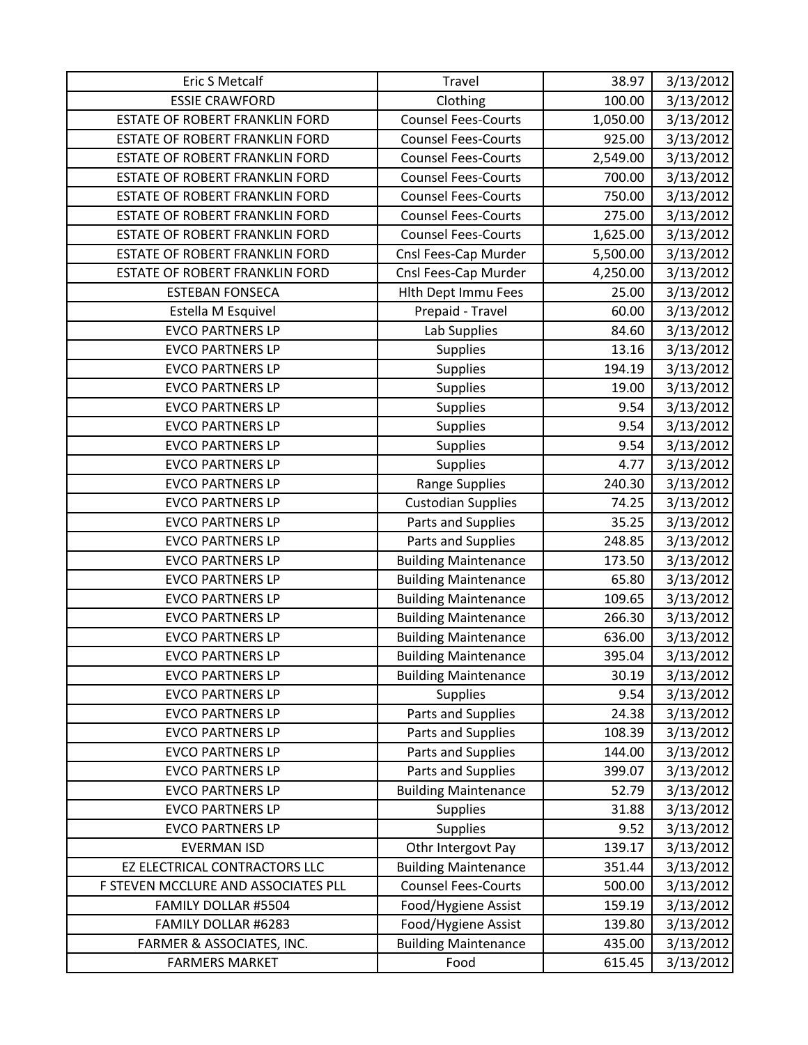| Eric S Metcalf | Travel | 38.97 | 3/13/2012 |
|---|---|---|---|
| ESSIE CRAWFORD | Clothing | 100.00 | 3/13/2012 |
| ESTATE OF ROBERT FRANKLIN FORD | Counsel Fees-Courts | 1,050.00 | 3/13/2012 |
| ESTATE OF ROBERT FRANKLIN FORD | Counsel Fees-Courts | 925.00 | 3/13/2012 |
| ESTATE OF ROBERT FRANKLIN FORD | Counsel Fees-Courts | 2,549.00 | 3/13/2012 |
| ESTATE OF ROBERT FRANKLIN FORD | Counsel Fees-Courts | 700.00 | 3/13/2012 |
| ESTATE OF ROBERT FRANKLIN FORD | Counsel Fees-Courts | 750.00 | 3/13/2012 |
| ESTATE OF ROBERT FRANKLIN FORD | Counsel Fees-Courts | 275.00 | 3/13/2012 |
| ESTATE OF ROBERT FRANKLIN FORD | Counsel Fees-Courts | 1,625.00 | 3/13/2012 |
| ESTATE OF ROBERT FRANKLIN FORD | Cnsl Fees-Cap Murder | 5,500.00 | 3/13/2012 |
| ESTATE OF ROBERT FRANKLIN FORD | Cnsl Fees-Cap Murder | 4,250.00 | 3/13/2012 |
| ESTEBAN FONSECA | Hlth Dept Immu Fees | 25.00 | 3/13/2012 |
| Estella M Esquivel | Prepaid - Travel | 60.00 | 3/13/2012 |
| EVCO PARTNERS LP | Lab Supplies | 84.60 | 3/13/2012 |
| EVCO PARTNERS LP | Supplies | 13.16 | 3/13/2012 |
| EVCO PARTNERS LP | Supplies | 194.19 | 3/13/2012 |
| EVCO PARTNERS LP | Supplies | 19.00 | 3/13/2012 |
| EVCO PARTNERS LP | Supplies | 9.54 | 3/13/2012 |
| EVCO PARTNERS LP | Supplies | 9.54 | 3/13/2012 |
| EVCO PARTNERS LP | Supplies | 9.54 | 3/13/2012 |
| EVCO PARTNERS LP | Supplies | 4.77 | 3/13/2012 |
| EVCO PARTNERS LP | Range Supplies | 240.30 | 3/13/2012 |
| EVCO PARTNERS LP | Custodian Supplies | 74.25 | 3/13/2012 |
| EVCO PARTNERS LP | Parts and Supplies | 35.25 | 3/13/2012 |
| EVCO PARTNERS LP | Parts and Supplies | 248.85 | 3/13/2012 |
| EVCO PARTNERS LP | Building Maintenance | 173.50 | 3/13/2012 |
| EVCO PARTNERS LP | Building Maintenance | 65.80 | 3/13/2012 |
| EVCO PARTNERS LP | Building Maintenance | 109.65 | 3/13/2012 |
| EVCO PARTNERS LP | Building Maintenance | 266.30 | 3/13/2012 |
| EVCO PARTNERS LP | Building Maintenance | 636.00 | 3/13/2012 |
| EVCO PARTNERS LP | Building Maintenance | 395.04 | 3/13/2012 |
| EVCO PARTNERS LP | Building Maintenance | 30.19 | 3/13/2012 |
| EVCO PARTNERS LP | Supplies | 9.54 | 3/13/2012 |
| EVCO PARTNERS LP | Parts and Supplies | 24.38 | 3/13/2012 |
| EVCO PARTNERS LP | Parts and Supplies | 108.39 | 3/13/2012 |
| EVCO PARTNERS LP | Parts and Supplies | 144.00 | 3/13/2012 |
| EVCO PARTNERS LP | Parts and Supplies | 399.07 | 3/13/2012 |
| EVCO PARTNERS LP | Building Maintenance | 52.79 | 3/13/2012 |
| EVCO PARTNERS LP | Supplies | 31.88 | 3/13/2012 |
| EVCO PARTNERS LP | Supplies | 9.52 | 3/13/2012 |
| EVERMAN ISD | Othr Intergovt Pay | 139.17 | 3/13/2012 |
| EZ ELECTRICAL CONTRACTORS LLC | Building Maintenance | 351.44 | 3/13/2012 |
| F STEVEN MCCLURE AND ASSOCIATES PLL | Counsel Fees-Courts | 500.00 | 3/13/2012 |
| FAMILY DOLLAR #5504 | Food/Hygiene Assist | 159.19 | 3/13/2012 |
| FAMILY DOLLAR #6283 | Food/Hygiene Assist | 139.80 | 3/13/2012 |
| FARMER & ASSOCIATES, INC. | Building Maintenance | 435.00 | 3/13/2012 |
| FARMERS MARKET | Food | 615.45 | 3/13/2012 |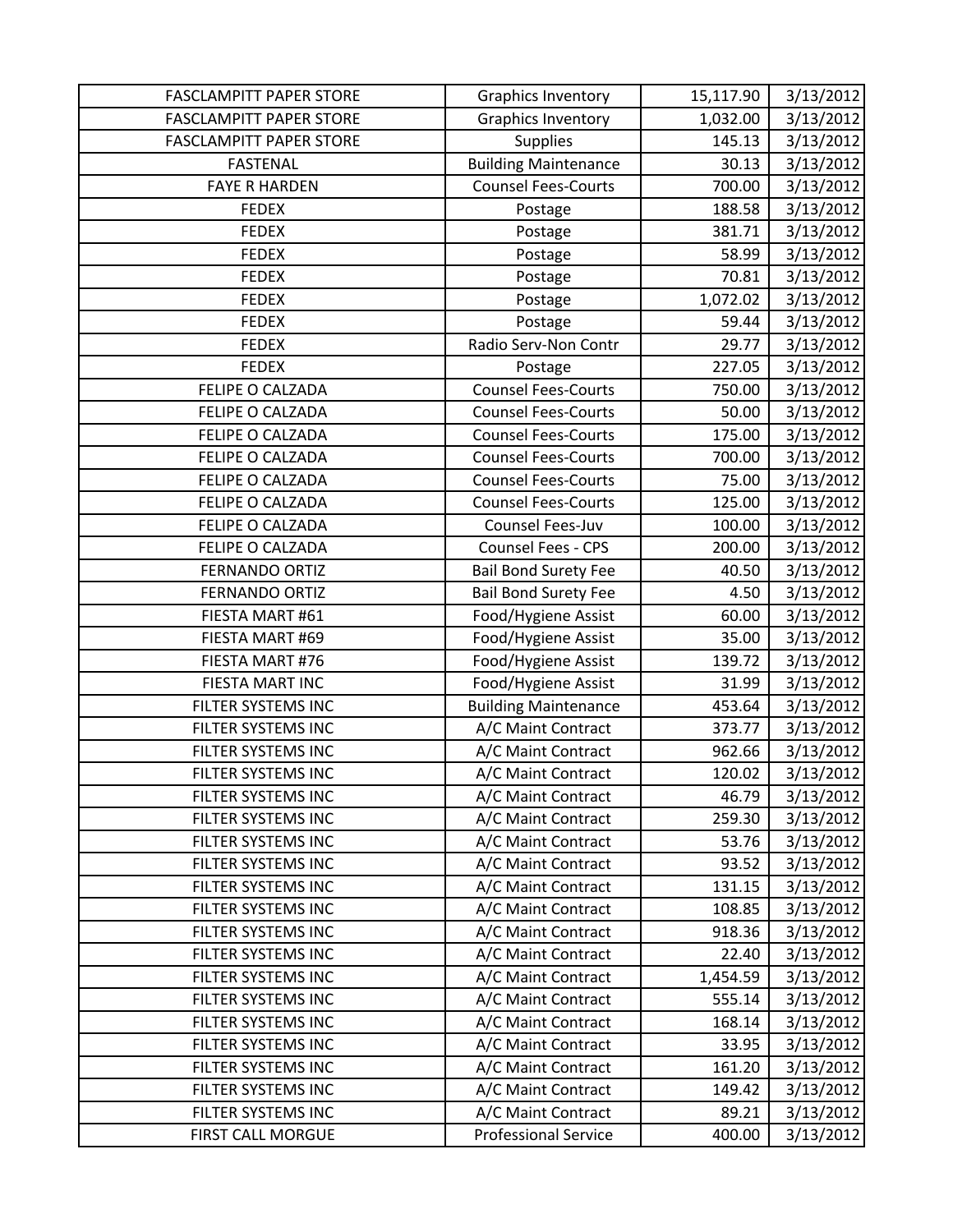| FASCLAMPITT PAPER STORE | Graphics Inventory | 15,117.90 | 3/13/2012 |
|---|---|---|---|
| FASCLAMPITT PAPER STORE | Graphics Inventory | 1,032.00 | 3/13/2012 |
| FASCLAMPITT PAPER STORE | Supplies | 145.13 | 3/13/2012 |
| FASTENAL | Building Maintenance | 30.13 | 3/13/2012 |
| FAYE R HARDEN | Counsel Fees-Courts | 700.00 | 3/13/2012 |
| FEDEX | Postage | 188.58 | 3/13/2012 |
| FEDEX | Postage | 381.71 | 3/13/2012 |
| FEDEX | Postage | 58.99 | 3/13/2012 |
| FEDEX | Postage | 70.81 | 3/13/2012 |
| FEDEX | Postage | 1,072.02 | 3/13/2012 |
| FEDEX | Postage | 59.44 | 3/13/2012 |
| FEDEX | Radio Serv-Non Contr | 29.77 | 3/13/2012 |
| FEDEX | Postage | 227.05 | 3/13/2012 |
| FELIPE O CALZADA | Counsel Fees-Courts | 750.00 | 3/13/2012 |
| FELIPE O CALZADA | Counsel Fees-Courts | 50.00 | 3/13/2012 |
| FELIPE O CALZADA | Counsel Fees-Courts | 175.00 | 3/13/2012 |
| FELIPE O CALZADA | Counsel Fees-Courts | 700.00 | 3/13/2012 |
| FELIPE O CALZADA | Counsel Fees-Courts | 75.00 | 3/13/2012 |
| FELIPE O CALZADA | Counsel Fees-Courts | 125.00 | 3/13/2012 |
| FELIPE O CALZADA | Counsel Fees-Juv | 100.00 | 3/13/2012 |
| FELIPE O CALZADA | Counsel Fees - CPS | 200.00 | 3/13/2012 |
| FERNANDO ORTIZ | Bail Bond Surety Fee | 40.50 | 3/13/2012 |
| FERNANDO ORTIZ | Bail Bond Surety Fee | 4.50 | 3/13/2012 |
| FIESTA MART #61 | Food/Hygiene Assist | 60.00 | 3/13/2012 |
| FIESTA MART #69 | Food/Hygiene Assist | 35.00 | 3/13/2012 |
| FIESTA MART #76 | Food/Hygiene Assist | 139.72 | 3/13/2012 |
| FIESTA MART INC | Food/Hygiene Assist | 31.99 | 3/13/2012 |
| FILTER SYSTEMS INC | Building Maintenance | 453.64 | 3/13/2012 |
| FILTER SYSTEMS INC | A/C Maint Contract | 373.77 | 3/13/2012 |
| FILTER SYSTEMS INC | A/C Maint Contract | 962.66 | 3/13/2012 |
| FILTER SYSTEMS INC | A/C Maint Contract | 120.02 | 3/13/2012 |
| FILTER SYSTEMS INC | A/C Maint Contract | 46.79 | 3/13/2012 |
| FILTER SYSTEMS INC | A/C Maint Contract | 259.30 | 3/13/2012 |
| FILTER SYSTEMS INC | A/C Maint Contract | 53.76 | 3/13/2012 |
| FILTER SYSTEMS INC | A/C Maint Contract | 93.52 | 3/13/2012 |
| FILTER SYSTEMS INC | A/C Maint Contract | 131.15 | 3/13/2012 |
| FILTER SYSTEMS INC | A/C Maint Contract | 108.85 | 3/13/2012 |
| FILTER SYSTEMS INC | A/C Maint Contract | 918.36 | 3/13/2012 |
| FILTER SYSTEMS INC | A/C Maint Contract | 22.40 | 3/13/2012 |
| FILTER SYSTEMS INC | A/C Maint Contract | 1,454.59 | 3/13/2012 |
| FILTER SYSTEMS INC | A/C Maint Contract | 555.14 | 3/13/2012 |
| FILTER SYSTEMS INC | A/C Maint Contract | 168.14 | 3/13/2012 |
| FILTER SYSTEMS INC | A/C Maint Contract | 33.95 | 3/13/2012 |
| FILTER SYSTEMS INC | A/C Maint Contract | 161.20 | 3/13/2012 |
| FILTER SYSTEMS INC | A/C Maint Contract | 149.42 | 3/13/2012 |
| FILTER SYSTEMS INC | A/C Maint Contract | 89.21 | 3/13/2012 |
| FIRST CALL MORGUE | Professional Service | 400.00 | 3/13/2012 |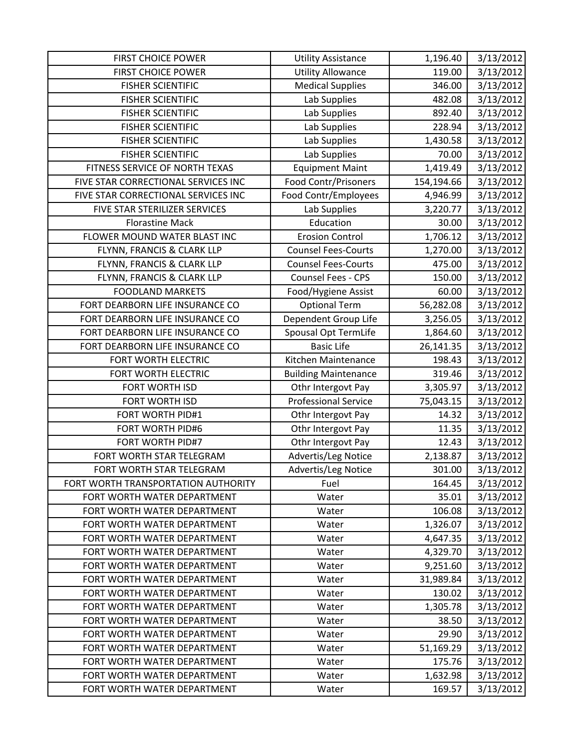| FIRST CHOICE POWER | Utility Assistance | 1,196.40 | 3/13/2012 |
|---|---|---|---|
| FIRST CHOICE POWER | Utility Allowance | 119.00 | 3/13/2012 |
| FISHER SCIENTIFIC | Medical Supplies | 346.00 | 3/13/2012 |
| FISHER SCIENTIFIC | Lab Supplies | 482.08 | 3/13/2012 |
| FISHER SCIENTIFIC | Lab Supplies | 892.40 | 3/13/2012 |
| FISHER SCIENTIFIC | Lab Supplies | 228.94 | 3/13/2012 |
| FISHER SCIENTIFIC | Lab Supplies | 1,430.58 | 3/13/2012 |
| FISHER SCIENTIFIC | Lab Supplies | 70.00 | 3/13/2012 |
| FITNESS SERVICE OF NORTH TEXAS | Equipment Maint | 1,419.49 | 3/13/2012 |
| FIVE STAR CORRECTIONAL SERVICES INC | Food Contr/Prisoners | 154,194.66 | 3/13/2012 |
| FIVE STAR CORRECTIONAL SERVICES INC | Food Contr/Employees | 4,946.99 | 3/13/2012 |
| FIVE STAR STERILIZER SERVICES | Lab Supplies | 3,220.77 | 3/13/2012 |
| Florastine Mack | Education | 30.00 | 3/13/2012 |
| FLOWER MOUND WATER BLAST INC | Erosion Control | 1,706.12 | 3/13/2012 |
| FLYNN, FRANCIS & CLARK LLP | Counsel Fees-Courts | 1,270.00 | 3/13/2012 |
| FLYNN, FRANCIS & CLARK LLP | Counsel Fees-Courts | 475.00 | 3/13/2012 |
| FLYNN, FRANCIS & CLARK LLP | Counsel Fees - CPS | 150.00 | 3/13/2012 |
| FOODLAND MARKETS | Food/Hygiene Assist | 60.00 | 3/13/2012 |
| FORT DEARBORN LIFE INSURANCE CO | Optional Term | 56,282.08 | 3/13/2012 |
| FORT DEARBORN LIFE INSURANCE CO | Dependent Group Life | 3,256.05 | 3/13/2012 |
| FORT DEARBORN LIFE INSURANCE CO | Spousal Opt TermLife | 1,864.60 | 3/13/2012 |
| FORT DEARBORN LIFE INSURANCE CO | Basic Life | 26,141.35 | 3/13/2012 |
| FORT WORTH ELECTRIC | Kitchen Maintenance | 198.43 | 3/13/2012 |
| FORT WORTH ELECTRIC | Building Maintenance | 319.46 | 3/13/2012 |
| FORT WORTH ISD | Othr Intergovt Pay | 3,305.97 | 3/13/2012 |
| FORT WORTH ISD | Professional Service | 75,043.15 | 3/13/2012 |
| FORT WORTH PID#1 | Othr Intergovt Pay | 14.32 | 3/13/2012 |
| FORT WORTH PID#6 | Othr Intergovt Pay | 11.35 | 3/13/2012 |
| FORT WORTH PID#7 | Othr Intergovt Pay | 12.43 | 3/13/2012 |
| FORT WORTH STAR TELEGRAM | Advertis/Leg Notice | 2,138.87 | 3/13/2012 |
| FORT WORTH STAR TELEGRAM | Advertis/Leg Notice | 301.00 | 3/13/2012 |
| FORT WORTH TRANSPORTATION AUTHORITY | Fuel | 164.45 | 3/13/2012 |
| FORT WORTH WATER DEPARTMENT | Water | 35.01 | 3/13/2012 |
| FORT WORTH WATER DEPARTMENT | Water | 106.08 | 3/13/2012 |
| FORT WORTH WATER DEPARTMENT | Water | 1,326.07 | 3/13/2012 |
| FORT WORTH WATER DEPARTMENT | Water | 4,647.35 | 3/13/2012 |
| FORT WORTH WATER DEPARTMENT | Water | 4,329.70 | 3/13/2012 |
| FORT WORTH WATER DEPARTMENT | Water | 9,251.60 | 3/13/2012 |
| FORT WORTH WATER DEPARTMENT | Water | 31,989.84 | 3/13/2012 |
| FORT WORTH WATER DEPARTMENT | Water | 130.02 | 3/13/2012 |
| FORT WORTH WATER DEPARTMENT | Water | 1,305.78 | 3/13/2012 |
| FORT WORTH WATER DEPARTMENT | Water | 38.50 | 3/13/2012 |
| FORT WORTH WATER DEPARTMENT | Water | 29.90 | 3/13/2012 |
| FORT WORTH WATER DEPARTMENT | Water | 51,169.29 | 3/13/2012 |
| FORT WORTH WATER DEPARTMENT | Water | 175.76 | 3/13/2012 |
| FORT WORTH WATER DEPARTMENT | Water | 1,632.98 | 3/13/2012 |
| FORT WORTH WATER DEPARTMENT | Water | 169.57 | 3/13/2012 |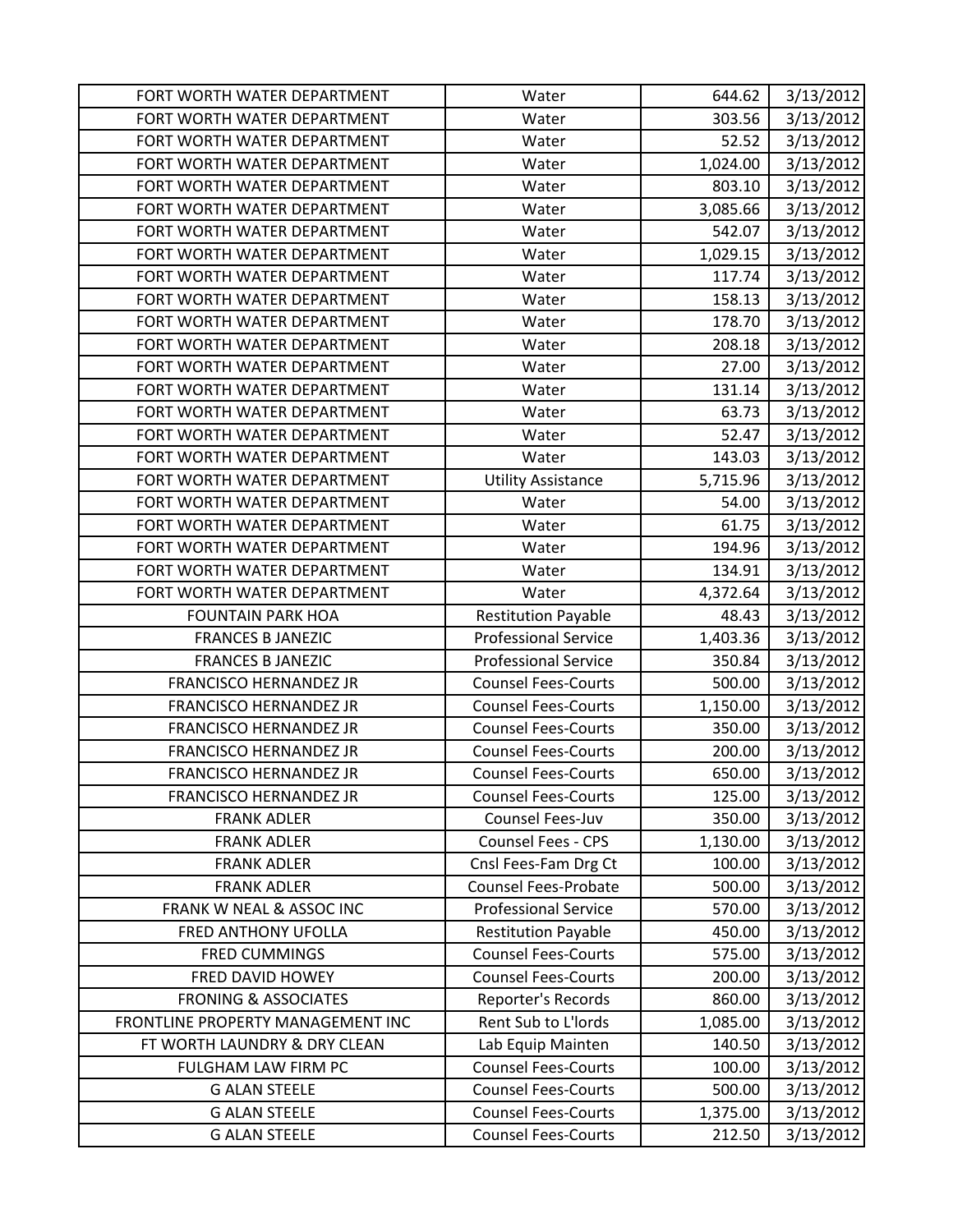| FORT WORTH WATER DEPARTMENT | Water | 644.62 | 3/13/2012 |
|---|---|---|---|
| FORT WORTH WATER DEPARTMENT | Water | 303.56 | 3/13/2012 |
| FORT WORTH WATER DEPARTMENT | Water | 52.52 | 3/13/2012 |
| FORT WORTH WATER DEPARTMENT | Water | 1,024.00 | 3/13/2012 |
| FORT WORTH WATER DEPARTMENT | Water | 803.10 | 3/13/2012 |
| FORT WORTH WATER DEPARTMENT | Water | 3,085.66 | 3/13/2012 |
| FORT WORTH WATER DEPARTMENT | Water | 542.07 | 3/13/2012 |
| FORT WORTH WATER DEPARTMENT | Water | 1,029.15 | 3/13/2012 |
| FORT WORTH WATER DEPARTMENT | Water | 117.74 | 3/13/2012 |
| FORT WORTH WATER DEPARTMENT | Water | 158.13 | 3/13/2012 |
| FORT WORTH WATER DEPARTMENT | Water | 178.70 | 3/13/2012 |
| FORT WORTH WATER DEPARTMENT | Water | 208.18 | 3/13/2012 |
| FORT WORTH WATER DEPARTMENT | Water | 27.00 | 3/13/2012 |
| FORT WORTH WATER DEPARTMENT | Water | 131.14 | 3/13/2012 |
| FORT WORTH WATER DEPARTMENT | Water | 63.73 | 3/13/2012 |
| FORT WORTH WATER DEPARTMENT | Water | 52.47 | 3/13/2012 |
| FORT WORTH WATER DEPARTMENT | Water | 143.03 | 3/13/2012 |
| FORT WORTH WATER DEPARTMENT | Utility Assistance | 5,715.96 | 3/13/2012 |
| FORT WORTH WATER DEPARTMENT | Water | 54.00 | 3/13/2012 |
| FORT WORTH WATER DEPARTMENT | Water | 61.75 | 3/13/2012 |
| FORT WORTH WATER DEPARTMENT | Water | 194.96 | 3/13/2012 |
| FORT WORTH WATER DEPARTMENT | Water | 134.91 | 3/13/2012 |
| FORT WORTH WATER DEPARTMENT | Water | 4,372.64 | 3/13/2012 |
| FOUNTAIN PARK HOA | Restitution Payable | 48.43 | 3/13/2012 |
| FRANCES B JANEZIC | Professional Service | 1,403.36 | 3/13/2012 |
| FRANCES B JANEZIC | Professional Service | 350.84 | 3/13/2012 |
| FRANCISCO HERNANDEZ JR | Counsel Fees-Courts | 500.00 | 3/13/2012 |
| FRANCISCO HERNANDEZ JR | Counsel Fees-Courts | 1,150.00 | 3/13/2012 |
| FRANCISCO HERNANDEZ JR | Counsel Fees-Courts | 350.00 | 3/13/2012 |
| FRANCISCO HERNANDEZ JR | Counsel Fees-Courts | 200.00 | 3/13/2012 |
| FRANCISCO HERNANDEZ JR | Counsel Fees-Courts | 650.00 | 3/13/2012 |
| FRANCISCO HERNANDEZ JR | Counsel Fees-Courts | 125.00 | 3/13/2012 |
| FRANK ADLER | Counsel Fees-Juv | 350.00 | 3/13/2012 |
| FRANK ADLER | Counsel Fees - CPS | 1,130.00 | 3/13/2012 |
| FRANK ADLER | Cnsl Fees-Fam Drg Ct | 100.00 | 3/13/2012 |
| FRANK ADLER | Counsel Fees-Probate | 500.00 | 3/13/2012 |
| FRANK W NEAL & ASSOC INC | Professional Service | 570.00 | 3/13/2012 |
| FRED ANTHONY UFOLLA | Restitution Payable | 450.00 | 3/13/2012 |
| FRED CUMMINGS | Counsel Fees-Courts | 575.00 | 3/13/2012 |
| FRED DAVID HOWEY | Counsel Fees-Courts | 200.00 | 3/13/2012 |
| FRONING & ASSOCIATES | Reporter's Records | 860.00 | 3/13/2012 |
| FRONTLINE PROPERTY MANAGEMENT INC | Rent Sub to L'lords | 1,085.00 | 3/13/2012 |
| FT WORTH LAUNDRY & DRY CLEAN | Lab Equip Mainten | 140.50 | 3/13/2012 |
| FULGHAM LAW FIRM PC | Counsel Fees-Courts | 100.00 | 3/13/2012 |
| G ALAN STEELE | Counsel Fees-Courts | 500.00 | 3/13/2012 |
| G ALAN STEELE | Counsel Fees-Courts | 1,375.00 | 3/13/2012 |
| G ALAN STEELE | Counsel Fees-Courts | 212.50 | 3/13/2012 |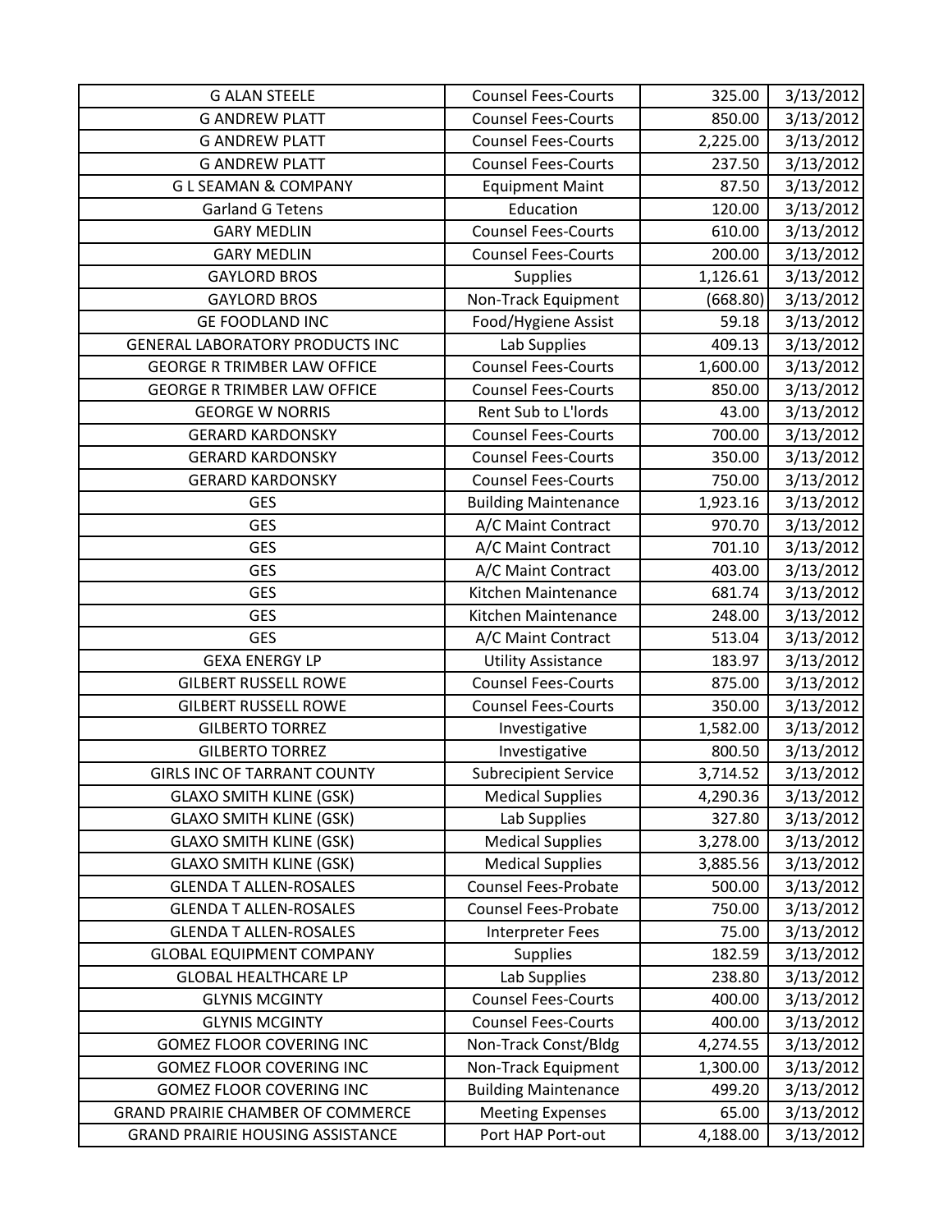| | | | |
|---|---|---|---|
| G ALAN STEELE | Counsel Fees-Courts | 325.00 | 3/13/2012 |
| G ANDREW PLATT | Counsel Fees-Courts | 850.00 | 3/13/2012 |
| G ANDREW PLATT | Counsel Fees-Courts | 2,225.00 | 3/13/2012 |
| G ANDREW PLATT | Counsel Fees-Courts | 237.50 | 3/13/2012 |
| G L SEAMAN & COMPANY | Equipment Maint | 87.50 | 3/13/2012 |
| Garland G Tetens | Education | 120.00 | 3/13/2012 |
| GARY MEDLIN | Counsel Fees-Courts | 610.00 | 3/13/2012 |
| GARY MEDLIN | Counsel Fees-Courts | 200.00 | 3/13/2012 |
| GAYLORD BROS | Supplies | 1,126.61 | 3/13/2012 |
| GAYLORD BROS | Non-Track Equipment | (668.80) | 3/13/2012 |
| GE FOODLAND INC | Food/Hygiene Assist | 59.18 | 3/13/2012 |
| GENERAL LABORATORY PRODUCTS INC | Lab Supplies | 409.13 | 3/13/2012 |
| GEORGE R TRIMBER LAW OFFICE | Counsel Fees-Courts | 1,600.00 | 3/13/2012 |
| GEORGE R TRIMBER LAW OFFICE | Counsel Fees-Courts | 850.00 | 3/13/2012 |
| GEORGE W NORRIS | Rent Sub to L'lords | 43.00 | 3/13/2012 |
| GERARD KARDONSKY | Counsel Fees-Courts | 700.00 | 3/13/2012 |
| GERARD KARDONSKY | Counsel Fees-Courts | 350.00 | 3/13/2012 |
| GERARD KARDONSKY | Counsel Fees-Courts | 750.00 | 3/13/2012 |
| GES | Building Maintenance | 1,923.16 | 3/13/2012 |
| GES | A/C Maint Contract | 970.70 | 3/13/2012 |
| GES | A/C Maint Contract | 701.10 | 3/13/2012 |
| GES | A/C Maint Contract | 403.00 | 3/13/2012 |
| GES | Kitchen Maintenance | 681.74 | 3/13/2012 |
| GES | Kitchen Maintenance | 248.00 | 3/13/2012 |
| GES | A/C Maint Contract | 513.04 | 3/13/2012 |
| GEXA ENERGY LP | Utility Assistance | 183.97 | 3/13/2012 |
| GILBERT RUSSELL ROWE | Counsel Fees-Courts | 875.00 | 3/13/2012 |
| GILBERT RUSSELL ROWE | Counsel Fees-Courts | 350.00 | 3/13/2012 |
| GILBERTO TORREZ | Investigative | 1,582.00 | 3/13/2012 |
| GILBERTO TORREZ | Investigative | 800.50 | 3/13/2012 |
| GIRLS INC OF TARRANT COUNTY | Subrecipient Service | 3,714.52 | 3/13/2012 |
| GLAXO SMITH KLINE (GSK) | Medical Supplies | 4,290.36 | 3/13/2012 |
| GLAXO SMITH KLINE (GSK) | Lab Supplies | 327.80 | 3/13/2012 |
| GLAXO SMITH KLINE (GSK) | Medical Supplies | 3,278.00 | 3/13/2012 |
| GLAXO SMITH KLINE (GSK) | Medical Supplies | 3,885.56 | 3/13/2012 |
| GLENDA T ALLEN-ROSALES | Counsel Fees-Probate | 500.00 | 3/13/2012 |
| GLENDA T ALLEN-ROSALES | Counsel Fees-Probate | 750.00 | 3/13/2012 |
| GLENDA T ALLEN-ROSALES | Interpreter Fees | 75.00 | 3/13/2012 |
| GLOBAL EQUIPMENT COMPANY | Supplies | 182.59 | 3/13/2012 |
| GLOBAL HEALTHCARE LP | Lab Supplies | 238.80 | 3/13/2012 |
| GLYNIS MCGINTY | Counsel Fees-Courts | 400.00 | 3/13/2012 |
| GLYNIS MCGINTY | Counsel Fees-Courts | 400.00 | 3/13/2012 |
| GOMEZ FLOOR COVERING INC | Non-Track Const/Bldg | 4,274.55 | 3/13/2012 |
| GOMEZ FLOOR COVERING INC | Non-Track Equipment | 1,300.00 | 3/13/2012 |
| GOMEZ FLOOR COVERING INC | Building Maintenance | 499.20 | 3/13/2012 |
| GRAND PRAIRIE CHAMBER OF COMMERCE | Meeting Expenses | 65.00 | 3/13/2012 |
| GRAND PRAIRIE HOUSING ASSISTANCE | Port HAP Port-out | 4,188.00 | 3/13/2012 |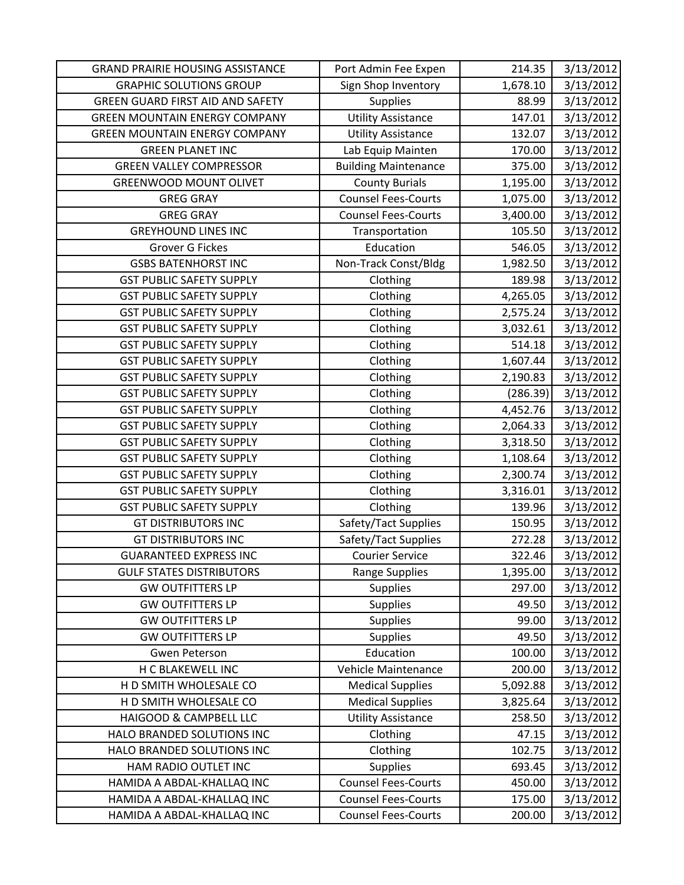| | | | |
|---|---|---|---|
| GRAND PRAIRIE HOUSING ASSISTANCE | Port Admin Fee Expen | 214.35 | 3/13/2012 |
| GRAPHIC SOLUTIONS GROUP | Sign Shop Inventory | 1,678.10 | 3/13/2012 |
| GREEN GUARD FIRST AID AND SAFETY | Supplies | 88.99 | 3/13/2012 |
| GREEN MOUNTAIN ENERGY COMPANY | Utility Assistance | 147.01 | 3/13/2012 |
| GREEN MOUNTAIN ENERGY COMPANY | Utility Assistance | 132.07 | 3/13/2012 |
| GREEN PLANET INC | Lab Equip Mainten | 170.00 | 3/13/2012 |
| GREEN VALLEY COMPRESSOR | Building Maintenance | 375.00 | 3/13/2012 |
| GREENWOOD MOUNT OLIVET | County Burials | 1,195.00 | 3/13/2012 |
| GREG GRAY | Counsel Fees-Courts | 1,075.00 | 3/13/2012 |
| GREG GRAY | Counsel Fees-Courts | 3,400.00 | 3/13/2012 |
| GREYHOUND LINES INC | Transportation | 105.50 | 3/13/2012 |
| Grover G Fickes | Education | 546.05 | 3/13/2012 |
| GSBS BATENHORST INC | Non-Track Const/Bldg | 1,982.50 | 3/13/2012 |
| GST PUBLIC SAFETY SUPPLY | Clothing | 189.98 | 3/13/2012 |
| GST PUBLIC SAFETY SUPPLY | Clothing | 4,265.05 | 3/13/2012 |
| GST PUBLIC SAFETY SUPPLY | Clothing | 2,575.24 | 3/13/2012 |
| GST PUBLIC SAFETY SUPPLY | Clothing | 3,032.61 | 3/13/2012 |
| GST PUBLIC SAFETY SUPPLY | Clothing | 514.18 | 3/13/2012 |
| GST PUBLIC SAFETY SUPPLY | Clothing | 1,607.44 | 3/13/2012 |
| GST PUBLIC SAFETY SUPPLY | Clothing | 2,190.83 | 3/13/2012 |
| GST PUBLIC SAFETY SUPPLY | Clothing | (286.39) | 3/13/2012 |
| GST PUBLIC SAFETY SUPPLY | Clothing | 4,452.76 | 3/13/2012 |
| GST PUBLIC SAFETY SUPPLY | Clothing | 2,064.33 | 3/13/2012 |
| GST PUBLIC SAFETY SUPPLY | Clothing | 3,318.50 | 3/13/2012 |
| GST PUBLIC SAFETY SUPPLY | Clothing | 1,108.64 | 3/13/2012 |
| GST PUBLIC SAFETY SUPPLY | Clothing | 2,300.74 | 3/13/2012 |
| GST PUBLIC SAFETY SUPPLY | Clothing | 3,316.01 | 3/13/2012 |
| GST PUBLIC SAFETY SUPPLY | Clothing | 139.96 | 3/13/2012 |
| GT DISTRIBUTORS INC | Safety/Tact Supplies | 150.95 | 3/13/2012 |
| GT DISTRIBUTORS INC | Safety/Tact Supplies | 272.28 | 3/13/2012 |
| GUARANTEED EXPRESS INC | Courier Service | 322.46 | 3/13/2012 |
| GULF STATES DISTRIBUTORS | Range Supplies | 1,395.00 | 3/13/2012 |
| GW OUTFITTERS LP | Supplies | 297.00 | 3/13/2012 |
| GW OUTFITTERS LP | Supplies | 49.50 | 3/13/2012 |
| GW OUTFITTERS LP | Supplies | 99.00 | 3/13/2012 |
| GW OUTFITTERS LP | Supplies | 49.50 | 3/13/2012 |
| Gwen Peterson | Education | 100.00 | 3/13/2012 |
| H C BLAKEWELL INC | Vehicle Maintenance | 200.00 | 3/13/2012 |
| H D SMITH WHOLESALE CO | Medical Supplies | 5,092.88 | 3/13/2012 |
| H D SMITH WHOLESALE CO | Medical Supplies | 3,825.64 | 3/13/2012 |
| HAIGOOD & CAMPBELL LLC | Utility Assistance | 258.50 | 3/13/2012 |
| HALO BRANDED SOLUTIONS INC | Clothing | 47.15 | 3/13/2012 |
| HALO BRANDED SOLUTIONS INC | Clothing | 102.75 | 3/13/2012 |
| HAM RADIO OUTLET INC | Supplies | 693.45 | 3/13/2012 |
| HAMIDA A ABDAL-KHALLAQ INC | Counsel Fees-Courts | 450.00 | 3/13/2012 |
| HAMIDA A ABDAL-KHALLAQ INC | Counsel Fees-Courts | 175.00 | 3/13/2012 |
| HAMIDA A ABDAL-KHALLAQ INC | Counsel Fees-Courts | 200.00 | 3/13/2012 |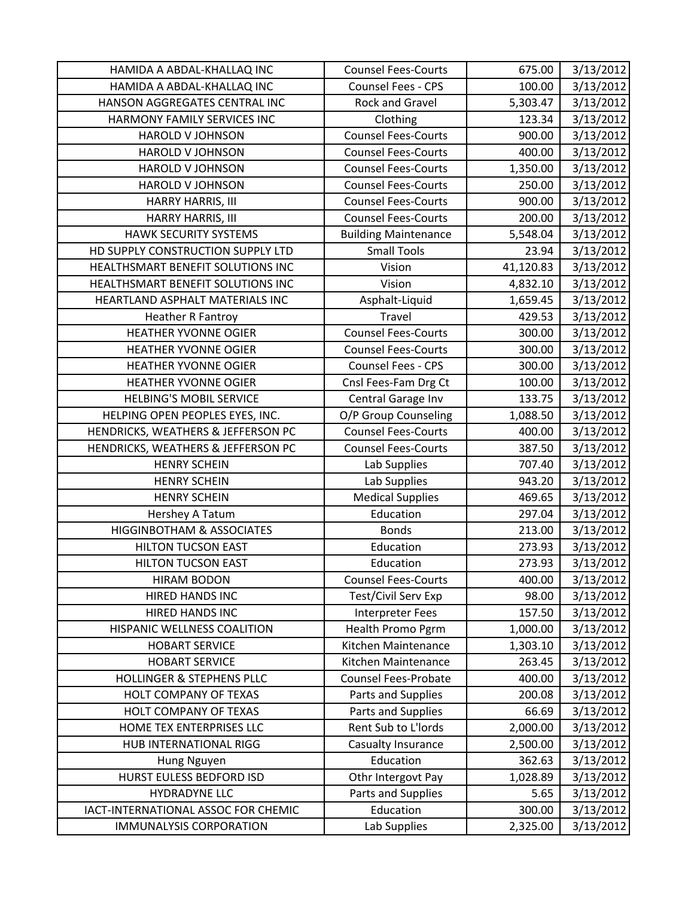| HAMIDA A ABDAL-KHALLAQ INC | Counsel Fees-Courts | 675.00 | 3/13/2012 |
|---|---|---|---|
| HAMIDA A ABDAL-KHALLAQ INC | Counsel Fees - CPS | 100.00 | 3/13/2012 |
| HANSON AGGREGATES CENTRAL INC | Rock and Gravel | 5,303.47 | 3/13/2012 |
| HARMONY FAMILY SERVICES INC | Clothing | 123.34 | 3/13/2012 |
| HAROLD V JOHNSON | Counsel Fees-Courts | 900.00 | 3/13/2012 |
| HAROLD V JOHNSON | Counsel Fees-Courts | 400.00 | 3/13/2012 |
| HAROLD V JOHNSON | Counsel Fees-Courts | 1,350.00 | 3/13/2012 |
| HAROLD V JOHNSON | Counsel Fees-Courts | 250.00 | 3/13/2012 |
| HARRY HARRIS, III | Counsel Fees-Courts | 900.00 | 3/13/2012 |
| HARRY HARRIS, III | Counsel Fees-Courts | 200.00 | 3/13/2012 |
| HAWK SECURITY SYSTEMS | Building Maintenance | 5,548.04 | 3/13/2012 |
| HD SUPPLY CONSTRUCTION SUPPLY LTD | Small Tools | 23.94 | 3/13/2012 |
| HEALTHSMART BENEFIT SOLUTIONS INC | Vision | 41,120.83 | 3/13/2012 |
| HEALTHSMART BENEFIT SOLUTIONS INC | Vision | 4,832.10 | 3/13/2012 |
| HEARTLAND ASPHALT MATERIALS INC | Asphalt-Liquid | 1,659.45 | 3/13/2012 |
| Heather R Fantroy | Travel | 429.53 | 3/13/2012 |
| HEATHER YVONNE OGIER | Counsel Fees-Courts | 300.00 | 3/13/2012 |
| HEATHER YVONNE OGIER | Counsel Fees-Courts | 300.00 | 3/13/2012 |
| HEATHER YVONNE OGIER | Counsel Fees - CPS | 300.00 | 3/13/2012 |
| HEATHER YVONNE OGIER | Cnsl Fees-Fam Drg Ct | 100.00 | 3/13/2012 |
| HELBING'S MOBIL SERVICE | Central Garage Inv | 133.75 | 3/13/2012 |
| HELPING OPEN PEOPLES EYES, INC. | O/P Group Counseling | 1,088.50 | 3/13/2012 |
| HENDRICKS, WEATHERS & JEFFERSON PC | Counsel Fees-Courts | 400.00 | 3/13/2012 |
| HENDRICKS, WEATHERS & JEFFERSON PC | Counsel Fees-Courts | 387.50 | 3/13/2012 |
| HENRY SCHEIN | Lab Supplies | 707.40 | 3/13/2012 |
| HENRY SCHEIN | Lab Supplies | 943.20 | 3/13/2012 |
| HENRY SCHEIN | Medical Supplies | 469.65 | 3/13/2012 |
| Hershey A Tatum | Education | 297.04 | 3/13/2012 |
| HIGGINBOTHAM & ASSOCIATES | Bonds | 213.00 | 3/13/2012 |
| HILTON TUCSON EAST | Education | 273.93 | 3/13/2012 |
| HILTON TUCSON EAST | Education | 273.93 | 3/13/2012 |
| HIRAM BODON | Counsel Fees-Courts | 400.00 | 3/13/2012 |
| HIRED HANDS INC | Test/Civil Serv Exp | 98.00 | 3/13/2012 |
| HIRED HANDS INC | Interpreter Fees | 157.50 | 3/13/2012 |
| HISPANIC WELLNESS COALITION | Health Promo Pgrm | 1,000.00 | 3/13/2012 |
| HOBART SERVICE | Kitchen Maintenance | 1,303.10 | 3/13/2012 |
| HOBART SERVICE | Kitchen Maintenance | 263.45 | 3/13/2012 |
| HOLLINGER & STEPHENS PLLC | Counsel Fees-Probate | 400.00 | 3/13/2012 |
| HOLT COMPANY OF TEXAS | Parts and Supplies | 200.08 | 3/13/2012 |
| HOLT COMPANY OF TEXAS | Parts and Supplies | 66.69 | 3/13/2012 |
| HOME TEX ENTERPRISES LLC | Rent Sub to L'lords | 2,000.00 | 3/13/2012 |
| HUB INTERNATIONAL RIGG | Casualty Insurance | 2,500.00 | 3/13/2012 |
| Hung Nguyen | Education | 362.63 | 3/13/2012 |
| HURST EULESS BEDFORD ISD | Othr Intergovt Pay | 1,028.89 | 3/13/2012 |
| HYDRADYNE LLC | Parts and Supplies | 5.65 | 3/13/2012 |
| IACT-INTERNATIONAL ASSOC FOR CHEMIC | Education | 300.00 | 3/13/2012 |
| IMMUNALYSIS CORPORATION | Lab Supplies | 2,325.00 | 3/13/2012 |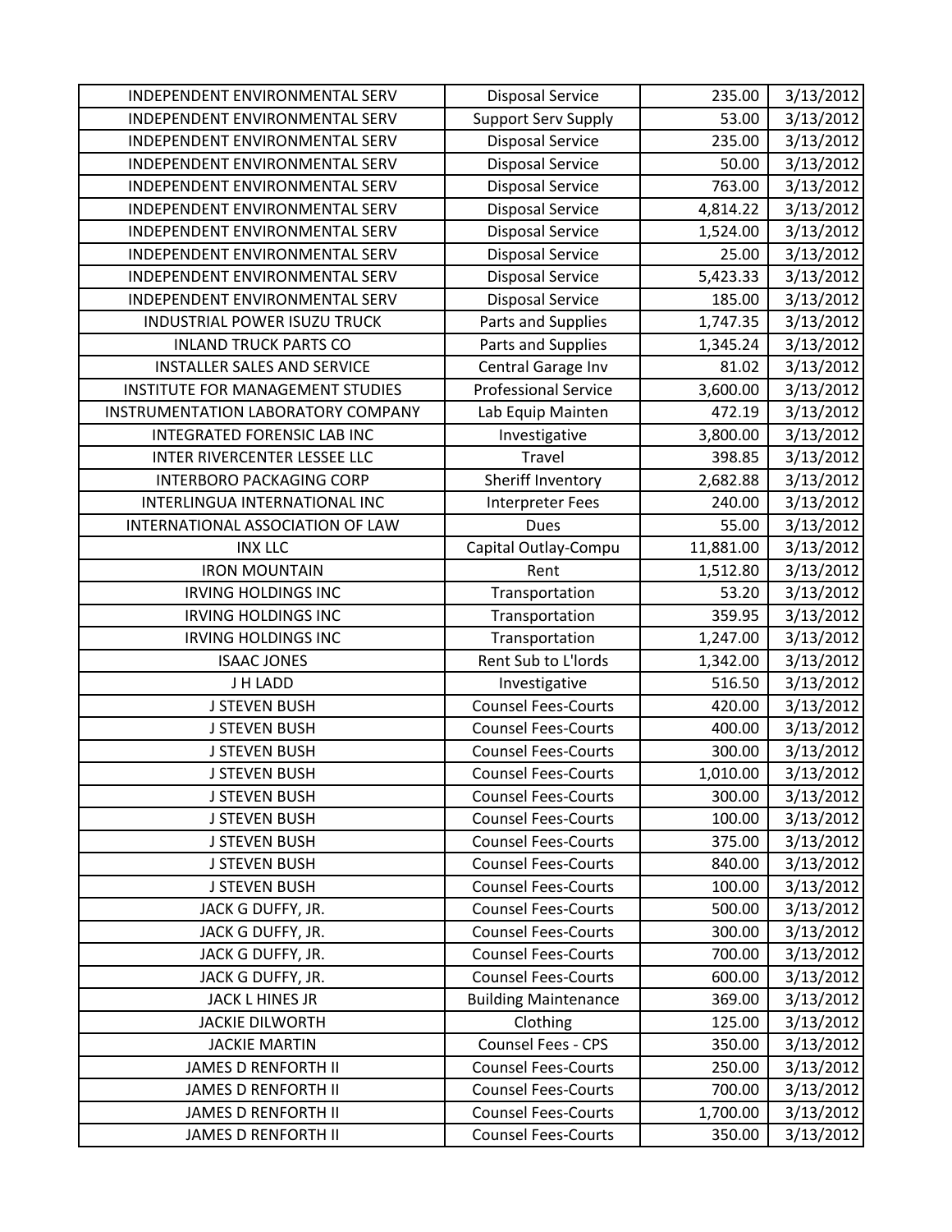| | | | |
|---|---|---|---|
| INDEPENDENT ENVIRONMENTAL SERV | Disposal Service | 235.00 | 3/13/2012 |
| INDEPENDENT ENVIRONMENTAL SERV | Support Serv Supply | 53.00 | 3/13/2012 |
| INDEPENDENT ENVIRONMENTAL SERV | Disposal Service | 235.00 | 3/13/2012 |
| INDEPENDENT ENVIRONMENTAL SERV | Disposal Service | 50.00 | 3/13/2012 |
| INDEPENDENT ENVIRONMENTAL SERV | Disposal Service | 763.00 | 3/13/2012 |
| INDEPENDENT ENVIRONMENTAL SERV | Disposal Service | 4,814.22 | 3/13/2012 |
| INDEPENDENT ENVIRONMENTAL SERV | Disposal Service | 1,524.00 | 3/13/2012 |
| INDEPENDENT ENVIRONMENTAL SERV | Disposal Service | 25.00 | 3/13/2012 |
| INDEPENDENT ENVIRONMENTAL SERV | Disposal Service | 5,423.33 | 3/13/2012 |
| INDEPENDENT ENVIRONMENTAL SERV | Disposal Service | 185.00 | 3/13/2012 |
| INDUSTRIAL POWER ISUZU TRUCK | Parts and Supplies | 1,747.35 | 3/13/2012 |
| INLAND TRUCK PARTS CO | Parts and Supplies | 1,345.24 | 3/13/2012 |
| INSTALLER SALES AND SERVICE | Central Garage Inv | 81.02 | 3/13/2012 |
| INSTITUTE FOR MANAGEMENT STUDIES | Professional Service | 3,600.00 | 3/13/2012 |
| INSTRUMENTATION LABORATORY COMPANY | Lab Equip Mainten | 472.19 | 3/13/2012 |
| INTEGRATED FORENSIC LAB INC | Investigative | 3,800.00 | 3/13/2012 |
| INTER RIVERCENTER LESSEE LLC | Travel | 398.85 | 3/13/2012 |
| INTERBORO PACKAGING CORP | Sheriff Inventory | 2,682.88 | 3/13/2012 |
| INTERLINGUA INTERNATIONAL INC | Interpreter Fees | 240.00 | 3/13/2012 |
| INTERNATIONAL ASSOCIATION OF LAW | Dues | 55.00 | 3/13/2012 |
| INX LLC | Capital Outlay-Compu | 11,881.00 | 3/13/2012 |
| IRON MOUNTAIN | Rent | 1,512.80 | 3/13/2012 |
| IRVING HOLDINGS INC | Transportation | 53.20 | 3/13/2012 |
| IRVING HOLDINGS INC | Transportation | 359.95 | 3/13/2012 |
| IRVING HOLDINGS INC | Transportation | 1,247.00 | 3/13/2012 |
| ISAAC JONES | Rent Sub to L'lords | 1,342.00 | 3/13/2012 |
| J H LADD | Investigative | 516.50 | 3/13/2012 |
| J STEVEN BUSH | Counsel Fees-Courts | 420.00 | 3/13/2012 |
| J STEVEN BUSH | Counsel Fees-Courts | 400.00 | 3/13/2012 |
| J STEVEN BUSH | Counsel Fees-Courts | 300.00 | 3/13/2012 |
| J STEVEN BUSH | Counsel Fees-Courts | 1,010.00 | 3/13/2012 |
| J STEVEN BUSH | Counsel Fees-Courts | 300.00 | 3/13/2012 |
| J STEVEN BUSH | Counsel Fees-Courts | 100.00 | 3/13/2012 |
| J STEVEN BUSH | Counsel Fees-Courts | 375.00 | 3/13/2012 |
| J STEVEN BUSH | Counsel Fees-Courts | 840.00 | 3/13/2012 |
| J STEVEN BUSH | Counsel Fees-Courts | 100.00 | 3/13/2012 |
| JACK G DUFFY, JR. | Counsel Fees-Courts | 500.00 | 3/13/2012 |
| JACK G DUFFY, JR. | Counsel Fees-Courts | 300.00 | 3/13/2012 |
| JACK G DUFFY, JR. | Counsel Fees-Courts | 700.00 | 3/13/2012 |
| JACK G DUFFY, JR. | Counsel Fees-Courts | 600.00 | 3/13/2012 |
| JACK L HINES JR | Building Maintenance | 369.00 | 3/13/2012 |
| JACKIE DILWORTH | Clothing | 125.00 | 3/13/2012 |
| JACKIE MARTIN | Counsel Fees - CPS | 350.00 | 3/13/2012 |
| JAMES D RENFORTH II | Counsel Fees-Courts | 250.00 | 3/13/2012 |
| JAMES D RENFORTH II | Counsel Fees-Courts | 700.00 | 3/13/2012 |
| JAMES D RENFORTH II | Counsel Fees-Courts | 1,700.00 | 3/13/2012 |
| JAMES D RENFORTH II | Counsel Fees-Courts | 350.00 | 3/13/2012 |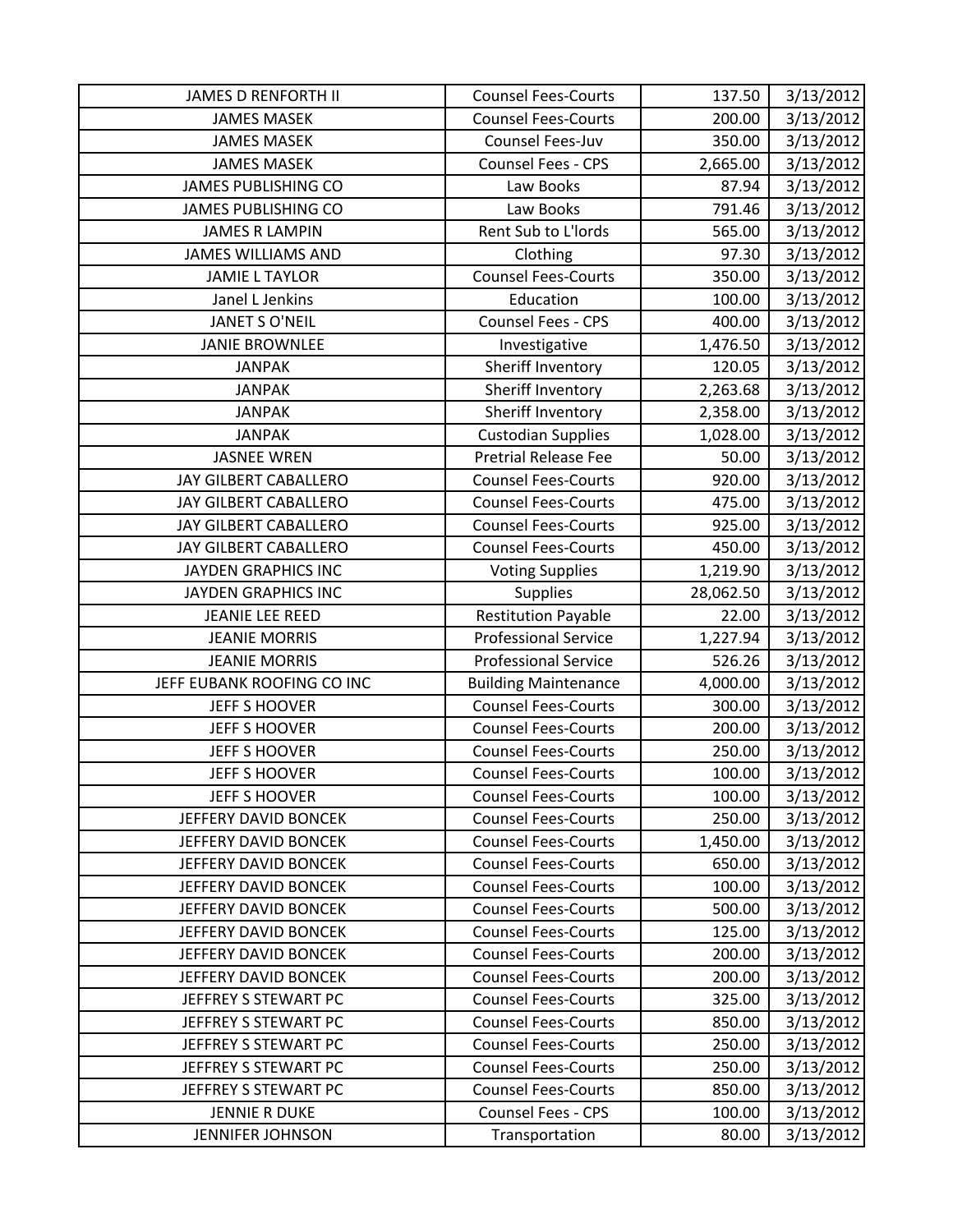| JAMES D RENFORTH II | Counsel Fees-Courts | 137.50 | 3/13/2012 |
|---|---|---|---|
| JAMES MASEK | Counsel Fees-Courts | 200.00 | 3/13/2012 |
| JAMES MASEK | Counsel Fees-Juv | 350.00 | 3/13/2012 |
| JAMES MASEK | Counsel Fees - CPS | 2,665.00 | 3/13/2012 |
| JAMES PUBLISHING CO | Law Books | 87.94 | 3/13/2012 |
| JAMES PUBLISHING CO | Law Books | 791.46 | 3/13/2012 |
| JAMES R LAMPIN | Rent Sub to L'lords | 565.00 | 3/13/2012 |
| JAMES WILLIAMS AND | Clothing | 97.30 | 3/13/2012 |
| JAMIE L TAYLOR | Counsel Fees-Courts | 350.00 | 3/13/2012 |
| Janel L Jenkins | Education | 100.00 | 3/13/2012 |
| JANET S O'NEIL | Counsel Fees - CPS | 400.00 | 3/13/2012 |
| JANIE BROWNLEE | Investigative | 1,476.50 | 3/13/2012 |
| JANPAK | Sheriff Inventory | 120.05 | 3/13/2012 |
| JANPAK | Sheriff Inventory | 2,263.68 | 3/13/2012 |
| JANPAK | Sheriff Inventory | 2,358.00 | 3/13/2012 |
| JANPAK | Custodian Supplies | 1,028.00 | 3/13/2012 |
| JASNEE WREN | Pretrial Release Fee | 50.00 | 3/13/2012 |
| JAY GILBERT CABALLERO | Counsel Fees-Courts | 920.00 | 3/13/2012 |
| JAY GILBERT CABALLERO | Counsel Fees-Courts | 475.00 | 3/13/2012 |
| JAY GILBERT CABALLERO | Counsel Fees-Courts | 925.00 | 3/13/2012 |
| JAY GILBERT CABALLERO | Counsel Fees-Courts | 450.00 | 3/13/2012 |
| JAYDEN GRAPHICS INC | Voting Supplies | 1,219.90 | 3/13/2012 |
| JAYDEN GRAPHICS INC | Supplies | 28,062.50 | 3/13/2012 |
| JEANIE LEE REED | Restitution Payable | 22.00 | 3/13/2012 |
| JEANIE MORRIS | Professional Service | 1,227.94 | 3/13/2012 |
| JEANIE MORRIS | Professional Service | 526.26 | 3/13/2012 |
| JEFF EUBANK ROOFING CO INC | Building Maintenance | 4,000.00 | 3/13/2012 |
| JEFF S HOOVER | Counsel Fees-Courts | 300.00 | 3/13/2012 |
| JEFF S HOOVER | Counsel Fees-Courts | 200.00 | 3/13/2012 |
| JEFF S HOOVER | Counsel Fees-Courts | 250.00 | 3/13/2012 |
| JEFF S HOOVER | Counsel Fees-Courts | 100.00 | 3/13/2012 |
| JEFF S HOOVER | Counsel Fees-Courts | 100.00 | 3/13/2012 |
| JEFFERY DAVID BONCEK | Counsel Fees-Courts | 250.00 | 3/13/2012 |
| JEFFERY DAVID BONCEK | Counsel Fees-Courts | 1,450.00 | 3/13/2012 |
| JEFFERY DAVID BONCEK | Counsel Fees-Courts | 650.00 | 3/13/2012 |
| JEFFERY DAVID BONCEK | Counsel Fees-Courts | 100.00 | 3/13/2012 |
| JEFFERY DAVID BONCEK | Counsel Fees-Courts | 500.00 | 3/13/2012 |
| JEFFERY DAVID BONCEK | Counsel Fees-Courts | 125.00 | 3/13/2012 |
| JEFFERY DAVID BONCEK | Counsel Fees-Courts | 200.00 | 3/13/2012 |
| JEFFERY DAVID BONCEK | Counsel Fees-Courts | 200.00 | 3/13/2012 |
| JEFFREY S STEWART PC | Counsel Fees-Courts | 325.00 | 3/13/2012 |
| JEFFREY S STEWART PC | Counsel Fees-Courts | 850.00 | 3/13/2012 |
| JEFFREY S STEWART PC | Counsel Fees-Courts | 250.00 | 3/13/2012 |
| JEFFREY S STEWART PC | Counsel Fees-Courts | 250.00 | 3/13/2012 |
| JEFFREY S STEWART PC | Counsel Fees-Courts | 850.00 | 3/13/2012 |
| JENNIE R DUKE | Counsel Fees - CPS | 100.00 | 3/13/2012 |
| JENNIFER JOHNSON | Transportation | 80.00 | 3/13/2012 |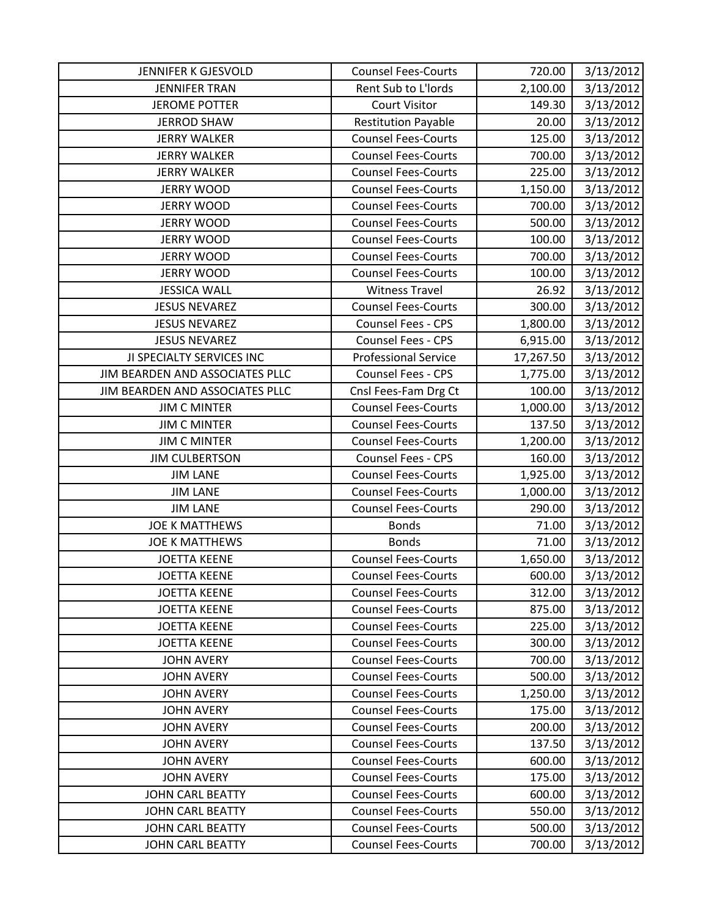| | | | |
|---|---|---|---|
| JENNIFER K GJESVOLD | Counsel Fees-Courts | 720.00 | 3/13/2012 |
| JENNIFER TRAN | Rent Sub to L'lords | 2,100.00 | 3/13/2012 |
| JEROME POTTER | Court Visitor | 149.30 | 3/13/2012 |
| JERROD SHAW | Restitution Payable | 20.00 | 3/13/2012 |
| JERRY WALKER | Counsel Fees-Courts | 125.00 | 3/13/2012 |
| JERRY WALKER | Counsel Fees-Courts | 700.00 | 3/13/2012 |
| JERRY WALKER | Counsel Fees-Courts | 225.00 | 3/13/2012 |
| JERRY WOOD | Counsel Fees-Courts | 1,150.00 | 3/13/2012 |
| JERRY WOOD | Counsel Fees-Courts | 700.00 | 3/13/2012 |
| JERRY WOOD | Counsel Fees-Courts | 500.00 | 3/13/2012 |
| JERRY WOOD | Counsel Fees-Courts | 100.00 | 3/13/2012 |
| JERRY WOOD | Counsel Fees-Courts | 700.00 | 3/13/2012 |
| JERRY WOOD | Counsel Fees-Courts | 100.00 | 3/13/2012 |
| JESSICA WALL | Witness Travel | 26.92 | 3/13/2012 |
| JESUS NEVAREZ | Counsel Fees-Courts | 300.00 | 3/13/2012 |
| JESUS NEVAREZ | Counsel Fees - CPS | 1,800.00 | 3/13/2012 |
| JESUS NEVAREZ | Counsel Fees - CPS | 6,915.00 | 3/13/2012 |
| JI SPECIALTY SERVICES INC | Professional Service | 17,267.50 | 3/13/2012 |
| JIM BEARDEN AND ASSOCIATES PLLC | Counsel Fees - CPS | 1,775.00 | 3/13/2012 |
| JIM BEARDEN AND ASSOCIATES PLLC | Cnsl Fees-Fam Drg Ct | 100.00 | 3/13/2012 |
| JIM C MINTER | Counsel Fees-Courts | 1,000.00 | 3/13/2012 |
| JIM C MINTER | Counsel Fees-Courts | 137.50 | 3/13/2012 |
| JIM C MINTER | Counsel Fees-Courts | 1,200.00 | 3/13/2012 |
| JIM CULBERTSON | Counsel Fees - CPS | 160.00 | 3/13/2012 |
| JIM LANE | Counsel Fees-Courts | 1,925.00 | 3/13/2012 |
| JIM LANE | Counsel Fees-Courts | 1,000.00 | 3/13/2012 |
| JIM LANE | Counsel Fees-Courts | 290.00 | 3/13/2012 |
| JOE K MATTHEWS | Bonds | 71.00 | 3/13/2012 |
| JOE K MATTHEWS | Bonds | 71.00 | 3/13/2012 |
| JOETTA KEENE | Counsel Fees-Courts | 1,650.00 | 3/13/2012 |
| JOETTA KEENE | Counsel Fees-Courts | 600.00 | 3/13/2012 |
| JOETTA KEENE | Counsel Fees-Courts | 312.00 | 3/13/2012 |
| JOETTA KEENE | Counsel Fees-Courts | 875.00 | 3/13/2012 |
| JOETTA KEENE | Counsel Fees-Courts | 225.00 | 3/13/2012 |
| JOETTA KEENE | Counsel Fees-Courts | 300.00 | 3/13/2012 |
| JOHN AVERY | Counsel Fees-Courts | 700.00 | 3/13/2012 |
| JOHN AVERY | Counsel Fees-Courts | 500.00 | 3/13/2012 |
| JOHN AVERY | Counsel Fees-Courts | 1,250.00 | 3/13/2012 |
| JOHN AVERY | Counsel Fees-Courts | 175.00 | 3/13/2012 |
| JOHN AVERY | Counsel Fees-Courts | 200.00 | 3/13/2012 |
| JOHN AVERY | Counsel Fees-Courts | 137.50 | 3/13/2012 |
| JOHN AVERY | Counsel Fees-Courts | 600.00 | 3/13/2012 |
| JOHN AVERY | Counsel Fees-Courts | 175.00 | 3/13/2012 |
| JOHN CARL BEATTY | Counsel Fees-Courts | 600.00 | 3/13/2012 |
| JOHN CARL BEATTY | Counsel Fees-Courts | 550.00 | 3/13/2012 |
| JOHN CARL BEATTY | Counsel Fees-Courts | 500.00 | 3/13/2012 |
| JOHN CARL BEATTY | Counsel Fees-Courts | 700.00 | 3/13/2012 |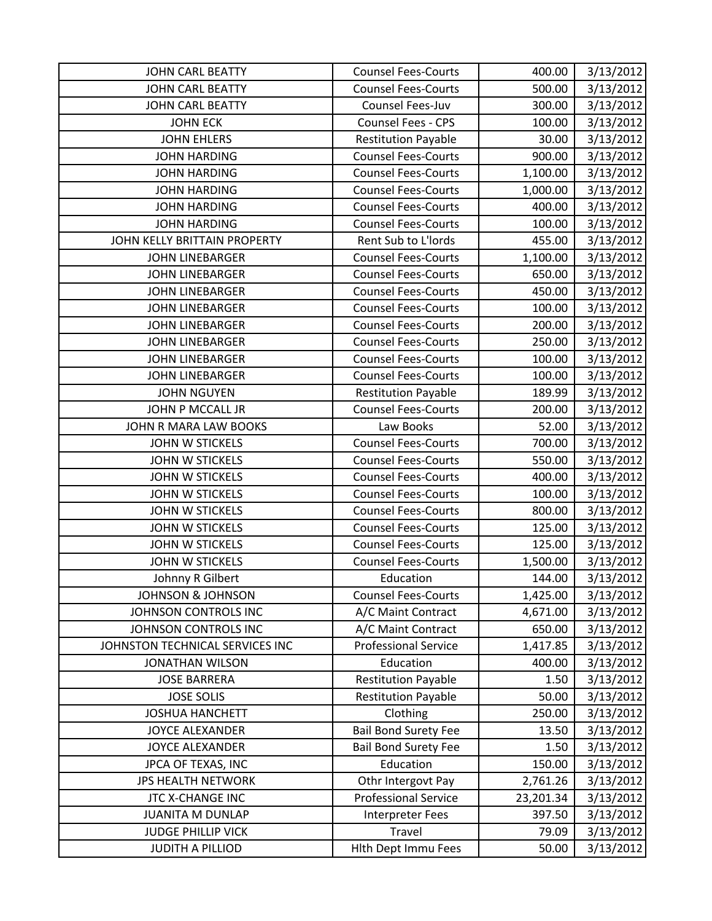| JOHN CARL BEATTY | Counsel Fees-Courts | 400.00 | 3/13/2012 |
|---|---|---|---|
| JOHN CARL BEATTY | Counsel Fees-Courts | 500.00 | 3/13/2012 |
| JOHN CARL BEATTY | Counsel Fees-Juv | 300.00 | 3/13/2012 |
| JOHN ECK | Counsel Fees - CPS | 100.00 | 3/13/2012 |
| JOHN EHLERS | Restitution Payable | 30.00 | 3/13/2012 |
| JOHN HARDING | Counsel Fees-Courts | 900.00 | 3/13/2012 |
| JOHN HARDING | Counsel Fees-Courts | 1,100.00 | 3/13/2012 |
| JOHN HARDING | Counsel Fees-Courts | 1,000.00 | 3/13/2012 |
| JOHN HARDING | Counsel Fees-Courts | 400.00 | 3/13/2012 |
| JOHN HARDING | Counsel Fees-Courts | 100.00 | 3/13/2012 |
| JOHN KELLY BRITTAIN PROPERTY | Rent Sub to L'lords | 455.00 | 3/13/2012 |
| JOHN LINEBARGER | Counsel Fees-Courts | 1,100.00 | 3/13/2012 |
| JOHN LINEBARGER | Counsel Fees-Courts | 650.00 | 3/13/2012 |
| JOHN LINEBARGER | Counsel Fees-Courts | 450.00 | 3/13/2012 |
| JOHN LINEBARGER | Counsel Fees-Courts | 100.00 | 3/13/2012 |
| JOHN LINEBARGER | Counsel Fees-Courts | 200.00 | 3/13/2012 |
| JOHN LINEBARGER | Counsel Fees-Courts | 250.00 | 3/13/2012 |
| JOHN LINEBARGER | Counsel Fees-Courts | 100.00 | 3/13/2012 |
| JOHN LINEBARGER | Counsel Fees-Courts | 100.00 | 3/13/2012 |
| JOHN NGUYEN | Restitution Payable | 189.99 | 3/13/2012 |
| JOHN P MCCALL JR | Counsel Fees-Courts | 200.00 | 3/13/2012 |
| JOHN R MARA LAW BOOKS | Law Books | 52.00 | 3/13/2012 |
| JOHN W STICKELS | Counsel Fees-Courts | 700.00 | 3/13/2012 |
| JOHN W STICKELS | Counsel Fees-Courts | 550.00 | 3/13/2012 |
| JOHN W STICKELS | Counsel Fees-Courts | 400.00 | 3/13/2012 |
| JOHN W STICKELS | Counsel Fees-Courts | 100.00 | 3/13/2012 |
| JOHN W STICKELS | Counsel Fees-Courts | 800.00 | 3/13/2012 |
| JOHN W STICKELS | Counsel Fees-Courts | 125.00 | 3/13/2012 |
| JOHN W STICKELS | Counsel Fees-Courts | 125.00 | 3/13/2012 |
| JOHN W STICKELS | Counsel Fees-Courts | 1,500.00 | 3/13/2012 |
| Johnny R Gilbert | Education | 144.00 | 3/13/2012 |
| JOHNSON & JOHNSON | Counsel Fees-Courts | 1,425.00 | 3/13/2012 |
| JOHNSON CONTROLS INC | A/C Maint Contract | 4,671.00 | 3/13/2012 |
| JOHNSON CONTROLS INC | A/C Maint Contract | 650.00 | 3/13/2012 |
| JOHNSTON TECHNICAL SERVICES INC | Professional Service | 1,417.85 | 3/13/2012 |
| JONATHAN WILSON | Education | 400.00 | 3/13/2012 |
| JOSE BARRERA | Restitution Payable | 1.50 | 3/13/2012 |
| JOSE SOLIS | Restitution Payable | 50.00 | 3/13/2012 |
| JOSHUA HANCHETT | Clothing | 250.00 | 3/13/2012 |
| JOYCE ALEXANDER | Bail Bond Surety Fee | 13.50 | 3/13/2012 |
| JOYCE ALEXANDER | Bail Bond Surety Fee | 1.50 | 3/13/2012 |
| JPCA OF TEXAS, INC | Education | 150.00 | 3/13/2012 |
| JPS HEALTH NETWORK | Othr Intergovt Pay | 2,761.26 | 3/13/2012 |
| JTC X-CHANGE INC | Professional Service | 23,201.34 | 3/13/2012 |
| JUANITA M DUNLAP | Interpreter Fees | 397.50 | 3/13/2012 |
| JUDGE PHILLIP VICK | Travel | 79.09 | 3/13/2012 |
| JUDITH A PILLIOD | Hlth Dept Immu Fees | 50.00 | 3/13/2012 |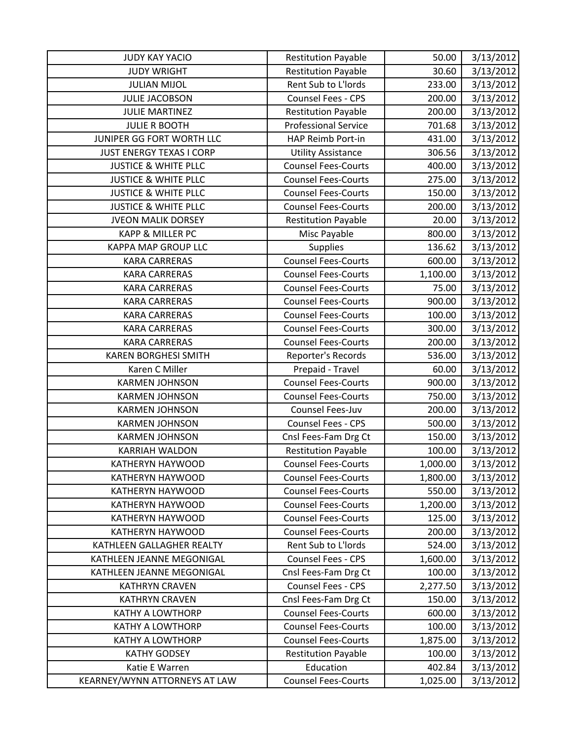| JUDY KAY YACIO | Restitution Payable | 50.00 | 3/13/2012 |
|---|---|---|---|
| JUDY WRIGHT | Restitution Payable | 30.60 | 3/13/2012 |
| JULIAN MIJOL | Rent Sub to L'lords | 233.00 | 3/13/2012 |
| JULIE JACOBSON | Counsel Fees - CPS | 200.00 | 3/13/2012 |
| JULIE MARTINEZ | Restitution Payable | 200.00 | 3/13/2012 |
| JULIE R BOOTH | Professional Service | 701.68 | 3/13/2012 |
| JUNIPER GG FORT WORTH LLC | HAP Reimb Port-in | 431.00 | 3/13/2012 |
| JUST ENERGY TEXAS I CORP | Utility Assistance | 306.56 | 3/13/2012 |
| JUSTICE & WHITE PLLC | Counsel Fees-Courts | 400.00 | 3/13/2012 |
| JUSTICE & WHITE PLLC | Counsel Fees-Courts | 275.00 | 3/13/2012 |
| JUSTICE & WHITE PLLC | Counsel Fees-Courts | 150.00 | 3/13/2012 |
| JUSTICE & WHITE PLLC | Counsel Fees-Courts | 200.00 | 3/13/2012 |
| JVEON MALIK DORSEY | Restitution Payable | 20.00 | 3/13/2012 |
| KAPP & MILLER PC | Misc Payable | 800.00 | 3/13/2012 |
| KAPPA MAP GROUP LLC | Supplies | 136.62 | 3/13/2012 |
| KARA CARRERAS | Counsel Fees-Courts | 600.00 | 3/13/2012 |
| KARA CARRERAS | Counsel Fees-Courts | 1,100.00 | 3/13/2012 |
| KARA CARRERAS | Counsel Fees-Courts | 75.00 | 3/13/2012 |
| KARA CARRERAS | Counsel Fees-Courts | 900.00 | 3/13/2012 |
| KARA CARRERAS | Counsel Fees-Courts | 100.00 | 3/13/2012 |
| KARA CARRERAS | Counsel Fees-Courts | 300.00 | 3/13/2012 |
| KARA CARRERAS | Counsel Fees-Courts | 200.00 | 3/13/2012 |
| KAREN BORGHESI SMITH | Reporter's Records | 536.00 | 3/13/2012 |
| Karen C Miller | Prepaid - Travel | 60.00 | 3/13/2012 |
| KARMEN JOHNSON | Counsel Fees-Courts | 900.00 | 3/13/2012 |
| KARMEN JOHNSON | Counsel Fees-Courts | 750.00 | 3/13/2012 |
| KARMEN JOHNSON | Counsel Fees-Juv | 200.00 | 3/13/2012 |
| KARMEN JOHNSON | Counsel Fees - CPS | 500.00 | 3/13/2012 |
| KARMEN JOHNSON | Cnsl Fees-Fam Drg Ct | 150.00 | 3/13/2012 |
| KARRIAH WALDON | Restitution Payable | 100.00 | 3/13/2012 |
| KATHERYN HAYWOOD | Counsel Fees-Courts | 1,000.00 | 3/13/2012 |
| KATHERYN HAYWOOD | Counsel Fees-Courts | 1,800.00 | 3/13/2012 |
| KATHERYN HAYWOOD | Counsel Fees-Courts | 550.00 | 3/13/2012 |
| KATHERYN HAYWOOD | Counsel Fees-Courts | 1,200.00 | 3/13/2012 |
| KATHERYN HAYWOOD | Counsel Fees-Courts | 125.00 | 3/13/2012 |
| KATHERYN HAYWOOD | Counsel Fees-Courts | 200.00 | 3/13/2012 |
| KATHLEEN GALLAGHER REALTY | Rent Sub to L'lords | 524.00 | 3/13/2012 |
| KATHLEEN JEANNE MEGONIGAL | Counsel Fees - CPS | 1,600.00 | 3/13/2012 |
| KATHLEEN JEANNE MEGONIGAL | Cnsl Fees-Fam Drg Ct | 100.00 | 3/13/2012 |
| KATHRYN CRAVEN | Counsel Fees - CPS | 2,277.50 | 3/13/2012 |
| KATHRYN CRAVEN | Cnsl Fees-Fam Drg Ct | 150.00 | 3/13/2012 |
| KATHY A LOWTHORP | Counsel Fees-Courts | 600.00 | 3/13/2012 |
| KATHY A LOWTHORP | Counsel Fees-Courts | 100.00 | 3/13/2012 |
| KATHY A LOWTHORP | Counsel Fees-Courts | 1,875.00 | 3/13/2012 |
| KATHY GODSEY | Restitution Payable | 100.00 | 3/13/2012 |
| Katie E Warren | Education | 402.84 | 3/13/2012 |
| KEARNEY/WYNN ATTORNEYS AT LAW | Counsel Fees-Courts | 1,025.00 | 3/13/2012 |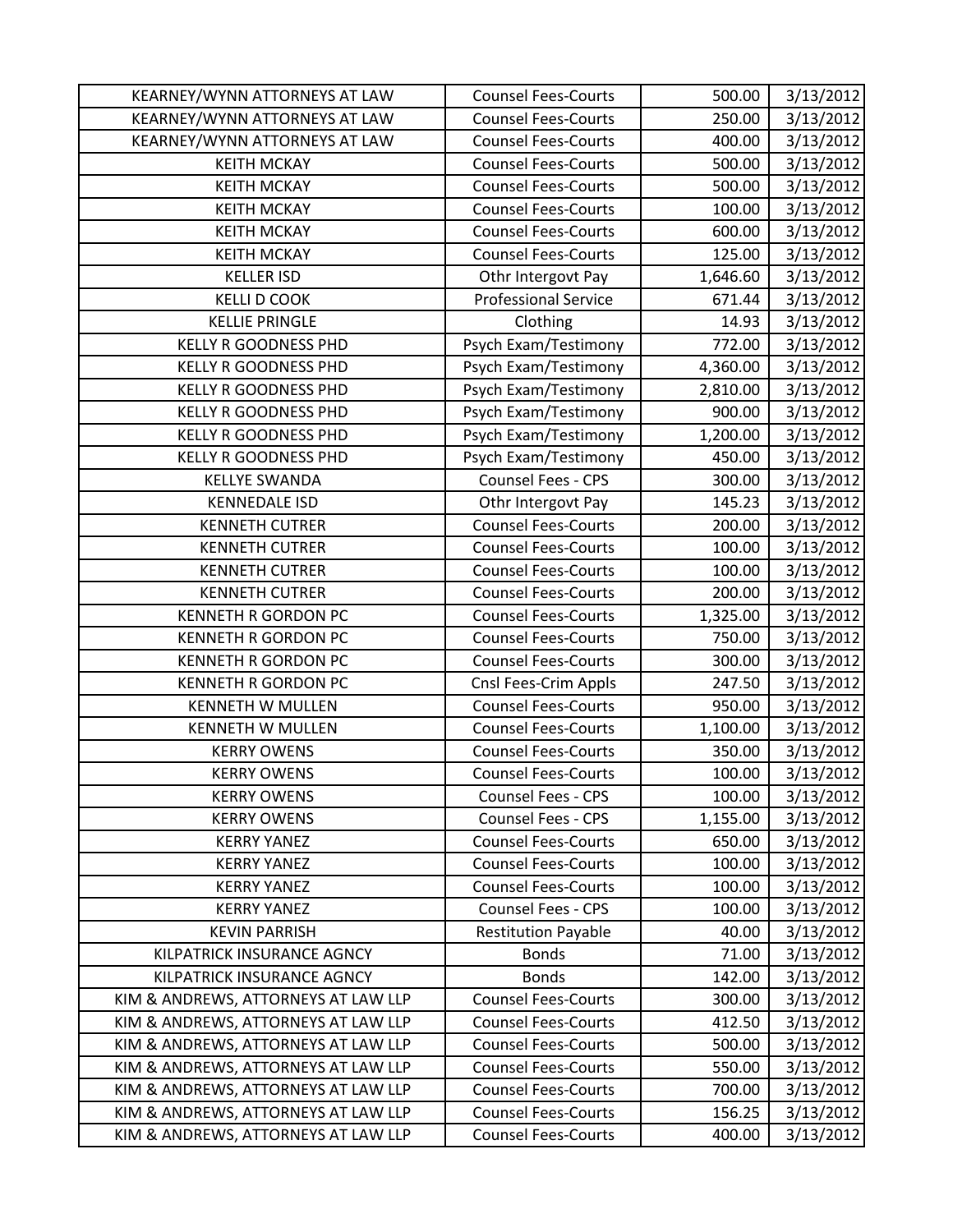| KEARNEY/WYNN ATTORNEYS AT LAW | Counsel Fees-Courts | 500.00 | 3/13/2012 |
|---|---|---|---|
| KEARNEY/WYNN ATTORNEYS AT LAW | Counsel Fees-Courts | 250.00 | 3/13/2012 |
| KEARNEY/WYNN ATTORNEYS AT LAW | Counsel Fees-Courts | 400.00 | 3/13/2012 |
| KEITH MCKAY | Counsel Fees-Courts | 500.00 | 3/13/2012 |
| KEITH MCKAY | Counsel Fees-Courts | 500.00 | 3/13/2012 |
| KEITH MCKAY | Counsel Fees-Courts | 100.00 | 3/13/2012 |
| KEITH MCKAY | Counsel Fees-Courts | 600.00 | 3/13/2012 |
| KEITH MCKAY | Counsel Fees-Courts | 125.00 | 3/13/2012 |
| KELLER ISD | Othr Intergovt Pay | 1,646.60 | 3/13/2012 |
| KELLI D COOK | Professional Service | 671.44 | 3/13/2012 |
| KELLIE PRINGLE | Clothing | 14.93 | 3/13/2012 |
| KELLY R GOODNESS PHD | Psych Exam/Testimony | 772.00 | 3/13/2012 |
| KELLY R GOODNESS PHD | Psych Exam/Testimony | 4,360.00 | 3/13/2012 |
| KELLY R GOODNESS PHD | Psych Exam/Testimony | 2,810.00 | 3/13/2012 |
| KELLY R GOODNESS PHD | Psych Exam/Testimony | 900.00 | 3/13/2012 |
| KELLY R GOODNESS PHD | Psych Exam/Testimony | 1,200.00 | 3/13/2012 |
| KELLY R GOODNESS PHD | Psych Exam/Testimony | 450.00 | 3/13/2012 |
| KELLYE SWANDA | Counsel Fees - CPS | 300.00 | 3/13/2012 |
| KENNEDALE ISD | Othr Intergovt Pay | 145.23 | 3/13/2012 |
| KENNETH CUTRER | Counsel Fees-Courts | 200.00 | 3/13/2012 |
| KENNETH CUTRER | Counsel Fees-Courts | 100.00 | 3/13/2012 |
| KENNETH CUTRER | Counsel Fees-Courts | 100.00 | 3/13/2012 |
| KENNETH CUTRER | Counsel Fees-Courts | 200.00 | 3/13/2012 |
| KENNETH R GORDON PC | Counsel Fees-Courts | 1,325.00 | 3/13/2012 |
| KENNETH R GORDON PC | Counsel Fees-Courts | 750.00 | 3/13/2012 |
| KENNETH R GORDON PC | Counsel Fees-Courts | 300.00 | 3/13/2012 |
| KENNETH R GORDON PC | Cnsl Fees-Crim Appls | 247.50 | 3/13/2012 |
| KENNETH W MULLEN | Counsel Fees-Courts | 950.00 | 3/13/2012 |
| KENNETH W MULLEN | Counsel Fees-Courts | 1,100.00 | 3/13/2012 |
| KERRY OWENS | Counsel Fees-Courts | 350.00 | 3/13/2012 |
| KERRY OWENS | Counsel Fees-Courts | 100.00 | 3/13/2012 |
| KERRY OWENS | Counsel Fees - CPS | 100.00 | 3/13/2012 |
| KERRY OWENS | Counsel Fees - CPS | 1,155.00 | 3/13/2012 |
| KERRY YANEZ | Counsel Fees-Courts | 650.00 | 3/13/2012 |
| KERRY YANEZ | Counsel Fees-Courts | 100.00 | 3/13/2012 |
| KERRY YANEZ | Counsel Fees-Courts | 100.00 | 3/13/2012 |
| KERRY YANEZ | Counsel Fees - CPS | 100.00 | 3/13/2012 |
| KEVIN PARRISH | Restitution Payable | 40.00 | 3/13/2012 |
| KILPATRICK INSURANCE AGNCY | Bonds | 71.00 | 3/13/2012 |
| KILPATRICK INSURANCE AGNCY | Bonds | 142.00 | 3/13/2012 |
| KIM & ANDREWS, ATTORNEYS AT LAW LLP | Counsel Fees-Courts | 300.00 | 3/13/2012 |
| KIM & ANDREWS, ATTORNEYS AT LAW LLP | Counsel Fees-Courts | 412.50 | 3/13/2012 |
| KIM & ANDREWS, ATTORNEYS AT LAW LLP | Counsel Fees-Courts | 500.00 | 3/13/2012 |
| KIM & ANDREWS, ATTORNEYS AT LAW LLP | Counsel Fees-Courts | 550.00 | 3/13/2012 |
| KIM & ANDREWS, ATTORNEYS AT LAW LLP | Counsel Fees-Courts | 700.00 | 3/13/2012 |
| KIM & ANDREWS, ATTORNEYS AT LAW LLP | Counsel Fees-Courts | 156.25 | 3/13/2012 |
| KIM & ANDREWS, ATTORNEYS AT LAW LLP | Counsel Fees-Courts | 400.00 | 3/13/2012 |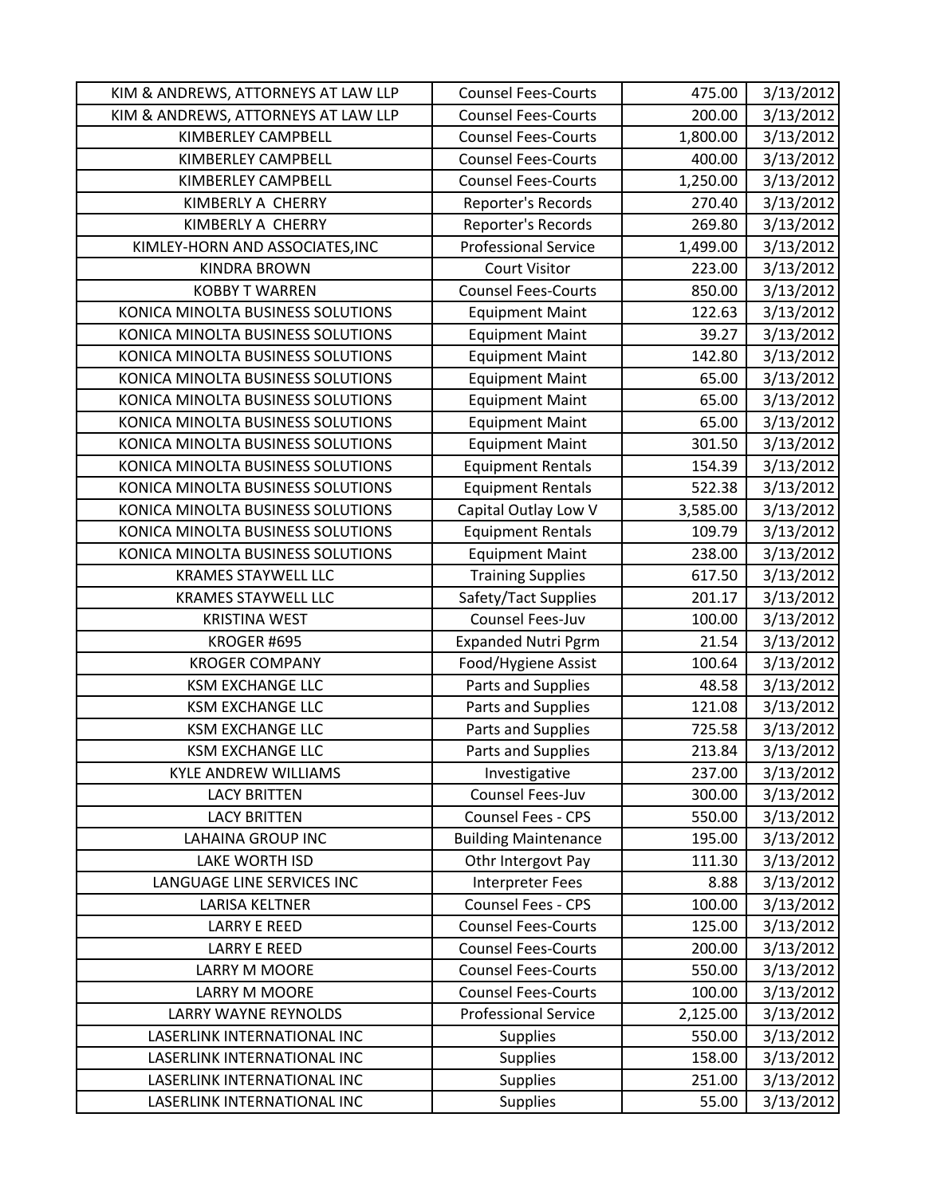| KIM & ANDREWS, ATTORNEYS AT LAW LLP | Counsel Fees-Courts | 475.00 | 3/13/2012 |
|---|---|---|---|
| KIM & ANDREWS, ATTORNEYS AT LAW LLP | Counsel Fees-Courts | 200.00 | 3/13/2012 |
| KIMBERLEY CAMPBELL | Counsel Fees-Courts | 1,800.00 | 3/13/2012 |
| KIMBERLEY CAMPBELL | Counsel Fees-Courts | 400.00 | 3/13/2012 |
| KIMBERLEY CAMPBELL | Counsel Fees-Courts | 1,250.00 | 3/13/2012 |
| KIMBERLY A CHERRY | Reporter's Records | 270.40 | 3/13/2012 |
| KIMBERLY A CHERRY | Reporter's Records | 269.80 | 3/13/2012 |
| KIMLEY-HORN AND ASSOCIATES,INC | Professional Service | 1,499.00 | 3/13/2012 |
| KINDRA BROWN | Court Visitor | 223.00 | 3/13/2012 |
| KOBBY T WARREN | Counsel Fees-Courts | 850.00 | 3/13/2012 |
| KONICA MINOLTA BUSINESS SOLUTIONS | Equipment Maint | 122.63 | 3/13/2012 |
| KONICA MINOLTA BUSINESS SOLUTIONS | Equipment Maint | 39.27 | 3/13/2012 |
| KONICA MINOLTA BUSINESS SOLUTIONS | Equipment Maint | 142.80 | 3/13/2012 |
| KONICA MINOLTA BUSINESS SOLUTIONS | Equipment Maint | 65.00 | 3/13/2012 |
| KONICA MINOLTA BUSINESS SOLUTIONS | Equipment Maint | 65.00 | 3/13/2012 |
| KONICA MINOLTA BUSINESS SOLUTIONS | Equipment Maint | 65.00 | 3/13/2012 |
| KONICA MINOLTA BUSINESS SOLUTIONS | Equipment Maint | 301.50 | 3/13/2012 |
| KONICA MINOLTA BUSINESS SOLUTIONS | Equipment Rentals | 154.39 | 3/13/2012 |
| KONICA MINOLTA BUSINESS SOLUTIONS | Equipment Rentals | 522.38 | 3/13/2012 |
| KONICA MINOLTA BUSINESS SOLUTIONS | Capital Outlay Low V | 3,585.00 | 3/13/2012 |
| KONICA MINOLTA BUSINESS SOLUTIONS | Equipment Rentals | 109.79 | 3/13/2012 |
| KONICA MINOLTA BUSINESS SOLUTIONS | Equipment Maint | 238.00 | 3/13/2012 |
| KRAMES STAYWELL LLC | Training Supplies | 617.50 | 3/13/2012 |
| KRAMES STAYWELL LLC | Safety/Tact Supplies | 201.17 | 3/13/2012 |
| KRISTINA WEST | Counsel Fees-Juv | 100.00 | 3/13/2012 |
| KROGER #695 | Expanded Nutri Pgrm | 21.54 | 3/13/2012 |
| KROGER COMPANY | Food/Hygiene Assist | 100.64 | 3/13/2012 |
| KSM EXCHANGE LLC | Parts and Supplies | 48.58 | 3/13/2012 |
| KSM EXCHANGE LLC | Parts and Supplies | 121.08 | 3/13/2012 |
| KSM EXCHANGE LLC | Parts and Supplies | 725.58 | 3/13/2012 |
| KSM EXCHANGE LLC | Parts and Supplies | 213.84 | 3/13/2012 |
| KYLE ANDREW WILLIAMS | Investigative | 237.00 | 3/13/2012 |
| LACY BRITTEN | Counsel Fees-Juv | 300.00 | 3/13/2012 |
| LACY BRITTEN | Counsel Fees - CPS | 550.00 | 3/13/2012 |
| LAHAINA GROUP INC | Building Maintenance | 195.00 | 3/13/2012 |
| LAKE WORTH ISD | Othr Intergovt Pay | 111.30 | 3/13/2012 |
| LANGUAGE LINE SERVICES INC | Interpreter Fees | 8.88 | 3/13/2012 |
| LARISA KELTNER | Counsel Fees - CPS | 100.00 | 3/13/2012 |
| LARRY E REED | Counsel Fees-Courts | 125.00 | 3/13/2012 |
| LARRY E REED | Counsel Fees-Courts | 200.00 | 3/13/2012 |
| LARRY M MOORE | Counsel Fees-Courts | 550.00 | 3/13/2012 |
| LARRY M MOORE | Counsel Fees-Courts | 100.00 | 3/13/2012 |
| LARRY WAYNE REYNOLDS | Professional Service | 2,125.00 | 3/13/2012 |
| LASERLINK INTERNATIONAL INC | Supplies | 550.00 | 3/13/2012 |
| LASERLINK INTERNATIONAL INC | Supplies | 158.00 | 3/13/2012 |
| LASERLINK INTERNATIONAL INC | Supplies | 251.00 | 3/13/2012 |
| LASERLINK INTERNATIONAL INC | Supplies | 55.00 | 3/13/2012 |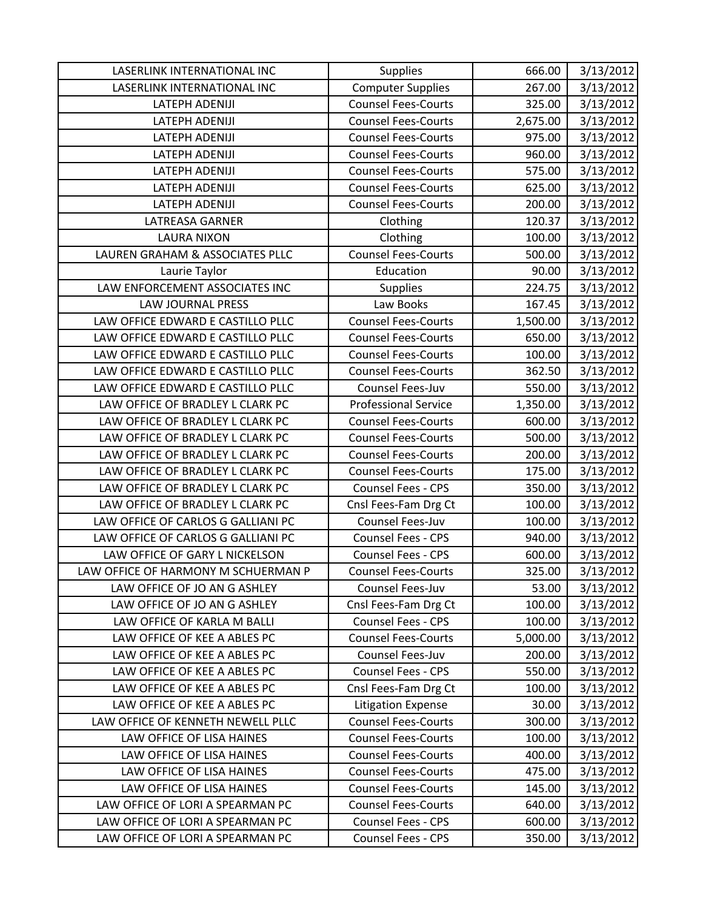| LASERLINK INTERNATIONAL INC | Supplies | 666.00 | 3/13/2012 |
|---|---|---|---|
| LASERLINK INTERNATIONAL INC | Computer Supplies | 267.00 | 3/13/2012 |
| LATEPH ADENIJI | Counsel Fees-Courts | 325.00 | 3/13/2012 |
| LATEPH ADENIJI | Counsel Fees-Courts | 2,675.00 | 3/13/2012 |
| LATEPH ADENIJI | Counsel Fees-Courts | 975.00 | 3/13/2012 |
| LATEPH ADENIJI | Counsel Fees-Courts | 960.00 | 3/13/2012 |
| LATEPH ADENIJI | Counsel Fees-Courts | 575.00 | 3/13/2012 |
| LATEPH ADENIJI | Counsel Fees-Courts | 625.00 | 3/13/2012 |
| LATEPH ADENIJI | Counsel Fees-Courts | 200.00 | 3/13/2012 |
| LATREASA GARNER | Clothing | 120.37 | 3/13/2012 |
| LAURA NIXON | Clothing | 100.00 | 3/13/2012 |
| LAUREN GRAHAM & ASSOCIATES PLLC | Counsel Fees-Courts | 500.00 | 3/13/2012 |
| Laurie Taylor | Education | 90.00 | 3/13/2012 |
| LAW ENFORCEMENT ASSOCIATES INC | Supplies | 224.75 | 3/13/2012 |
| LAW JOURNAL PRESS | Law Books | 167.45 | 3/13/2012 |
| LAW OFFICE EDWARD E CASTILLO PLLC | Counsel Fees-Courts | 1,500.00 | 3/13/2012 |
| LAW OFFICE EDWARD E CASTILLO PLLC | Counsel Fees-Courts | 650.00 | 3/13/2012 |
| LAW OFFICE EDWARD E CASTILLO PLLC | Counsel Fees-Courts | 100.00 | 3/13/2012 |
| LAW OFFICE EDWARD E CASTILLO PLLC | Counsel Fees-Courts | 362.50 | 3/13/2012 |
| LAW OFFICE EDWARD E CASTILLO PLLC | Counsel Fees-Juv | 550.00 | 3/13/2012 |
| LAW OFFICE OF BRADLEY L CLARK PC | Professional Service | 1,350.00 | 3/13/2012 |
| LAW OFFICE OF BRADLEY L CLARK PC | Counsel Fees-Courts | 600.00 | 3/13/2012 |
| LAW OFFICE OF BRADLEY L CLARK PC | Counsel Fees-Courts | 500.00 | 3/13/2012 |
| LAW OFFICE OF BRADLEY L CLARK PC | Counsel Fees-Courts | 200.00 | 3/13/2012 |
| LAW OFFICE OF BRADLEY L CLARK PC | Counsel Fees-Courts | 175.00 | 3/13/2012 |
| LAW OFFICE OF BRADLEY L CLARK PC | Counsel Fees - CPS | 350.00 | 3/13/2012 |
| LAW OFFICE OF BRADLEY L CLARK PC | Cnsl Fees-Fam Drg Ct | 100.00 | 3/13/2012 |
| LAW OFFICE OF CARLOS G GALLIANI PC | Counsel Fees-Juv | 100.00 | 3/13/2012 |
| LAW OFFICE OF CARLOS G GALLIANI PC | Counsel Fees - CPS | 940.00 | 3/13/2012 |
| LAW OFFICE OF GARY L NICKELSON | Counsel Fees - CPS | 600.00 | 3/13/2012 |
| LAW OFFICE OF HARMONY M SCHUERMAN P | Counsel Fees-Courts | 325.00 | 3/13/2012 |
| LAW OFFICE OF JO AN G ASHLEY | Counsel Fees-Juv | 53.00 | 3/13/2012 |
| LAW OFFICE OF JO AN G ASHLEY | Cnsl Fees-Fam Drg Ct | 100.00 | 3/13/2012 |
| LAW OFFICE OF KARLA M BALLI | Counsel Fees - CPS | 100.00 | 3/13/2012 |
| LAW OFFICE OF KEE A ABLES PC | Counsel Fees-Courts | 5,000.00 | 3/13/2012 |
| LAW OFFICE OF KEE A ABLES PC | Counsel Fees-Juv | 200.00 | 3/13/2012 |
| LAW OFFICE OF KEE A ABLES PC | Counsel Fees - CPS | 550.00 | 3/13/2012 |
| LAW OFFICE OF KEE A ABLES PC | Cnsl Fees-Fam Drg Ct | 100.00 | 3/13/2012 |
| LAW OFFICE OF KEE A ABLES PC | Litigation Expense | 30.00 | 3/13/2012 |
| LAW OFFICE OF KENNETH NEWELL PLLC | Counsel Fees-Courts | 300.00 | 3/13/2012 |
| LAW OFFICE OF LISA HAINES | Counsel Fees-Courts | 100.00 | 3/13/2012 |
| LAW OFFICE OF LISA HAINES | Counsel Fees-Courts | 400.00 | 3/13/2012 |
| LAW OFFICE OF LISA HAINES | Counsel Fees-Courts | 475.00 | 3/13/2012 |
| LAW OFFICE OF LISA HAINES | Counsel Fees-Courts | 145.00 | 3/13/2012 |
| LAW OFFICE OF LORI A SPEARMAN PC | Counsel Fees-Courts | 640.00 | 3/13/2012 |
| LAW OFFICE OF LORI A SPEARMAN PC | Counsel Fees - CPS | 600.00 | 3/13/2012 |
| LAW OFFICE OF LORI A SPEARMAN PC | Counsel Fees - CPS | 350.00 | 3/13/2012 |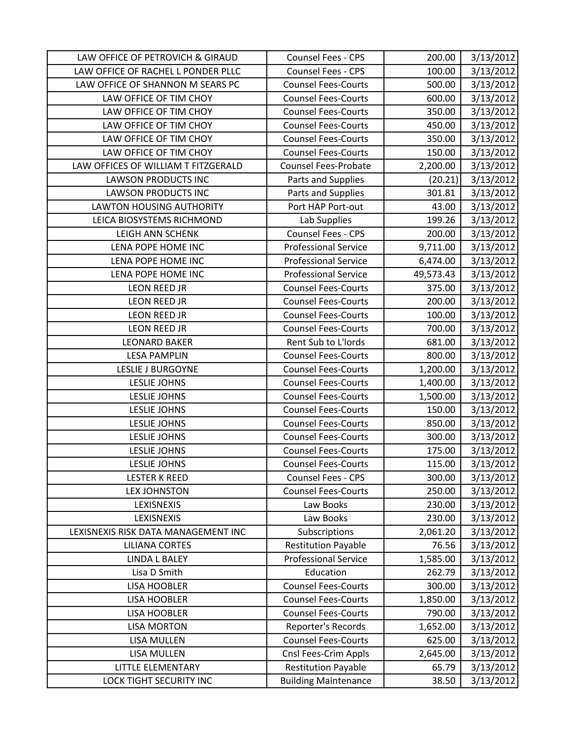| | | | |
|---|---|---|---|
| LAW OFFICE OF PETROVICH & GIRAUD | Counsel Fees - CPS | 200.00 | 3/13/2012 |
| LAW OFFICE OF RACHEL L PONDER PLLC | Counsel Fees - CPS | 100.00 | 3/13/2012 |
| LAW OFFICE OF SHANNON M SEARS PC | Counsel Fees-Courts | 500.00 | 3/13/2012 |
| LAW OFFICE OF TIM CHOY | Counsel Fees-Courts | 600.00 | 3/13/2012 |
| LAW OFFICE OF TIM CHOY | Counsel Fees-Courts | 350.00 | 3/13/2012 |
| LAW OFFICE OF TIM CHOY | Counsel Fees-Courts | 450.00 | 3/13/2012 |
| LAW OFFICE OF TIM CHOY | Counsel Fees-Courts | 350.00 | 3/13/2012 |
| LAW OFFICE OF TIM CHOY | Counsel Fees-Courts | 150.00 | 3/13/2012 |
| LAW OFFICES OF WILLIAM T FITZGERALD | Counsel Fees-Probate | 2,200.00 | 3/13/2012 |
| LAWSON PRODUCTS INC | Parts and Supplies | (20.21) | 3/13/2012 |
| LAWSON PRODUCTS INC | Parts and Supplies | 301.81 | 3/13/2012 |
| LAWTON HOUSING AUTHORITY | Port HAP Port-out | 43.00 | 3/13/2012 |
| LEICA BIOSYSTEMS RICHMOND | Lab Supplies | 199.26 | 3/13/2012 |
| LEIGH ANN SCHENK | Counsel Fees - CPS | 200.00 | 3/13/2012 |
| LENA POPE HOME INC | Professional Service | 9,711.00 | 3/13/2012 |
| LENA POPE HOME INC | Professional Service | 6,474.00 | 3/13/2012 |
| LENA POPE HOME INC | Professional Service | 49,573.43 | 3/13/2012 |
| LEON REED JR | Counsel Fees-Courts | 375.00 | 3/13/2012 |
| LEON REED JR | Counsel Fees-Courts | 200.00 | 3/13/2012 |
| LEON REED JR | Counsel Fees-Courts | 100.00 | 3/13/2012 |
| LEON REED JR | Counsel Fees-Courts | 700.00 | 3/13/2012 |
| LEONARD BAKER | Rent Sub to L'lords | 681.00 | 3/13/2012 |
| LESA PAMPLIN | Counsel Fees-Courts | 800.00 | 3/13/2012 |
| LESLIE J BURGOYNE | Counsel Fees-Courts | 1,200.00 | 3/13/2012 |
| LESLIE JOHNS | Counsel Fees-Courts | 1,400.00 | 3/13/2012 |
| LESLIE JOHNS | Counsel Fees-Courts | 1,500.00 | 3/13/2012 |
| LESLIE JOHNS | Counsel Fees-Courts | 150.00 | 3/13/2012 |
| LESLIE JOHNS | Counsel Fees-Courts | 850.00 | 3/13/2012 |
| LESLIE JOHNS | Counsel Fees-Courts | 300.00 | 3/13/2012 |
| LESLIE JOHNS | Counsel Fees-Courts | 175.00 | 3/13/2012 |
| LESLIE JOHNS | Counsel Fees-Courts | 115.00 | 3/13/2012 |
| LESTER K REED | Counsel Fees - CPS | 300.00 | 3/13/2012 |
| LEX JOHNSTON | Counsel Fees-Courts | 250.00 | 3/13/2012 |
| LEXISNEXIS | Law Books | 230.00 | 3/13/2012 |
| LEXISNEXIS | Law Books | 230.00 | 3/13/2012 |
| LEXISNEXIS RISK DATA MANAGEMENT INC | Subscriptions | 2,061.20 | 3/13/2012 |
| LILIANA CORTES | Restitution Payable | 76.56 | 3/13/2012 |
| LINDA L BALEY | Professional Service | 1,585.00 | 3/13/2012 |
| Lisa D Smith | Education | 262.79 | 3/13/2012 |
| LISA HOOBLER | Counsel Fees-Courts | 300.00 | 3/13/2012 |
| LISA HOOBLER | Counsel Fees-Courts | 1,850.00 | 3/13/2012 |
| LISA HOOBLER | Counsel Fees-Courts | 790.00 | 3/13/2012 |
| LISA MORTON | Reporter's Records | 1,652.00 | 3/13/2012 |
| LISA MULLEN | Counsel Fees-Courts | 625.00 | 3/13/2012 |
| LISA MULLEN | Cnsl Fees-Crim Appls | 2,645.00 | 3/13/2012 |
| LITTLE ELEMENTARY | Restitution Payable | 65.79 | 3/13/2012 |
| LOCK TIGHT SECURITY INC | Building Maintenance | 38.50 | 3/13/2012 |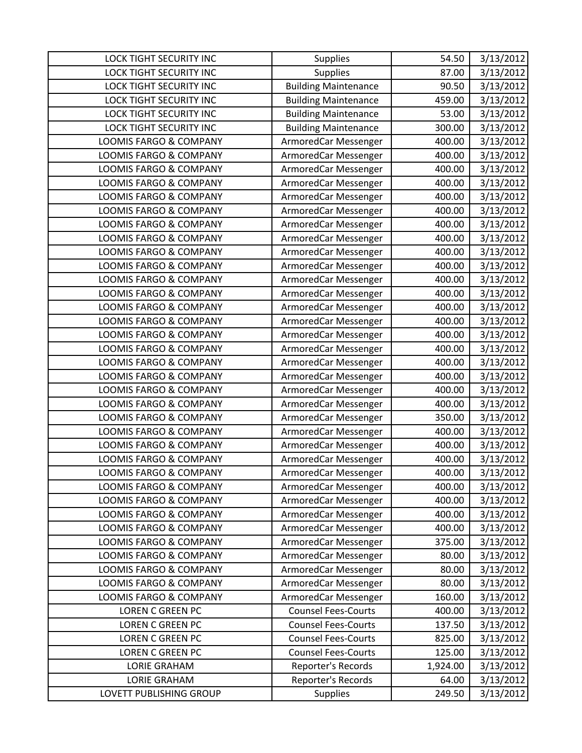| LOCK TIGHT SECURITY INC | Supplies | 54.50 | 3/13/2012 |
|---|---|---|---|
| LOCK TIGHT SECURITY INC | Supplies | 87.00 | 3/13/2012 |
| LOCK TIGHT SECURITY INC | Building Maintenance | 90.50 | 3/13/2012 |
| LOCK TIGHT SECURITY INC | Building Maintenance | 459.00 | 3/13/2012 |
| LOCK TIGHT SECURITY INC | Building Maintenance | 53.00 | 3/13/2012 |
| LOCK TIGHT SECURITY INC | Building Maintenance | 300.00 | 3/13/2012 |
| LOOMIS FARGO & COMPANY | ArmoredCar Messenger | 400.00 | 3/13/2012 |
| LOOMIS FARGO & COMPANY | ArmoredCar Messenger | 400.00 | 3/13/2012 |
| LOOMIS FARGO & COMPANY | ArmoredCar Messenger | 400.00 | 3/13/2012 |
| LOOMIS FARGO & COMPANY | ArmoredCar Messenger | 400.00 | 3/13/2012 |
| LOOMIS FARGO & COMPANY | ArmoredCar Messenger | 400.00 | 3/13/2012 |
| LOOMIS FARGO & COMPANY | ArmoredCar Messenger | 400.00 | 3/13/2012 |
| LOOMIS FARGO & COMPANY | ArmoredCar Messenger | 400.00 | 3/13/2012 |
| LOOMIS FARGO & COMPANY | ArmoredCar Messenger | 400.00 | 3/13/2012 |
| LOOMIS FARGO & COMPANY | ArmoredCar Messenger | 400.00 | 3/13/2012 |
| LOOMIS FARGO & COMPANY | ArmoredCar Messenger | 400.00 | 3/13/2012 |
| LOOMIS FARGO & COMPANY | ArmoredCar Messenger | 400.00 | 3/13/2012 |
| LOOMIS FARGO & COMPANY | ArmoredCar Messenger | 400.00 | 3/13/2012 |
| LOOMIS FARGO & COMPANY | ArmoredCar Messenger | 400.00 | 3/13/2012 |
| LOOMIS FARGO & COMPANY | ArmoredCar Messenger | 400.00 | 3/13/2012 |
| LOOMIS FARGO & COMPANY | ArmoredCar Messenger | 400.00 | 3/13/2012 |
| LOOMIS FARGO & COMPANY | ArmoredCar Messenger | 400.00 | 3/13/2012 |
| LOOMIS FARGO & COMPANY | ArmoredCar Messenger | 400.00 | 3/13/2012 |
| LOOMIS FARGO & COMPANY | ArmoredCar Messenger | 400.00 | 3/13/2012 |
| LOOMIS FARGO & COMPANY | ArmoredCar Messenger | 400.00 | 3/13/2012 |
| LOOMIS FARGO & COMPANY | ArmoredCar Messenger | 400.00 | 3/13/2012 |
| LOOMIS FARGO & COMPANY | ArmoredCar Messenger | 350.00 | 3/13/2012 |
| LOOMIS FARGO & COMPANY | ArmoredCar Messenger | 400.00 | 3/13/2012 |
| LOOMIS FARGO & COMPANY | ArmoredCar Messenger | 400.00 | 3/13/2012 |
| LOOMIS FARGO & COMPANY | ArmoredCar Messenger | 400.00 | 3/13/2012 |
| LOOMIS FARGO & COMPANY | ArmoredCar Messenger | 400.00 | 3/13/2012 |
| LOOMIS FARGO & COMPANY | ArmoredCar Messenger | 400.00 | 3/13/2012 |
| LOOMIS FARGO & COMPANY | ArmoredCar Messenger | 400.00 | 3/13/2012 |
| LOOMIS FARGO & COMPANY | ArmoredCar Messenger | 400.00 | 3/13/2012 |
| LOOMIS FARGO & COMPANY | ArmoredCar Messenger | 400.00 | 3/13/2012 |
| LOOMIS FARGO & COMPANY | ArmoredCar Messenger | 375.00 | 3/13/2012 |
| LOOMIS FARGO & COMPANY | ArmoredCar Messenger | 80.00 | 3/13/2012 |
| LOOMIS FARGO & COMPANY | ArmoredCar Messenger | 80.00 | 3/13/2012 |
| LOOMIS FARGO & COMPANY | ArmoredCar Messenger | 80.00 | 3/13/2012 |
| LOOMIS FARGO & COMPANY | ArmoredCar Messenger | 160.00 | 3/13/2012 |
| LOREN C GREEN PC | Counsel Fees-Courts | 400.00 | 3/13/2012 |
| LOREN C GREEN PC | Counsel Fees-Courts | 137.50 | 3/13/2012 |
| LOREN C GREEN PC | Counsel Fees-Courts | 825.00 | 3/13/2012 |
| LOREN C GREEN PC | Counsel Fees-Courts | 125.00 | 3/13/2012 |
| LORIE GRAHAM | Reporter's Records | 1,924.00 | 3/13/2012 |
| LORIE GRAHAM | Reporter's Records | 64.00 | 3/13/2012 |
| LOVETT PUBLISHING GROUP | Supplies | 249.50 | 3/13/2012 |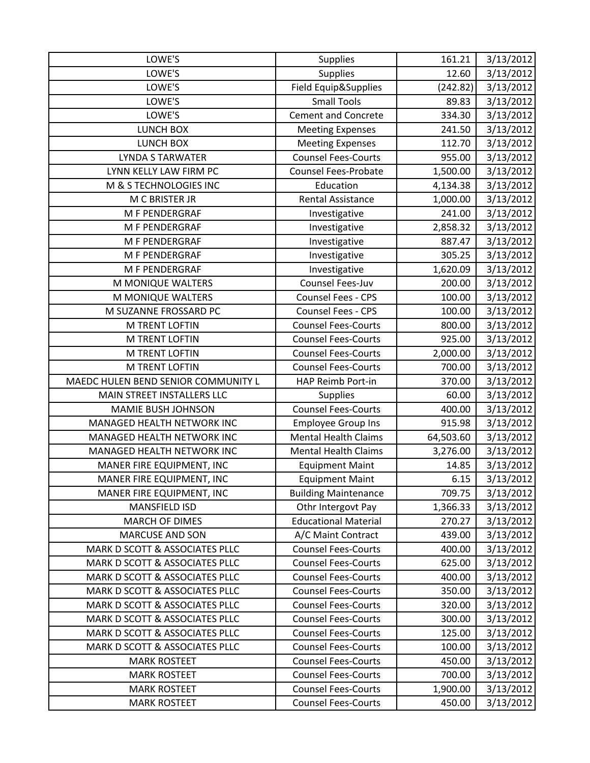| LOWE'S | Supplies | 161.21 | 3/13/2012 |
|---|---|---|---|
| LOWE'S | Supplies | 12.60 | 3/13/2012 |
| LOWE'S | Field Equip&Supplies | (242.82) | 3/13/2012 |
| LOWE'S | Small Tools | 89.83 | 3/13/2012 |
| LOWE'S | Cement and Concrete | 334.30 | 3/13/2012 |
| LUNCH BOX | Meeting Expenses | 241.50 | 3/13/2012 |
| LUNCH BOX | Meeting Expenses | 112.70 | 3/13/2012 |
| LYNDA S TARWATER | Counsel Fees-Courts | 955.00 | 3/13/2012 |
| LYNN KELLY LAW FIRM PC | Counsel Fees-Probate | 1,500.00 | 3/13/2012 |
| M & S TECHNOLOGIES INC | Education | 4,134.38 | 3/13/2012 |
| M C BRISTER JR | Rental Assistance | 1,000.00 | 3/13/2012 |
| M F PENDERGRAF | Investigative | 241.00 | 3/13/2012 |
| M F PENDERGRAF | Investigative | 2,858.32 | 3/13/2012 |
| M F PENDERGRAF | Investigative | 887.47 | 3/13/2012 |
| M F PENDERGRAF | Investigative | 305.25 | 3/13/2012 |
| M F PENDERGRAF | Investigative | 1,620.09 | 3/13/2012 |
| M MONIQUE WALTERS | Counsel Fees-Juv | 200.00 | 3/13/2012 |
| M MONIQUE WALTERS | Counsel Fees - CPS | 100.00 | 3/13/2012 |
| M SUZANNE FROSSARD PC | Counsel Fees - CPS | 100.00 | 3/13/2012 |
| M TRENT LOFTIN | Counsel Fees-Courts | 800.00 | 3/13/2012 |
| M TRENT LOFTIN | Counsel Fees-Courts | 925.00 | 3/13/2012 |
| M TRENT LOFTIN | Counsel Fees-Courts | 2,000.00 | 3/13/2012 |
| M TRENT LOFTIN | Counsel Fees-Courts | 700.00 | 3/13/2012 |
| MAEDC HULEN BEND SENIOR COMMUNITY L | HAP Reimb Port-in | 370.00 | 3/13/2012 |
| MAIN STREET INSTALLERS LLC | Supplies | 60.00 | 3/13/2012 |
| MAMIE BUSH JOHNSON | Counsel Fees-Courts | 400.00 | 3/13/2012 |
| MANAGED HEALTH NETWORK INC | Employee Group Ins | 915.98 | 3/13/2012 |
| MANAGED HEALTH NETWORK INC | Mental Health Claims | 64,503.60 | 3/13/2012 |
| MANAGED HEALTH NETWORK INC | Mental Health Claims | 3,276.00 | 3/13/2012 |
| MANER FIRE EQUIPMENT, INC | Equipment Maint | 14.85 | 3/13/2012 |
| MANER FIRE EQUIPMENT, INC | Equipment Maint | 6.15 | 3/13/2012 |
| MANER FIRE EQUIPMENT, INC | Building Maintenance | 709.75 | 3/13/2012 |
| MANSFIELD ISD | Othr Intergovt Pay | 1,366.33 | 3/13/2012 |
| MARCH OF DIMES | Educational Material | 270.27 | 3/13/2012 |
| MARCUSE AND SON | A/C Maint Contract | 439.00 | 3/13/2012 |
| MARK D SCOTT & ASSOCIATES PLLC | Counsel Fees-Courts | 400.00 | 3/13/2012 |
| MARK D SCOTT & ASSOCIATES PLLC | Counsel Fees-Courts | 625.00 | 3/13/2012 |
| MARK D SCOTT & ASSOCIATES PLLC | Counsel Fees-Courts | 400.00 | 3/13/2012 |
| MARK D SCOTT & ASSOCIATES PLLC | Counsel Fees-Courts | 350.00 | 3/13/2012 |
| MARK D SCOTT & ASSOCIATES PLLC | Counsel Fees-Courts | 320.00 | 3/13/2012 |
| MARK D SCOTT & ASSOCIATES PLLC | Counsel Fees-Courts | 300.00 | 3/13/2012 |
| MARK D SCOTT & ASSOCIATES PLLC | Counsel Fees-Courts | 125.00 | 3/13/2012 |
| MARK D SCOTT & ASSOCIATES PLLC | Counsel Fees-Courts | 100.00 | 3/13/2012 |
| MARK ROSTEET | Counsel Fees-Courts | 450.00 | 3/13/2012 |
| MARK ROSTEET | Counsel Fees-Courts | 700.00 | 3/13/2012 |
| MARK ROSTEET | Counsel Fees-Courts | 1,900.00 | 3/13/2012 |
| MARK ROSTEET | Counsel Fees-Courts | 450.00 | 3/13/2012 |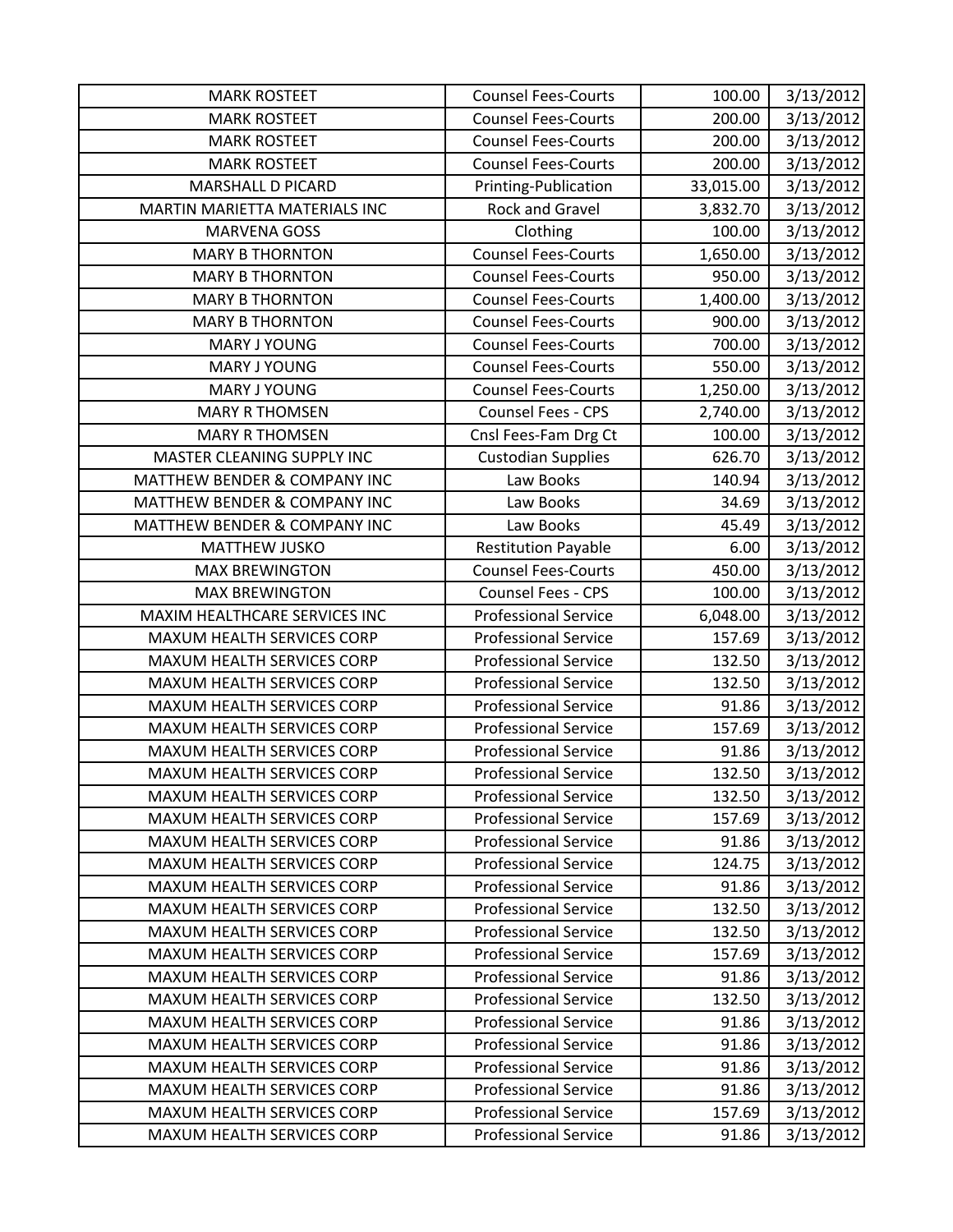| | | | |
|---|---|---|---|
| MARK ROSTEET | Counsel Fees-Courts | 100.00 | 3/13/2012 |
| MARK ROSTEET | Counsel Fees-Courts | 200.00 | 3/13/2012 |
| MARK ROSTEET | Counsel Fees-Courts | 200.00 | 3/13/2012 |
| MARK ROSTEET | Counsel Fees-Courts | 200.00 | 3/13/2012 |
| MARSHALL D PICARD | Printing-Publication | 33,015.00 | 3/13/2012 |
| MARTIN MARIETTA MATERIALS INC | Rock and Gravel | 3,832.70 | 3/13/2012 |
| MARVENA GOSS | Clothing | 100.00 | 3/13/2012 |
| MARY B THORNTON | Counsel Fees-Courts | 1,650.00 | 3/13/2012 |
| MARY B THORNTON | Counsel Fees-Courts | 950.00 | 3/13/2012 |
| MARY B THORNTON | Counsel Fees-Courts | 1,400.00 | 3/13/2012 |
| MARY B THORNTON | Counsel Fees-Courts | 900.00 | 3/13/2012 |
| MARY J YOUNG | Counsel Fees-Courts | 700.00 | 3/13/2012 |
| MARY J YOUNG | Counsel Fees-Courts | 550.00 | 3/13/2012 |
| MARY J YOUNG | Counsel Fees-Courts | 1,250.00 | 3/13/2012 |
| MARY R THOMSEN | Counsel Fees - CPS | 2,740.00 | 3/13/2012 |
| MARY R THOMSEN | Cnsl Fees-Fam Drg Ct | 100.00 | 3/13/2012 |
| MASTER CLEANING SUPPLY INC | Custodian Supplies | 626.70 | 3/13/2012 |
| MATTHEW BENDER & COMPANY INC | Law Books | 140.94 | 3/13/2012 |
| MATTHEW BENDER & COMPANY INC | Law Books | 34.69 | 3/13/2012 |
| MATTHEW BENDER & COMPANY INC | Law Books | 45.49 | 3/13/2012 |
| MATTHEW JUSKO | Restitution Payable | 6.00 | 3/13/2012 |
| MAX BREWINGTON | Counsel Fees-Courts | 450.00 | 3/13/2012 |
| MAX BREWINGTON | Counsel Fees - CPS | 100.00 | 3/13/2012 |
| MAXIM HEALTHCARE SERVICES INC | Professional Service | 6,048.00 | 3/13/2012 |
| MAXUM HEALTH SERVICES CORP | Professional Service | 157.69 | 3/13/2012 |
| MAXUM HEALTH SERVICES CORP | Professional Service | 132.50 | 3/13/2012 |
| MAXUM HEALTH SERVICES CORP | Professional Service | 132.50 | 3/13/2012 |
| MAXUM HEALTH SERVICES CORP | Professional Service | 91.86 | 3/13/2012 |
| MAXUM HEALTH SERVICES CORP | Professional Service | 157.69 | 3/13/2012 |
| MAXUM HEALTH SERVICES CORP | Professional Service | 91.86 | 3/13/2012 |
| MAXUM HEALTH SERVICES CORP | Professional Service | 132.50 | 3/13/2012 |
| MAXUM HEALTH SERVICES CORP | Professional Service | 132.50 | 3/13/2012 |
| MAXUM HEALTH SERVICES CORP | Professional Service | 157.69 | 3/13/2012 |
| MAXUM HEALTH SERVICES CORP | Professional Service | 91.86 | 3/13/2012 |
| MAXUM HEALTH SERVICES CORP | Professional Service | 124.75 | 3/13/2012 |
| MAXUM HEALTH SERVICES CORP | Professional Service | 91.86 | 3/13/2012 |
| MAXUM HEALTH SERVICES CORP | Professional Service | 132.50 | 3/13/2012 |
| MAXUM HEALTH SERVICES CORP | Professional Service | 132.50 | 3/13/2012 |
| MAXUM HEALTH SERVICES CORP | Professional Service | 157.69 | 3/13/2012 |
| MAXUM HEALTH SERVICES CORP | Professional Service | 91.86 | 3/13/2012 |
| MAXUM HEALTH SERVICES CORP | Professional Service | 132.50 | 3/13/2012 |
| MAXUM HEALTH SERVICES CORP | Professional Service | 91.86 | 3/13/2012 |
| MAXUM HEALTH SERVICES CORP | Professional Service | 91.86 | 3/13/2012 |
| MAXUM HEALTH SERVICES CORP | Professional Service | 91.86 | 3/13/2012 |
| MAXUM HEALTH SERVICES CORP | Professional Service | 91.86 | 3/13/2012 |
| MAXUM HEALTH SERVICES CORP | Professional Service | 157.69 | 3/13/2012 |
| MAXUM HEALTH SERVICES CORP | Professional Service | 91.86 | 3/13/2012 |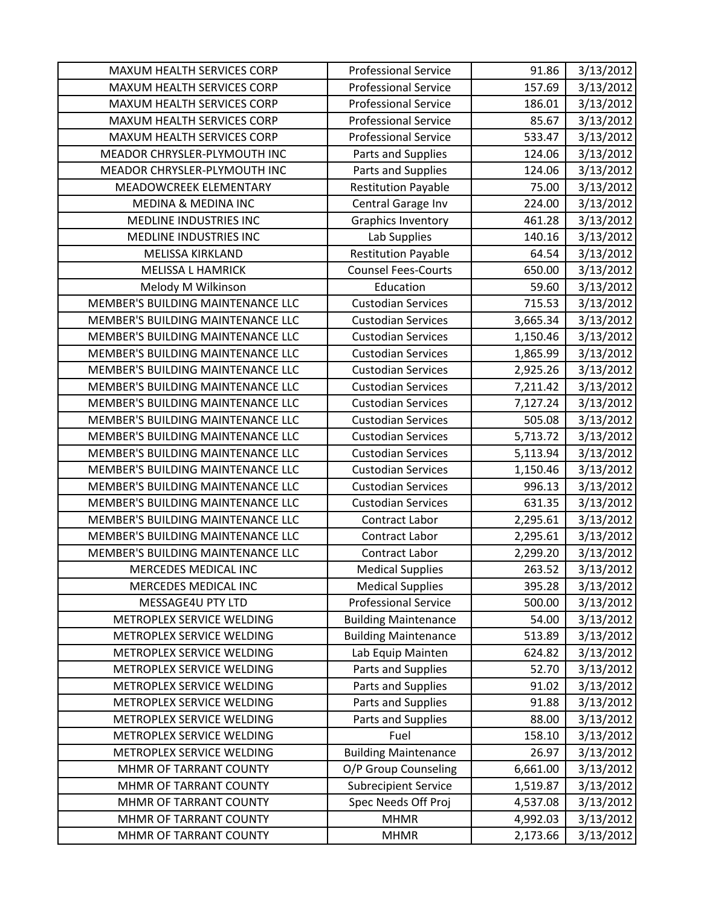| MAXUM HEALTH SERVICES CORP | Professional Service | 91.86 | 3/13/2012 |
|---|---|---|---|
| MAXUM HEALTH SERVICES CORP | Professional Service | 157.69 | 3/13/2012 |
| MAXUM HEALTH SERVICES CORP | Professional Service | 186.01 | 3/13/2012 |
| MAXUM HEALTH SERVICES CORP | Professional Service | 85.67 | 3/13/2012 |
| MAXUM HEALTH SERVICES CORP | Professional Service | 533.47 | 3/13/2012 |
| MEADOR CHRYSLER-PLYMOUTH INC | Parts and Supplies | 124.06 | 3/13/2012 |
| MEADOR CHRYSLER-PLYMOUTH INC | Parts and Supplies | 124.06 | 3/13/2012 |
| MEADOWCREEK ELEMENTARY | Restitution Payable | 75.00 | 3/13/2012 |
| MEDINA & MEDINA INC | Central Garage Inv | 224.00 | 3/13/2012 |
| MEDLINE INDUSTRIES INC | Graphics Inventory | 461.28 | 3/13/2012 |
| MEDLINE INDUSTRIES INC | Lab Supplies | 140.16 | 3/13/2012 |
| MELISSA KIRKLAND | Restitution Payable | 64.54 | 3/13/2012 |
| MELISSA L HAMRICK | Counsel Fees-Courts | 650.00 | 3/13/2012 |
| Melody M Wilkinson | Education | 59.60 | 3/13/2012 |
| MEMBER'S BUILDING MAINTENANCE LLC | Custodian Services | 715.53 | 3/13/2012 |
| MEMBER'S BUILDING MAINTENANCE LLC | Custodian Services | 3,665.34 | 3/13/2012 |
| MEMBER'S BUILDING MAINTENANCE LLC | Custodian Services | 1,150.46 | 3/13/2012 |
| MEMBER'S BUILDING MAINTENANCE LLC | Custodian Services | 1,865.99 | 3/13/2012 |
| MEMBER'S BUILDING MAINTENANCE LLC | Custodian Services | 2,925.26 | 3/13/2012 |
| MEMBER'S BUILDING MAINTENANCE LLC | Custodian Services | 7,211.42 | 3/13/2012 |
| MEMBER'S BUILDING MAINTENANCE LLC | Custodian Services | 7,127.24 | 3/13/2012 |
| MEMBER'S BUILDING MAINTENANCE LLC | Custodian Services | 505.08 | 3/13/2012 |
| MEMBER'S BUILDING MAINTENANCE LLC | Custodian Services | 5,713.72 | 3/13/2012 |
| MEMBER'S BUILDING MAINTENANCE LLC | Custodian Services | 5,113.94 | 3/13/2012 |
| MEMBER'S BUILDING MAINTENANCE LLC | Custodian Services | 1,150.46 | 3/13/2012 |
| MEMBER'S BUILDING MAINTENANCE LLC | Custodian Services | 996.13 | 3/13/2012 |
| MEMBER'S BUILDING MAINTENANCE LLC | Custodian Services | 631.35 | 3/13/2012 |
| MEMBER'S BUILDING MAINTENANCE LLC | Contract Labor | 2,295.61 | 3/13/2012 |
| MEMBER'S BUILDING MAINTENANCE LLC | Contract Labor | 2,295.61 | 3/13/2012 |
| MEMBER'S BUILDING MAINTENANCE LLC | Contract Labor | 2,299.20 | 3/13/2012 |
| MERCEDES MEDICAL INC | Medical Supplies | 263.52 | 3/13/2012 |
| MERCEDES MEDICAL INC | Medical Supplies | 395.28 | 3/13/2012 |
| MESSAGE4U PTY LTD | Professional Service | 500.00 | 3/13/2012 |
| METROPLEX SERVICE WELDING | Building Maintenance | 54.00 | 3/13/2012 |
| METROPLEX SERVICE WELDING | Building Maintenance | 513.89 | 3/13/2012 |
| METROPLEX SERVICE WELDING | Lab Equip Mainten | 624.82 | 3/13/2012 |
| METROPLEX SERVICE WELDING | Parts and Supplies | 52.70 | 3/13/2012 |
| METROPLEX SERVICE WELDING | Parts and Supplies | 91.02 | 3/13/2012 |
| METROPLEX SERVICE WELDING | Parts and Supplies | 91.88 | 3/13/2012 |
| METROPLEX SERVICE WELDING | Parts and Supplies | 88.00 | 3/13/2012 |
| METROPLEX SERVICE WELDING | Fuel | 158.10 | 3/13/2012 |
| METROPLEX SERVICE WELDING | Building Maintenance | 26.97 | 3/13/2012 |
| MHMR OF TARRANT COUNTY | O/P Group Counseling | 6,661.00 | 3/13/2012 |
| MHMR OF TARRANT COUNTY | Subrecipient Service | 1,519.87 | 3/13/2012 |
| MHMR OF TARRANT COUNTY | Spec Needs Off Proj | 4,537.08 | 3/13/2012 |
| MHMR OF TARRANT COUNTY | MHMR | 4,992.03 | 3/13/2012 |
| MHMR OF TARRANT COUNTY | MHMR | 2,173.66 | 3/13/2012 |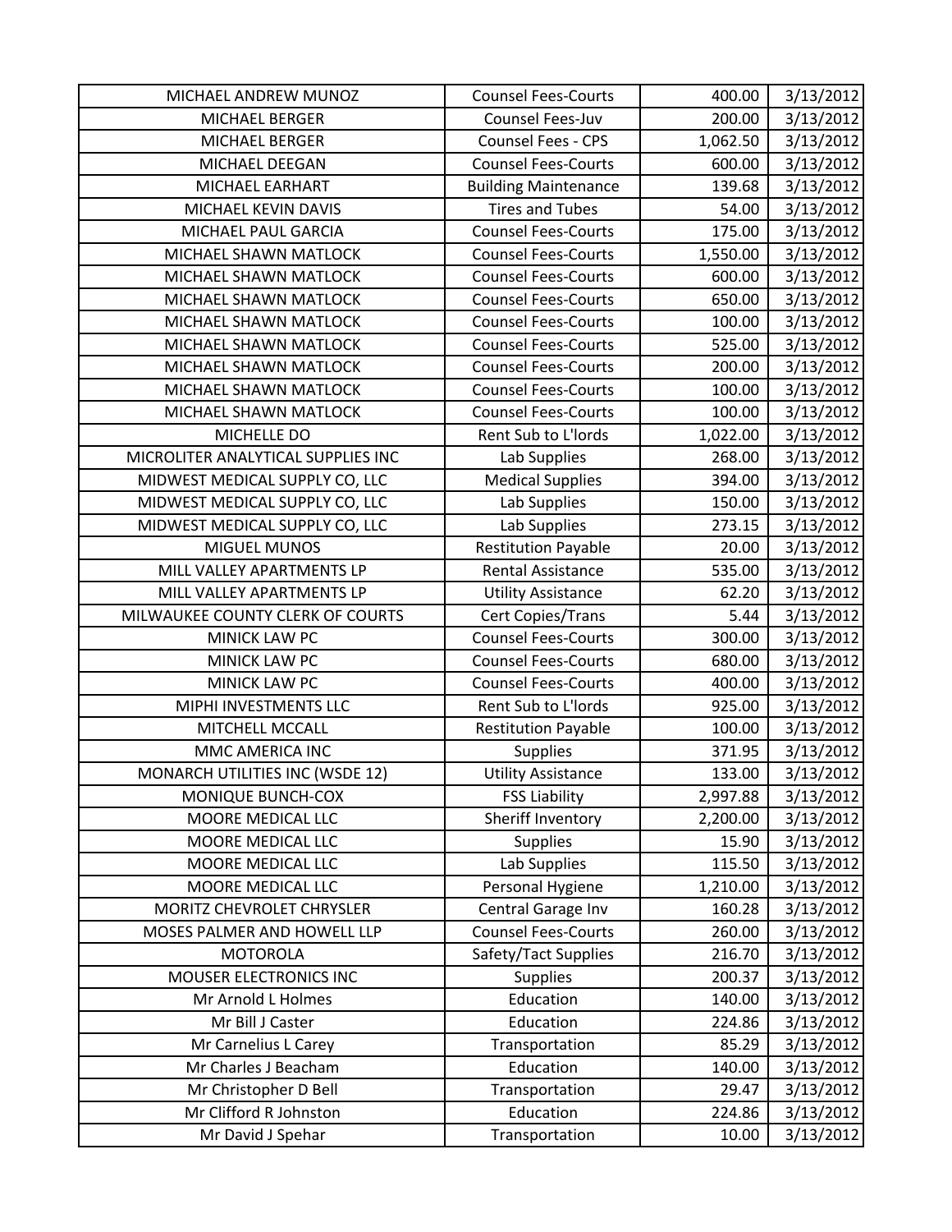| | | | |
|---|---|---|---|
| MICHAEL ANDREW MUNOZ | Counsel Fees-Courts | 400.00 | 3/13/2012 |
| MICHAEL BERGER | Counsel Fees-Juv | 200.00 | 3/13/2012 |
| MICHAEL BERGER | Counsel Fees - CPS | 1,062.50 | 3/13/2012 |
| MICHAEL DEEGAN | Counsel Fees-Courts | 600.00 | 3/13/2012 |
| MICHAEL EARHART | Building Maintenance | 139.68 | 3/13/2012 |
| MICHAEL KEVIN DAVIS | Tires and Tubes | 54.00 | 3/13/2012 |
| MICHAEL PAUL GARCIA | Counsel Fees-Courts | 175.00 | 3/13/2012 |
| MICHAEL SHAWN MATLOCK | Counsel Fees-Courts | 1,550.00 | 3/13/2012 |
| MICHAEL SHAWN MATLOCK | Counsel Fees-Courts | 600.00 | 3/13/2012 |
| MICHAEL SHAWN MATLOCK | Counsel Fees-Courts | 650.00 | 3/13/2012 |
| MICHAEL SHAWN MATLOCK | Counsel Fees-Courts | 100.00 | 3/13/2012 |
| MICHAEL SHAWN MATLOCK | Counsel Fees-Courts | 525.00 | 3/13/2012 |
| MICHAEL SHAWN MATLOCK | Counsel Fees-Courts | 200.00 | 3/13/2012 |
| MICHAEL SHAWN MATLOCK | Counsel Fees-Courts | 100.00 | 3/13/2012 |
| MICHAEL SHAWN MATLOCK | Counsel Fees-Courts | 100.00 | 3/13/2012 |
| MICHELLE DO | Rent Sub to L'lords | 1,022.00 | 3/13/2012 |
| MICROLITER ANALYTICAL SUPPLIES INC | Lab Supplies | 268.00 | 3/13/2012 |
| MIDWEST MEDICAL SUPPLY CO, LLC | Medical Supplies | 394.00 | 3/13/2012 |
| MIDWEST MEDICAL SUPPLY CO, LLC | Lab Supplies | 150.00 | 3/13/2012 |
| MIDWEST MEDICAL SUPPLY CO, LLC | Lab Supplies | 273.15 | 3/13/2012 |
| MIGUEL MUNOS | Restitution Payable | 20.00 | 3/13/2012 |
| MILL VALLEY APARTMENTS LP | Rental Assistance | 535.00 | 3/13/2012 |
| MILL VALLEY APARTMENTS LP | Utility Assistance | 62.20 | 3/13/2012 |
| MILWAUKEE COUNTY CLERK OF COURTS | Cert Copies/Trans | 5.44 | 3/13/2012 |
| MINICK LAW PC | Counsel Fees-Courts | 300.00 | 3/13/2012 |
| MINICK LAW PC | Counsel Fees-Courts | 680.00 | 3/13/2012 |
| MINICK LAW PC | Counsel Fees-Courts | 400.00 | 3/13/2012 |
| MIPHI INVESTMENTS LLC | Rent Sub to L'lords | 925.00 | 3/13/2012 |
| MITCHELL MCCALL | Restitution Payable | 100.00 | 3/13/2012 |
| MMC AMERICA INC | Supplies | 371.95 | 3/13/2012 |
| MONARCH UTILITIES INC (WSDE 12) | Utility Assistance | 133.00 | 3/13/2012 |
| MONIQUE BUNCH-COX | FSS Liability | 2,997.88 | 3/13/2012 |
| MOORE MEDICAL LLC | Sheriff Inventory | 2,200.00 | 3/13/2012 |
| MOORE MEDICAL LLC | Supplies | 15.90 | 3/13/2012 |
| MOORE MEDICAL LLC | Lab Supplies | 115.50 | 3/13/2012 |
| MOORE MEDICAL LLC | Personal Hygiene | 1,210.00 | 3/13/2012 |
| MORITZ CHEVROLET CHRYSLER | Central Garage Inv | 160.28 | 3/13/2012 |
| MOSES PALMER AND HOWELL LLP | Counsel Fees-Courts | 260.00 | 3/13/2012 |
| MOTOROLA | Safety/Tact Supplies | 216.70 | 3/13/2012 |
| MOUSER ELECTRONICS INC | Supplies | 200.37 | 3/13/2012 |
| Mr Arnold L Holmes | Education | 140.00 | 3/13/2012 |
| Mr Bill J Caster | Education | 224.86 | 3/13/2012 |
| Mr Carnelius L Carey | Transportation | 85.29 | 3/13/2012 |
| Mr Charles J Beacham | Education | 140.00 | 3/13/2012 |
| Mr Christopher D Bell | Transportation | 29.47 | 3/13/2012 |
| Mr Clifford R Johnston | Education | 224.86 | 3/13/2012 |
| Mr David J Spehar | Transportation | 10.00 | 3/13/2012 |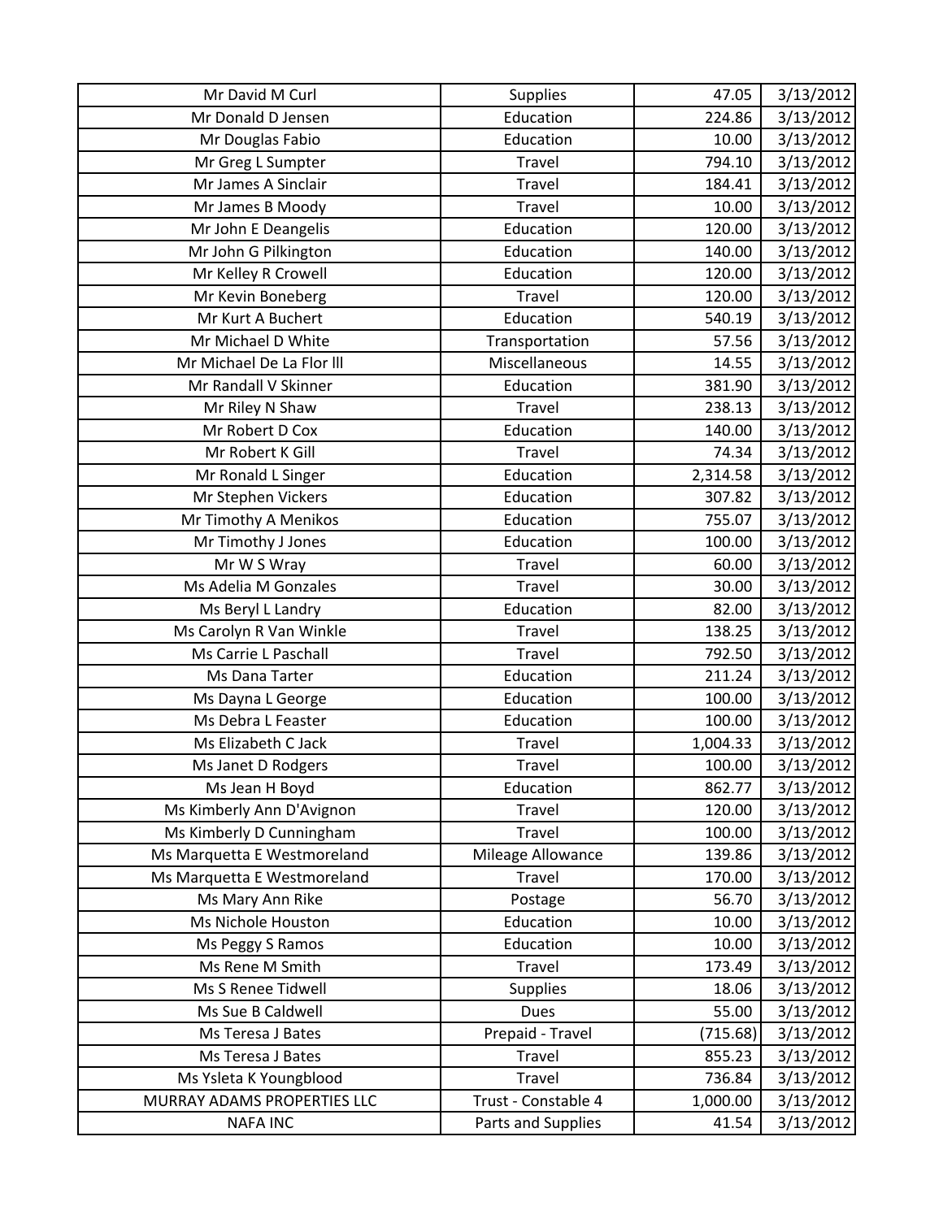| | | | |
|---|---|---|---|
| Mr David M Curl | Supplies | 47.05 | 3/13/2012 |
| Mr Donald D Jensen | Education | 224.86 | 3/13/2012 |
| Mr Douglas Fabio | Education | 10.00 | 3/13/2012 |
| Mr Greg L Sumpter | Travel | 794.10 | 3/13/2012 |
| Mr James A Sinclair | Travel | 184.41 | 3/13/2012 |
| Mr James B Moody | Travel | 10.00 | 3/13/2012 |
| Mr John E Deangelis | Education | 120.00 | 3/13/2012 |
| Mr John G Pilkington | Education | 140.00 | 3/13/2012 |
| Mr Kelley R Crowell | Education | 120.00 | 3/13/2012 |
| Mr Kevin Boneberg | Travel | 120.00 | 3/13/2012 |
| Mr Kurt A Buchert | Education | 540.19 | 3/13/2012 |
| Mr Michael D White | Transportation | 57.56 | 3/13/2012 |
| Mr Michael De La Flor lll | Miscellaneous | 14.55 | 3/13/2012 |
| Mr Randall V Skinner | Education | 381.90 | 3/13/2012 |
| Mr Riley N Shaw | Travel | 238.13 | 3/13/2012 |
| Mr Robert D Cox | Education | 140.00 | 3/13/2012 |
| Mr Robert K Gill | Travel | 74.34 | 3/13/2012 |
| Mr Ronald L Singer | Education | 2,314.58 | 3/13/2012 |
| Mr Stephen Vickers | Education | 307.82 | 3/13/2012 |
| Mr Timothy A Menikos | Education | 755.07 | 3/13/2012 |
| Mr Timothy J Jones | Education | 100.00 | 3/13/2012 |
| Mr W S Wray | Travel | 60.00 | 3/13/2012 |
| Ms Adelia M Gonzales | Travel | 30.00 | 3/13/2012 |
| Ms Beryl L Landry | Education | 82.00 | 3/13/2012 |
| Ms Carolyn R Van Winkle | Travel | 138.25 | 3/13/2012 |
| Ms Carrie L Paschall | Travel | 792.50 | 3/13/2012 |
| Ms Dana Tarter | Education | 211.24 | 3/13/2012 |
| Ms Dayna L George | Education | 100.00 | 3/13/2012 |
| Ms Debra L Feaster | Education | 100.00 | 3/13/2012 |
| Ms Elizabeth C Jack | Travel | 1,004.33 | 3/13/2012 |
| Ms Janet D Rodgers | Travel | 100.00 | 3/13/2012 |
| Ms Jean H Boyd | Education | 862.77 | 3/13/2012 |
| Ms Kimberly Ann D'Avignon | Travel | 120.00 | 3/13/2012 |
| Ms Kimberly D Cunningham | Travel | 100.00 | 3/13/2012 |
| Ms Marquetta E Westmoreland | Mileage Allowance | 139.86 | 3/13/2012 |
| Ms Marquetta E Westmoreland | Travel | 170.00 | 3/13/2012 |
| Ms Mary Ann Rike | Postage | 56.70 | 3/13/2012 |
| Ms Nichole Houston | Education | 10.00 | 3/13/2012 |
| Ms Peggy S Ramos | Education | 10.00 | 3/13/2012 |
| Ms Rene M Smith | Travel | 173.49 | 3/13/2012 |
| Ms S Renee Tidwell | Supplies | 18.06 | 3/13/2012 |
| Ms Sue B Caldwell | Dues | 55.00 | 3/13/2012 |
| Ms Teresa J Bates | Prepaid - Travel | (715.68) | 3/13/2012 |
| Ms Teresa J Bates | Travel | 855.23 | 3/13/2012 |
| Ms Ysleta K Youngblood | Travel | 736.84 | 3/13/2012 |
| MURRAY ADAMS PROPERTIES LLC | Trust - Constable 4 | 1,000.00 | 3/13/2012 |
| NAFA INC | Parts and Supplies | 41.54 | 3/13/2012 |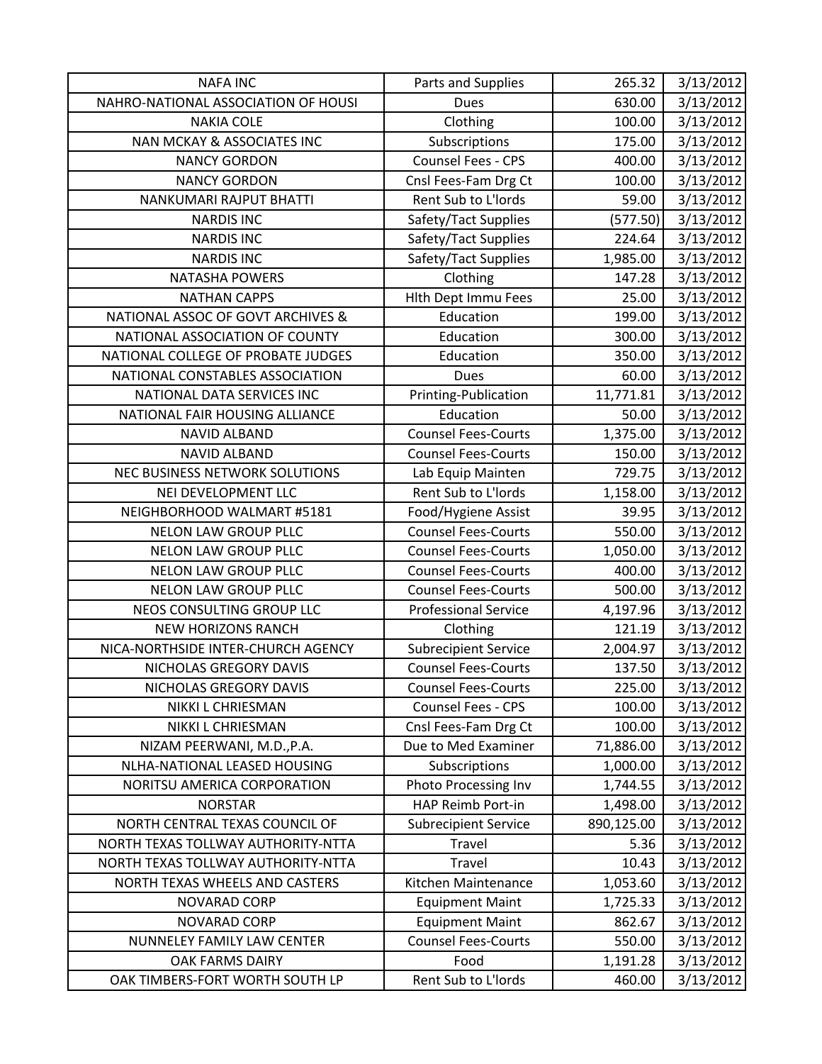| NAFA INC | Parts and Supplies | 265.32 | 3/13/2012 |
|---|---|---|---|
| NAHRO-NATIONAL ASSOCIATION OF HOUSI | Dues | 630.00 | 3/13/2012 |
| NAKIA COLE | Clothing | 100.00 | 3/13/2012 |
| NAN MCKAY & ASSOCIATES INC | Subscriptions | 175.00 | 3/13/2012 |
| NANCY GORDON | Counsel Fees - CPS | 400.00 | 3/13/2012 |
| NANCY GORDON | Cnsl Fees-Fam Drg Ct | 100.00 | 3/13/2012 |
| NANKUMARI RAJPUT BHATTI | Rent Sub to L'lords | 59.00 | 3/13/2012 |
| NARDIS INC | Safety/Tact Supplies | (577.50) | 3/13/2012 |
| NARDIS INC | Safety/Tact Supplies | 224.64 | 3/13/2012 |
| NARDIS INC | Safety/Tact Supplies | 1,985.00 | 3/13/2012 |
| NATASHA POWERS | Clothing | 147.28 | 3/13/2012 |
| NATHAN CAPPS | Hlth Dept Immu Fees | 25.00 | 3/13/2012 |
| NATIONAL ASSOC OF GOVT ARCHIVES & | Education | 199.00 | 3/13/2012 |
| NATIONAL ASSOCIATION OF COUNTY | Education | 300.00 | 3/13/2012 |
| NATIONAL COLLEGE OF PROBATE JUDGES | Education | 350.00 | 3/13/2012 |
| NATIONAL CONSTABLES ASSOCIATION | Dues | 60.00 | 3/13/2012 |
| NATIONAL DATA SERVICES INC | Printing-Publication | 11,771.81 | 3/13/2012 |
| NATIONAL FAIR HOUSING ALLIANCE | Education | 50.00 | 3/13/2012 |
| NAVID ALBAND | Counsel Fees-Courts | 1,375.00 | 3/13/2012 |
| NAVID ALBAND | Counsel Fees-Courts | 150.00 | 3/13/2012 |
| NEC BUSINESS NETWORK SOLUTIONS | Lab Equip Mainten | 729.75 | 3/13/2012 |
| NEI DEVELOPMENT LLC | Rent Sub to L'lords | 1,158.00 | 3/13/2012 |
| NEIGHBORHOOD WALMART #5181 | Food/Hygiene Assist | 39.95 | 3/13/2012 |
| NELON LAW GROUP PLLC | Counsel Fees-Courts | 550.00 | 3/13/2012 |
| NELON LAW GROUP PLLC | Counsel Fees-Courts | 1,050.00 | 3/13/2012 |
| NELON LAW GROUP PLLC | Counsel Fees-Courts | 400.00 | 3/13/2012 |
| NELON LAW GROUP PLLC | Counsel Fees-Courts | 500.00 | 3/13/2012 |
| NEOS CONSULTING GROUP LLC | Professional Service | 4,197.96 | 3/13/2012 |
| NEW HORIZONS RANCH | Clothing | 121.19 | 3/13/2012 |
| NICA-NORTHSIDE INTER-CHURCH AGENCY | Subrecipient Service | 2,004.97 | 3/13/2012 |
| NICHOLAS GREGORY DAVIS | Counsel Fees-Courts | 137.50 | 3/13/2012 |
| NICHOLAS GREGORY DAVIS | Counsel Fees-Courts | 225.00 | 3/13/2012 |
| NIKKI L CHRIESMAN | Counsel Fees - CPS | 100.00 | 3/13/2012 |
| NIKKI L CHRIESMAN | Cnsl Fees-Fam Drg Ct | 100.00 | 3/13/2012 |
| NIZAM PEERWANI, M.D.,P.A. | Due to Med Examiner | 71,886.00 | 3/13/2012 |
| NLHA-NATIONAL LEASED HOUSING | Subscriptions | 1,000.00 | 3/13/2012 |
| NORITSU AMERICA CORPORATION | Photo Processing Inv | 1,744.55 | 3/13/2012 |
| NORSTAR | HAP Reimb Port-in | 1,498.00 | 3/13/2012 |
| NORTH CENTRAL TEXAS COUNCIL OF | Subrecipient Service | 890,125.00 | 3/13/2012 |
| NORTH TEXAS TOLLWAY AUTHORITY-NTTA | Travel | 5.36 | 3/13/2012 |
| NORTH TEXAS TOLLWAY AUTHORITY-NTTA | Travel | 10.43 | 3/13/2012 |
| NORTH TEXAS WHEELS AND CASTERS | Kitchen Maintenance | 1,053.60 | 3/13/2012 |
| NOVARAD CORP | Equipment Maint | 1,725.33 | 3/13/2012 |
| NOVARAD CORP | Equipment Maint | 862.67 | 3/13/2012 |
| NUNNELEY FAMILY LAW CENTER | Counsel Fees-Courts | 550.00 | 3/13/2012 |
| OAK FARMS DAIRY | Food | 1,191.28 | 3/13/2012 |
| OAK TIMBERS-FORT WORTH SOUTH LP | Rent Sub to L'lords | 460.00 | 3/13/2012 |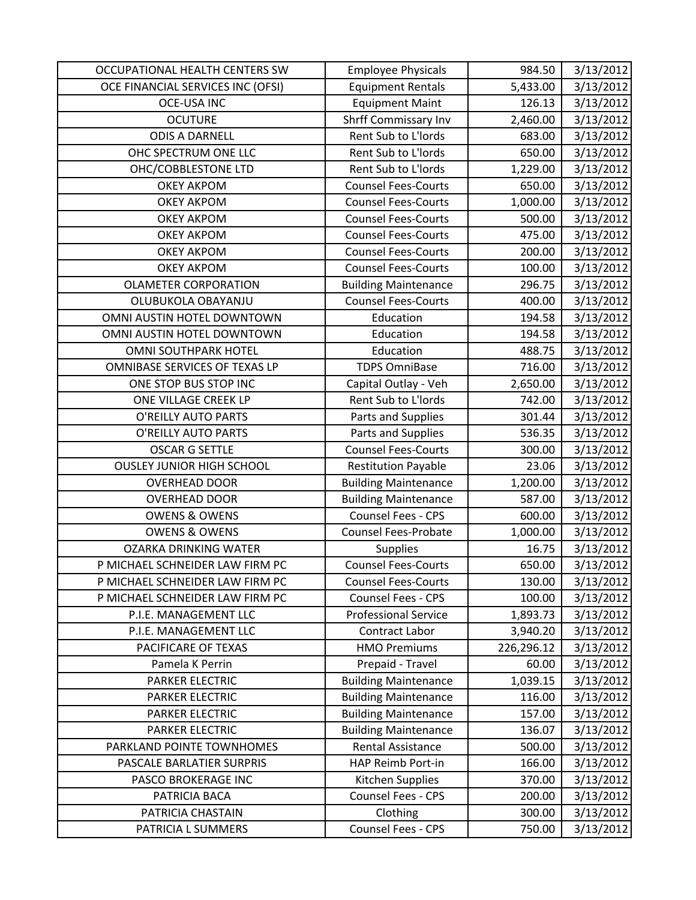| | | | |
|---|---|---|---|
| OCCUPATIONAL HEALTH CENTERS SW | Employee Physicals | 984.50 | 3/13/2012 |
| OCE FINANCIAL SERVICES INC (OFSI) | Equipment Rentals | 5,433.00 | 3/13/2012 |
| OCE-USA INC | Equipment Maint | 126.13 | 3/13/2012 |
| OCUTURE | Shrff Commissary Inv | 2,460.00 | 3/13/2012 |
| ODIS A DARNELL | Rent Sub to L'lords | 683.00 | 3/13/2012 |
| OHC SPECTRUM ONE LLC | Rent Sub to L'lords | 650.00 | 3/13/2012 |
| OHC/COBBLESTONE LTD | Rent Sub to L'lords | 1,229.00 | 3/13/2012 |
| OKEY AKPOM | Counsel Fees-Courts | 650.00 | 3/13/2012 |
| OKEY AKPOM | Counsel Fees-Courts | 1,000.00 | 3/13/2012 |
| OKEY AKPOM | Counsel Fees-Courts | 500.00 | 3/13/2012 |
| OKEY AKPOM | Counsel Fees-Courts | 475.00 | 3/13/2012 |
| OKEY AKPOM | Counsel Fees-Courts | 200.00 | 3/13/2012 |
| OKEY AKPOM | Counsel Fees-Courts | 100.00 | 3/13/2012 |
| OLAMETER CORPORATION | Building Maintenance | 296.75 | 3/13/2012 |
| OLUBUKOLA OBAYANJU | Counsel Fees-Courts | 400.00 | 3/13/2012 |
| OMNI AUSTIN HOTEL DOWNTOWN | Education | 194.58 | 3/13/2012 |
| OMNI AUSTIN HOTEL DOWNTOWN | Education | 194.58 | 3/13/2012 |
| OMNI SOUTHPARK HOTEL | Education | 488.75 | 3/13/2012 |
| OMNIBASE SERVICES OF TEXAS LP | TDPS OmniBase | 716.00 | 3/13/2012 |
| ONE STOP BUS STOP INC | Capital Outlay - Veh | 2,650.00 | 3/13/2012 |
| ONE VILLAGE CREEK LP | Rent Sub to L'lords | 742.00 | 3/13/2012 |
| O'REILLY AUTO PARTS | Parts and Supplies | 301.44 | 3/13/2012 |
| O'REILLY AUTO PARTS | Parts and Supplies | 536.35 | 3/13/2012 |
| OSCAR G SETTLE | Counsel Fees-Courts | 300.00 | 3/13/2012 |
| OUSLEY JUNIOR HIGH SCHOOL | Restitution Payable | 23.06 | 3/13/2012 |
| OVERHEAD DOOR | Building Maintenance | 1,200.00 | 3/13/2012 |
| OVERHEAD DOOR | Building Maintenance | 587.00 | 3/13/2012 |
| OWENS & OWENS | Counsel Fees - CPS | 600.00 | 3/13/2012 |
| OWENS & OWENS | Counsel Fees-Probate | 1,000.00 | 3/13/2012 |
| OZARKA DRINKING WATER | Supplies | 16.75 | 3/13/2012 |
| P MICHAEL SCHNEIDER LAW FIRM PC | Counsel Fees-Courts | 650.00 | 3/13/2012 |
| P MICHAEL SCHNEIDER LAW FIRM PC | Counsel Fees-Courts | 130.00 | 3/13/2012 |
| P MICHAEL SCHNEIDER LAW FIRM PC | Counsel Fees - CPS | 100.00 | 3/13/2012 |
| P.I.E. MANAGEMENT LLC | Professional Service | 1,893.73 | 3/13/2012 |
| P.I.E. MANAGEMENT LLC | Contract Labor | 3,940.20 | 3/13/2012 |
| PACIFICARE OF TEXAS | HMO Premiums | 226,296.12 | 3/13/2012 |
| Pamela K Perrin | Prepaid - Travel | 60.00 | 3/13/2012 |
| PARKER ELECTRIC | Building Maintenance | 1,039.15 | 3/13/2012 |
| PARKER ELECTRIC | Building Maintenance | 116.00 | 3/13/2012 |
| PARKER ELECTRIC | Building Maintenance | 157.00 | 3/13/2012 |
| PARKER ELECTRIC | Building Maintenance | 136.07 | 3/13/2012 |
| PARKLAND POINTE TOWNHOMES | Rental Assistance | 500.00 | 3/13/2012 |
| PASCALE BARLATIER SURPRIS | HAP Reimb Port-in | 166.00 | 3/13/2012 |
| PASCO BROKERAGE INC | Kitchen Supplies | 370.00 | 3/13/2012 |
| PATRICIA BACA | Counsel Fees - CPS | 200.00 | 3/13/2012 |
| PATRICIA CHASTAIN | Clothing | 300.00 | 3/13/2012 |
| PATRICIA L SUMMERS | Counsel Fees - CPS | 750.00 | 3/13/2012 |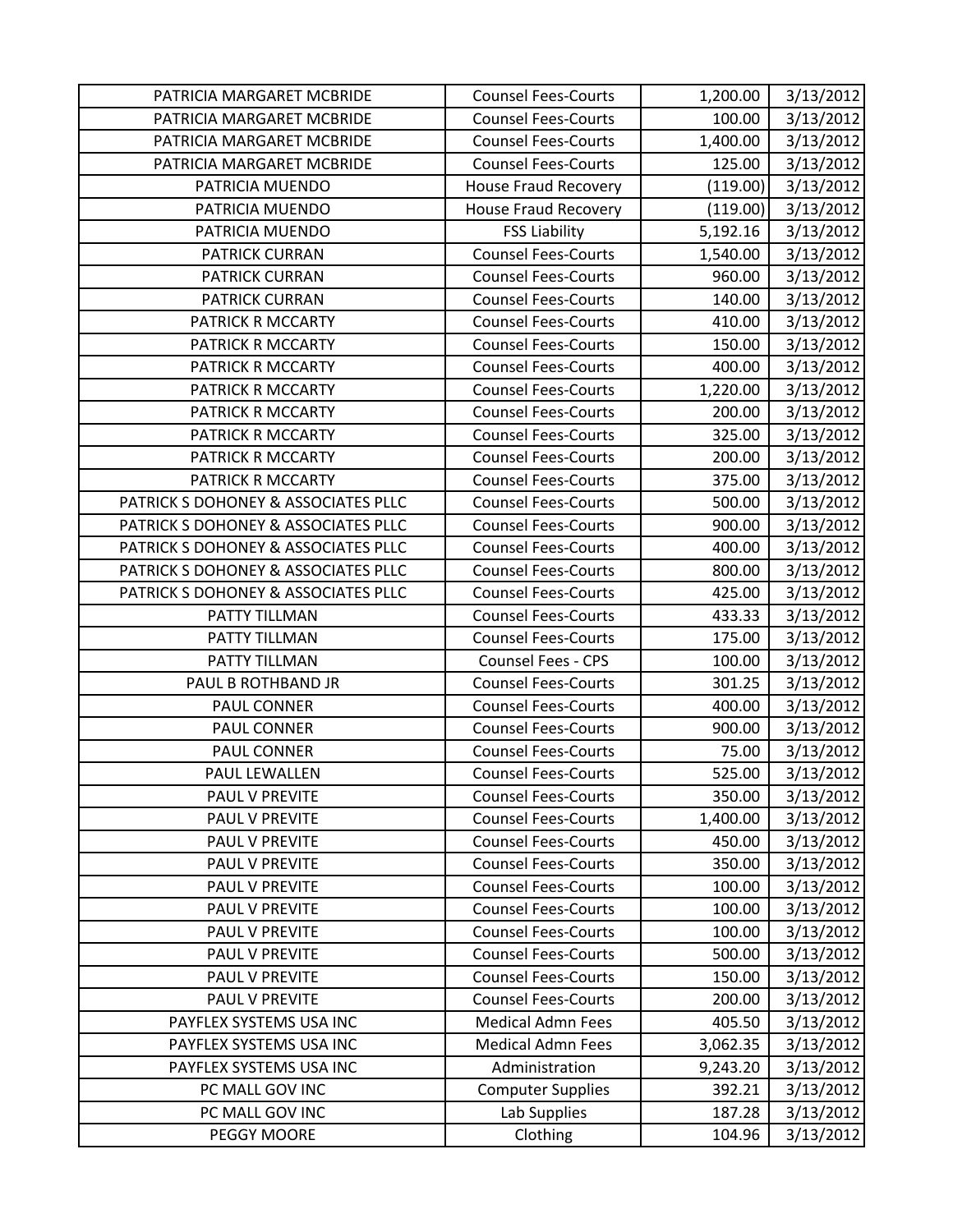| | | | |
|---|---|---|---|
| PATRICIA MARGARET MCBRIDE | Counsel Fees-Courts | 1,200.00 | 3/13/2012 |
| PATRICIA MARGARET MCBRIDE | Counsel Fees-Courts | 100.00 | 3/13/2012 |
| PATRICIA MARGARET MCBRIDE | Counsel Fees-Courts | 1,400.00 | 3/13/2012 |
| PATRICIA MARGARET MCBRIDE | Counsel Fees-Courts | 125.00 | 3/13/2012 |
| PATRICIA MUENDO | House Fraud Recovery | (119.00) | 3/13/2012 |
| PATRICIA MUENDO | House Fraud Recovery | (119.00) | 3/13/2012 |
| PATRICIA MUENDO | FSS Liability | 5,192.16 | 3/13/2012 |
| PATRICK CURRAN | Counsel Fees-Courts | 1,540.00 | 3/13/2012 |
| PATRICK CURRAN | Counsel Fees-Courts | 960.00 | 3/13/2012 |
| PATRICK CURRAN | Counsel Fees-Courts | 140.00 | 3/13/2012 |
| PATRICK R MCCARTY | Counsel Fees-Courts | 410.00 | 3/13/2012 |
| PATRICK R MCCARTY | Counsel Fees-Courts | 150.00 | 3/13/2012 |
| PATRICK R MCCARTY | Counsel Fees-Courts | 400.00 | 3/13/2012 |
| PATRICK R MCCARTY | Counsel Fees-Courts | 1,220.00 | 3/13/2012 |
| PATRICK R MCCARTY | Counsel Fees-Courts | 200.00 | 3/13/2012 |
| PATRICK R MCCARTY | Counsel Fees-Courts | 325.00 | 3/13/2012 |
| PATRICK R MCCARTY | Counsel Fees-Courts | 200.00 | 3/13/2012 |
| PATRICK R MCCARTY | Counsel Fees-Courts | 375.00 | 3/13/2012 |
| PATRICK S DOHONEY & ASSOCIATES PLLC | Counsel Fees-Courts | 500.00 | 3/13/2012 |
| PATRICK S DOHONEY & ASSOCIATES PLLC | Counsel Fees-Courts | 900.00 | 3/13/2012 |
| PATRICK S DOHONEY & ASSOCIATES PLLC | Counsel Fees-Courts | 400.00 | 3/13/2012 |
| PATRICK S DOHONEY & ASSOCIATES PLLC | Counsel Fees-Courts | 800.00 | 3/13/2012 |
| PATRICK S DOHONEY & ASSOCIATES PLLC | Counsel Fees-Courts | 425.00 | 3/13/2012 |
| PATTY TILLMAN | Counsel Fees-Courts | 433.33 | 3/13/2012 |
| PATTY TILLMAN | Counsel Fees-Courts | 175.00 | 3/13/2012 |
| PATTY TILLMAN | Counsel Fees - CPS | 100.00 | 3/13/2012 |
| PAUL B ROTHBAND JR | Counsel Fees-Courts | 301.25 | 3/13/2012 |
| PAUL CONNER | Counsel Fees-Courts | 400.00 | 3/13/2012 |
| PAUL CONNER | Counsel Fees-Courts | 900.00 | 3/13/2012 |
| PAUL CONNER | Counsel Fees-Courts | 75.00 | 3/13/2012 |
| PAUL LEWALLEN | Counsel Fees-Courts | 525.00 | 3/13/2012 |
| PAUL V PREVITE | Counsel Fees-Courts | 350.00 | 3/13/2012 |
| PAUL V PREVITE | Counsel Fees-Courts | 1,400.00 | 3/13/2012 |
| PAUL V PREVITE | Counsel Fees-Courts | 450.00 | 3/13/2012 |
| PAUL V PREVITE | Counsel Fees-Courts | 350.00 | 3/13/2012 |
| PAUL V PREVITE | Counsel Fees-Courts | 100.00 | 3/13/2012 |
| PAUL V PREVITE | Counsel Fees-Courts | 100.00 | 3/13/2012 |
| PAUL V PREVITE | Counsel Fees-Courts | 100.00 | 3/13/2012 |
| PAUL V PREVITE | Counsel Fees-Courts | 500.00 | 3/13/2012 |
| PAUL V PREVITE | Counsel Fees-Courts | 150.00 | 3/13/2012 |
| PAUL V PREVITE | Counsel Fees-Courts | 200.00 | 3/13/2012 |
| PAYFLEX SYSTEMS USA INC | Medical Admn Fees | 405.50 | 3/13/2012 |
| PAYFLEX SYSTEMS USA INC | Medical Admn Fees | 3,062.35 | 3/13/2012 |
| PAYFLEX SYSTEMS USA INC | Administration | 9,243.20 | 3/13/2012 |
| PC MALL GOV INC | Computer Supplies | 392.21 | 3/13/2012 |
| PC MALL GOV INC | Lab Supplies | 187.28 | 3/13/2012 |
| PEGGY MOORE | Clothing | 104.96 | 3/13/2012 |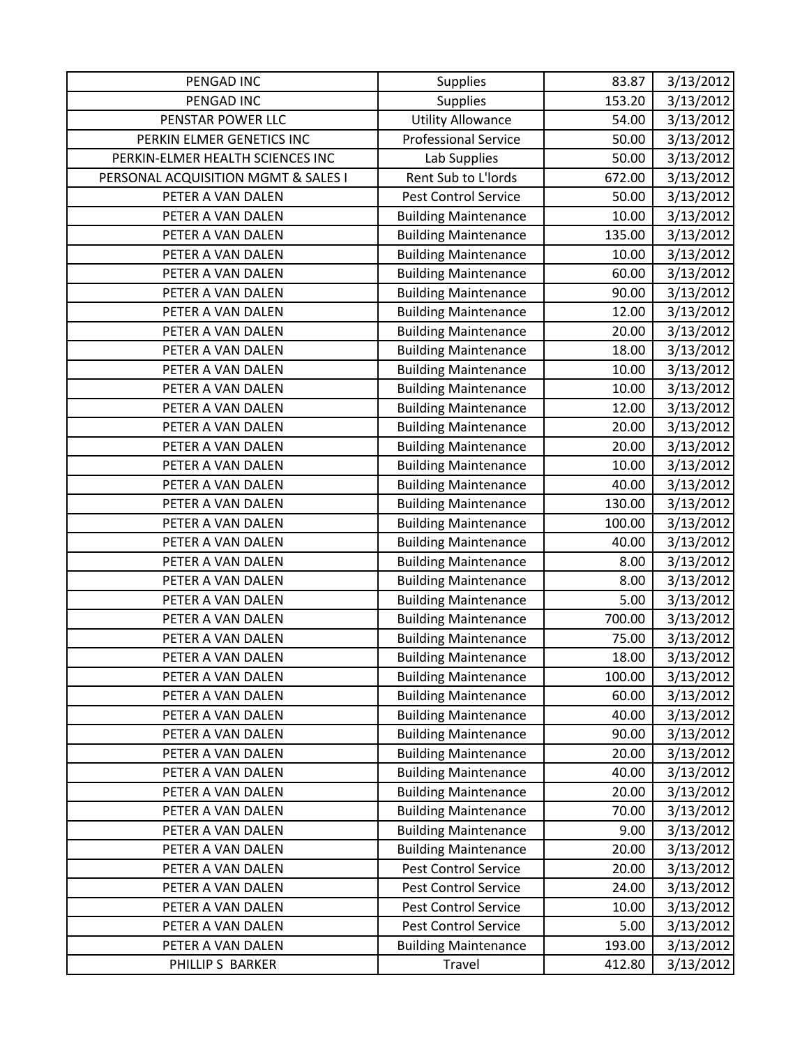| PENGAD INC | Supplies | 83.87 | 3/13/2012 |
|---|---|---|---|
| PENGAD INC | Supplies | 153.20 | 3/13/2012 |
| PENSTAR POWER LLC | Utility Allowance | 54.00 | 3/13/2012 |
| PERKIN ELMER GENETICS INC | Professional Service | 50.00 | 3/13/2012 |
| PERKIN-ELMER HEALTH SCIENCES INC | Lab Supplies | 50.00 | 3/13/2012 |
| PERSONAL ACQUISITION MGMT & SALES I | Rent Sub to L'lords | 672.00 | 3/13/2012 |
| PETER A VAN DALEN | Pest Control Service | 50.00 | 3/13/2012 |
| PETER A VAN DALEN | Building Maintenance | 10.00 | 3/13/2012 |
| PETER A VAN DALEN | Building Maintenance | 135.00 | 3/13/2012 |
| PETER A VAN DALEN | Building Maintenance | 10.00 | 3/13/2012 |
| PETER A VAN DALEN | Building Maintenance | 60.00 | 3/13/2012 |
| PETER A VAN DALEN | Building Maintenance | 90.00 | 3/13/2012 |
| PETER A VAN DALEN | Building Maintenance | 12.00 | 3/13/2012 |
| PETER A VAN DALEN | Building Maintenance | 20.00 | 3/13/2012 |
| PETER A VAN DALEN | Building Maintenance | 18.00 | 3/13/2012 |
| PETER A VAN DALEN | Building Maintenance | 10.00 | 3/13/2012 |
| PETER A VAN DALEN | Building Maintenance | 10.00 | 3/13/2012 |
| PETER A VAN DALEN | Building Maintenance | 12.00 | 3/13/2012 |
| PETER A VAN DALEN | Building Maintenance | 20.00 | 3/13/2012 |
| PETER A VAN DALEN | Building Maintenance | 20.00 | 3/13/2012 |
| PETER A VAN DALEN | Building Maintenance | 10.00 | 3/13/2012 |
| PETER A VAN DALEN | Building Maintenance | 40.00 | 3/13/2012 |
| PETER A VAN DALEN | Building Maintenance | 130.00 | 3/13/2012 |
| PETER A VAN DALEN | Building Maintenance | 100.00 | 3/13/2012 |
| PETER A VAN DALEN | Building Maintenance | 40.00 | 3/13/2012 |
| PETER A VAN DALEN | Building Maintenance | 8.00 | 3/13/2012 |
| PETER A VAN DALEN | Building Maintenance | 8.00 | 3/13/2012 |
| PETER A VAN DALEN | Building Maintenance | 5.00 | 3/13/2012 |
| PETER A VAN DALEN | Building Maintenance | 700.00 | 3/13/2012 |
| PETER A VAN DALEN | Building Maintenance | 75.00 | 3/13/2012 |
| PETER A VAN DALEN | Building Maintenance | 18.00 | 3/13/2012 |
| PETER A VAN DALEN | Building Maintenance | 100.00 | 3/13/2012 |
| PETER A VAN DALEN | Building Maintenance | 60.00 | 3/13/2012 |
| PETER A VAN DALEN | Building Maintenance | 40.00 | 3/13/2012 |
| PETER A VAN DALEN | Building Maintenance | 90.00 | 3/13/2012 |
| PETER A VAN DALEN | Building Maintenance | 20.00 | 3/13/2012 |
| PETER A VAN DALEN | Building Maintenance | 40.00 | 3/13/2012 |
| PETER A VAN DALEN | Building Maintenance | 20.00 | 3/13/2012 |
| PETER A VAN DALEN | Building Maintenance | 70.00 | 3/13/2012 |
| PETER A VAN DALEN | Building Maintenance | 9.00 | 3/13/2012 |
| PETER A VAN DALEN | Building Maintenance | 20.00 | 3/13/2012 |
| PETER A VAN DALEN | Pest Control Service | 20.00 | 3/13/2012 |
| PETER A VAN DALEN | Pest Control Service | 24.00 | 3/13/2012 |
| PETER A VAN DALEN | Pest Control Service | 10.00 | 3/13/2012 |
| PETER A VAN DALEN | Pest Control Service | 5.00 | 3/13/2012 |
| PETER A VAN DALEN | Building Maintenance | 193.00 | 3/13/2012 |
| PHILLIP S BARKER | Travel | 412.80 | 3/13/2012 |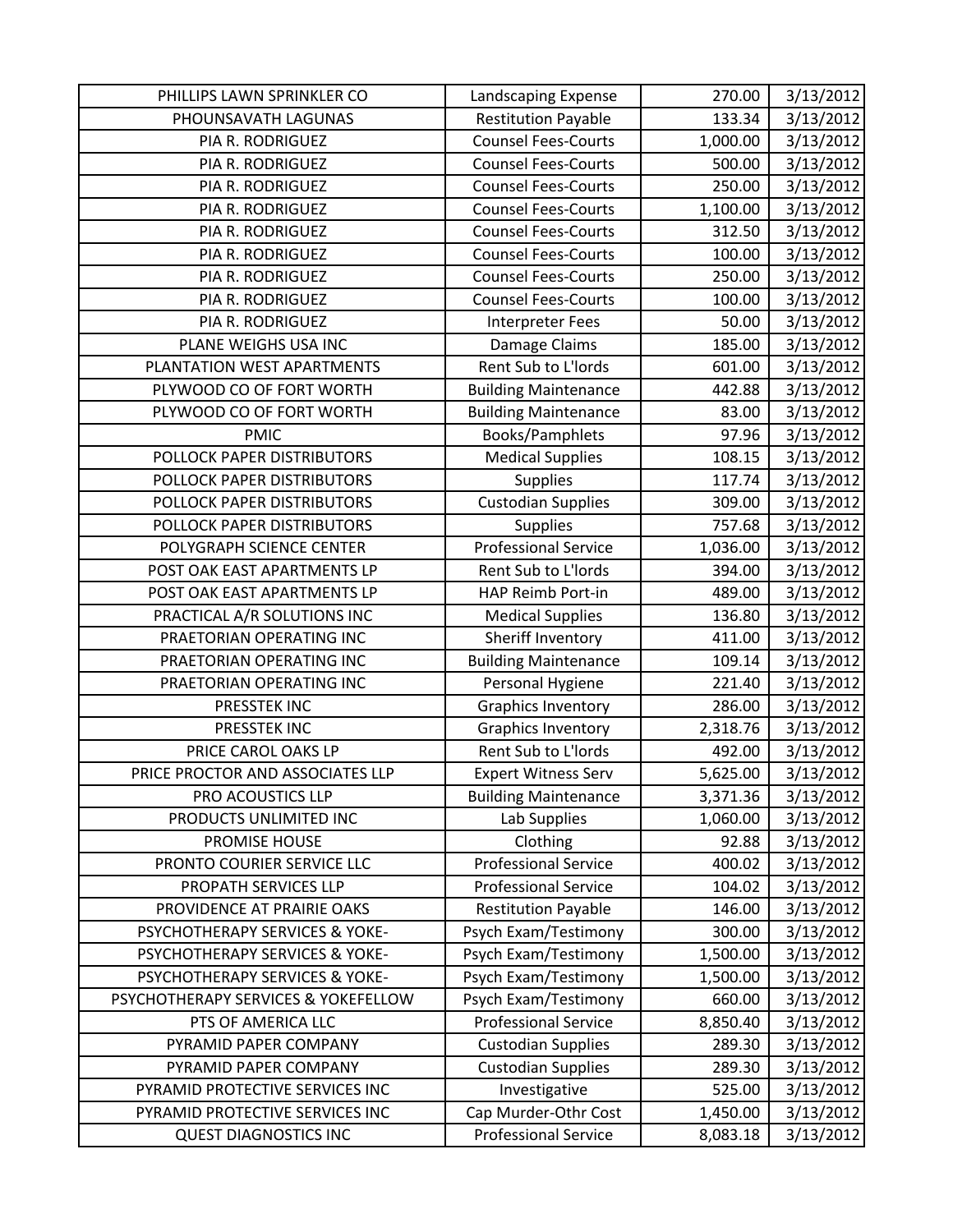| | | | |
|---|---|---|---|
| PHILLIPS LAWN SPRINKLER CO | Landscaping Expense | 270.00 | 3/13/2012 |
| PHOUNSAVATH LAGUNAS | Restitution Payable | 133.34 | 3/13/2012 |
| PIA R. RODRIGUEZ | Counsel Fees-Courts | 1,000.00 | 3/13/2012 |
| PIA R. RODRIGUEZ | Counsel Fees-Courts | 500.00 | 3/13/2012 |
| PIA R. RODRIGUEZ | Counsel Fees-Courts | 250.00 | 3/13/2012 |
| PIA R. RODRIGUEZ | Counsel Fees-Courts | 1,100.00 | 3/13/2012 |
| PIA R. RODRIGUEZ | Counsel Fees-Courts | 312.50 | 3/13/2012 |
| PIA R. RODRIGUEZ | Counsel Fees-Courts | 100.00 | 3/13/2012 |
| PIA R. RODRIGUEZ | Counsel Fees-Courts | 250.00 | 3/13/2012 |
| PIA R. RODRIGUEZ | Counsel Fees-Courts | 100.00 | 3/13/2012 |
| PIA R. RODRIGUEZ | Interpreter Fees | 50.00 | 3/13/2012 |
| PLANE WEIGHS USA INC | Damage Claims | 185.00 | 3/13/2012 |
| PLANTATION WEST APARTMENTS | Rent Sub to L'lords | 601.00 | 3/13/2012 |
| PLYWOOD CO OF FORT WORTH | Building Maintenance | 442.88 | 3/13/2012 |
| PLYWOOD CO OF FORT WORTH | Building Maintenance | 83.00 | 3/13/2012 |
| PMIC | Books/Pamphlets | 97.96 | 3/13/2012 |
| POLLOCK PAPER DISTRIBUTORS | Medical Supplies | 108.15 | 3/13/2012 |
| POLLOCK PAPER DISTRIBUTORS | Supplies | 117.74 | 3/13/2012 |
| POLLOCK PAPER DISTRIBUTORS | Custodian Supplies | 309.00 | 3/13/2012 |
| POLLOCK PAPER DISTRIBUTORS | Supplies | 757.68 | 3/13/2012 |
| POLYGRAPH SCIENCE CENTER | Professional Service | 1,036.00 | 3/13/2012 |
| POST OAK EAST APARTMENTS LP | Rent Sub to L'lords | 394.00 | 3/13/2012 |
| POST OAK EAST APARTMENTS LP | HAP Reimb Port-in | 489.00 | 3/13/2012 |
| PRACTICAL A/R SOLUTIONS INC | Medical Supplies | 136.80 | 3/13/2012 |
| PRAETORIAN OPERATING INC | Sheriff Inventory | 411.00 | 3/13/2012 |
| PRAETORIAN OPERATING INC | Building Maintenance | 109.14 | 3/13/2012 |
| PRAETORIAN OPERATING INC | Personal Hygiene | 221.40 | 3/13/2012 |
| PRESSTEK INC | Graphics Inventory | 286.00 | 3/13/2012 |
| PRESSTEK INC | Graphics Inventory | 2,318.76 | 3/13/2012 |
| PRICE CAROL OAKS LP | Rent Sub to L'lords | 492.00 | 3/13/2012 |
| PRICE PROCTOR AND ASSOCIATES LLP | Expert Witness Serv | 5,625.00 | 3/13/2012 |
| PRO ACOUSTICS LLP | Building Maintenance | 3,371.36 | 3/13/2012 |
| PRODUCTS UNLIMITED INC | Lab Supplies | 1,060.00 | 3/13/2012 |
| PROMISE HOUSE | Clothing | 92.88 | 3/13/2012 |
| PRONTO COURIER SERVICE LLC | Professional Service | 400.02 | 3/13/2012 |
| PROPATH SERVICES LLP | Professional Service | 104.02 | 3/13/2012 |
| PROVIDENCE AT PRAIRIE OAKS | Restitution Payable | 146.00 | 3/13/2012 |
| PSYCHOTHERAPY SERVICES & YOKE- | Psych Exam/Testimony | 300.00 | 3/13/2012 |
| PSYCHOTHERAPY SERVICES & YOKE- | Psych Exam/Testimony | 1,500.00 | 3/13/2012 |
| PSYCHOTHERAPY SERVICES & YOKE- | Psych Exam/Testimony | 1,500.00 | 3/13/2012 |
| PSYCHOTHERAPY SERVICES & YOKEFELLOW | Psych Exam/Testimony | 660.00 | 3/13/2012 |
| PTS OF AMERICA LLC | Professional Service | 8,850.40 | 3/13/2012 |
| PYRAMID PAPER COMPANY | Custodian Supplies | 289.30 | 3/13/2012 |
| PYRAMID PAPER COMPANY | Custodian Supplies | 289.30 | 3/13/2012 |
| PYRAMID PROTECTIVE SERVICES INC | Investigative | 525.00 | 3/13/2012 |
| PYRAMID PROTECTIVE SERVICES INC | Cap Murder-Othr Cost | 1,450.00 | 3/13/2012 |
| QUEST DIAGNOSTICS INC | Professional Service | 8,083.18 | 3/13/2012 |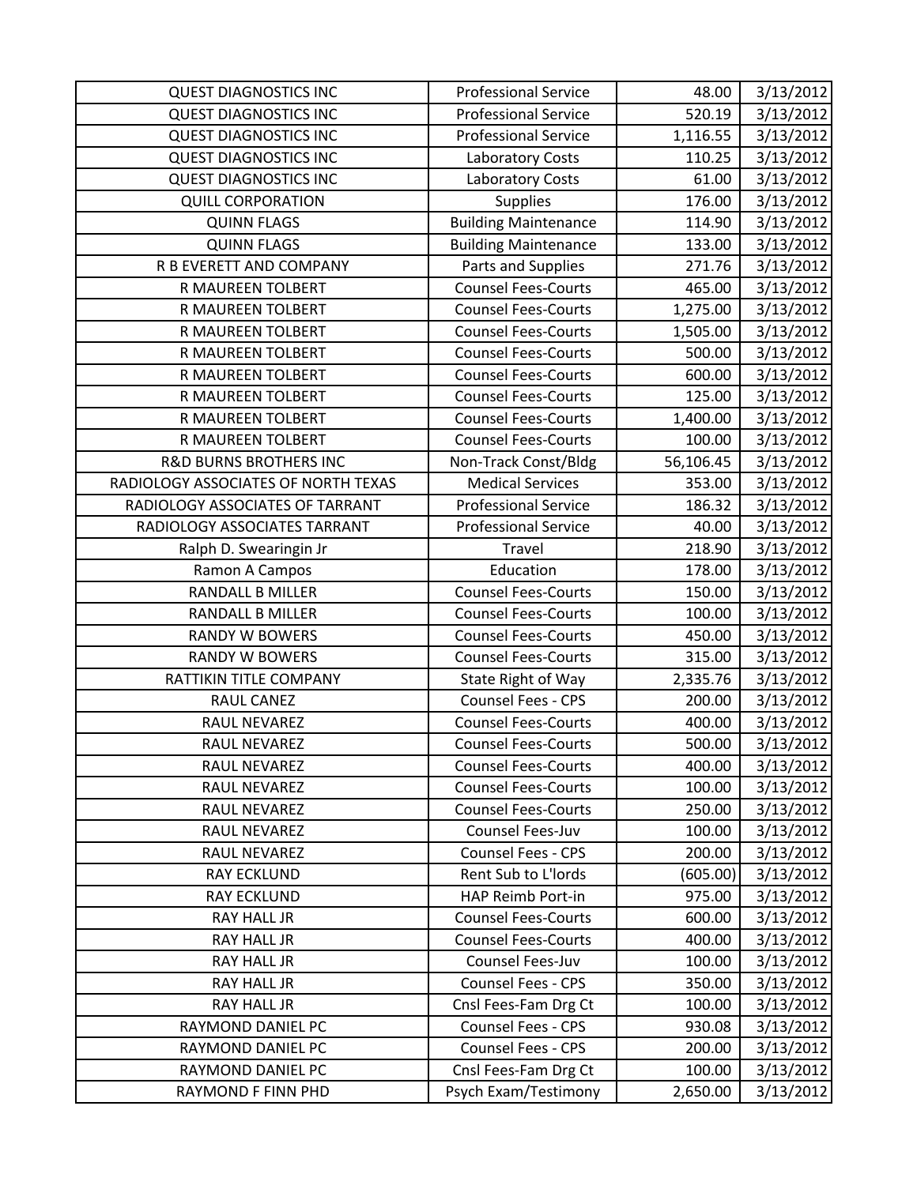| QUEST DIAGNOSTICS INC | Professional Service | 48.00 | 3/13/2012 |
|---|---|---|---|
| QUEST DIAGNOSTICS INC | Professional Service | 520.19 | 3/13/2012 |
| QUEST DIAGNOSTICS INC | Professional Service | 1,116.55 | 3/13/2012 |
| QUEST DIAGNOSTICS INC | Laboratory Costs | 110.25 | 3/13/2012 |
| QUEST DIAGNOSTICS INC | Laboratory Costs | 61.00 | 3/13/2012 |
| QUILL CORPORATION | Supplies | 176.00 | 3/13/2012 |
| QUINN FLAGS | Building Maintenance | 114.90 | 3/13/2012 |
| QUINN FLAGS | Building Maintenance | 133.00 | 3/13/2012 |
| R B EVERETT AND COMPANY | Parts and Supplies | 271.76 | 3/13/2012 |
| R MAUREEN TOLBERT | Counsel Fees-Courts | 465.00 | 3/13/2012 |
| R MAUREEN TOLBERT | Counsel Fees-Courts | 1,275.00 | 3/13/2012 |
| R MAUREEN TOLBERT | Counsel Fees-Courts | 1,505.00 | 3/13/2012 |
| R MAUREEN TOLBERT | Counsel Fees-Courts | 500.00 | 3/13/2012 |
| R MAUREEN TOLBERT | Counsel Fees-Courts | 600.00 | 3/13/2012 |
| R MAUREEN TOLBERT | Counsel Fees-Courts | 125.00 | 3/13/2012 |
| R MAUREEN TOLBERT | Counsel Fees-Courts | 1,400.00 | 3/13/2012 |
| R MAUREEN TOLBERT | Counsel Fees-Courts | 100.00 | 3/13/2012 |
| R&D BURNS BROTHERS INC | Non-Track Const/Bldg | 56,106.45 | 3/13/2012 |
| RADIOLOGY ASSOCIATES OF NORTH TEXAS | Medical Services | 353.00 | 3/13/2012 |
| RADIOLOGY ASSOCIATES OF TARRANT | Professional Service | 186.32 | 3/13/2012 |
| RADIOLOGY ASSOCIATES TARRANT | Professional Service | 40.00 | 3/13/2012 |
| Ralph D. Swearingin Jr | Travel | 218.90 | 3/13/2012 |
| Ramon A Campos | Education | 178.00 | 3/13/2012 |
| RANDALL B MILLER | Counsel Fees-Courts | 150.00 | 3/13/2012 |
| RANDALL B MILLER | Counsel Fees-Courts | 100.00 | 3/13/2012 |
| RANDY W BOWERS | Counsel Fees-Courts | 450.00 | 3/13/2012 |
| RANDY W BOWERS | Counsel Fees-Courts | 315.00 | 3/13/2012 |
| RATTIKIN TITLE COMPANY | State Right of Way | 2,335.76 | 3/13/2012 |
| RAUL CANEZ | Counsel Fees - CPS | 200.00 | 3/13/2012 |
| RAUL NEVAREZ | Counsel Fees-Courts | 400.00 | 3/13/2012 |
| RAUL NEVAREZ | Counsel Fees-Courts | 500.00 | 3/13/2012 |
| RAUL NEVAREZ | Counsel Fees-Courts | 400.00 | 3/13/2012 |
| RAUL NEVAREZ | Counsel Fees-Courts | 100.00 | 3/13/2012 |
| RAUL NEVAREZ | Counsel Fees-Courts | 250.00 | 3/13/2012 |
| RAUL NEVAREZ | Counsel Fees-Juv | 100.00 | 3/13/2012 |
| RAUL NEVAREZ | Counsel Fees - CPS | 200.00 | 3/13/2012 |
| RAY ECKLUND | Rent Sub to L'lords | (605.00) | 3/13/2012 |
| RAY ECKLUND | HAP Reimb Port-in | 975.00 | 3/13/2012 |
| RAY HALL JR | Counsel Fees-Courts | 600.00 | 3/13/2012 |
| RAY HALL JR | Counsel Fees-Courts | 400.00 | 3/13/2012 |
| RAY HALL JR | Counsel Fees-Juv | 100.00 | 3/13/2012 |
| RAY HALL JR | Counsel Fees - CPS | 350.00 | 3/13/2012 |
| RAY HALL JR | Cnsl Fees-Fam Drg Ct | 100.00 | 3/13/2012 |
| RAYMOND DANIEL PC | Counsel Fees - CPS | 930.08 | 3/13/2012 |
| RAYMOND DANIEL PC | Counsel Fees - CPS | 200.00 | 3/13/2012 |
| RAYMOND DANIEL PC | Cnsl Fees-Fam Drg Ct | 100.00 | 3/13/2012 |
| RAYMOND F FINN PHD | Psych Exam/Testimony | 2,650.00 | 3/13/2012 |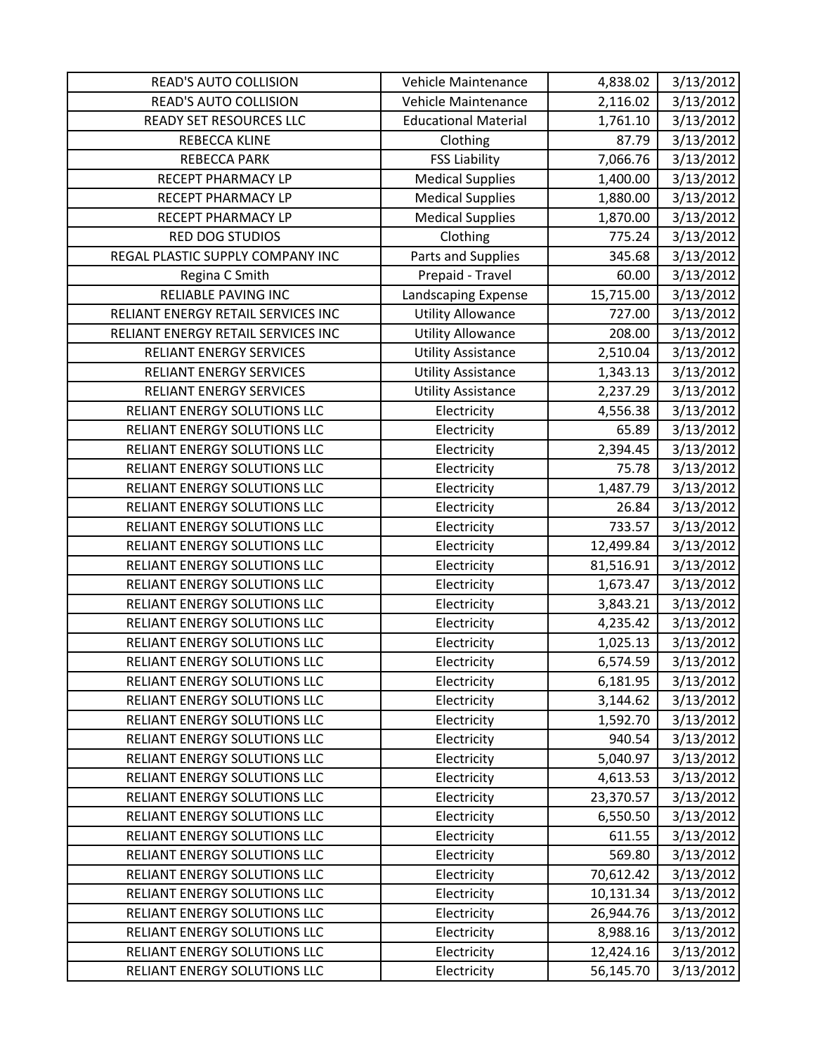| | | | |
|---|---|---|---|
| READ'S AUTO COLLISION | Vehicle Maintenance | 4,838.02 | 3/13/2012 |
| READ'S AUTO COLLISION | Vehicle Maintenance | 2,116.02 | 3/13/2012 |
| READY SET RESOURCES LLC | Educational Material | 1,761.10 | 3/13/2012 |
| REBECCA KLINE | Clothing | 87.79 | 3/13/2012 |
| REBECCA PARK | FSS Liability | 7,066.76 | 3/13/2012 |
| RECEPT PHARMACY LP | Medical Supplies | 1,400.00 | 3/13/2012 |
| RECEPT PHARMACY LP | Medical Supplies | 1,880.00 | 3/13/2012 |
| RECEPT PHARMACY LP | Medical Supplies | 1,870.00 | 3/13/2012 |
| RED DOG STUDIOS | Clothing | 775.24 | 3/13/2012 |
| REGAL PLASTIC SUPPLY COMPANY INC | Parts and Supplies | 345.68 | 3/13/2012 |
| Regina C Smith | Prepaid - Travel | 60.00 | 3/13/2012 |
| RELIABLE PAVING INC | Landscaping Expense | 15,715.00 | 3/13/2012 |
| RELIANT ENERGY RETAIL SERVICES INC | Utility Allowance | 727.00 | 3/13/2012 |
| RELIANT ENERGY RETAIL SERVICES INC | Utility Allowance | 208.00 | 3/13/2012 |
| RELIANT ENERGY SERVICES | Utility Assistance | 2,510.04 | 3/13/2012 |
| RELIANT ENERGY SERVICES | Utility Assistance | 1,343.13 | 3/13/2012 |
| RELIANT ENERGY SERVICES | Utility Assistance | 2,237.29 | 3/13/2012 |
| RELIANT ENERGY SOLUTIONS LLC | Electricity | 4,556.38 | 3/13/2012 |
| RELIANT ENERGY SOLUTIONS LLC | Electricity | 65.89 | 3/13/2012 |
| RELIANT ENERGY SOLUTIONS LLC | Electricity | 2,394.45 | 3/13/2012 |
| RELIANT ENERGY SOLUTIONS LLC | Electricity | 75.78 | 3/13/2012 |
| RELIANT ENERGY SOLUTIONS LLC | Electricity | 1,487.79 | 3/13/2012 |
| RELIANT ENERGY SOLUTIONS LLC | Electricity | 26.84 | 3/13/2012 |
| RELIANT ENERGY SOLUTIONS LLC | Electricity | 733.57 | 3/13/2012 |
| RELIANT ENERGY SOLUTIONS LLC | Electricity | 12,499.84 | 3/13/2012 |
| RELIANT ENERGY SOLUTIONS LLC | Electricity | 81,516.91 | 3/13/2012 |
| RELIANT ENERGY SOLUTIONS LLC | Electricity | 1,673.47 | 3/13/2012 |
| RELIANT ENERGY SOLUTIONS LLC | Electricity | 3,843.21 | 3/13/2012 |
| RELIANT ENERGY SOLUTIONS LLC | Electricity | 4,235.42 | 3/13/2012 |
| RELIANT ENERGY SOLUTIONS LLC | Electricity | 1,025.13 | 3/13/2012 |
| RELIANT ENERGY SOLUTIONS LLC | Electricity | 6,574.59 | 3/13/2012 |
| RELIANT ENERGY SOLUTIONS LLC | Electricity | 6,181.95 | 3/13/2012 |
| RELIANT ENERGY SOLUTIONS LLC | Electricity | 3,144.62 | 3/13/2012 |
| RELIANT ENERGY SOLUTIONS LLC | Electricity | 1,592.70 | 3/13/2012 |
| RELIANT ENERGY SOLUTIONS LLC | Electricity | 940.54 | 3/13/2012 |
| RELIANT ENERGY SOLUTIONS LLC | Electricity | 5,040.97 | 3/13/2012 |
| RELIANT ENERGY SOLUTIONS LLC | Electricity | 4,613.53 | 3/13/2012 |
| RELIANT ENERGY SOLUTIONS LLC | Electricity | 23,370.57 | 3/13/2012 |
| RELIANT ENERGY SOLUTIONS LLC | Electricity | 6,550.50 | 3/13/2012 |
| RELIANT ENERGY SOLUTIONS LLC | Electricity | 611.55 | 3/13/2012 |
| RELIANT ENERGY SOLUTIONS LLC | Electricity | 569.80 | 3/13/2012 |
| RELIANT ENERGY SOLUTIONS LLC | Electricity | 70,612.42 | 3/13/2012 |
| RELIANT ENERGY SOLUTIONS LLC | Electricity | 10,131.34 | 3/13/2012 |
| RELIANT ENERGY SOLUTIONS LLC | Electricity | 26,944.76 | 3/13/2012 |
| RELIANT ENERGY SOLUTIONS LLC | Electricity | 8,988.16 | 3/13/2012 |
| RELIANT ENERGY SOLUTIONS LLC | Electricity | 12,424.16 | 3/13/2012 |
| RELIANT ENERGY SOLUTIONS LLC | Electricity | 56,145.70 | 3/13/2012 |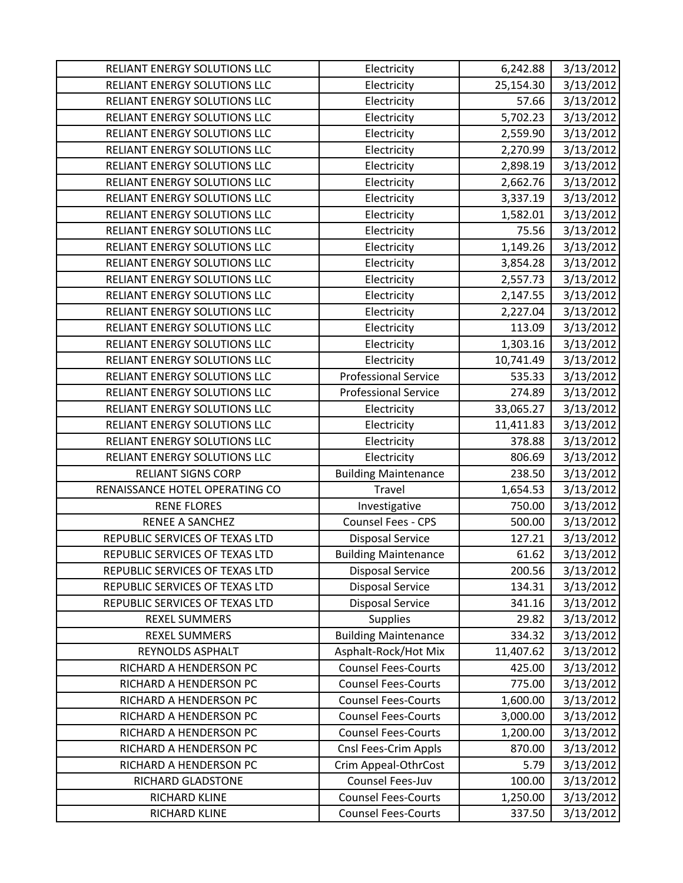| | | | |
|---|---|---|---|
| RELIANT ENERGY SOLUTIONS LLC | Electricity | 6,242.88 | 3/13/2012 |
| RELIANT ENERGY SOLUTIONS LLC | Electricity | 25,154.30 | 3/13/2012 |
| RELIANT ENERGY SOLUTIONS LLC | Electricity | 57.66 | 3/13/2012 |
| RELIANT ENERGY SOLUTIONS LLC | Electricity | 5,702.23 | 3/13/2012 |
| RELIANT ENERGY SOLUTIONS LLC | Electricity | 2,559.90 | 3/13/2012 |
| RELIANT ENERGY SOLUTIONS LLC | Electricity | 2,270.99 | 3/13/2012 |
| RELIANT ENERGY SOLUTIONS LLC | Electricity | 2,898.19 | 3/13/2012 |
| RELIANT ENERGY SOLUTIONS LLC | Electricity | 2,662.76 | 3/13/2012 |
| RELIANT ENERGY SOLUTIONS LLC | Electricity | 3,337.19 | 3/13/2012 |
| RELIANT ENERGY SOLUTIONS LLC | Electricity | 1,582.01 | 3/13/2012 |
| RELIANT ENERGY SOLUTIONS LLC | Electricity | 75.56 | 3/13/2012 |
| RELIANT ENERGY SOLUTIONS LLC | Electricity | 1,149.26 | 3/13/2012 |
| RELIANT ENERGY SOLUTIONS LLC | Electricity | 3,854.28 | 3/13/2012 |
| RELIANT ENERGY SOLUTIONS LLC | Electricity | 2,557.73 | 3/13/2012 |
| RELIANT ENERGY SOLUTIONS LLC | Electricity | 2,147.55 | 3/13/2012 |
| RELIANT ENERGY SOLUTIONS LLC | Electricity | 2,227.04 | 3/13/2012 |
| RELIANT ENERGY SOLUTIONS LLC | Electricity | 113.09 | 3/13/2012 |
| RELIANT ENERGY SOLUTIONS LLC | Electricity | 1,303.16 | 3/13/2012 |
| RELIANT ENERGY SOLUTIONS LLC | Electricity | 10,741.49 | 3/13/2012 |
| RELIANT ENERGY SOLUTIONS LLC | Professional Service | 535.33 | 3/13/2012 |
| RELIANT ENERGY SOLUTIONS LLC | Professional Service | 274.89 | 3/13/2012 |
| RELIANT ENERGY SOLUTIONS LLC | Electricity | 33,065.27 | 3/13/2012 |
| RELIANT ENERGY SOLUTIONS LLC | Electricity | 11,411.83 | 3/13/2012 |
| RELIANT ENERGY SOLUTIONS LLC | Electricity | 378.88 | 3/13/2012 |
| RELIANT ENERGY SOLUTIONS LLC | Electricity | 806.69 | 3/13/2012 |
| RELIANT SIGNS CORP | Building Maintenance | 238.50 | 3/13/2012 |
| RENAISSANCE HOTEL OPERATING CO | Travel | 1,654.53 | 3/13/2012 |
| RENE FLORES | Investigative | 750.00 | 3/13/2012 |
| RENEE A SANCHEZ | Counsel Fees - CPS | 500.00 | 3/13/2012 |
| REPUBLIC SERVICES OF TEXAS LTD | Disposal Service | 127.21 | 3/13/2012 |
| REPUBLIC SERVICES OF TEXAS LTD | Building Maintenance | 61.62 | 3/13/2012 |
| REPUBLIC SERVICES OF TEXAS LTD | Disposal Service | 200.56 | 3/13/2012 |
| REPUBLIC SERVICES OF TEXAS LTD | Disposal Service | 134.31 | 3/13/2012 |
| REPUBLIC SERVICES OF TEXAS LTD | Disposal Service | 341.16 | 3/13/2012 |
| REXEL SUMMERS | Supplies | 29.82 | 3/13/2012 |
| REXEL SUMMERS | Building Maintenance | 334.32 | 3/13/2012 |
| REYNOLDS ASPHALT | Asphalt-Rock/Hot Mix | 11,407.62 | 3/13/2012 |
| RICHARD A HENDERSON PC | Counsel Fees-Courts | 425.00 | 3/13/2012 |
| RICHARD A HENDERSON PC | Counsel Fees-Courts | 775.00 | 3/13/2012 |
| RICHARD A HENDERSON PC | Counsel Fees-Courts | 1,600.00 | 3/13/2012 |
| RICHARD A HENDERSON PC | Counsel Fees-Courts | 3,000.00 | 3/13/2012 |
| RICHARD A HENDERSON PC | Counsel Fees-Courts | 1,200.00 | 3/13/2012 |
| RICHARD A HENDERSON PC | Cnsl Fees-Crim Appls | 870.00 | 3/13/2012 |
| RICHARD A HENDERSON PC | Crim Appeal-OthrCost | 5.79 | 3/13/2012 |
| RICHARD GLADSTONE | Counsel Fees-Juv | 100.00 | 3/13/2012 |
| RICHARD KLINE | Counsel Fees-Courts | 1,250.00 | 3/13/2012 |
| RICHARD KLINE | Counsel Fees-Courts | 337.50 | 3/13/2012 |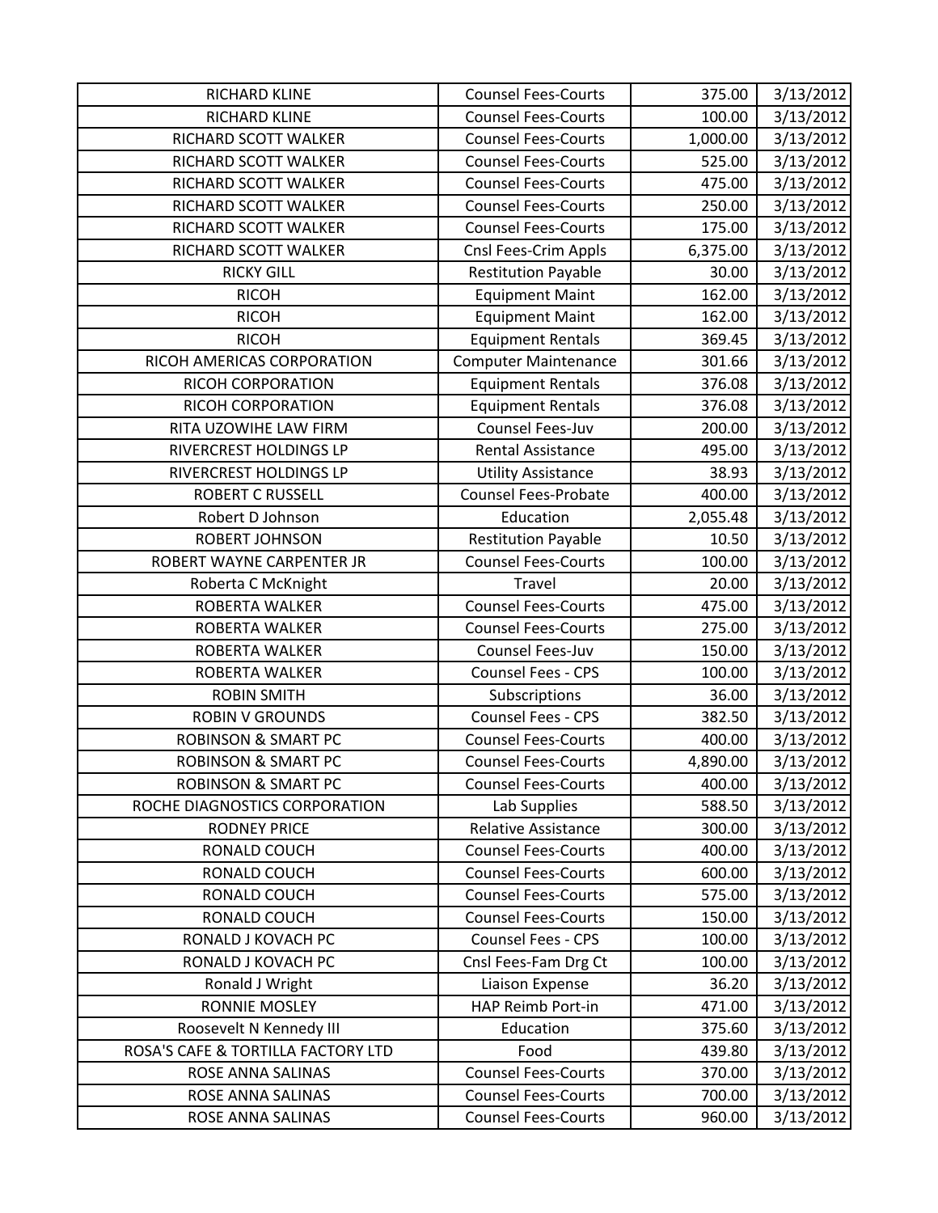| | | | |
|---|---|---|---|
| RICHARD KLINE | Counsel Fees-Courts | 375.00 | 3/13/2012 |
| RICHARD KLINE | Counsel Fees-Courts | 100.00 | 3/13/2012 |
| RICHARD SCOTT WALKER | Counsel Fees-Courts | 1,000.00 | 3/13/2012 |
| RICHARD SCOTT WALKER | Counsel Fees-Courts | 525.00 | 3/13/2012 |
| RICHARD SCOTT WALKER | Counsel Fees-Courts | 475.00 | 3/13/2012 |
| RICHARD SCOTT WALKER | Counsel Fees-Courts | 250.00 | 3/13/2012 |
| RICHARD SCOTT WALKER | Counsel Fees-Courts | 175.00 | 3/13/2012 |
| RICHARD SCOTT WALKER | Cnsl Fees-Crim Appls | 6,375.00 | 3/13/2012 |
| RICKY GILL | Restitution Payable | 30.00 | 3/13/2012 |
| RICOH | Equipment Maint | 162.00 | 3/13/2012 |
| RICOH | Equipment Maint | 162.00 | 3/13/2012 |
| RICOH | Equipment Rentals | 369.45 | 3/13/2012 |
| RICOH AMERICAS CORPORATION | Computer Maintenance | 301.66 | 3/13/2012 |
| RICOH CORPORATION | Equipment Rentals | 376.08 | 3/13/2012 |
| RICOH CORPORATION | Equipment Rentals | 376.08 | 3/13/2012 |
| RITA UZOWIHE LAW FIRM | Counsel Fees-Juv | 200.00 | 3/13/2012 |
| RIVERCREST HOLDINGS LP | Rental Assistance | 495.00 | 3/13/2012 |
| RIVERCREST HOLDINGS LP | Utility Assistance | 38.93 | 3/13/2012 |
| ROBERT C RUSSELL | Counsel Fees-Probate | 400.00 | 3/13/2012 |
| Robert D Johnson | Education | 2,055.48 | 3/13/2012 |
| ROBERT JOHNSON | Restitution Payable | 10.50 | 3/13/2012 |
| ROBERT WAYNE CARPENTER JR | Counsel Fees-Courts | 100.00 | 3/13/2012 |
| Roberta C McKnight | Travel | 20.00 | 3/13/2012 |
| ROBERTA WALKER | Counsel Fees-Courts | 475.00 | 3/13/2012 |
| ROBERTA WALKER | Counsel Fees-Courts | 275.00 | 3/13/2012 |
| ROBERTA WALKER | Counsel Fees-Juv | 150.00 | 3/13/2012 |
| ROBERTA WALKER | Counsel Fees - CPS | 100.00 | 3/13/2012 |
| ROBIN SMITH | Subscriptions | 36.00 | 3/13/2012 |
| ROBIN V GROUNDS | Counsel Fees - CPS | 382.50 | 3/13/2012 |
| ROBINSON & SMART PC | Counsel Fees-Courts | 400.00 | 3/13/2012 |
| ROBINSON & SMART PC | Counsel Fees-Courts | 4,890.00 | 3/13/2012 |
| ROBINSON & SMART PC | Counsel Fees-Courts | 400.00 | 3/13/2012 |
| ROCHE DIAGNOSTICS CORPORATION | Lab Supplies | 588.50 | 3/13/2012 |
| RODNEY PRICE | Relative Assistance | 300.00 | 3/13/2012 |
| RONALD COUCH | Counsel Fees-Courts | 400.00 | 3/13/2012 |
| RONALD COUCH | Counsel Fees-Courts | 600.00 | 3/13/2012 |
| RONALD COUCH | Counsel Fees-Courts | 575.00 | 3/13/2012 |
| RONALD COUCH | Counsel Fees-Courts | 150.00 | 3/13/2012 |
| RONALD J KOVACH PC | Counsel Fees - CPS | 100.00 | 3/13/2012 |
| RONALD J KOVACH PC | Cnsl Fees-Fam Drg Ct | 100.00 | 3/13/2012 |
| Ronald J Wright | Liaison Expense | 36.20 | 3/13/2012 |
| RONNIE MOSLEY | HAP Reimb Port-in | 471.00 | 3/13/2012 |
| Roosevelt N Kennedy III | Education | 375.60 | 3/13/2012 |
| ROSA'S CAFE & TORTILLA FACTORY LTD | Food | 439.80 | 3/13/2012 |
| ROSE ANNA SALINAS | Counsel Fees-Courts | 370.00 | 3/13/2012 |
| ROSE ANNA SALINAS | Counsel Fees-Courts | 700.00 | 3/13/2012 |
| ROSE ANNA SALINAS | Counsel Fees-Courts | 960.00 | 3/13/2012 |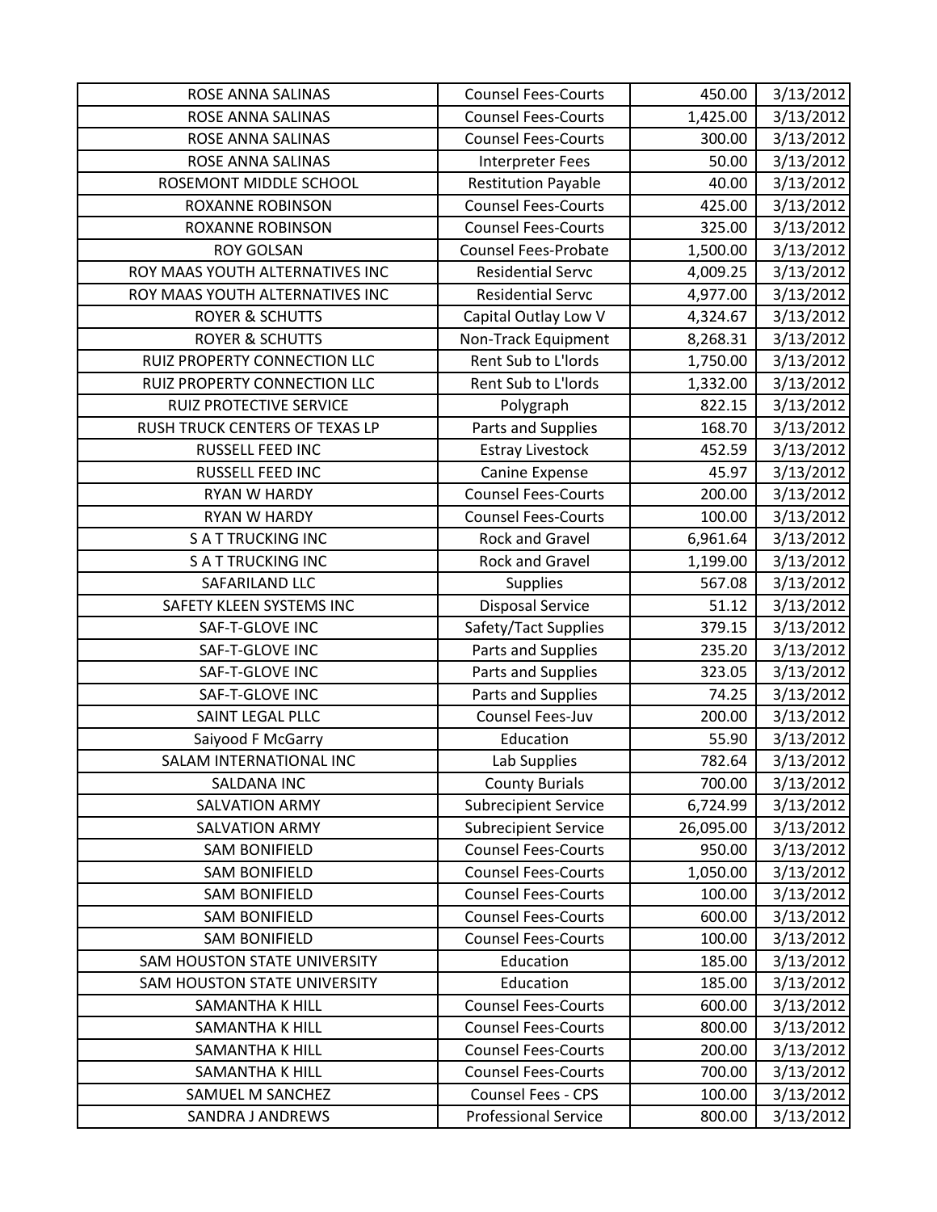| ROSE ANNA SALINAS | Counsel Fees-Courts | 450.00 | 3/13/2012 |
|---|---|---|---|
| ROSE ANNA SALINAS | Counsel Fees-Courts | 1,425.00 | 3/13/2012 |
| ROSE ANNA SALINAS | Counsel Fees-Courts | 300.00 | 3/13/2012 |
| ROSE ANNA SALINAS | Interpreter Fees | 50.00 | 3/13/2012 |
| ROSEMONT MIDDLE SCHOOL | Restitution Payable | 40.00 | 3/13/2012 |
| ROXANNE ROBINSON | Counsel Fees-Courts | 425.00 | 3/13/2012 |
| ROXANNE ROBINSON | Counsel Fees-Courts | 325.00 | 3/13/2012 |
| ROY GOLSAN | Counsel Fees-Probate | 1,500.00 | 3/13/2012 |
| ROY MAAS YOUTH ALTERNATIVES INC | Residential Servc | 4,009.25 | 3/13/2012 |
| ROY MAAS YOUTH ALTERNATIVES INC | Residential Servc | 4,977.00 | 3/13/2012 |
| ROYER & SCHUTTS | Capital Outlay Low V | 4,324.67 | 3/13/2012 |
| ROYER & SCHUTTS | Non-Track Equipment | 8,268.31 | 3/13/2012 |
| RUIZ PROPERTY CONNECTION LLC | Rent Sub to L'lords | 1,750.00 | 3/13/2012 |
| RUIZ PROPERTY CONNECTION LLC | Rent Sub to L'lords | 1,332.00 | 3/13/2012 |
| RUIZ PROTECTIVE SERVICE | Polygraph | 822.15 | 3/13/2012 |
| RUSH TRUCK CENTERS OF TEXAS LP | Parts and Supplies | 168.70 | 3/13/2012 |
| RUSSELL FEED INC | Estray Livestock | 452.59 | 3/13/2012 |
| RUSSELL FEED INC | Canine Expense | 45.97 | 3/13/2012 |
| RYAN W HARDY | Counsel Fees-Courts | 200.00 | 3/13/2012 |
| RYAN W HARDY | Counsel Fees-Courts | 100.00 | 3/13/2012 |
| S A T TRUCKING INC | Rock and Gravel | 6,961.64 | 3/13/2012 |
| S A T TRUCKING INC | Rock and Gravel | 1,199.00 | 3/13/2012 |
| SAFARILAND LLC | Supplies | 567.08 | 3/13/2012 |
| SAFETY KLEEN SYSTEMS INC | Disposal Service | 51.12 | 3/13/2012 |
| SAF-T-GLOVE INC | Safety/Tact Supplies | 379.15 | 3/13/2012 |
| SAF-T-GLOVE INC | Parts and Supplies | 235.20 | 3/13/2012 |
| SAF-T-GLOVE INC | Parts and Supplies | 323.05 | 3/13/2012 |
| SAF-T-GLOVE INC | Parts and Supplies | 74.25 | 3/13/2012 |
| SAINT LEGAL PLLC | Counsel Fees-Juv | 200.00 | 3/13/2012 |
| Saiyood F McGarry | Education | 55.90 | 3/13/2012 |
| SALAM INTERNATIONAL INC | Lab Supplies | 782.64 | 3/13/2012 |
| SALDANA INC | County Burials | 700.00 | 3/13/2012 |
| SALVATION ARMY | Subrecipient Service | 6,724.99 | 3/13/2012 |
| SALVATION ARMY | Subrecipient Service | 26,095.00 | 3/13/2012 |
| SAM BONIFIELD | Counsel Fees-Courts | 950.00 | 3/13/2012 |
| SAM BONIFIELD | Counsel Fees-Courts | 1,050.00 | 3/13/2012 |
| SAM BONIFIELD | Counsel Fees-Courts | 100.00 | 3/13/2012 |
| SAM BONIFIELD | Counsel Fees-Courts | 600.00 | 3/13/2012 |
| SAM BONIFIELD | Counsel Fees-Courts | 100.00 | 3/13/2012 |
| SAM HOUSTON STATE UNIVERSITY | Education | 185.00 | 3/13/2012 |
| SAM HOUSTON STATE UNIVERSITY | Education | 185.00 | 3/13/2012 |
| SAMANTHA K HILL | Counsel Fees-Courts | 600.00 | 3/13/2012 |
| SAMANTHA K HILL | Counsel Fees-Courts | 800.00 | 3/13/2012 |
| SAMANTHA K HILL | Counsel Fees-Courts | 200.00 | 3/13/2012 |
| SAMANTHA K HILL | Counsel Fees-Courts | 700.00 | 3/13/2012 |
| SAMUEL M SANCHEZ | Counsel Fees - CPS | 100.00 | 3/13/2012 |
| SANDRA J ANDREWS | Professional Service | 800.00 | 3/13/2012 |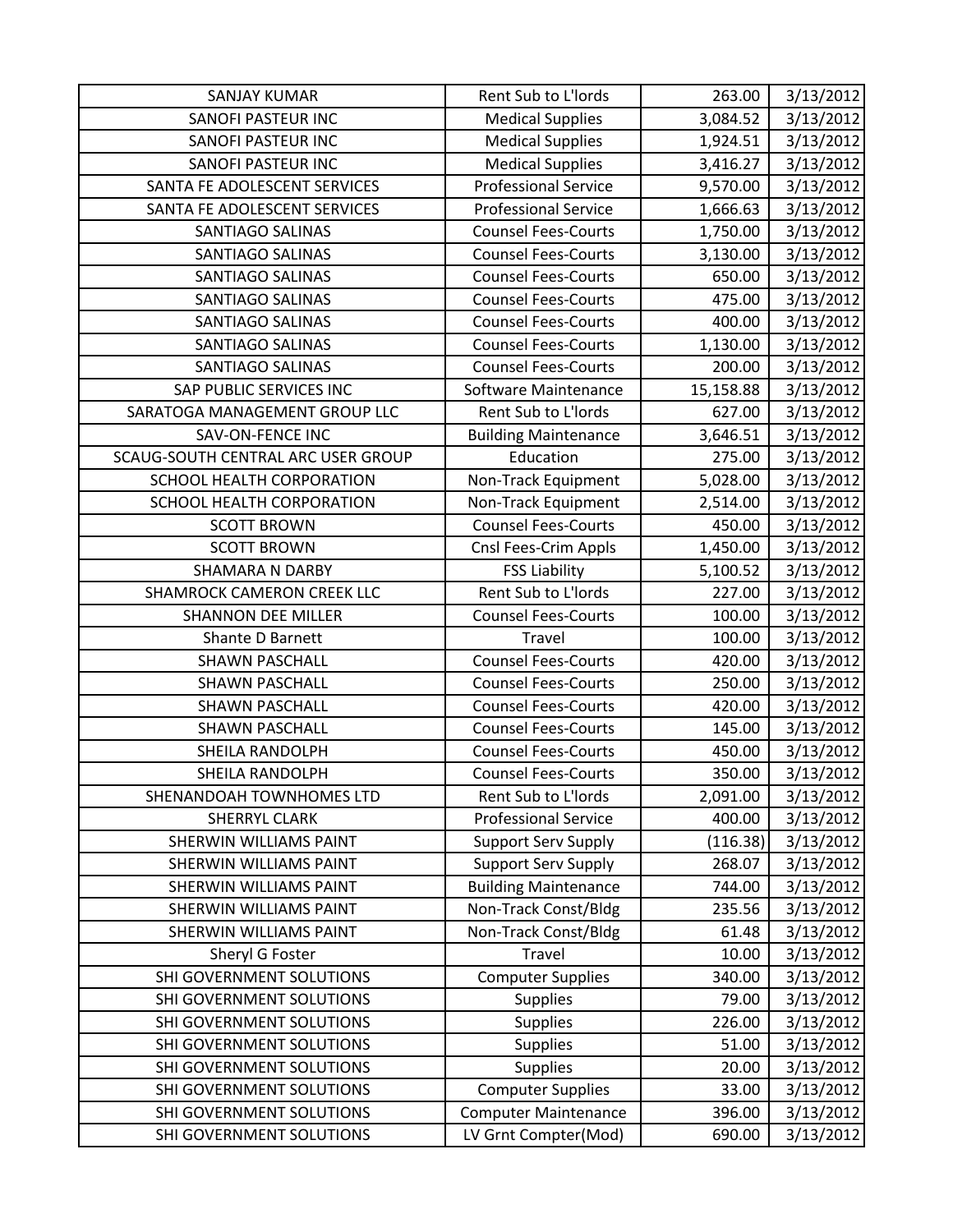| SANJAY KUMAR | Rent Sub to L'lords | 263.00 | 3/13/2012 |
|---|---|---|---|
| SANOFI PASTEUR INC | Medical Supplies | 3,084.52 | 3/13/2012 |
| SANOFI PASTEUR INC | Medical Supplies | 1,924.51 | 3/13/2012 |
| SANOFI PASTEUR INC | Medical Supplies | 3,416.27 | 3/13/2012 |
| SANTA FE ADOLESCENT SERVICES | Professional Service | 9,570.00 | 3/13/2012 |
| SANTA FE ADOLESCENT SERVICES | Professional Service | 1,666.63 | 3/13/2012 |
| SANTIAGO SALINAS | Counsel Fees-Courts | 1,750.00 | 3/13/2012 |
| SANTIAGO SALINAS | Counsel Fees-Courts | 3,130.00 | 3/13/2012 |
| SANTIAGO SALINAS | Counsel Fees-Courts | 650.00 | 3/13/2012 |
| SANTIAGO SALINAS | Counsel Fees-Courts | 475.00 | 3/13/2012 |
| SANTIAGO SALINAS | Counsel Fees-Courts | 400.00 | 3/13/2012 |
| SANTIAGO SALINAS | Counsel Fees-Courts | 1,130.00 | 3/13/2012 |
| SANTIAGO SALINAS | Counsel Fees-Courts | 200.00 | 3/13/2012 |
| SAP PUBLIC SERVICES INC | Software Maintenance | 15,158.88 | 3/13/2012 |
| SARATOGA MANAGEMENT GROUP LLC | Rent Sub to L'lords | 627.00 | 3/13/2012 |
| SAV-ON-FENCE INC | Building Maintenance | 3,646.51 | 3/13/2012 |
| SCAUG-SOUTH CENTRAL ARC USER GROUP | Education | 275.00 | 3/13/2012 |
| SCHOOL HEALTH CORPORATION | Non-Track Equipment | 5,028.00 | 3/13/2012 |
| SCHOOL HEALTH CORPORATION | Non-Track Equipment | 2,514.00 | 3/13/2012 |
| SCOTT BROWN | Counsel Fees-Courts | 450.00 | 3/13/2012 |
| SCOTT BROWN | Cnsl Fees-Crim Appls | 1,450.00 | 3/13/2012 |
| SHAMARA N DARBY | FSS Liability | 5,100.52 | 3/13/2012 |
| SHAMROCK CAMERON CREEK LLC | Rent Sub to L'lords | 227.00 | 3/13/2012 |
| SHANNON DEE MILLER | Counsel Fees-Courts | 100.00 | 3/13/2012 |
| Shante D Barnett | Travel | 100.00 | 3/13/2012 |
| SHAWN PASCHALL | Counsel Fees-Courts | 420.00 | 3/13/2012 |
| SHAWN PASCHALL | Counsel Fees-Courts | 250.00 | 3/13/2012 |
| SHAWN PASCHALL | Counsel Fees-Courts | 420.00 | 3/13/2012 |
| SHAWN PASCHALL | Counsel Fees-Courts | 145.00 | 3/13/2012 |
| SHEILA RANDOLPH | Counsel Fees-Courts | 450.00 | 3/13/2012 |
| SHEILA RANDOLPH | Counsel Fees-Courts | 350.00 | 3/13/2012 |
| SHENANDOAH TOWNHOMES LTD | Rent Sub to L'lords | 2,091.00 | 3/13/2012 |
| SHERRYL CLARK | Professional Service | 400.00 | 3/13/2012 |
| SHERWIN WILLIAMS PAINT | Support Serv Supply | (116.38) | 3/13/2012 |
| SHERWIN WILLIAMS PAINT | Support Serv Supply | 268.07 | 3/13/2012 |
| SHERWIN WILLIAMS PAINT | Building Maintenance | 744.00 | 3/13/2012 |
| SHERWIN WILLIAMS PAINT | Non-Track Const/Bldg | 235.56 | 3/13/2012 |
| SHERWIN WILLIAMS PAINT | Non-Track Const/Bldg | 61.48 | 3/13/2012 |
| Sheryl G Foster | Travel | 10.00 | 3/13/2012 |
| SHI GOVERNMENT SOLUTIONS | Computer Supplies | 340.00 | 3/13/2012 |
| SHI GOVERNMENT SOLUTIONS | Supplies | 79.00 | 3/13/2012 |
| SHI GOVERNMENT SOLUTIONS | Supplies | 226.00 | 3/13/2012 |
| SHI GOVERNMENT SOLUTIONS | Supplies | 51.00 | 3/13/2012 |
| SHI GOVERNMENT SOLUTIONS | Supplies | 20.00 | 3/13/2012 |
| SHI GOVERNMENT SOLUTIONS | Computer Supplies | 33.00 | 3/13/2012 |
| SHI GOVERNMENT SOLUTIONS | Computer Maintenance | 396.00 | 3/13/2012 |
| SHI GOVERNMENT SOLUTIONS | LV Grnt Compter(Mod) | 690.00 | 3/13/2012 |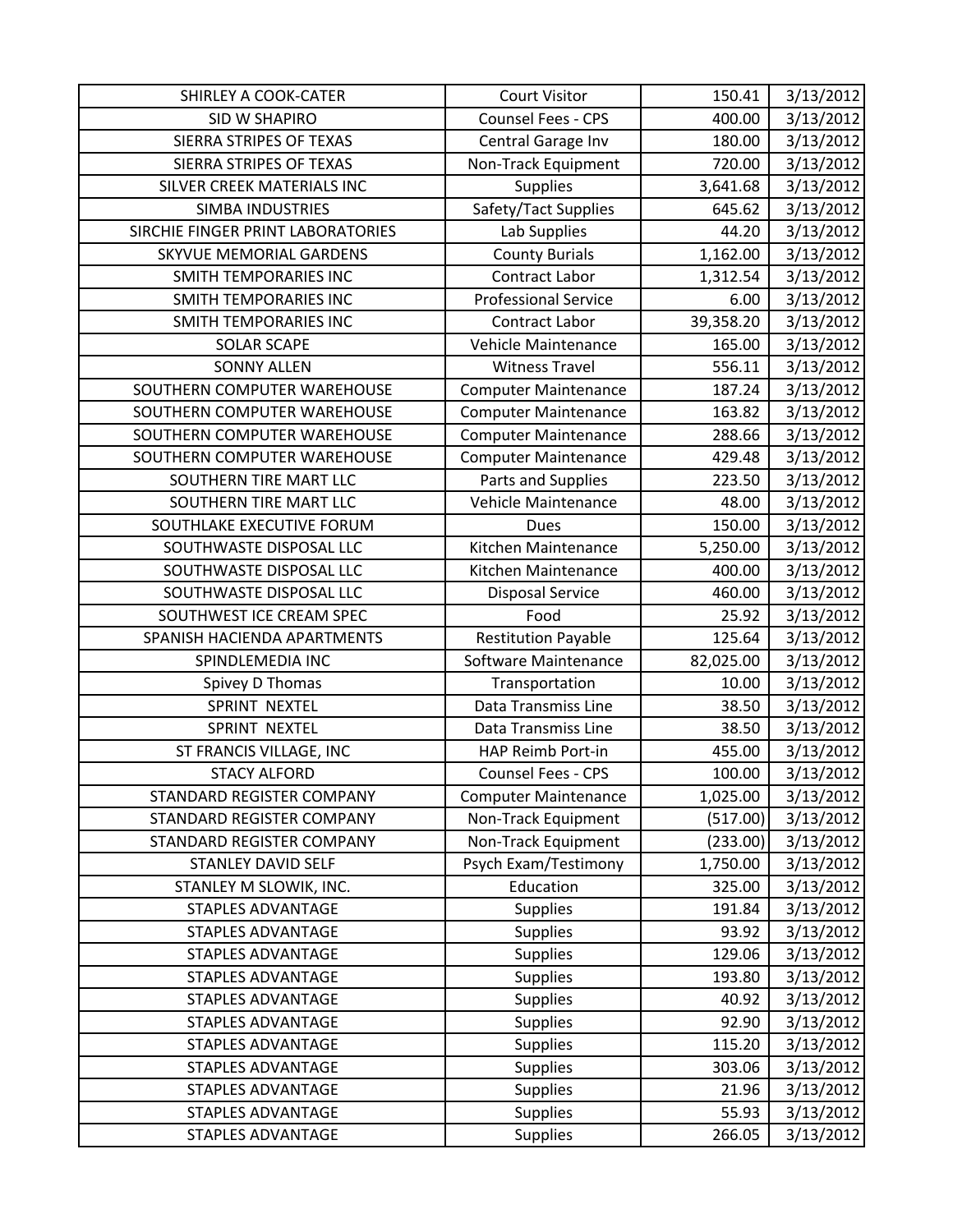| | | | |
|---|---|---|---|
| SHIRLEY A COOK-CATER | Court Visitor | 150.41 | 3/13/2012 |
| SID W SHAPIRO | Counsel Fees - CPS | 400.00 | 3/13/2012 |
| SIERRA STRIPES OF TEXAS | Central Garage Inv | 180.00 | 3/13/2012 |
| SIERRA STRIPES OF TEXAS | Non-Track Equipment | 720.00 | 3/13/2012 |
| SILVER CREEK MATERIALS INC | Supplies | 3,641.68 | 3/13/2012 |
| SIMBA INDUSTRIES | Safety/Tact Supplies | 645.62 | 3/13/2012 |
| SIRCHIE FINGER PRINT LABORATORIES | Lab Supplies | 44.20 | 3/13/2012 |
| SKYVUE MEMORIAL GARDENS | County Burials | 1,162.00 | 3/13/2012 |
| SMITH TEMPORARIES INC | Contract Labor | 1,312.54 | 3/13/2012 |
| SMITH TEMPORARIES INC | Professional Service | 6.00 | 3/13/2012 |
| SMITH TEMPORARIES INC | Contract Labor | 39,358.20 | 3/13/2012 |
| SOLAR SCAPE | Vehicle Maintenance | 165.00 | 3/13/2012 |
| SONNY ALLEN | Witness Travel | 556.11 | 3/13/2012 |
| SOUTHERN COMPUTER WAREHOUSE | Computer Maintenance | 187.24 | 3/13/2012 |
| SOUTHERN COMPUTER WAREHOUSE | Computer Maintenance | 163.82 | 3/13/2012 |
| SOUTHERN COMPUTER WAREHOUSE | Computer Maintenance | 288.66 | 3/13/2012 |
| SOUTHERN COMPUTER WAREHOUSE | Computer Maintenance | 429.48 | 3/13/2012 |
| SOUTHERN TIRE MART LLC | Parts and Supplies | 223.50 | 3/13/2012 |
| SOUTHERN TIRE MART LLC | Vehicle Maintenance | 48.00 | 3/13/2012 |
| SOUTHLAKE EXECUTIVE FORUM | Dues | 150.00 | 3/13/2012 |
| SOUTHWASTE DISPOSAL LLC | Kitchen Maintenance | 5,250.00 | 3/13/2012 |
| SOUTHWASTE DISPOSAL LLC | Kitchen Maintenance | 400.00 | 3/13/2012 |
| SOUTHWASTE DISPOSAL LLC | Disposal Service | 460.00 | 3/13/2012 |
| SOUTHWEST ICE CREAM SPEC | Food | 25.92 | 3/13/2012 |
| SPANISH HACIENDA APARTMENTS | Restitution Payable | 125.64 | 3/13/2012 |
| SPINDLEMEDIA INC | Software Maintenance | 82,025.00 | 3/13/2012 |
| Spivey D Thomas | Transportation | 10.00 | 3/13/2012 |
| SPRINT NEXTEL | Data Transmiss Line | 38.50 | 3/13/2012 |
| SPRINT NEXTEL | Data Transmiss Line | 38.50 | 3/13/2012 |
| ST FRANCIS VILLAGE, INC | HAP Reimb Port-in | 455.00 | 3/13/2012 |
| STACY ALFORD | Counsel Fees - CPS | 100.00 | 3/13/2012 |
| STANDARD REGISTER COMPANY | Computer Maintenance | 1,025.00 | 3/13/2012 |
| STANDARD REGISTER COMPANY | Non-Track Equipment | (517.00) | 3/13/2012 |
| STANDARD REGISTER COMPANY | Non-Track Equipment | (233.00) | 3/13/2012 |
| STANLEY DAVID SELF | Psych Exam/Testimony | 1,750.00 | 3/13/2012 |
| STANLEY M SLOWIK, INC. | Education | 325.00 | 3/13/2012 |
| STAPLES ADVANTAGE | Supplies | 191.84 | 3/13/2012 |
| STAPLES ADVANTAGE | Supplies | 93.92 | 3/13/2012 |
| STAPLES ADVANTAGE | Supplies | 129.06 | 3/13/2012 |
| STAPLES ADVANTAGE | Supplies | 193.80 | 3/13/2012 |
| STAPLES ADVANTAGE | Supplies | 40.92 | 3/13/2012 |
| STAPLES ADVANTAGE | Supplies | 92.90 | 3/13/2012 |
| STAPLES ADVANTAGE | Supplies | 115.20 | 3/13/2012 |
| STAPLES ADVANTAGE | Supplies | 303.06 | 3/13/2012 |
| STAPLES ADVANTAGE | Supplies | 21.96 | 3/13/2012 |
| STAPLES ADVANTAGE | Supplies | 55.93 | 3/13/2012 |
| STAPLES ADVANTAGE | Supplies | 266.05 | 3/13/2012 |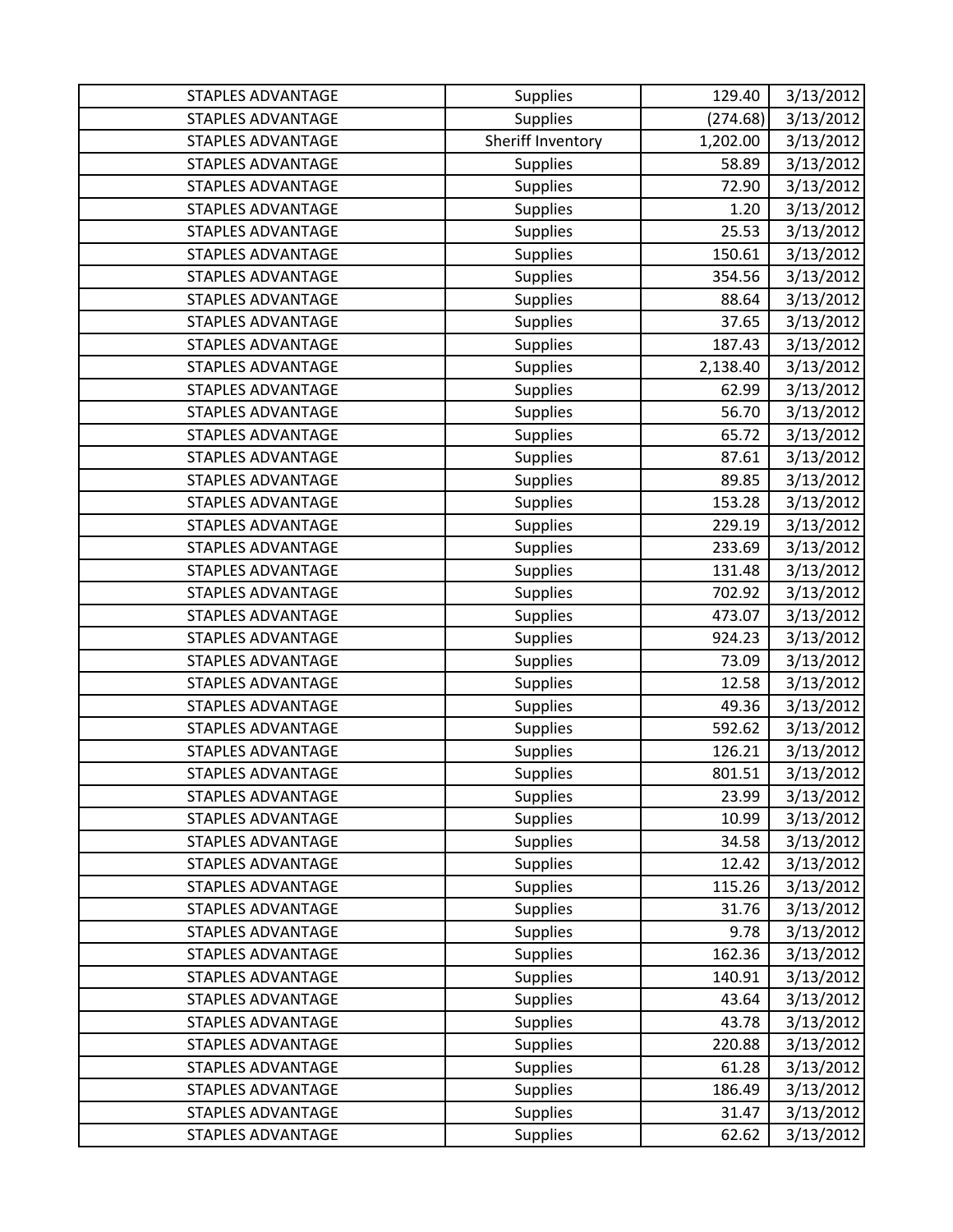| | | | |
|---|---|---|---|
| STAPLES ADVANTAGE | Supplies | 129.40 | 3/13/2012 |
| STAPLES ADVANTAGE | Supplies | (274.68) | 3/13/2012 |
| STAPLES ADVANTAGE | Sheriff Inventory | 1,202.00 | 3/13/2012 |
| STAPLES ADVANTAGE | Supplies | 58.89 | 3/13/2012 |
| STAPLES ADVANTAGE | Supplies | 72.90 | 3/13/2012 |
| STAPLES ADVANTAGE | Supplies | 1.20 | 3/13/2012 |
| STAPLES ADVANTAGE | Supplies | 25.53 | 3/13/2012 |
| STAPLES ADVANTAGE | Supplies | 150.61 | 3/13/2012 |
| STAPLES ADVANTAGE | Supplies | 354.56 | 3/13/2012 |
| STAPLES ADVANTAGE | Supplies | 88.64 | 3/13/2012 |
| STAPLES ADVANTAGE | Supplies | 37.65 | 3/13/2012 |
| STAPLES ADVANTAGE | Supplies | 187.43 | 3/13/2012 |
| STAPLES ADVANTAGE | Supplies | 2,138.40 | 3/13/2012 |
| STAPLES ADVANTAGE | Supplies | 62.99 | 3/13/2012 |
| STAPLES ADVANTAGE | Supplies | 56.70 | 3/13/2012 |
| STAPLES ADVANTAGE | Supplies | 65.72 | 3/13/2012 |
| STAPLES ADVANTAGE | Supplies | 87.61 | 3/13/2012 |
| STAPLES ADVANTAGE | Supplies | 89.85 | 3/13/2012 |
| STAPLES ADVANTAGE | Supplies | 153.28 | 3/13/2012 |
| STAPLES ADVANTAGE | Supplies | 229.19 | 3/13/2012 |
| STAPLES ADVANTAGE | Supplies | 233.69 | 3/13/2012 |
| STAPLES ADVANTAGE | Supplies | 131.48 | 3/13/2012 |
| STAPLES ADVANTAGE | Supplies | 702.92 | 3/13/2012 |
| STAPLES ADVANTAGE | Supplies | 473.07 | 3/13/2012 |
| STAPLES ADVANTAGE | Supplies | 924.23 | 3/13/2012 |
| STAPLES ADVANTAGE | Supplies | 73.09 | 3/13/2012 |
| STAPLES ADVANTAGE | Supplies | 12.58 | 3/13/2012 |
| STAPLES ADVANTAGE | Supplies | 49.36 | 3/13/2012 |
| STAPLES ADVANTAGE | Supplies | 592.62 | 3/13/2012 |
| STAPLES ADVANTAGE | Supplies | 126.21 | 3/13/2012 |
| STAPLES ADVANTAGE | Supplies | 801.51 | 3/13/2012 |
| STAPLES ADVANTAGE | Supplies | 23.99 | 3/13/2012 |
| STAPLES ADVANTAGE | Supplies | 10.99 | 3/13/2012 |
| STAPLES ADVANTAGE | Supplies | 34.58 | 3/13/2012 |
| STAPLES ADVANTAGE | Supplies | 12.42 | 3/13/2012 |
| STAPLES ADVANTAGE | Supplies | 115.26 | 3/13/2012 |
| STAPLES ADVANTAGE | Supplies | 31.76 | 3/13/2012 |
| STAPLES ADVANTAGE | Supplies | 9.78 | 3/13/2012 |
| STAPLES ADVANTAGE | Supplies | 162.36 | 3/13/2012 |
| STAPLES ADVANTAGE | Supplies | 140.91 | 3/13/2012 |
| STAPLES ADVANTAGE | Supplies | 43.64 | 3/13/2012 |
| STAPLES ADVANTAGE | Supplies | 43.78 | 3/13/2012 |
| STAPLES ADVANTAGE | Supplies | 220.88 | 3/13/2012 |
| STAPLES ADVANTAGE | Supplies | 61.28 | 3/13/2012 |
| STAPLES ADVANTAGE | Supplies | 186.49 | 3/13/2012 |
| STAPLES ADVANTAGE | Supplies | 31.47 | 3/13/2012 |
| STAPLES ADVANTAGE | Supplies | 62.62 | 3/13/2012 |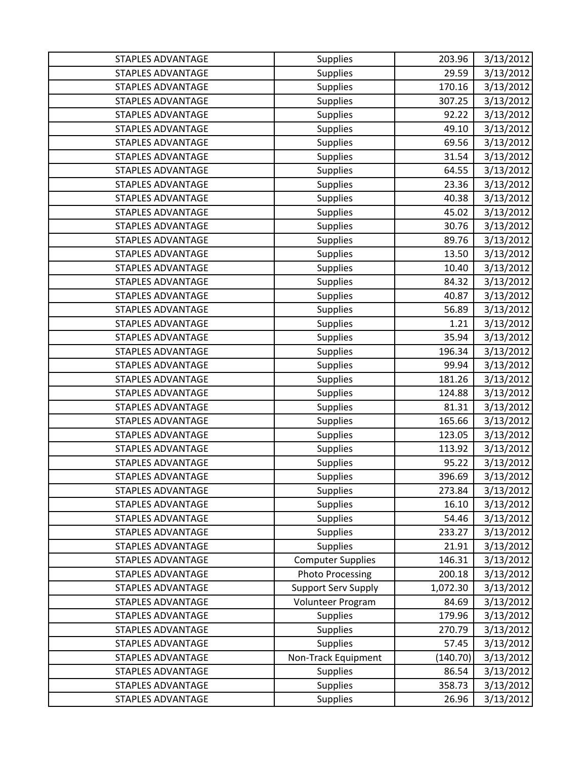| | | | |
|---|---|---|---|
| STAPLES ADVANTAGE | Supplies | 203.96 | 3/13/2012 |
| STAPLES ADVANTAGE | Supplies | 29.59 | 3/13/2012 |
| STAPLES ADVANTAGE | Supplies | 170.16 | 3/13/2012 |
| STAPLES ADVANTAGE | Supplies | 307.25 | 3/13/2012 |
| STAPLES ADVANTAGE | Supplies | 92.22 | 3/13/2012 |
| STAPLES ADVANTAGE | Supplies | 49.10 | 3/13/2012 |
| STAPLES ADVANTAGE | Supplies | 69.56 | 3/13/2012 |
| STAPLES ADVANTAGE | Supplies | 31.54 | 3/13/2012 |
| STAPLES ADVANTAGE | Supplies | 64.55 | 3/13/2012 |
| STAPLES ADVANTAGE | Supplies | 23.36 | 3/13/2012 |
| STAPLES ADVANTAGE | Supplies | 40.38 | 3/13/2012 |
| STAPLES ADVANTAGE | Supplies | 45.02 | 3/13/2012 |
| STAPLES ADVANTAGE | Supplies | 30.76 | 3/13/2012 |
| STAPLES ADVANTAGE | Supplies | 89.76 | 3/13/2012 |
| STAPLES ADVANTAGE | Supplies | 13.50 | 3/13/2012 |
| STAPLES ADVANTAGE | Supplies | 10.40 | 3/13/2012 |
| STAPLES ADVANTAGE | Supplies | 84.32 | 3/13/2012 |
| STAPLES ADVANTAGE | Supplies | 40.87 | 3/13/2012 |
| STAPLES ADVANTAGE | Supplies | 56.89 | 3/13/2012 |
| STAPLES ADVANTAGE | Supplies | 1.21 | 3/13/2012 |
| STAPLES ADVANTAGE | Supplies | 35.94 | 3/13/2012 |
| STAPLES ADVANTAGE | Supplies | 196.34 | 3/13/2012 |
| STAPLES ADVANTAGE | Supplies | 99.94 | 3/13/2012 |
| STAPLES ADVANTAGE | Supplies | 181.26 | 3/13/2012 |
| STAPLES ADVANTAGE | Supplies | 124.88 | 3/13/2012 |
| STAPLES ADVANTAGE | Supplies | 81.31 | 3/13/2012 |
| STAPLES ADVANTAGE | Supplies | 165.66 | 3/13/2012 |
| STAPLES ADVANTAGE | Supplies | 123.05 | 3/13/2012 |
| STAPLES ADVANTAGE | Supplies | 113.92 | 3/13/2012 |
| STAPLES ADVANTAGE | Supplies | 95.22 | 3/13/2012 |
| STAPLES ADVANTAGE | Supplies | 396.69 | 3/13/2012 |
| STAPLES ADVANTAGE | Supplies | 273.84 | 3/13/2012 |
| STAPLES ADVANTAGE | Supplies | 16.10 | 3/13/2012 |
| STAPLES ADVANTAGE | Supplies | 54.46 | 3/13/2012 |
| STAPLES ADVANTAGE | Supplies | 233.27 | 3/13/2012 |
| STAPLES ADVANTAGE | Supplies | 21.91 | 3/13/2012 |
| STAPLES ADVANTAGE | Computer Supplies | 146.31 | 3/13/2012 |
| STAPLES ADVANTAGE | Photo Processing | 200.18 | 3/13/2012 |
| STAPLES ADVANTAGE | Support Serv Supply | 1,072.30 | 3/13/2012 |
| STAPLES ADVANTAGE | Volunteer Program | 84.69 | 3/13/2012 |
| STAPLES ADVANTAGE | Supplies | 179.96 | 3/13/2012 |
| STAPLES ADVANTAGE | Supplies | 270.79 | 3/13/2012 |
| STAPLES ADVANTAGE | Supplies | 57.45 | 3/13/2012 |
| STAPLES ADVANTAGE | Non-Track Equipment | (140.70) | 3/13/2012 |
| STAPLES ADVANTAGE | Supplies | 86.54 | 3/13/2012 |
| STAPLES ADVANTAGE | Supplies | 358.73 | 3/13/2012 |
| STAPLES ADVANTAGE | Supplies | 26.96 | 3/13/2012 |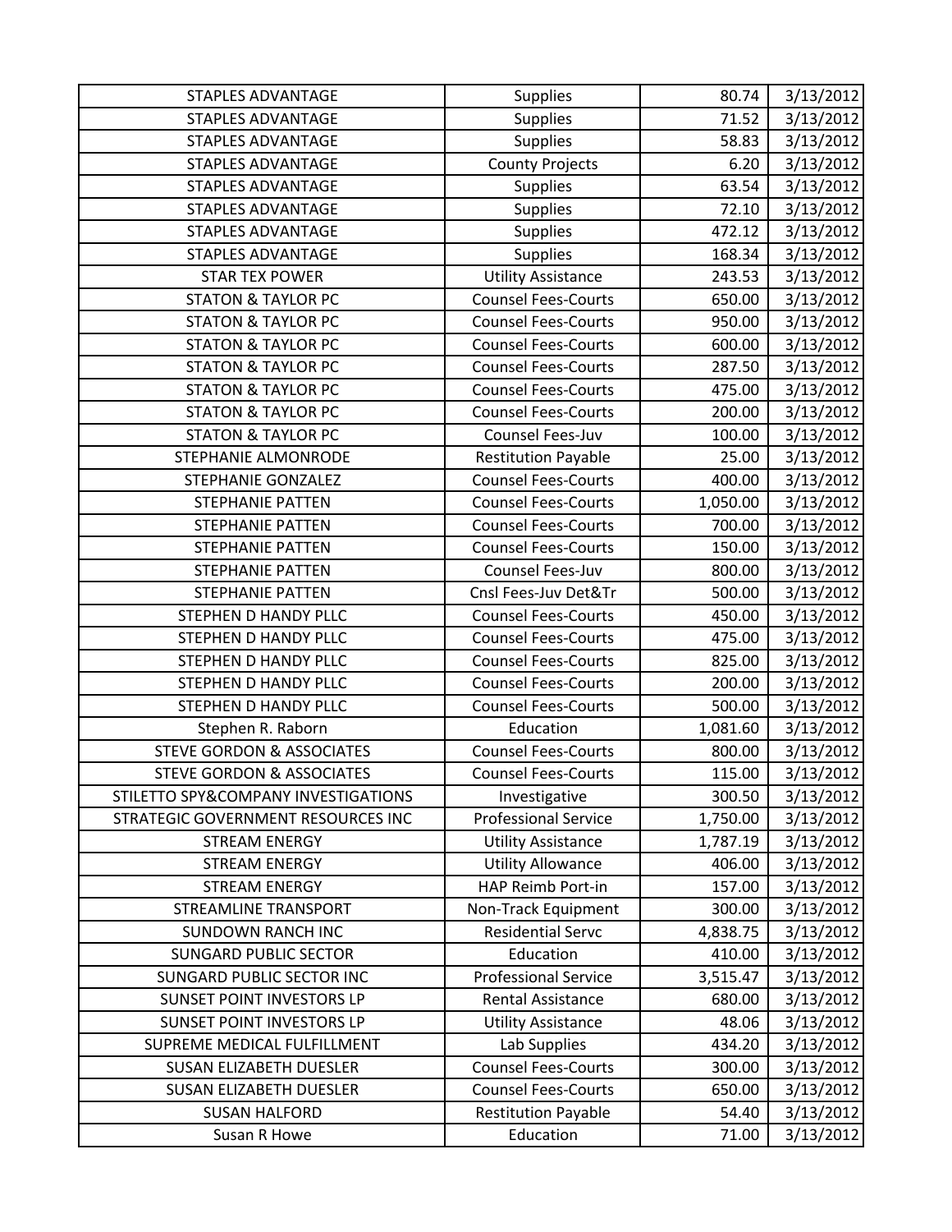| | | | |
|---|---|---|---|
| STAPLES ADVANTAGE | Supplies | 80.74 | 3/13/2012 |
| STAPLES ADVANTAGE | Supplies | 71.52 | 3/13/2012 |
| STAPLES ADVANTAGE | Supplies | 58.83 | 3/13/2012 |
| STAPLES ADVANTAGE | County Projects | 6.20 | 3/13/2012 |
| STAPLES ADVANTAGE | Supplies | 63.54 | 3/13/2012 |
| STAPLES ADVANTAGE | Supplies | 72.10 | 3/13/2012 |
| STAPLES ADVANTAGE | Supplies | 472.12 | 3/13/2012 |
| STAPLES ADVANTAGE | Supplies | 168.34 | 3/13/2012 |
| STAR TEX POWER | Utility Assistance | 243.53 | 3/13/2012 |
| STATON & TAYLOR PC | Counsel Fees-Courts | 650.00 | 3/13/2012 |
| STATON & TAYLOR PC | Counsel Fees-Courts | 950.00 | 3/13/2012 |
| STATON & TAYLOR PC | Counsel Fees-Courts | 600.00 | 3/13/2012 |
| STATON & TAYLOR PC | Counsel Fees-Courts | 287.50 | 3/13/2012 |
| STATON & TAYLOR PC | Counsel Fees-Courts | 475.00 | 3/13/2012 |
| STATON & TAYLOR PC | Counsel Fees-Courts | 200.00 | 3/13/2012 |
| STATON & TAYLOR PC | Counsel Fees-Juv | 100.00 | 3/13/2012 |
| STEPHANIE ALMONRODE | Restitution Payable | 25.00 | 3/13/2012 |
| STEPHANIE GONZALEZ | Counsel Fees-Courts | 400.00 | 3/13/2012 |
| STEPHANIE PATTEN | Counsel Fees-Courts | 1,050.00 | 3/13/2012 |
| STEPHANIE PATTEN | Counsel Fees-Courts | 700.00 | 3/13/2012 |
| STEPHANIE PATTEN | Counsel Fees-Courts | 150.00 | 3/13/2012 |
| STEPHANIE PATTEN | Counsel Fees-Juv | 800.00 | 3/13/2012 |
| STEPHANIE PATTEN | Cnsl Fees-Juv Det&Tr | 500.00 | 3/13/2012 |
| STEPHEN D HANDY PLLC | Counsel Fees-Courts | 450.00 | 3/13/2012 |
| STEPHEN D HANDY PLLC | Counsel Fees-Courts | 475.00 | 3/13/2012 |
| STEPHEN D HANDY PLLC | Counsel Fees-Courts | 825.00 | 3/13/2012 |
| STEPHEN D HANDY PLLC | Counsel Fees-Courts | 200.00 | 3/13/2012 |
| STEPHEN D HANDY PLLC | Counsel Fees-Courts | 500.00 | 3/13/2012 |
| Stephen R. Raborn | Education | 1,081.60 | 3/13/2012 |
| STEVE GORDON & ASSOCIATES | Counsel Fees-Courts | 800.00 | 3/13/2012 |
| STEVE GORDON & ASSOCIATES | Counsel Fees-Courts | 115.00 | 3/13/2012 |
| STILETTO SPY&COMPANY INVESTIGATIONS | Investigative | 300.50 | 3/13/2012 |
| STRATEGIC GOVERNMENT RESOURCES INC | Professional Service | 1,750.00 | 3/13/2012 |
| STREAM ENERGY | Utility Assistance | 1,787.19 | 3/13/2012 |
| STREAM ENERGY | Utility Allowance | 406.00 | 3/13/2012 |
| STREAM ENERGY | HAP Reimb Port-in | 157.00 | 3/13/2012 |
| STREAMLINE TRANSPORT | Non-Track Equipment | 300.00 | 3/13/2012 |
| SUNDOWN RANCH INC | Residential Servc | 4,838.75 | 3/13/2012 |
| SUNGARD PUBLIC SECTOR | Education | 410.00 | 3/13/2012 |
| SUNGARD PUBLIC SECTOR INC | Professional Service | 3,515.47 | 3/13/2012 |
| SUNSET POINT INVESTORS LP | Rental Assistance | 680.00 | 3/13/2012 |
| SUNSET POINT INVESTORS LP | Utility Assistance | 48.06 | 3/13/2012 |
| SUPREME MEDICAL FULFILLMENT | Lab Supplies | 434.20 | 3/13/2012 |
| SUSAN ELIZABETH DUESLER | Counsel Fees-Courts | 300.00 | 3/13/2012 |
| SUSAN ELIZABETH DUESLER | Counsel Fees-Courts | 650.00 | 3/13/2012 |
| SUSAN HALFORD | Restitution Payable | 54.40 | 3/13/2012 |
| Susan R Howe | Education | 71.00 | 3/13/2012 |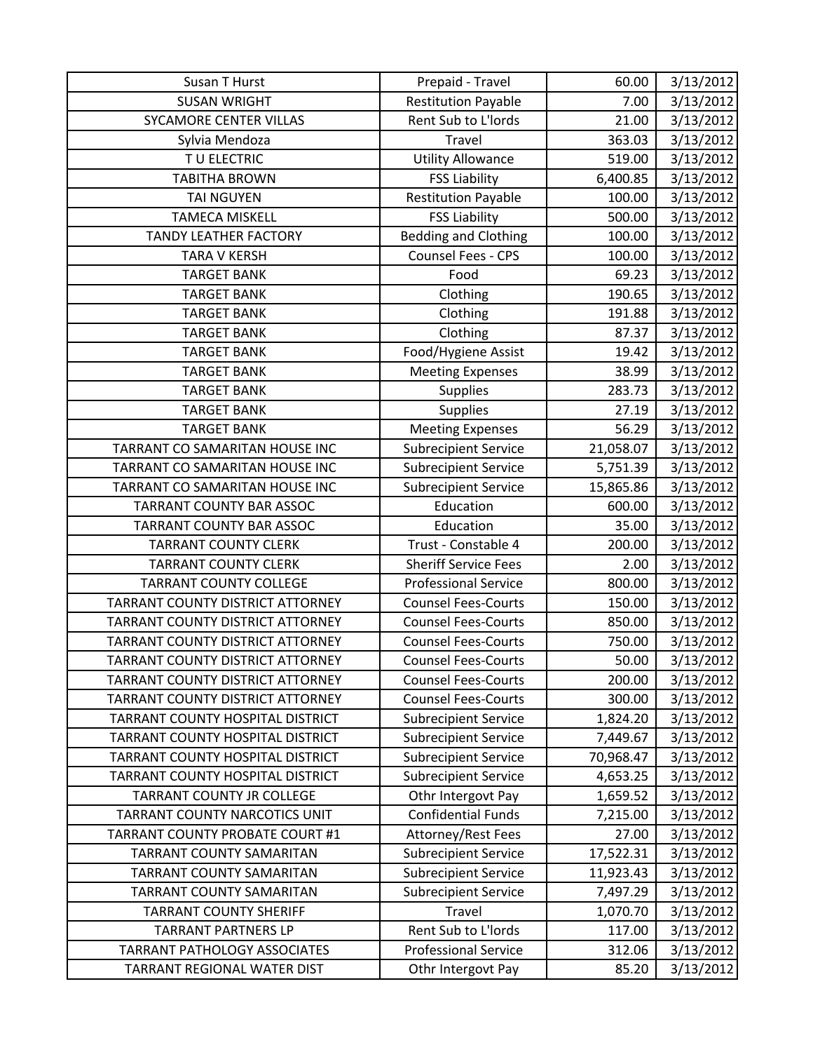| | | | |
|---|---|---|---|
| Susan T Hurst | Prepaid - Travel | 60.00 | 3/13/2012 |
| SUSAN WRIGHT | Restitution Payable | 7.00 | 3/13/2012 |
| SYCAMORE CENTER VILLAS | Rent Sub to L'lords | 21.00 | 3/13/2012 |
| Sylvia Mendoza | Travel | 363.03 | 3/13/2012 |
| T U ELECTRIC | Utility Allowance | 519.00 | 3/13/2012 |
| TABITHA BROWN | FSS Liability | 6,400.85 | 3/13/2012 |
| TAI NGUYEN | Restitution Payable | 100.00 | 3/13/2012 |
| TAMECA MISKELL | FSS Liability | 500.00 | 3/13/2012 |
| TANDY LEATHER FACTORY | Bedding and Clothing | 100.00 | 3/13/2012 |
| TARA V KERSH | Counsel Fees - CPS | 100.00 | 3/13/2012 |
| TARGET BANK | Food | 69.23 | 3/13/2012 |
| TARGET BANK | Clothing | 190.65 | 3/13/2012 |
| TARGET BANK | Clothing | 191.88 | 3/13/2012 |
| TARGET BANK | Clothing | 87.37 | 3/13/2012 |
| TARGET BANK | Food/Hygiene Assist | 19.42 | 3/13/2012 |
| TARGET BANK | Meeting Expenses | 38.99 | 3/13/2012 |
| TARGET BANK | Supplies | 283.73 | 3/13/2012 |
| TARGET BANK | Supplies | 27.19 | 3/13/2012 |
| TARGET BANK | Meeting Expenses | 56.29 | 3/13/2012 |
| TARRANT CO SAMARITAN HOUSE INC | Subrecipient Service | 21,058.07 | 3/13/2012 |
| TARRANT CO SAMARITAN HOUSE INC | Subrecipient Service | 5,751.39 | 3/13/2012 |
| TARRANT CO SAMARITAN HOUSE INC | Subrecipient Service | 15,865.86 | 3/13/2012 |
| TARRANT COUNTY BAR ASSOC | Education | 600.00 | 3/13/2012 |
| TARRANT COUNTY BAR ASSOC | Education | 35.00 | 3/13/2012 |
| TARRANT COUNTY CLERK | Trust - Constable 4 | 200.00 | 3/13/2012 |
| TARRANT COUNTY CLERK | Sheriff Service Fees | 2.00 | 3/13/2012 |
| TARRANT COUNTY COLLEGE | Professional Service | 800.00 | 3/13/2012 |
| TARRANT COUNTY DISTRICT ATTORNEY | Counsel Fees-Courts | 150.00 | 3/13/2012 |
| TARRANT COUNTY DISTRICT ATTORNEY | Counsel Fees-Courts | 850.00 | 3/13/2012 |
| TARRANT COUNTY DISTRICT ATTORNEY | Counsel Fees-Courts | 750.00 | 3/13/2012 |
| TARRANT COUNTY DISTRICT ATTORNEY | Counsel Fees-Courts | 50.00 | 3/13/2012 |
| TARRANT COUNTY DISTRICT ATTORNEY | Counsel Fees-Courts | 200.00 | 3/13/2012 |
| TARRANT COUNTY DISTRICT ATTORNEY | Counsel Fees-Courts | 300.00 | 3/13/2012 |
| TARRANT COUNTY HOSPITAL DISTRICT | Subrecipient Service | 1,824.20 | 3/13/2012 |
| TARRANT COUNTY HOSPITAL DISTRICT | Subrecipient Service | 7,449.67 | 3/13/2012 |
| TARRANT COUNTY HOSPITAL DISTRICT | Subrecipient Service | 70,968.47 | 3/13/2012 |
| TARRANT COUNTY HOSPITAL DISTRICT | Subrecipient Service | 4,653.25 | 3/13/2012 |
| TARRANT COUNTY JR COLLEGE | Othr Intergovt Pay | 1,659.52 | 3/13/2012 |
| TARRANT COUNTY NARCOTICS UNIT | Confidential Funds | 7,215.00 | 3/13/2012 |
| TARRANT COUNTY PROBATE COURT #1 | Attorney/Rest Fees | 27.00 | 3/13/2012 |
| TARRANT COUNTY SAMARITAN | Subrecipient Service | 17,522.31 | 3/13/2012 |
| TARRANT COUNTY SAMARITAN | Subrecipient Service | 11,923.43 | 3/13/2012 |
| TARRANT COUNTY SAMARITAN | Subrecipient Service | 7,497.29 | 3/13/2012 |
| TARRANT COUNTY SHERIFF | Travel | 1,070.70 | 3/13/2012 |
| TARRANT PARTNERS LP | Rent Sub to L'lords | 117.00 | 3/13/2012 |
| TARRANT PATHOLOGY ASSOCIATES | Professional Service | 312.06 | 3/13/2012 |
| TARRANT REGIONAL WATER DIST | Othr Intergovt Pay | 85.20 | 3/13/2012 |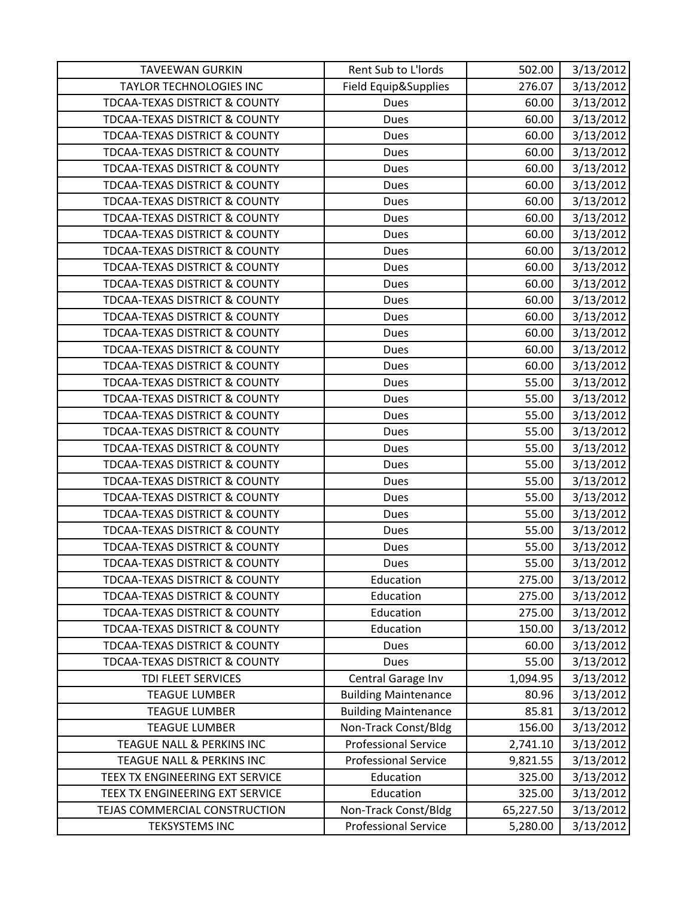| | | | |
|---|---|---|---|
| TAVEEWAN GURKIN | Rent Sub to L'lords | 502.00 | 3/13/2012 |
| TAYLOR TECHNOLOGIES INC | Field Equip&Supplies | 276.07 | 3/13/2012 |
| TDCAA-TEXAS DISTRICT & COUNTY | Dues | 60.00 | 3/13/2012 |
| TDCAA-TEXAS DISTRICT & COUNTY | Dues | 60.00 | 3/13/2012 |
| TDCAA-TEXAS DISTRICT & COUNTY | Dues | 60.00 | 3/13/2012 |
| TDCAA-TEXAS DISTRICT & COUNTY | Dues | 60.00 | 3/13/2012 |
| TDCAA-TEXAS DISTRICT & COUNTY | Dues | 60.00 | 3/13/2012 |
| TDCAA-TEXAS DISTRICT & COUNTY | Dues | 60.00 | 3/13/2012 |
| TDCAA-TEXAS DISTRICT & COUNTY | Dues | 60.00 | 3/13/2012 |
| TDCAA-TEXAS DISTRICT & COUNTY | Dues | 60.00 | 3/13/2012 |
| TDCAA-TEXAS DISTRICT & COUNTY | Dues | 60.00 | 3/13/2012 |
| TDCAA-TEXAS DISTRICT & COUNTY | Dues | 60.00 | 3/13/2012 |
| TDCAA-TEXAS DISTRICT & COUNTY | Dues | 60.00 | 3/13/2012 |
| TDCAA-TEXAS DISTRICT & COUNTY | Dues | 60.00 | 3/13/2012 |
| TDCAA-TEXAS DISTRICT & COUNTY | Dues | 60.00 | 3/13/2012 |
| TDCAA-TEXAS DISTRICT & COUNTY | Dues | 60.00 | 3/13/2012 |
| TDCAA-TEXAS DISTRICT & COUNTY | Dues | 60.00 | 3/13/2012 |
| TDCAA-TEXAS DISTRICT & COUNTY | Dues | 60.00 | 3/13/2012 |
| TDCAA-TEXAS DISTRICT & COUNTY | Dues | 60.00 | 3/13/2012 |
| TDCAA-TEXAS DISTRICT & COUNTY | Dues | 55.00 | 3/13/2012 |
| TDCAA-TEXAS DISTRICT & COUNTY | Dues | 55.00 | 3/13/2012 |
| TDCAA-TEXAS DISTRICT & COUNTY | Dues | 55.00 | 3/13/2012 |
| TDCAA-TEXAS DISTRICT & COUNTY | Dues | 55.00 | 3/13/2012 |
| TDCAA-TEXAS DISTRICT & COUNTY | Dues | 55.00 | 3/13/2012 |
| TDCAA-TEXAS DISTRICT & COUNTY | Dues | 55.00 | 3/13/2012 |
| TDCAA-TEXAS DISTRICT & COUNTY | Dues | 55.00 | 3/13/2012 |
| TDCAA-TEXAS DISTRICT & COUNTY | Dues | 55.00 | 3/13/2012 |
| TDCAA-TEXAS DISTRICT & COUNTY | Dues | 55.00 | 3/13/2012 |
| TDCAA-TEXAS DISTRICT & COUNTY | Dues | 55.00 | 3/13/2012 |
| TDCAA-TEXAS DISTRICT & COUNTY | Dues | 55.00 | 3/13/2012 |
| TDCAA-TEXAS DISTRICT & COUNTY | Dues | 55.00 | 3/13/2012 |
| TDCAA-TEXAS DISTRICT & COUNTY | Education | 275.00 | 3/13/2012 |
| TDCAA-TEXAS DISTRICT & COUNTY | Education | 275.00 | 3/13/2012 |
| TDCAA-TEXAS DISTRICT & COUNTY | Education | 275.00 | 3/13/2012 |
| TDCAA-TEXAS DISTRICT & COUNTY | Education | 150.00 | 3/13/2012 |
| TDCAA-TEXAS DISTRICT & COUNTY | Dues | 60.00 | 3/13/2012 |
| TDCAA-TEXAS DISTRICT & COUNTY | Dues | 55.00 | 3/13/2012 |
| TDI FLEET SERVICES | Central Garage Inv | 1,094.95 | 3/13/2012 |
| TEAGUE LUMBER | Building Maintenance | 80.96 | 3/13/2012 |
| TEAGUE LUMBER | Building Maintenance | 85.81 | 3/13/2012 |
| TEAGUE LUMBER | Non-Track Const/Bldg | 156.00 | 3/13/2012 |
| TEAGUE NALL & PERKINS INC | Professional Service | 2,741.10 | 3/13/2012 |
| TEAGUE NALL & PERKINS INC | Professional Service | 9,821.55 | 3/13/2012 |
| TEEX TX ENGINEERING EXT SERVICE | Education | 325.00 | 3/13/2012 |
| TEEX TX ENGINEERING EXT SERVICE | Education | 325.00 | 3/13/2012 |
| TEJAS COMMERCIAL CONSTRUCTION | Non-Track Const/Bldg | 65,227.50 | 3/13/2012 |
| TEKSYSTEMS INC | Professional Service | 5,280.00 | 3/13/2012 |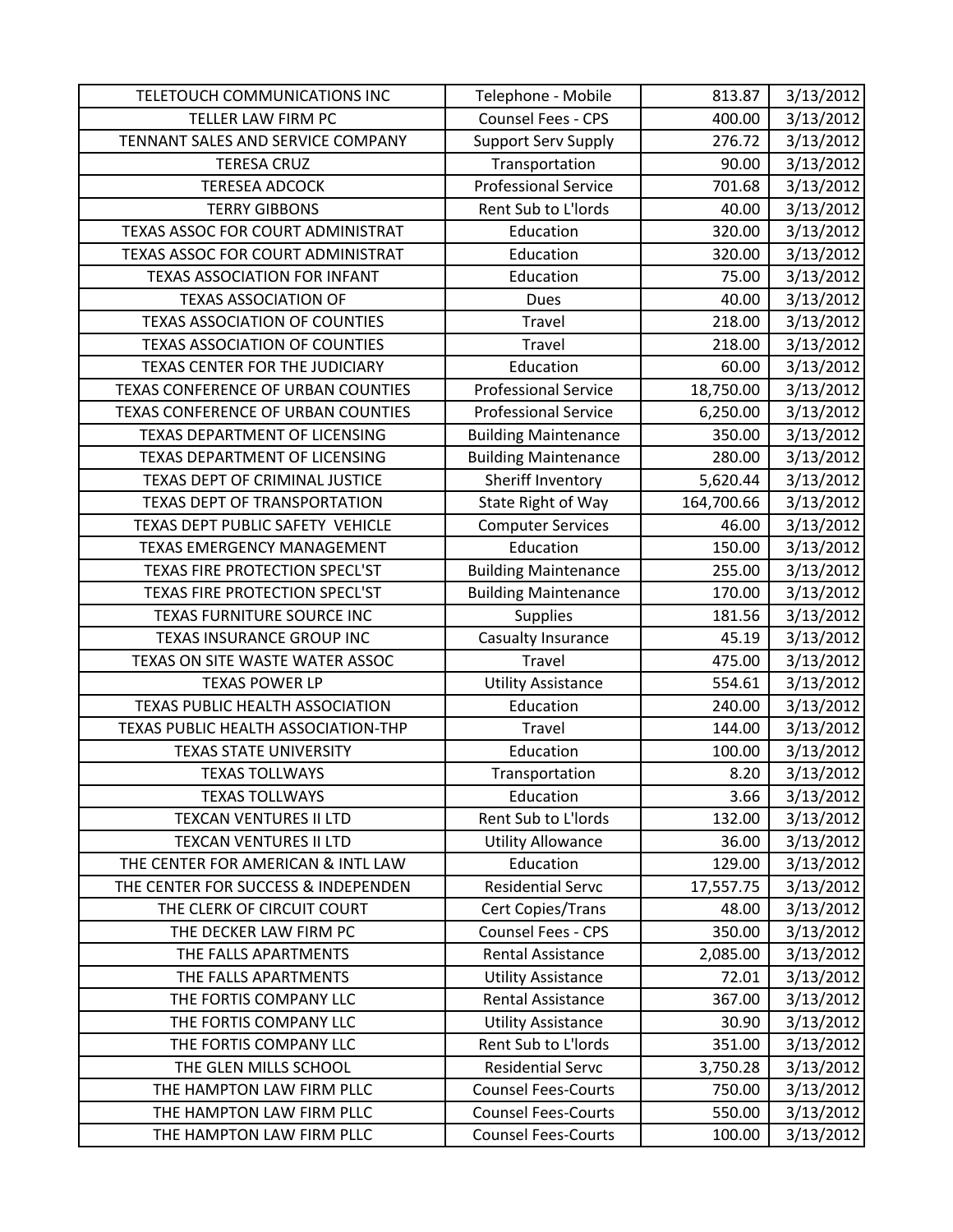| | | | |
|---|---|---|---|
| TELETOUCH COMMUNICATIONS INC | Telephone - Mobile | 813.87 | 3/13/2012 |
| TELLER LAW FIRM PC | Counsel Fees - CPS | 400.00 | 3/13/2012 |
| TENNANT SALES AND SERVICE COMPANY | Support Serv Supply | 276.72 | 3/13/2012 |
| TERESA CRUZ | Transportation | 90.00 | 3/13/2012 |
| TERESEA ADCOCK | Professional Service | 701.68 | 3/13/2012 |
| TERRY GIBBONS | Rent Sub to L'lords | 40.00 | 3/13/2012 |
| TEXAS ASSOC FOR COURT ADMINISTRAT | Education | 320.00 | 3/13/2012 |
| TEXAS ASSOC FOR COURT ADMINISTRAT | Education | 320.00 | 3/13/2012 |
| TEXAS ASSOCIATION FOR INFANT | Education | 75.00 | 3/13/2012 |
| TEXAS ASSOCIATION OF | Dues | 40.00 | 3/13/2012 |
| TEXAS ASSOCIATION OF COUNTIES | Travel | 218.00 | 3/13/2012 |
| TEXAS ASSOCIATION OF COUNTIES | Travel | 218.00 | 3/13/2012 |
| TEXAS CENTER FOR THE JUDICIARY | Education | 60.00 | 3/13/2012 |
| TEXAS CONFERENCE OF URBAN COUNTIES | Professional Service | 18,750.00 | 3/13/2012 |
| TEXAS CONFERENCE OF URBAN COUNTIES | Professional Service | 6,250.00 | 3/13/2012 |
| TEXAS DEPARTMENT OF LICENSING | Building Maintenance | 350.00 | 3/13/2012 |
| TEXAS DEPARTMENT OF LICENSING | Building Maintenance | 280.00 | 3/13/2012 |
| TEXAS DEPT OF CRIMINAL JUSTICE | Sheriff Inventory | 5,620.44 | 3/13/2012 |
| TEXAS DEPT OF TRANSPORTATION | State Right of Way | 164,700.66 | 3/13/2012 |
| TEXAS DEPT PUBLIC SAFETY VEHICLE | Computer Services | 46.00 | 3/13/2012 |
| TEXAS EMERGENCY MANAGEMENT | Education | 150.00 | 3/13/2012 |
| TEXAS FIRE PROTECTION SPECL'ST | Building Maintenance | 255.00 | 3/13/2012 |
| TEXAS FIRE PROTECTION SPECL'ST | Building Maintenance | 170.00 | 3/13/2012 |
| TEXAS FURNITURE SOURCE INC | Supplies | 181.56 | 3/13/2012 |
| TEXAS INSURANCE GROUP INC | Casualty Insurance | 45.19 | 3/13/2012 |
| TEXAS ON SITE WASTE WATER ASSOC | Travel | 475.00 | 3/13/2012 |
| TEXAS POWER LP | Utility Assistance | 554.61 | 3/13/2012 |
| TEXAS PUBLIC HEALTH ASSOCIATION | Education | 240.00 | 3/13/2012 |
| TEXAS PUBLIC HEALTH ASSOCIATION-THP | Travel | 144.00 | 3/13/2012 |
| TEXAS STATE UNIVERSITY | Education | 100.00 | 3/13/2012 |
| TEXAS TOLLWAYS | Transportation | 8.20 | 3/13/2012 |
| TEXAS TOLLWAYS | Education | 3.66 | 3/13/2012 |
| TEXCAN VENTURES II LTD | Rent Sub to L'lords | 132.00 | 3/13/2012 |
| TEXCAN VENTURES II LTD | Utility Allowance | 36.00 | 3/13/2012 |
| THE CENTER FOR AMERICAN & INTL LAW | Education | 129.00 | 3/13/2012 |
| THE CENTER FOR SUCCESS & INDEPENDEN | Residential Servc | 17,557.75 | 3/13/2012 |
| THE CLERK OF CIRCUIT COURT | Cert Copies/Trans | 48.00 | 3/13/2012 |
| THE DECKER LAW FIRM PC | Counsel Fees - CPS | 350.00 | 3/13/2012 |
| THE FALLS APARTMENTS | Rental Assistance | 2,085.00 | 3/13/2012 |
| THE FALLS APARTMENTS | Utility Assistance | 72.01 | 3/13/2012 |
| THE FORTIS COMPANY LLC | Rental Assistance | 367.00 | 3/13/2012 |
| THE FORTIS COMPANY LLC | Utility Assistance | 30.90 | 3/13/2012 |
| THE FORTIS COMPANY LLC | Rent Sub to L'lords | 351.00 | 3/13/2012 |
| THE GLEN MILLS SCHOOL | Residential Servc | 3,750.28 | 3/13/2012 |
| THE HAMPTON LAW FIRM PLLC | Counsel Fees-Courts | 750.00 | 3/13/2012 |
| THE HAMPTON LAW FIRM PLLC | Counsel Fees-Courts | 550.00 | 3/13/2012 |
| THE HAMPTON LAW FIRM PLLC | Counsel Fees-Courts | 100.00 | 3/13/2012 |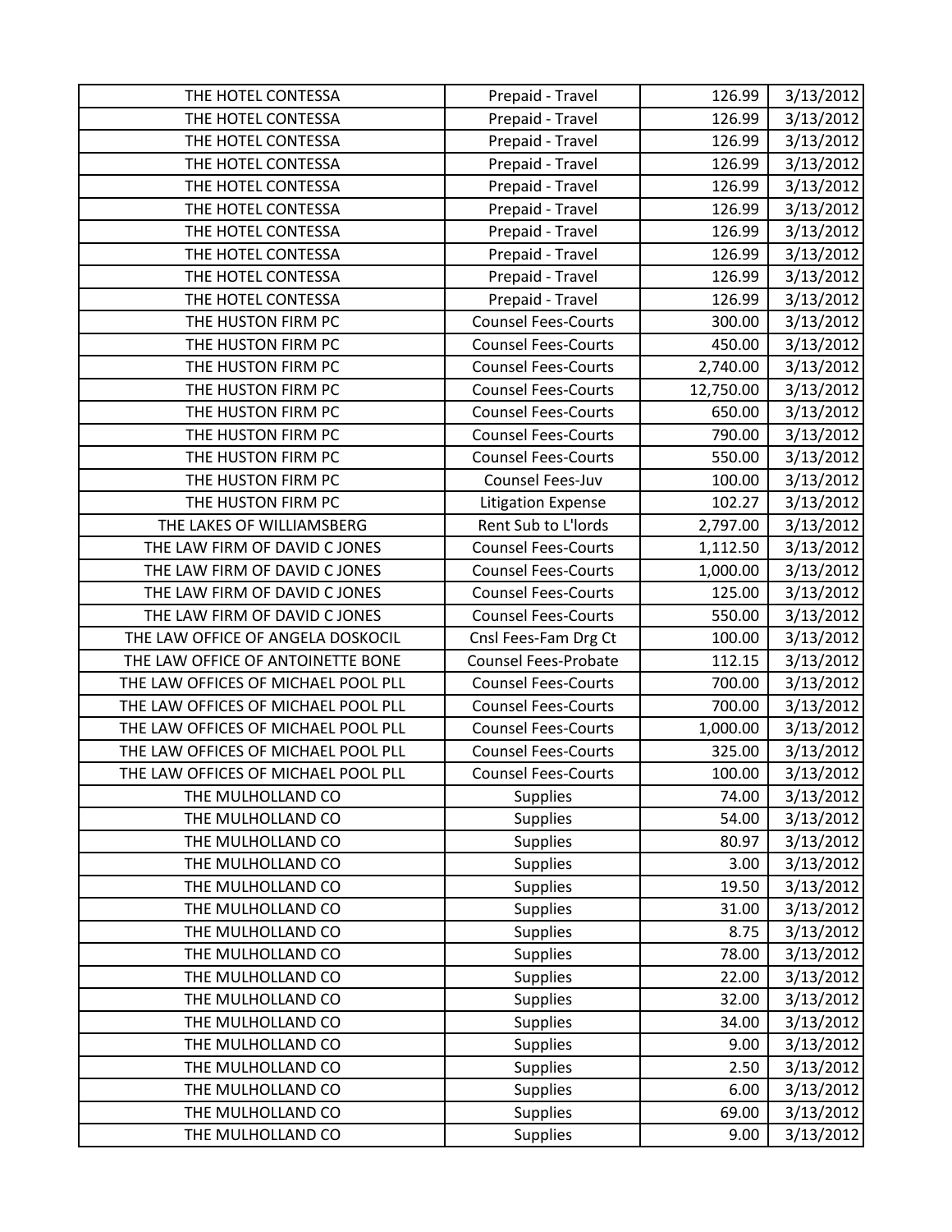| THE HOTEL CONTESSA | Prepaid - Travel | 126.99 | 3/13/2012 |
|---|---|---|---|
| THE HOTEL CONTESSA | Prepaid - Travel | 126.99 | 3/13/2012 |
| THE HOTEL CONTESSA | Prepaid - Travel | 126.99 | 3/13/2012 |
| THE HOTEL CONTESSA | Prepaid - Travel | 126.99 | 3/13/2012 |
| THE HOTEL CONTESSA | Prepaid - Travel | 126.99 | 3/13/2012 |
| THE HOTEL CONTESSA | Prepaid - Travel | 126.99 | 3/13/2012 |
| THE HOTEL CONTESSA | Prepaid - Travel | 126.99 | 3/13/2012 |
| THE HOTEL CONTESSA | Prepaid - Travel | 126.99 | 3/13/2012 |
| THE HOTEL CONTESSA | Prepaid - Travel | 126.99 | 3/13/2012 |
| THE HOTEL CONTESSA | Prepaid - Travel | 126.99 | 3/13/2012 |
| THE HUSTON FIRM PC | Counsel Fees-Courts | 300.00 | 3/13/2012 |
| THE HUSTON FIRM PC | Counsel Fees-Courts | 450.00 | 3/13/2012 |
| THE HUSTON FIRM PC | Counsel Fees-Courts | 2,740.00 | 3/13/2012 |
| THE HUSTON FIRM PC | Counsel Fees-Courts | 12,750.00 | 3/13/2012 |
| THE HUSTON FIRM PC | Counsel Fees-Courts | 650.00 | 3/13/2012 |
| THE HUSTON FIRM PC | Counsel Fees-Courts | 790.00 | 3/13/2012 |
| THE HUSTON FIRM PC | Counsel Fees-Courts | 550.00 | 3/13/2012 |
| THE HUSTON FIRM PC | Counsel Fees-Juv | 100.00 | 3/13/2012 |
| THE HUSTON FIRM PC | Litigation Expense | 102.27 | 3/13/2012 |
| THE LAKES OF WILLIAMSBERG | Rent Sub to L'lords | 2,797.00 | 3/13/2012 |
| THE LAW FIRM OF DAVID C JONES | Counsel Fees-Courts | 1,112.50 | 3/13/2012 |
| THE LAW FIRM OF DAVID C JONES | Counsel Fees-Courts | 1,000.00 | 3/13/2012 |
| THE LAW FIRM OF DAVID C JONES | Counsel Fees-Courts | 125.00 | 3/13/2012 |
| THE LAW FIRM OF DAVID C JONES | Counsel Fees-Courts | 550.00 | 3/13/2012 |
| THE LAW OFFICE OF ANGELA DOSKOCIL | Cnsl Fees-Fam Drg Ct | 100.00 | 3/13/2012 |
| THE LAW OFFICE OF ANTOINETTE BONE | Counsel Fees-Probate | 112.15 | 3/13/2012 |
| THE LAW OFFICES OF MICHAEL POOL PLL | Counsel Fees-Courts | 700.00 | 3/13/2012 |
| THE LAW OFFICES OF MICHAEL POOL PLL | Counsel Fees-Courts | 700.00 | 3/13/2012 |
| THE LAW OFFICES OF MICHAEL POOL PLL | Counsel Fees-Courts | 1,000.00 | 3/13/2012 |
| THE LAW OFFICES OF MICHAEL POOL PLL | Counsel Fees-Courts | 325.00 | 3/13/2012 |
| THE LAW OFFICES OF MICHAEL POOL PLL | Counsel Fees-Courts | 100.00 | 3/13/2012 |
| THE MULHOLLAND CO | Supplies | 74.00 | 3/13/2012 |
| THE MULHOLLAND CO | Supplies | 54.00 | 3/13/2012 |
| THE MULHOLLAND CO | Supplies | 80.97 | 3/13/2012 |
| THE MULHOLLAND CO | Supplies | 3.00 | 3/13/2012 |
| THE MULHOLLAND CO | Supplies | 19.50 | 3/13/2012 |
| THE MULHOLLAND CO | Supplies | 31.00 | 3/13/2012 |
| THE MULHOLLAND CO | Supplies | 8.75 | 3/13/2012 |
| THE MULHOLLAND CO | Supplies | 78.00 | 3/13/2012 |
| THE MULHOLLAND CO | Supplies | 22.00 | 3/13/2012 |
| THE MULHOLLAND CO | Supplies | 32.00 | 3/13/2012 |
| THE MULHOLLAND CO | Supplies | 34.00 | 3/13/2012 |
| THE MULHOLLAND CO | Supplies | 9.00 | 3/13/2012 |
| THE MULHOLLAND CO | Supplies | 2.50 | 3/13/2012 |
| THE MULHOLLAND CO | Supplies | 6.00 | 3/13/2012 |
| THE MULHOLLAND CO | Supplies | 69.00 | 3/13/2012 |
| THE MULHOLLAND CO | Supplies | 9.00 | 3/13/2012 |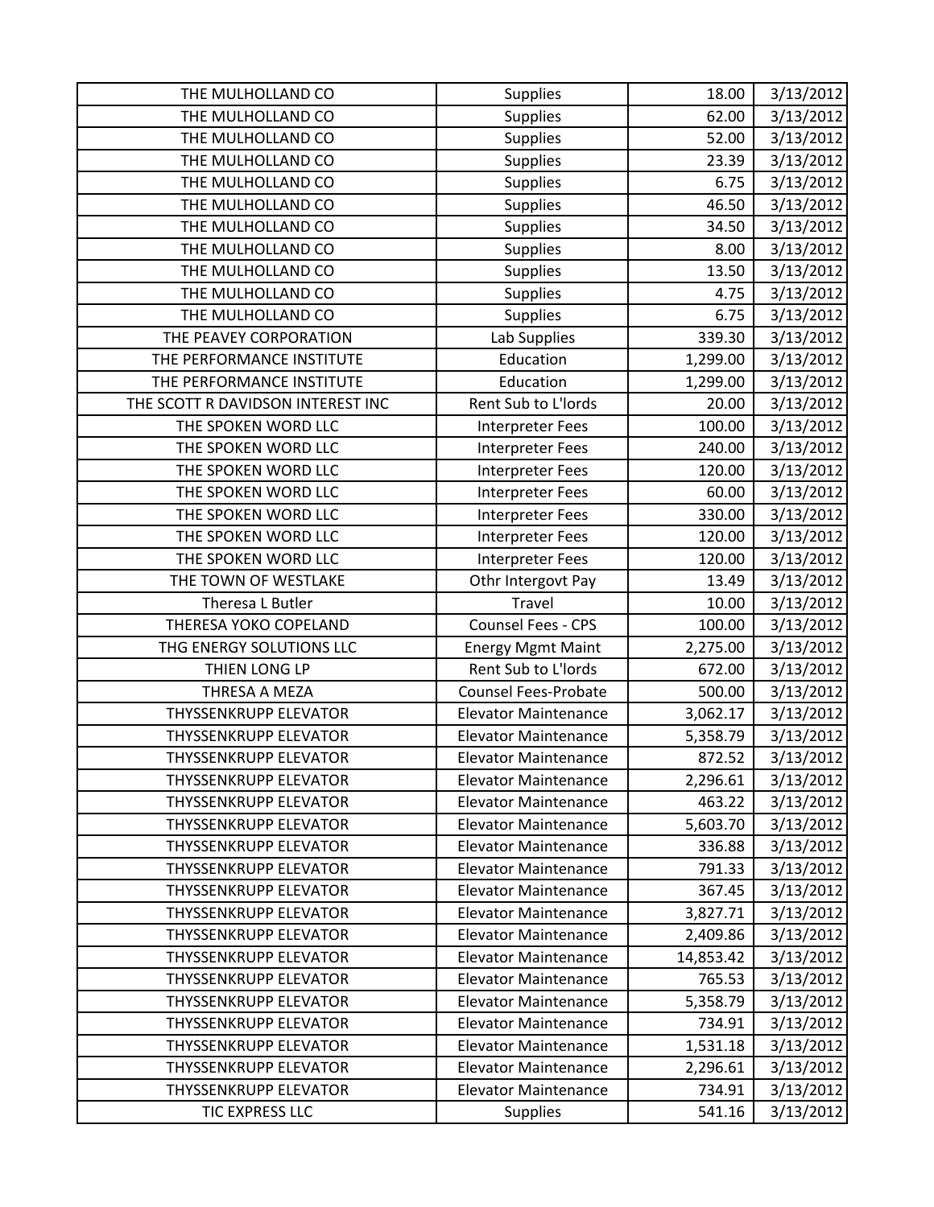| THE MULHOLLAND CO | Supplies | 18.00 | 3/13/2012 |
|---|---|---|---|
| THE MULHOLLAND CO | Supplies | 62.00 | 3/13/2012 |
| THE MULHOLLAND CO | Supplies | 52.00 | 3/13/2012 |
| THE MULHOLLAND CO | Supplies | 23.39 | 3/13/2012 |
| THE MULHOLLAND CO | Supplies | 6.75 | 3/13/2012 |
| THE MULHOLLAND CO | Supplies | 46.50 | 3/13/2012 |
| THE MULHOLLAND CO | Supplies | 34.50 | 3/13/2012 |
| THE MULHOLLAND CO | Supplies | 8.00 | 3/13/2012 |
| THE MULHOLLAND CO | Supplies | 13.50 | 3/13/2012 |
| THE MULHOLLAND CO | Supplies | 4.75 | 3/13/2012 |
| THE MULHOLLAND CO | Supplies | 6.75 | 3/13/2012 |
| THE PEAVEY CORPORATION | Lab Supplies | 339.30 | 3/13/2012 |
| THE PERFORMANCE INSTITUTE | Education | 1,299.00 | 3/13/2012 |
| THE PERFORMANCE INSTITUTE | Education | 1,299.00 | 3/13/2012 |
| THE SCOTT R DAVIDSON INTEREST INC | Rent Sub to L'lords | 20.00 | 3/13/2012 |
| THE SPOKEN WORD LLC | Interpreter Fees | 100.00 | 3/13/2012 |
| THE SPOKEN WORD LLC | Interpreter Fees | 240.00 | 3/13/2012 |
| THE SPOKEN WORD LLC | Interpreter Fees | 120.00 | 3/13/2012 |
| THE SPOKEN WORD LLC | Interpreter Fees | 60.00 | 3/13/2012 |
| THE SPOKEN WORD LLC | Interpreter Fees | 330.00 | 3/13/2012 |
| THE SPOKEN WORD LLC | Interpreter Fees | 120.00 | 3/13/2012 |
| THE SPOKEN WORD LLC | Interpreter Fees | 120.00 | 3/13/2012 |
| THE TOWN OF WESTLAKE | Othr Intergovt Pay | 13.49 | 3/13/2012 |
| Theresa L Butler | Travel | 10.00 | 3/13/2012 |
| THERESA YOKO COPELAND | Counsel Fees - CPS | 100.00 | 3/13/2012 |
| THG ENERGY SOLUTIONS LLC | Energy Mgmt Maint | 2,275.00 | 3/13/2012 |
| THIEN LONG LP | Rent Sub to L'lords | 672.00 | 3/13/2012 |
| THRESA A MEZA | Counsel Fees-Probate | 500.00 | 3/13/2012 |
| THYSSENKRUPP ELEVATOR | Elevator Maintenance | 3,062.17 | 3/13/2012 |
| THYSSENKRUPP ELEVATOR | Elevator Maintenance | 5,358.79 | 3/13/2012 |
| THYSSENKRUPP ELEVATOR | Elevator Maintenance | 872.52 | 3/13/2012 |
| THYSSENKRUPP ELEVATOR | Elevator Maintenance | 2,296.61 | 3/13/2012 |
| THYSSENKRUPP ELEVATOR | Elevator Maintenance | 463.22 | 3/13/2012 |
| THYSSENKRUPP ELEVATOR | Elevator Maintenance | 5,603.70 | 3/13/2012 |
| THYSSENKRUPP ELEVATOR | Elevator Maintenance | 336.88 | 3/13/2012 |
| THYSSENKRUPP ELEVATOR | Elevator Maintenance | 791.33 | 3/13/2012 |
| THYSSENKRUPP ELEVATOR | Elevator Maintenance | 367.45 | 3/13/2012 |
| THYSSENKRUPP ELEVATOR | Elevator Maintenance | 3,827.71 | 3/13/2012 |
| THYSSENKRUPP ELEVATOR | Elevator Maintenance | 2,409.86 | 3/13/2012 |
| THYSSENKRUPP ELEVATOR | Elevator Maintenance | 14,853.42 | 3/13/2012 |
| THYSSENKRUPP ELEVATOR | Elevator Maintenance | 765.53 | 3/13/2012 |
| THYSSENKRUPP ELEVATOR | Elevator Maintenance | 5,358.79 | 3/13/2012 |
| THYSSENKRUPP ELEVATOR | Elevator Maintenance | 734.91 | 3/13/2012 |
| THYSSENKRUPP ELEVATOR | Elevator Maintenance | 1,531.18 | 3/13/2012 |
| THYSSENKRUPP ELEVATOR | Elevator Maintenance | 2,296.61 | 3/13/2012 |
| THYSSENKRUPP ELEVATOR | Elevator Maintenance | 734.91 | 3/13/2012 |
| TIC EXPRESS LLC | Supplies | 541.16 | 3/13/2012 |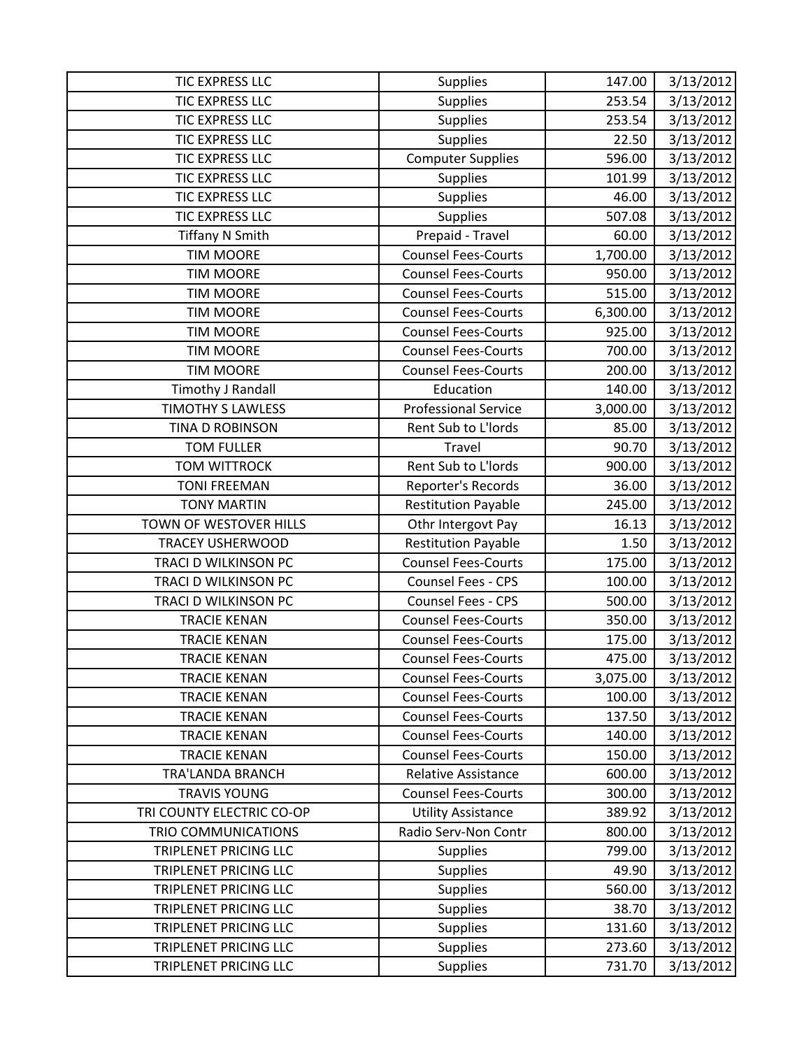| | | | |
|---|---|---|---|
| TIC EXPRESS LLC | Supplies | 147.00 | 3/13/2012 |
| TIC EXPRESS LLC | Supplies | 253.54 | 3/13/2012 |
| TIC EXPRESS LLC | Supplies | 253.54 | 3/13/2012 |
| TIC EXPRESS LLC | Supplies | 22.50 | 3/13/2012 |
| TIC EXPRESS LLC | Computer Supplies | 596.00 | 3/13/2012 |
| TIC EXPRESS LLC | Supplies | 101.99 | 3/13/2012 |
| TIC EXPRESS LLC | Supplies | 46.00 | 3/13/2012 |
| TIC EXPRESS LLC | Supplies | 507.08 | 3/13/2012 |
| Tiffany N Smith | Prepaid - Travel | 60.00 | 3/13/2012 |
| TIM MOORE | Counsel Fees-Courts | 1,700.00 | 3/13/2012 |
| TIM MOORE | Counsel Fees-Courts | 950.00 | 3/13/2012 |
| TIM MOORE | Counsel Fees-Courts | 515.00 | 3/13/2012 |
| TIM MOORE | Counsel Fees-Courts | 6,300.00 | 3/13/2012 |
| TIM MOORE | Counsel Fees-Courts | 925.00 | 3/13/2012 |
| TIM MOORE | Counsel Fees-Courts | 700.00 | 3/13/2012 |
| TIM MOORE | Counsel Fees-Courts | 200.00 | 3/13/2012 |
| Timothy J Randall | Education | 140.00 | 3/13/2012 |
| TIMOTHY S LAWLESS | Professional Service | 3,000.00 | 3/13/2012 |
| TINA D ROBINSON | Rent Sub to L'lords | 85.00 | 3/13/2012 |
| TOM FULLER | Travel | 90.70 | 3/13/2012 |
| TOM WITTROCK | Rent Sub to L'lords | 900.00 | 3/13/2012 |
| TONI FREEMAN | Reporter's Records | 36.00 | 3/13/2012 |
| TONY MARTIN | Restitution Payable | 245.00 | 3/13/2012 |
| TOWN OF WESTOVER HILLS | Othr Intergovt Pay | 16.13 | 3/13/2012 |
| TRACEY USHERWOOD | Restitution Payable | 1.50 | 3/13/2012 |
| TRACI D WILKINSON PC | Counsel Fees-Courts | 175.00 | 3/13/2012 |
| TRACI D WILKINSON PC | Counsel Fees - CPS | 100.00 | 3/13/2012 |
| TRACI D WILKINSON PC | Counsel Fees - CPS | 500.00 | 3/13/2012 |
| TRACIE KENAN | Counsel Fees-Courts | 350.00 | 3/13/2012 |
| TRACIE KENAN | Counsel Fees-Courts | 175.00 | 3/13/2012 |
| TRACIE KENAN | Counsel Fees-Courts | 475.00 | 3/13/2012 |
| TRACIE KENAN | Counsel Fees-Courts | 3,075.00 | 3/13/2012 |
| TRACIE KENAN | Counsel Fees-Courts | 100.00 | 3/13/2012 |
| TRACIE KENAN | Counsel Fees-Courts | 137.50 | 3/13/2012 |
| TRACIE KENAN | Counsel Fees-Courts | 140.00 | 3/13/2012 |
| TRACIE KENAN | Counsel Fees-Courts | 150.00 | 3/13/2012 |
| TRA'LANDA BRANCH | Relative Assistance | 600.00 | 3/13/2012 |
| TRAVIS YOUNG | Counsel Fees-Courts | 300.00 | 3/13/2012 |
| TRI COUNTY ELECTRIC CO-OP | Utility Assistance | 389.92 | 3/13/2012 |
| TRIO COMMUNICATIONS | Radio Serv-Non Contr | 800.00 | 3/13/2012 |
| TRIPLENET PRICING LLC | Supplies | 799.00 | 3/13/2012 |
| TRIPLENET PRICING LLC | Supplies | 49.90 | 3/13/2012 |
| TRIPLENET PRICING LLC | Supplies | 560.00 | 3/13/2012 |
| TRIPLENET PRICING LLC | Supplies | 38.70 | 3/13/2012 |
| TRIPLENET PRICING LLC | Supplies | 131.60 | 3/13/2012 |
| TRIPLENET PRICING LLC | Supplies | 273.60 | 3/13/2012 |
| TRIPLENET PRICING LLC | Supplies | 731.70 | 3/13/2012 |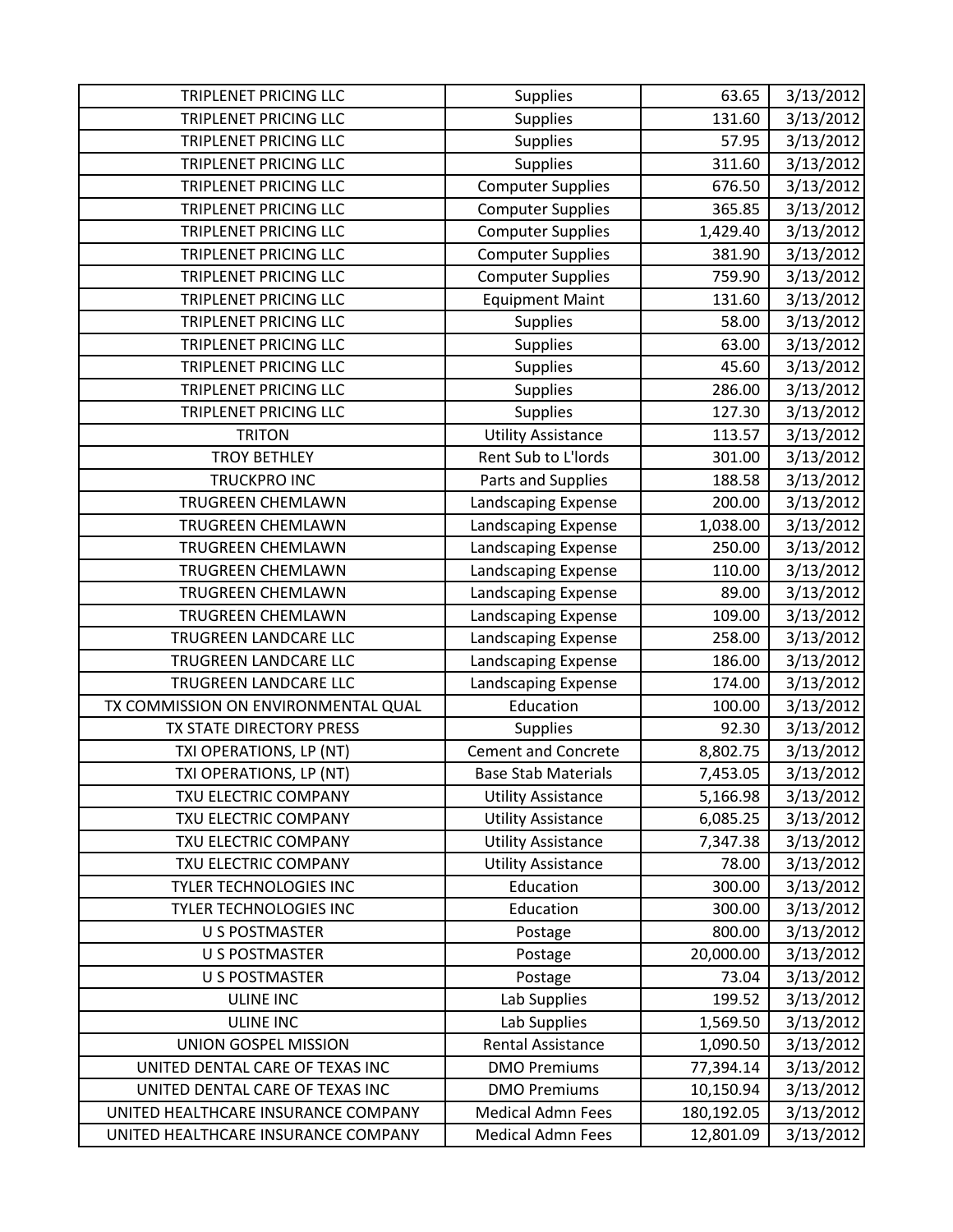| TRIPLENET PRICING LLC | Supplies | 63.65 | 3/13/2012 |
|---|---|---|---|
| TRIPLENET PRICING LLC | Supplies | 131.60 | 3/13/2012 |
| TRIPLENET PRICING LLC | Supplies | 57.95 | 3/13/2012 |
| TRIPLENET PRICING LLC | Supplies | 311.60 | 3/13/2012 |
| TRIPLENET PRICING LLC | Computer Supplies | 676.50 | 3/13/2012 |
| TRIPLENET PRICING LLC | Computer Supplies | 365.85 | 3/13/2012 |
| TRIPLENET PRICING LLC | Computer Supplies | 1,429.40 | 3/13/2012 |
| TRIPLENET PRICING LLC | Computer Supplies | 381.90 | 3/13/2012 |
| TRIPLENET PRICING LLC | Computer Supplies | 759.90 | 3/13/2012 |
| TRIPLENET PRICING LLC | Equipment Maint | 131.60 | 3/13/2012 |
| TRIPLENET PRICING LLC | Supplies | 58.00 | 3/13/2012 |
| TRIPLENET PRICING LLC | Supplies | 63.00 | 3/13/2012 |
| TRIPLENET PRICING LLC | Supplies | 45.60 | 3/13/2012 |
| TRIPLENET PRICING LLC | Supplies | 286.00 | 3/13/2012 |
| TRIPLENET PRICING LLC | Supplies | 127.30 | 3/13/2012 |
| TRITON | Utility Assistance | 113.57 | 3/13/2012 |
| TROY BETHLEY | Rent Sub to L'lords | 301.00 | 3/13/2012 |
| TRUCKPRO INC | Parts and Supplies | 188.58 | 3/13/2012 |
| TRUGREEN CHEMLAWN | Landscaping Expense | 200.00 | 3/13/2012 |
| TRUGREEN CHEMLAWN | Landscaping Expense | 1,038.00 | 3/13/2012 |
| TRUGREEN CHEMLAWN | Landscaping Expense | 250.00 | 3/13/2012 |
| TRUGREEN CHEMLAWN | Landscaping Expense | 110.00 | 3/13/2012 |
| TRUGREEN CHEMLAWN | Landscaping Expense | 89.00 | 3/13/2012 |
| TRUGREEN CHEMLAWN | Landscaping Expense | 109.00 | 3/13/2012 |
| TRUGREEN LANDCARE LLC | Landscaping Expense | 258.00 | 3/13/2012 |
| TRUGREEN LANDCARE LLC | Landscaping Expense | 186.00 | 3/13/2012 |
| TRUGREEN LANDCARE LLC | Landscaping Expense | 174.00 | 3/13/2012 |
| TX COMMISSION ON ENVIRONMENTAL QUAL | Education | 100.00 | 3/13/2012 |
| TX STATE DIRECTORY PRESS | Supplies | 92.30 | 3/13/2012 |
| TXI OPERATIONS, LP (NT) | Cement and Concrete | 8,802.75 | 3/13/2012 |
| TXI OPERATIONS, LP (NT) | Base Stab Materials | 7,453.05 | 3/13/2012 |
| TXU ELECTRIC COMPANY | Utility Assistance | 5,166.98 | 3/13/2012 |
| TXU ELECTRIC COMPANY | Utility Assistance | 6,085.25 | 3/13/2012 |
| TXU ELECTRIC COMPANY | Utility Assistance | 7,347.38 | 3/13/2012 |
| TXU ELECTRIC COMPANY | Utility Assistance | 78.00 | 3/13/2012 |
| TYLER TECHNOLOGIES INC | Education | 300.00 | 3/13/2012 |
| TYLER TECHNOLOGIES INC | Education | 300.00 | 3/13/2012 |
| U S POSTMASTER | Postage | 800.00 | 3/13/2012 |
| U S POSTMASTER | Postage | 20,000.00 | 3/13/2012 |
| U S POSTMASTER | Postage | 73.04 | 3/13/2012 |
| ULINE INC | Lab Supplies | 199.52 | 3/13/2012 |
| ULINE INC | Lab Supplies | 1,569.50 | 3/13/2012 |
| UNION GOSPEL MISSION | Rental Assistance | 1,090.50 | 3/13/2012 |
| UNITED DENTAL CARE OF TEXAS INC | DMO Premiums | 77,394.14 | 3/13/2012 |
| UNITED DENTAL CARE OF TEXAS INC | DMO Premiums | 10,150.94 | 3/13/2012 |
| UNITED HEALTHCARE INSURANCE COMPANY | Medical Admn Fees | 180,192.05 | 3/13/2012 |
| UNITED HEALTHCARE INSURANCE COMPANY | Medical Admn Fees | 12,801.09 | 3/13/2012 |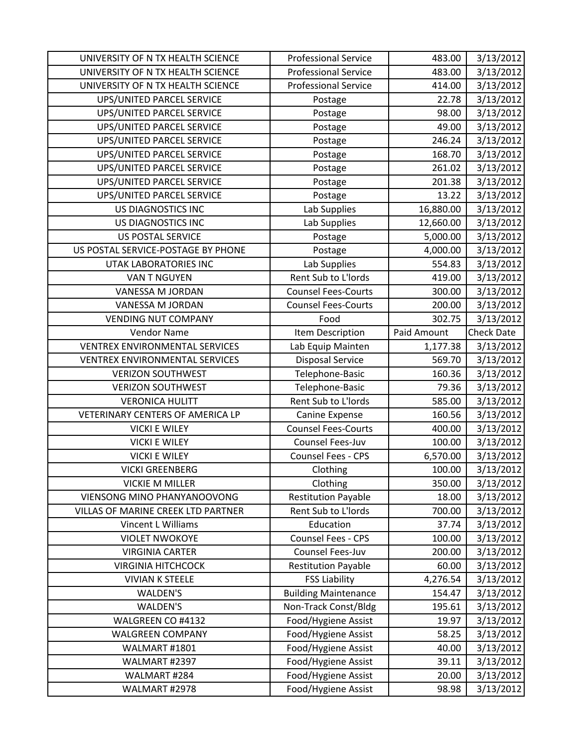| UNIVERSITY OF N TX HEALTH SCIENCE | Professional Service | 483.00 | 3/13/2012 |
|---|---|---|---|
| UNIVERSITY OF N TX HEALTH SCIENCE | Professional Service | 483.00 | 3/13/2012 |
| UNIVERSITY OF N TX HEALTH SCIENCE | Professional Service | 414.00 | 3/13/2012 |
| UPS/UNITED PARCEL SERVICE | Postage | 22.78 | 3/13/2012 |
| UPS/UNITED PARCEL SERVICE | Postage | 98.00 | 3/13/2012 |
| UPS/UNITED PARCEL SERVICE | Postage | 49.00 | 3/13/2012 |
| UPS/UNITED PARCEL SERVICE | Postage | 246.24 | 3/13/2012 |
| UPS/UNITED PARCEL SERVICE | Postage | 168.70 | 3/13/2012 |
| UPS/UNITED PARCEL SERVICE | Postage | 261.02 | 3/13/2012 |
| UPS/UNITED PARCEL SERVICE | Postage | 201.38 | 3/13/2012 |
| UPS/UNITED PARCEL SERVICE | Postage | 13.22 | 3/13/2012 |
| US DIAGNOSTICS INC | Lab Supplies | 16,880.00 | 3/13/2012 |
| US DIAGNOSTICS INC | Lab Supplies | 12,660.00 | 3/13/2012 |
| US POSTAL SERVICE | Postage | 5,000.00 | 3/13/2012 |
| US POSTAL SERVICE-POSTAGE BY PHONE | Postage | 4,000.00 | 3/13/2012 |
| UTAK LABORATORIES INC | Lab Supplies | 554.83 | 3/13/2012 |
| VAN T NGUYEN | Rent Sub to L'lords | 419.00 | 3/13/2012 |
| VANESSA M JORDAN | Counsel Fees-Courts | 300.00 | 3/13/2012 |
| VANESSA M JORDAN | Counsel Fees-Courts | 200.00 | 3/13/2012 |
| VENDING NUT COMPANY | Food | 302.75 | 3/13/2012 |
| Vendor Name | Item Description | Paid Amount | Check Date |
| VENTREX ENVIRONMENTAL SERVICES | Lab Equip Mainten | 1,177.38 | 3/13/2012 |
| VENTREX ENVIRONMENTAL SERVICES | Disposal Service | 569.70 | 3/13/2012 |
| VERIZON SOUTHWEST | Telephone-Basic | 160.36 | 3/13/2012 |
| VERIZON SOUTHWEST | Telephone-Basic | 79.36 | 3/13/2012 |
| VERONICA HULITT | Rent Sub to L'lords | 585.00 | 3/13/2012 |
| VETERINARY CENTERS OF AMERICA LP | Canine Expense | 160.56 | 3/13/2012 |
| VICKI E WILEY | Counsel Fees-Courts | 400.00 | 3/13/2012 |
| VICKI E WILEY | Counsel Fees-Juv | 100.00 | 3/13/2012 |
| VICKI E WILEY | Counsel Fees - CPS | 6,570.00 | 3/13/2012 |
| VICKI GREENBERG | Clothing | 100.00 | 3/13/2012 |
| VICKIE M MILLER | Clothing | 350.00 | 3/13/2012 |
| VIENSONG MINO PHANYANOOVONG | Restitution Payable | 18.00 | 3/13/2012 |
| VILLAS OF MARINE CREEK LTD PARTNER | Rent Sub to L'lords | 700.00 | 3/13/2012 |
| Vincent L Williams | Education | 37.74 | 3/13/2012 |
| VIOLET NWOKOYE | Counsel Fees - CPS | 100.00 | 3/13/2012 |
| VIRGINIA CARTER | Counsel Fees-Juv | 200.00 | 3/13/2012 |
| VIRGINIA HITCHCOCK | Restitution Payable | 60.00 | 3/13/2012 |
| VIVIAN K STEELE | FSS Liability | 4,276.54 | 3/13/2012 |
| WALDEN'S | Building Maintenance | 154.47 | 3/13/2012 |
| WALDEN'S | Non-Track Const/Bldg | 195.61 | 3/13/2012 |
| WALGREEN CO #4132 | Food/Hygiene Assist | 19.97 | 3/13/2012 |
| WALGREEN COMPANY | Food/Hygiene Assist | 58.25 | 3/13/2012 |
| WALMART #1801 | Food/Hygiene Assist | 40.00 | 3/13/2012 |
| WALMART #2397 | Food/Hygiene Assist | 39.11 | 3/13/2012 |
| WALMART #284 | Food/Hygiene Assist | 20.00 | 3/13/2012 |
| WALMART #2978 | Food/Hygiene Assist | 98.98 | 3/13/2012 |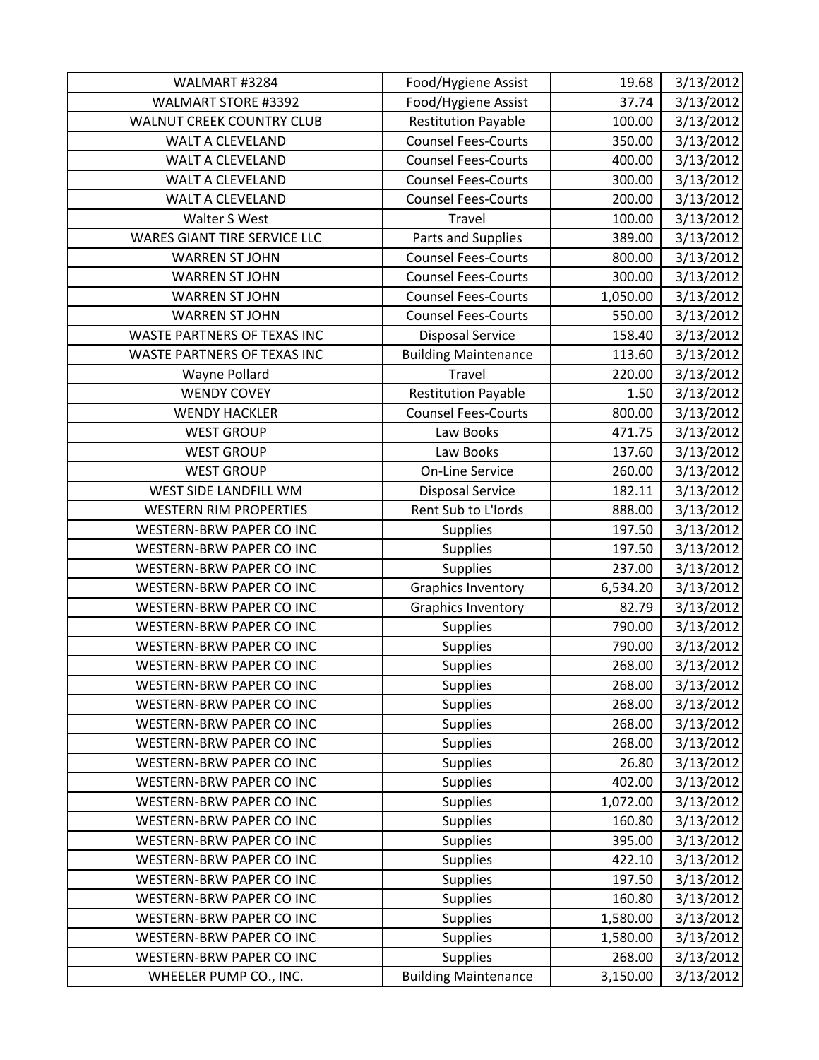| WALMART #3284 | Food/Hygiene Assist | 19.68 | 3/13/2012 |
|---|---|---|---|
| WALMART STORE #3392 | Food/Hygiene Assist | 37.74 | 3/13/2012 |
| WALNUT CREEK COUNTRY CLUB | Restitution Payable | 100.00 | 3/13/2012 |
| WALT A CLEVELAND | Counsel Fees-Courts | 350.00 | 3/13/2012 |
| WALT A CLEVELAND | Counsel Fees-Courts | 400.00 | 3/13/2012 |
| WALT A CLEVELAND | Counsel Fees-Courts | 300.00 | 3/13/2012 |
| WALT A CLEVELAND | Counsel Fees-Courts | 200.00 | 3/13/2012 |
| Walter S West | Travel | 100.00 | 3/13/2012 |
| WARES GIANT TIRE SERVICE LLC | Parts and Supplies | 389.00 | 3/13/2012 |
| WARREN ST JOHN | Counsel Fees-Courts | 800.00 | 3/13/2012 |
| WARREN ST JOHN | Counsel Fees-Courts | 300.00 | 3/13/2012 |
| WARREN ST JOHN | Counsel Fees-Courts | 1,050.00 | 3/13/2012 |
| WARREN ST JOHN | Counsel Fees-Courts | 550.00 | 3/13/2012 |
| WASTE PARTNERS OF TEXAS INC | Disposal Service | 158.40 | 3/13/2012 |
| WASTE PARTNERS OF TEXAS INC | Building Maintenance | 113.60 | 3/13/2012 |
| Wayne Pollard | Travel | 220.00 | 3/13/2012 |
| WENDY COVEY | Restitution Payable | 1.50 | 3/13/2012 |
| WENDY HACKLER | Counsel Fees-Courts | 800.00 | 3/13/2012 |
| WEST GROUP | Law Books | 471.75 | 3/13/2012 |
| WEST GROUP | Law Books | 137.60 | 3/13/2012 |
| WEST GROUP | On-Line Service | 260.00 | 3/13/2012 |
| WEST SIDE LANDFILL WM | Disposal Service | 182.11 | 3/13/2012 |
| WESTERN RIM PROPERTIES | Rent Sub to L'lords | 888.00 | 3/13/2012 |
| WESTERN-BRW PAPER CO INC | Supplies | 197.50 | 3/13/2012 |
| WESTERN-BRW PAPER CO INC | Supplies | 197.50 | 3/13/2012 |
| WESTERN-BRW PAPER CO INC | Supplies | 237.00 | 3/13/2012 |
| WESTERN-BRW PAPER CO INC | Graphics Inventory | 6,534.20 | 3/13/2012 |
| WESTERN-BRW PAPER CO INC | Graphics Inventory | 82.79 | 3/13/2012 |
| WESTERN-BRW PAPER CO INC | Supplies | 790.00 | 3/13/2012 |
| WESTERN-BRW PAPER CO INC | Supplies | 790.00 | 3/13/2012 |
| WESTERN-BRW PAPER CO INC | Supplies | 268.00 | 3/13/2012 |
| WESTERN-BRW PAPER CO INC | Supplies | 268.00 | 3/13/2012 |
| WESTERN-BRW PAPER CO INC | Supplies | 268.00 | 3/13/2012 |
| WESTERN-BRW PAPER CO INC | Supplies | 268.00 | 3/13/2012 |
| WESTERN-BRW PAPER CO INC | Supplies | 268.00 | 3/13/2012 |
| WESTERN-BRW PAPER CO INC | Supplies | 26.80 | 3/13/2012 |
| WESTERN-BRW PAPER CO INC | Supplies | 402.00 | 3/13/2012 |
| WESTERN-BRW PAPER CO INC | Supplies | 1,072.00 | 3/13/2012 |
| WESTERN-BRW PAPER CO INC | Supplies | 160.80 | 3/13/2012 |
| WESTERN-BRW PAPER CO INC | Supplies | 395.00 | 3/13/2012 |
| WESTERN-BRW PAPER CO INC | Supplies | 422.10 | 3/13/2012 |
| WESTERN-BRW PAPER CO INC | Supplies | 197.50 | 3/13/2012 |
| WESTERN-BRW PAPER CO INC | Supplies | 160.80 | 3/13/2012 |
| WESTERN-BRW PAPER CO INC | Supplies | 1,580.00 | 3/13/2012 |
| WESTERN-BRW PAPER CO INC | Supplies | 1,580.00 | 3/13/2012 |
| WESTERN-BRW PAPER CO INC | Supplies | 268.00 | 3/13/2012 |
| WHEELER PUMP CO., INC. | Building Maintenance | 3,150.00 | 3/13/2012 |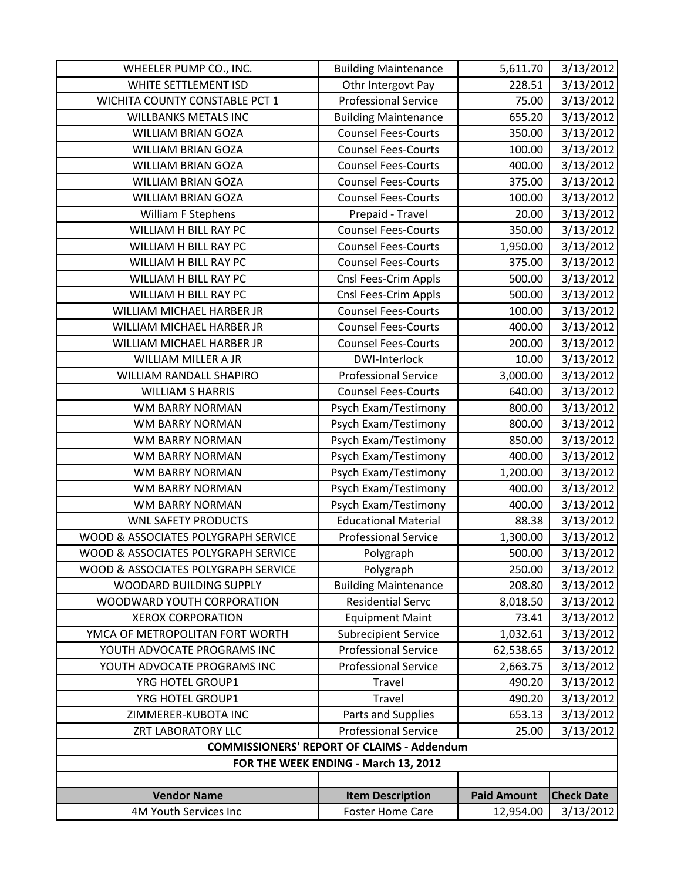| WHEELER PUMP CO., INC. | Building Maintenance | 5,611.70 | 3/13/2012 |
|---|---|---|---|
| WHITE SETTLEMENT ISD | Othr Intergovt Pay | 228.51 | 3/13/2012 |
| WICHITA COUNTY CONSTABLE PCT 1 | Professional Service | 75.00 | 3/13/2012 |
| WILLBANKS METALS INC | Building Maintenance | 655.20 | 3/13/2012 |
| WILLIAM BRIAN GOZA | Counsel Fees-Courts | 350.00 | 3/13/2012 |
| WILLIAM BRIAN GOZA | Counsel Fees-Courts | 100.00 | 3/13/2012 |
| WILLIAM BRIAN GOZA | Counsel Fees-Courts | 400.00 | 3/13/2012 |
| WILLIAM BRIAN GOZA | Counsel Fees-Courts | 375.00 | 3/13/2012 |
| WILLIAM BRIAN GOZA | Counsel Fees-Courts | 100.00 | 3/13/2012 |
| William F Stephens | Prepaid - Travel | 20.00 | 3/13/2012 |
| WILLIAM H BILL RAY PC | Counsel Fees-Courts | 350.00 | 3/13/2012 |
| WILLIAM H BILL RAY PC | Counsel Fees-Courts | 1,950.00 | 3/13/2012 |
| WILLIAM H BILL RAY PC | Counsel Fees-Courts | 375.00 | 3/13/2012 |
| WILLIAM H BILL RAY PC | Cnsl Fees-Crim Appls | 500.00 | 3/13/2012 |
| WILLIAM H BILL RAY PC | Cnsl Fees-Crim Appls | 500.00 | 3/13/2012 |
| WILLIAM MICHAEL HARBER JR | Counsel Fees-Courts | 100.00 | 3/13/2012 |
| WILLIAM MICHAEL HARBER JR | Counsel Fees-Courts | 400.00 | 3/13/2012 |
| WILLIAM MICHAEL HARBER JR | Counsel Fees-Courts | 200.00 | 3/13/2012 |
| WILLIAM MILLER A JR | DWI-Interlock | 10.00 | 3/13/2012 |
| WILLIAM RANDALL SHAPIRO | Professional Service | 3,000.00 | 3/13/2012 |
| WILLIAM S HARRIS | Counsel Fees-Courts | 640.00 | 3/13/2012 |
| WM BARRY NORMAN | Psych Exam/Testimony | 800.00 | 3/13/2012 |
| WM BARRY NORMAN | Psych Exam/Testimony | 800.00 | 3/13/2012 |
| WM BARRY NORMAN | Psych Exam/Testimony | 850.00 | 3/13/2012 |
| WM BARRY NORMAN | Psych Exam/Testimony | 400.00 | 3/13/2012 |
| WM BARRY NORMAN | Psych Exam/Testimony | 1,200.00 | 3/13/2012 |
| WM BARRY NORMAN | Psych Exam/Testimony | 400.00 | 3/13/2012 |
| WM BARRY NORMAN | Psych Exam/Testimony | 400.00 | 3/13/2012 |
| WNL SAFETY PRODUCTS | Educational Material | 88.38 | 3/13/2012 |
| WOOD & ASSOCIATES POLYGRAPH SERVICE | Professional Service | 1,300.00 | 3/13/2012 |
| WOOD & ASSOCIATES POLYGRAPH SERVICE | Polygraph | 500.00 | 3/13/2012 |
| WOOD & ASSOCIATES POLYGRAPH SERVICE | Polygraph | 250.00 | 3/13/2012 |
| WOODARD BUILDING SUPPLY | Building Maintenance | 208.80 | 3/13/2012 |
| WOODWARD YOUTH CORPORATION | Residential Servc | 8,018.50 | 3/13/2012 |
| XEROX CORPORATION | Equipment Maint | 73.41 | 3/13/2012 |
| YMCA OF METROPOLITAN FORT WORTH | Subrecipient Service | 1,032.61 | 3/13/2012 |
| YOUTH ADVOCATE PROGRAMS INC | Professional Service | 62,538.65 | 3/13/2012 |
| YOUTH ADVOCATE PROGRAMS INC | Professional Service | 2,663.75 | 3/13/2012 |
| YRG HOTEL GROUP1 | Travel | 490.20 | 3/13/2012 |
| YRG HOTEL GROUP1 | Travel | 490.20 | 3/13/2012 |
| ZIMMERER-KUBOTA INC | Parts and Supplies | 653.13 | 3/13/2012 |
| ZRT LABORATORY LLC | Professional Service | 25.00 | 3/13/2012 |

**COMMISSIONERS' REPORT OF CLAIMS - Addendum**

**FOR THE WEEK ENDING - March 13, 2012**

| Vendor Name | Item Description | Paid Amount | Check Date |
|---|---|---|---|
| 4M Youth Services Inc | Foster Home Care | 12,954.00 | 3/13/2012 |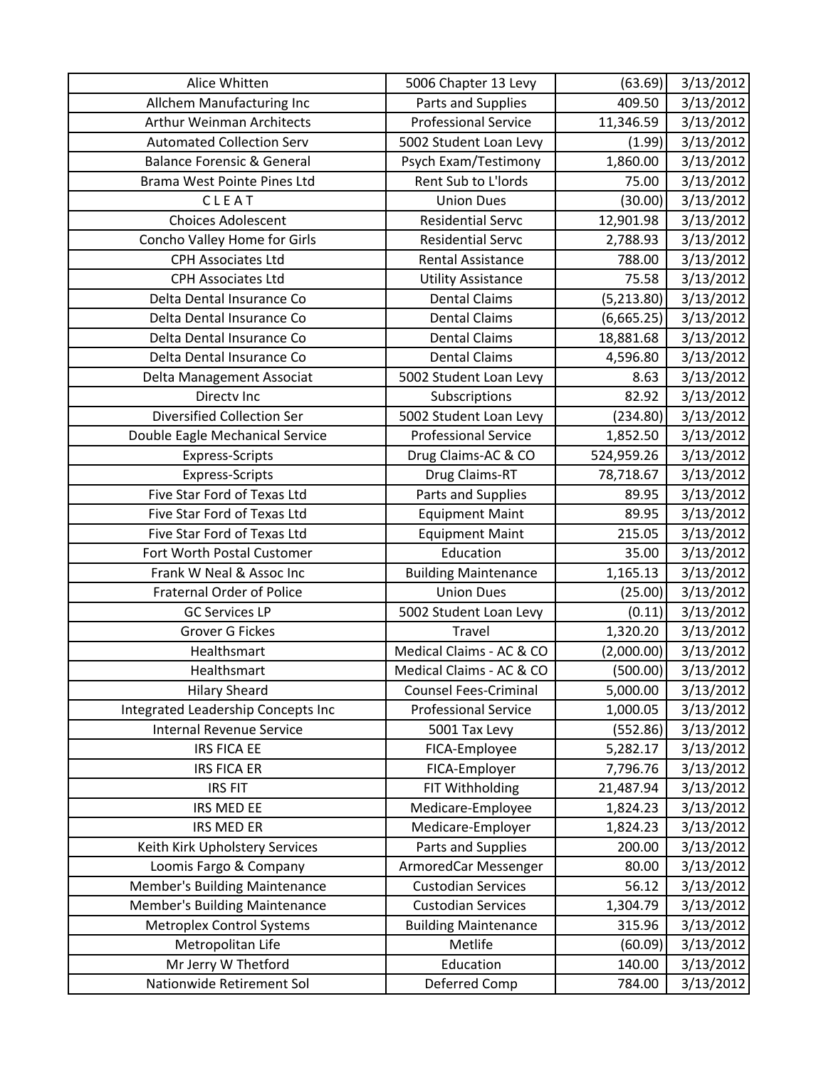| | | | |
|---|---|---|---|
| Alice Whitten | 5006 Chapter 13 Levy | (63.69) | 3/13/2012 |
| Allchem Manufacturing Inc | Parts and Supplies | 409.50 | 3/13/2012 |
| Arthur Weinman Architects | Professional Service | 11,346.59 | 3/13/2012 |
| Automated Collection Serv | 5002 Student Loan Levy | (1.99) | 3/13/2012 |
| Balance Forensic & General | Psych Exam/Testimony | 1,860.00 | 3/13/2012 |
| Brama West Pointe Pines Ltd | Rent Sub to L'lords | 75.00 | 3/13/2012 |
| C L E A T | Union Dues | (30.00) | 3/13/2012 |
| Choices Adolescent | Residential Servc | 12,901.98 | 3/13/2012 |
| Concho Valley Home for Girls | Residential Servc | 2,788.93 | 3/13/2012 |
| CPH Associates Ltd | Rental Assistance | 788.00 | 3/13/2012 |
| CPH Associates Ltd | Utility Assistance | 75.58 | 3/13/2012 |
| Delta Dental Insurance Co | Dental Claims | (5,213.80) | 3/13/2012 |
| Delta Dental Insurance Co | Dental Claims | (6,665.25) | 3/13/2012 |
| Delta Dental Insurance Co | Dental Claims | 18,881.68 | 3/13/2012 |
| Delta Dental Insurance Co | Dental Claims | 4,596.80 | 3/13/2012 |
| Delta Management Associat | 5002 Student Loan Levy | 8.63 | 3/13/2012 |
| Directv Inc | Subscriptions | 82.92 | 3/13/2012 |
| Diversified Collection Ser | 5002 Student Loan Levy | (234.80) | 3/13/2012 |
| Double Eagle Mechanical Service | Professional Service | 1,852.50 | 3/13/2012 |
| Express-Scripts | Drug Claims-AC & CO | 524,959.26 | 3/13/2012 |
| Express-Scripts | Drug Claims-RT | 78,718.67 | 3/13/2012 |
| Five Star Ford of Texas Ltd | Parts and Supplies | 89.95 | 3/13/2012 |
| Five Star Ford of Texas Ltd | Equipment Maint | 89.95 | 3/13/2012 |
| Five Star Ford of Texas Ltd | Equipment Maint | 215.05 | 3/13/2012 |
| Fort Worth Postal Customer | Education | 35.00 | 3/13/2012 |
| Frank W Neal & Assoc Inc | Building Maintenance | 1,165.13 | 3/13/2012 |
| Fraternal Order of Police | Union Dues | (25.00) | 3/13/2012 |
| GC Services LP | 5002 Student Loan Levy | (0.11) | 3/13/2012 |
| Grover G Fickes | Travel | 1,320.20 | 3/13/2012 |
| Healthsmart | Medical Claims - AC & CO | (2,000.00) | 3/13/2012 |
| Healthsmart | Medical Claims - AC & CO | (500.00) | 3/13/2012 |
| Hilary Sheard | Counsel Fees-Criminal | 5,000.00 | 3/13/2012 |
| Integrated Leadership Concepts Inc | Professional Service | 1,000.05 | 3/13/2012 |
| Internal Revenue Service | 5001 Tax Levy | (552.86) | 3/13/2012 |
| IRS FICA EE | FICA-Employee | 5,282.17 | 3/13/2012 |
| IRS FICA ER | FICA-Employer | 7,796.76 | 3/13/2012 |
| IRS FIT | FIT Withholding | 21,487.94 | 3/13/2012 |
| IRS MED EE | Medicare-Employee | 1,824.23 | 3/13/2012 |
| IRS MED ER | Medicare-Employer | 1,824.23 | 3/13/2012 |
| Keith Kirk Upholstery Services | Parts and Supplies | 200.00 | 3/13/2012 |
| Loomis Fargo & Company | ArmoredCar Messenger | 80.00 | 3/13/2012 |
| Member's Building Maintenance | Custodian Services | 56.12 | 3/13/2012 |
| Member's Building Maintenance | Custodian Services | 1,304.79 | 3/13/2012 |
| Metroplex Control Systems | Building Maintenance | 315.96 | 3/13/2012 |
| Metropolitan Life | Metlife | (60.09) | 3/13/2012 |
| Mr Jerry W Thetford | Education | 140.00 | 3/13/2012 |
| Nationwide Retirement Sol | Deferred Comp | 784.00 | 3/13/2012 |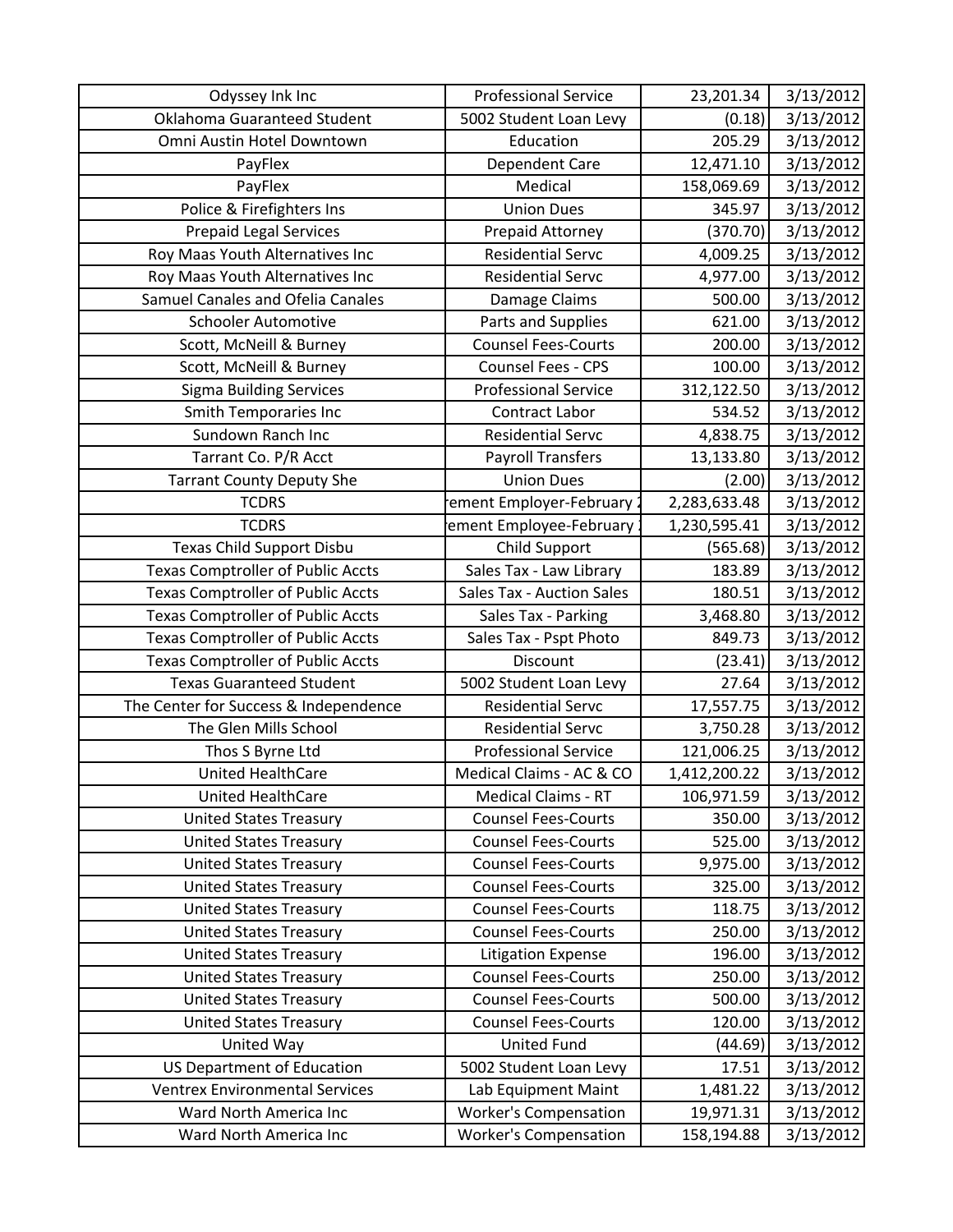| Odyssey Ink Inc | Professional Service | 23,201.34 | 3/13/2012 |
|---|---|---|---|
| Oklahoma Guaranteed Student | 5002 Student Loan Levy | (0.18) | 3/13/2012 |
| Omni Austin Hotel Downtown | Education | 205.29 | 3/13/2012 |
| PayFlex | Dependent Care | 12,471.10 | 3/13/2012 |
| PayFlex | Medical | 158,069.69 | 3/13/2012 |
| Police & Firefighters Ins | Union Dues | 345.97 | 3/13/2012 |
| Prepaid Legal Services | Prepaid Attorney | (370.70) | 3/13/2012 |
| Roy Maas Youth Alternatives Inc | Residential Servc | 4,009.25 | 3/13/2012 |
| Roy Maas Youth Alternatives Inc | Residential Servc | 4,977.00 | 3/13/2012 |
| Samuel Canales and Ofelia Canales | Damage Claims | 500.00 | 3/13/2012 |
| Schooler Automotive | Parts and Supplies | 621.00 | 3/13/2012 |
| Scott, McNeill & Burney | Counsel Fees-Courts | 200.00 | 3/13/2012 |
| Scott, McNeill & Burney | Counsel Fees - CPS | 100.00 | 3/13/2012 |
| Sigma Building Services | Professional Service | 312,122.50 | 3/13/2012 |
| Smith Temporaries Inc | Contract Labor | 534.52 | 3/13/2012 |
| Sundown Ranch Inc | Residential Servc | 4,838.75 | 3/13/2012 |
| Tarrant Co. P/R Acct | Payroll Transfers | 13,133.80 | 3/13/2012 |
| Tarrant County Deputy She | Union Dues | (2.00) | 3/13/2012 |
| TCDRS | ement Employer-February | 2,283,633.48 | 3/13/2012 |
| TCDRS | ement Employee-February | 1,230,595.41 | 3/13/2012 |
| Texas Child Support Disbu | Child Support | (565.68) | 3/13/2012 |
| Texas Comptroller of Public Accts | Sales Tax - Law Library | 183.89 | 3/13/2012 |
| Texas Comptroller of Public Accts | Sales Tax - Auction Sales | 180.51 | 3/13/2012 |
| Texas Comptroller of Public Accts | Sales Tax - Parking | 3,468.80 | 3/13/2012 |
| Texas Comptroller of Public Accts | Sales Tax - Pspt Photo | 849.73 | 3/13/2012 |
| Texas Comptroller of Public Accts | Discount | (23.41) | 3/13/2012 |
| Texas Guaranteed Student | 5002 Student Loan Levy | 27.64 | 3/13/2012 |
| The Center for Success & Independence | Residential Servc | 17,557.75 | 3/13/2012 |
| The Glen Mills School | Residential Servc | 3,750.28 | 3/13/2012 |
| Thos S Byrne Ltd | Professional Service | 121,006.25 | 3/13/2012 |
| United HealthCare | Medical Claims - AC & CO | 1,412,200.22 | 3/13/2012 |
| United HealthCare | Medical Claims - RT | 106,971.59 | 3/13/2012 |
| United States Treasury | Counsel Fees-Courts | 350.00 | 3/13/2012 |
| United States Treasury | Counsel Fees-Courts | 525.00 | 3/13/2012 |
| United States Treasury | Counsel Fees-Courts | 9,975.00 | 3/13/2012 |
| United States Treasury | Counsel Fees-Courts | 325.00 | 3/13/2012 |
| United States Treasury | Counsel Fees-Courts | 118.75 | 3/13/2012 |
| United States Treasury | Counsel Fees-Courts | 250.00 | 3/13/2012 |
| United States Treasury | Litigation Expense | 196.00 | 3/13/2012 |
| United States Treasury | Counsel Fees-Courts | 250.00 | 3/13/2012 |
| United States Treasury | Counsel Fees-Courts | 500.00 | 3/13/2012 |
| United States Treasury | Counsel Fees-Courts | 120.00 | 3/13/2012 |
| United Way | United Fund | (44.69) | 3/13/2012 |
| US Department of Education | 5002 Student Loan Levy | 17.51 | 3/13/2012 |
| Ventrex Environmental Services | Lab Equipment Maint | 1,481.22 | 3/13/2012 |
| Ward North America Inc | Worker's Compensation | 19,971.31 | 3/13/2012 |
| Ward North America Inc | Worker's Compensation | 158,194.88 | 3/13/2012 |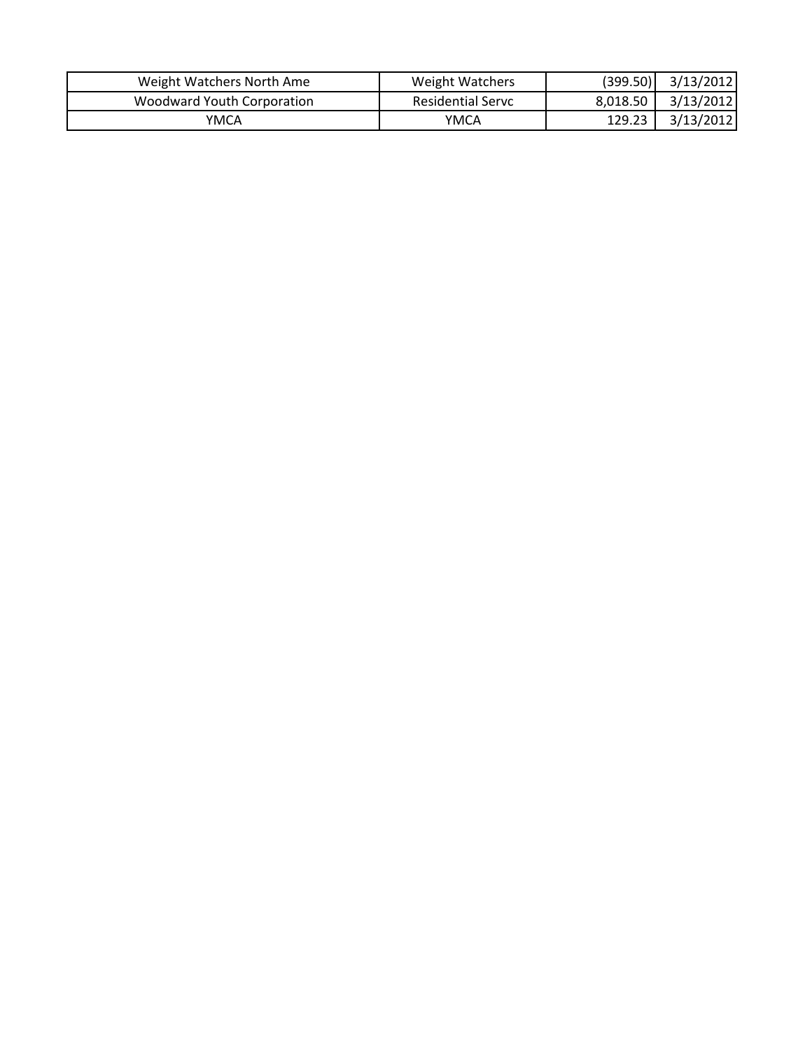| | | | |
|---|---|---|---|
| Weight Watchers North Ame | Weight Watchers | (399.50) | 3/13/2012 |
| Woodward Youth Corporation | Residential Servc | 8,018.50 | 3/13/2012 |
| YMCA | YMCA | 129.23 | 3/13/2012 |